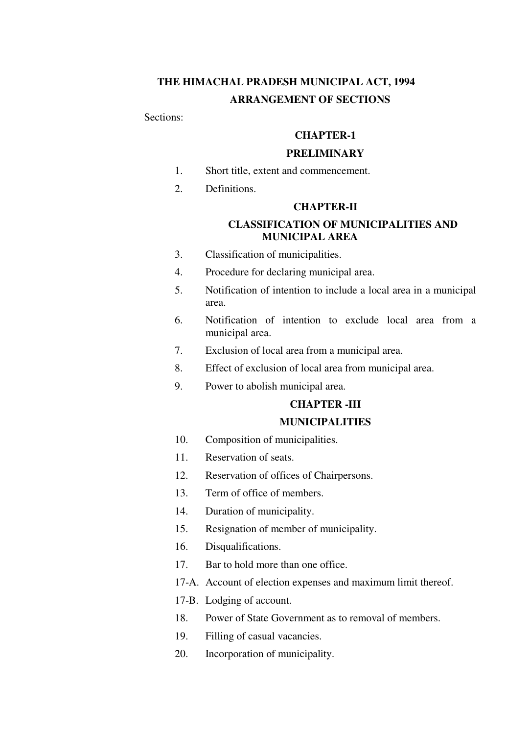# THE HIMACHAL PRADESH MUNICIPAL ACT, 1994

## ARRANGEMENT OF SECTIONS

Sections:

### CHAPTER-1

### PRELIMINARY

1. Short title, extent and commencement.
2. Definitions.

### CHAPTER-II

### CLASSIFICATION OF MUNICIPALITIES AND MUNICIPAL AREA

3. Classification of municipalities.
4. Procedure for declaring municipal area.
5. Notification of intention to include a local area in a municipal area.
6. Notification of intention to exclude local area from a municipal area.
7. Exclusion of local area from a municipal area.
8. Effect of exclusion of local area from municipal area.
9. Power to abolish municipal area.

### CHAPTER -III

### MUNICIPALITIES

10. Composition of municipalities.
11. Reservation of seats.
12. Reservation of offices of Chairpersons.
13. Term of office of members.
14. Duration of municipality.
15. Resignation of member of municipality.
16. Disqualifications.
17. Bar to hold more than one office.

17-A. Account of election expenses and maximum limit thereof.

17-B. Lodging of account.

18. Power of State Government as to removal of members.
19. Filling of casual vacancies.
20. Incorporation of municipality.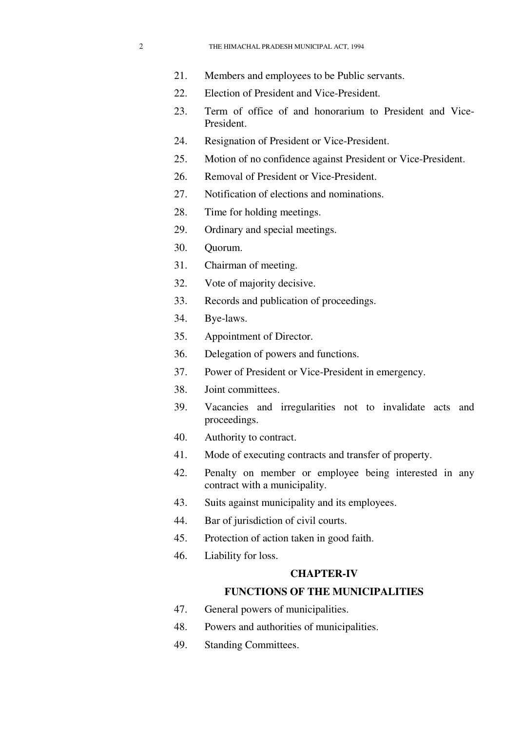21. Members and employees to be Public servants.
22. Election of President and Vice-President.
23. Term of office of and honorarium to President and Vice-President.
24. Resignation of President or Vice-President.
25. Motion of no confidence against President or Vice-President.
26. Removal of President or Vice-President.
27. Notification of elections and nominations.
28. Time for holding meetings.
29. Ordinary and special meetings.
30. Quorum.
31. Chairman of meeting.
32. Vote of majority decisive.
33. Records and publication of proceedings.
34. Bye-laws.
35. Appointment of Director.
36. Delegation of powers and functions.
37. Power of President or Vice-President in emergency.
38. Joint committees.
39. Vacancies and irregularities not to invalidate acts and proceedings.
40. Authority to contract.
41. Mode of executing contracts and transfer of property.
42. Penalty on member or employee being interested in any contract with a municipality.
43. Suits against municipality and its employees.
44. Bar of jurisdiction of civil courts.
45. Protection of action taken in good faith.
46. Liability for loss.

## CHAPTER-IV

## FUNCTIONS OF THE MUNICIPALITIES

47. General powers of municipalities.
48. Powers and authorities of municipalities.
49. Standing Committees.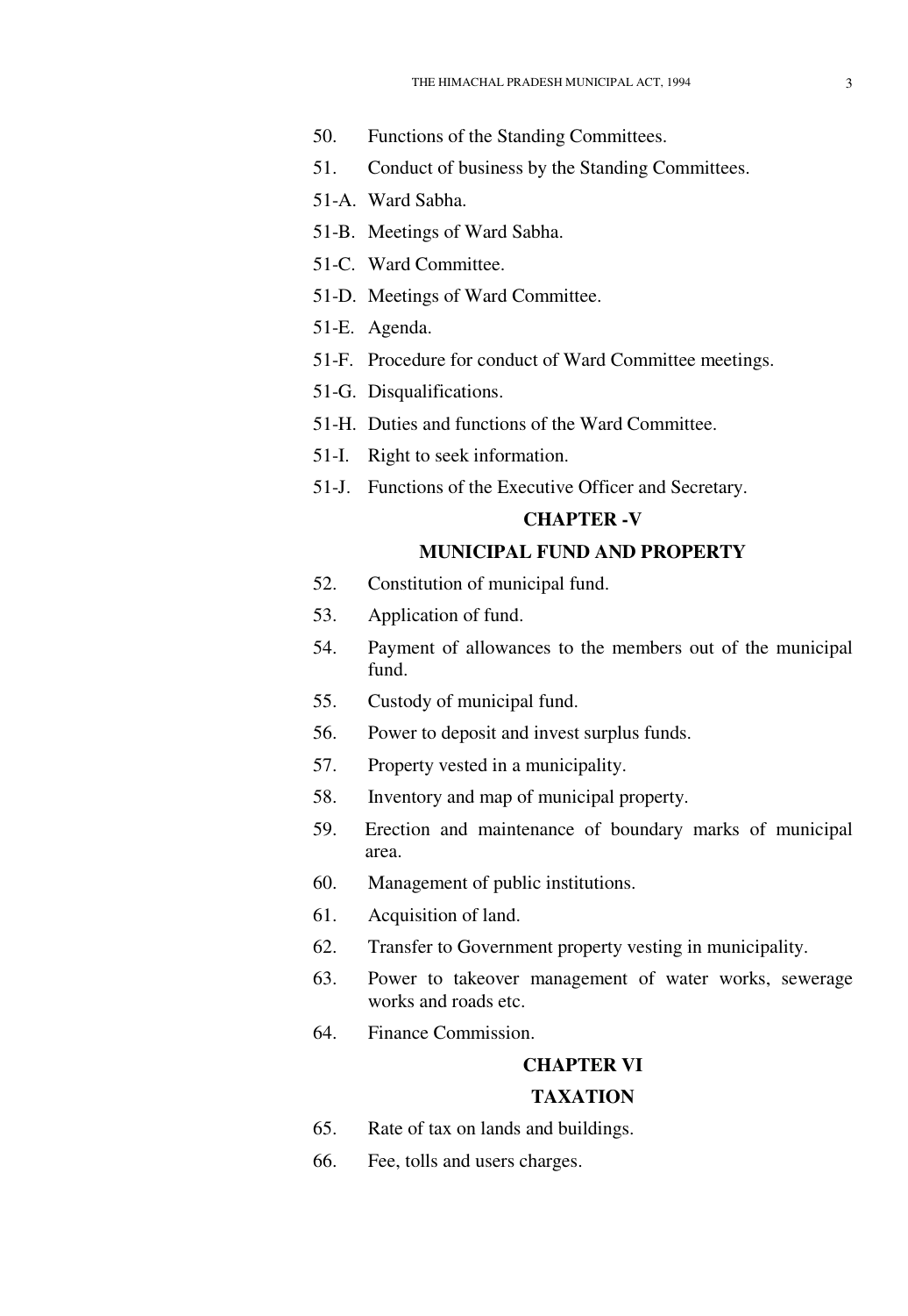50. Functions of the Standing Committees.

51. Conduct of business by the Standing Committees.

51-A. Ward Sabha.

51-B. Meetings of Ward Sabha.

51-C. Ward Committee.

51-D. Meetings of Ward Committee.

51-E. Agenda.

51-F. Procedure for conduct of Ward Committee meetings.

51-G. Disqualifications.

51-H. Duties and functions of the Ward Committee.

51-I. Right to seek information.

51-J. Functions of the Executive Officer and Secretary.

**CHAPTER -V**

**MUNICIPAL FUND AND PROPERTY**

52. Constitution of municipal fund.

53. Application of fund.

54. Payment of allowances to the members out of the municipal fund.

55. Custody of municipal fund.

56. Power to deposit and invest surplus funds.

57. Property vested in a municipality.

58. Inventory and map of municipal property.

59. Erection and maintenance of boundary marks of municipal area.

60. Management of public institutions.

61. Acquisition of land.

62. Transfer to Government property vesting in municipality.

63. Power to takeover management of water works, sewerage works and roads etc.

64. Finance Commission.

**CHAPTER VI**

**TAXATION**

65. Rate of tax on lands and buildings.

66. Fee, tolls and users charges.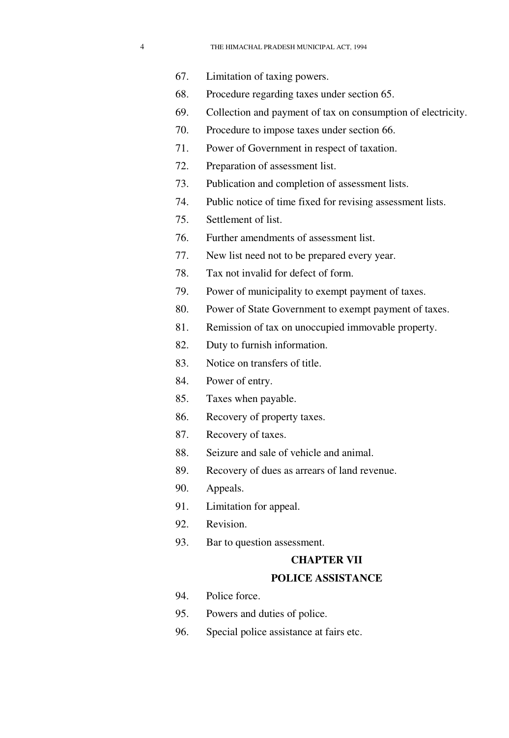67. Limitation of taxing powers.

68. Procedure regarding taxes under section 65.

69. Collection and payment of tax on consumption of electricity.

70. Procedure to impose taxes under section 66.

71. Power of Government in respect of taxation.

72. Preparation of assessment list.

73. Publication and completion of assessment lists.

74. Public notice of time fixed for revising assessment lists.

75. Settlement of list.

76. Further amendments of assessment list.

77. New list need not to be prepared every year.

78. Tax not invalid for defect of form.

79. Power of municipality to exempt payment of taxes.

80. Power of State Government to exempt payment of taxes.

81. Remission of tax on unoccupied immovable property.

82. Duty to furnish information.

83. Notice on transfers of title.

84. Power of entry.

85. Taxes when payable.

86. Recovery of property taxes.

87. Recovery of taxes.

88. Seizure and sale of vehicle and animal.

89. Recovery of dues as arrears of land revenue.

90. Appeals.

91. Limitation for appeal.

92. Revision.

93. Bar to question assessment.

## CHAPTER VII

## POLICE ASSISTANCE

94. Police force.

95. Powers and duties of police.

96. Special police assistance at fairs etc.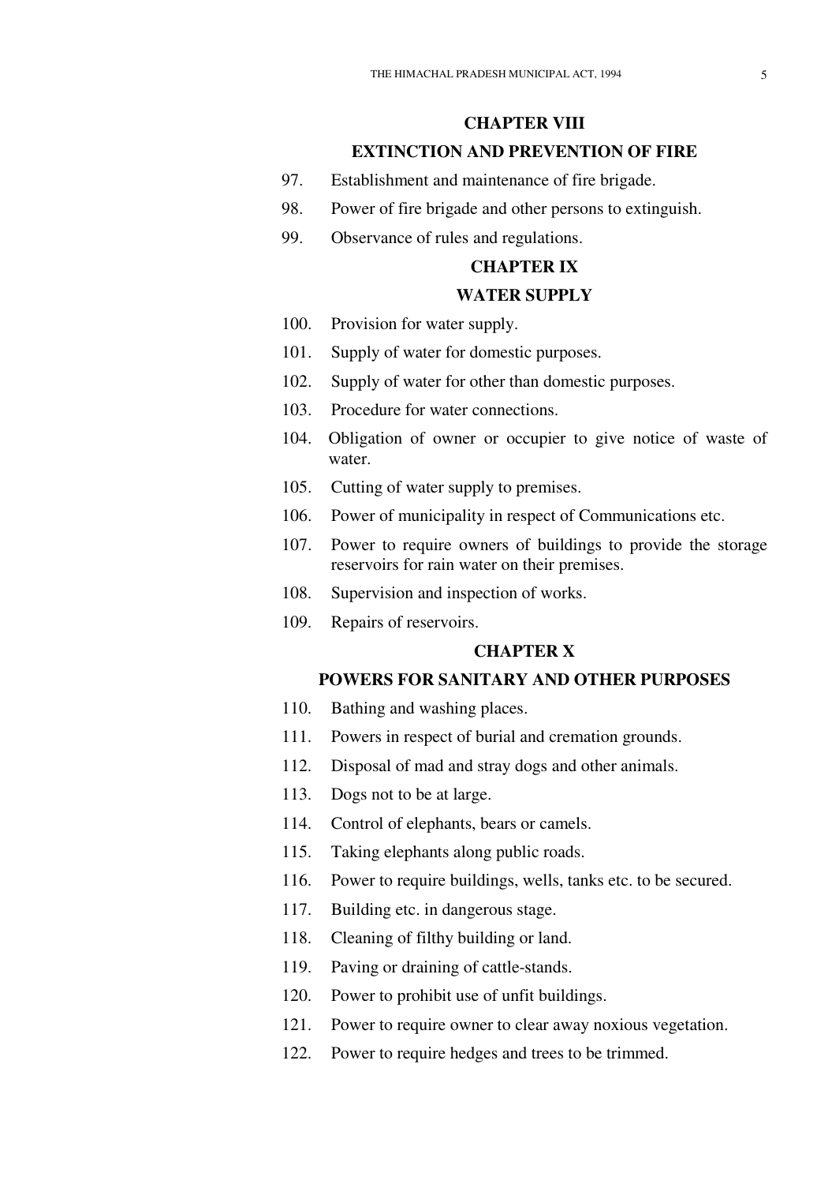## CHAPTER VIII

## EXTINCTION AND PREVENTION OF FIRE

97. Establishment and maintenance of fire brigade.
98. Power of fire brigade and other persons to extinguish.
99. Observance of rules and regulations.

## CHAPTER IX

## WATER SUPPLY

100. Provision for water supply.
101. Supply of water for domestic purposes.
102. Supply of water for other than domestic purposes.
103. Procedure for water connections.
104. Obligation of owner or occupier to give notice of waste of water.
105. Cutting of water supply to premises.
106. Power of municipality in respect of Communications etc.
107. Power to require owners of buildings to provide the storage reservoirs for rain water on their premises.
108. Supervision and inspection of works.
109. Repairs of reservoirs.

## CHAPTER X

## POWERS FOR SANITARY AND OTHER PURPOSES

110. Bathing and washing places.
111. Powers in respect of burial and cremation grounds.
112. Disposal of mad and stray dogs and other animals.
113. Dogs not to be at large.
114. Control of elephants, bears or camels.
115. Taking elephants along public roads.
116. Power to require buildings, wells, tanks etc. to be secured.
117. Building etc. in dangerous stage.
118. Cleaning of filthy building or land.
119. Paving or draining of cattle-stands.
120. Power to prohibit use of unfit buildings.
121. Power to require owner to clear away noxious vegetation.
122. Power to require hedges and trees to be trimmed.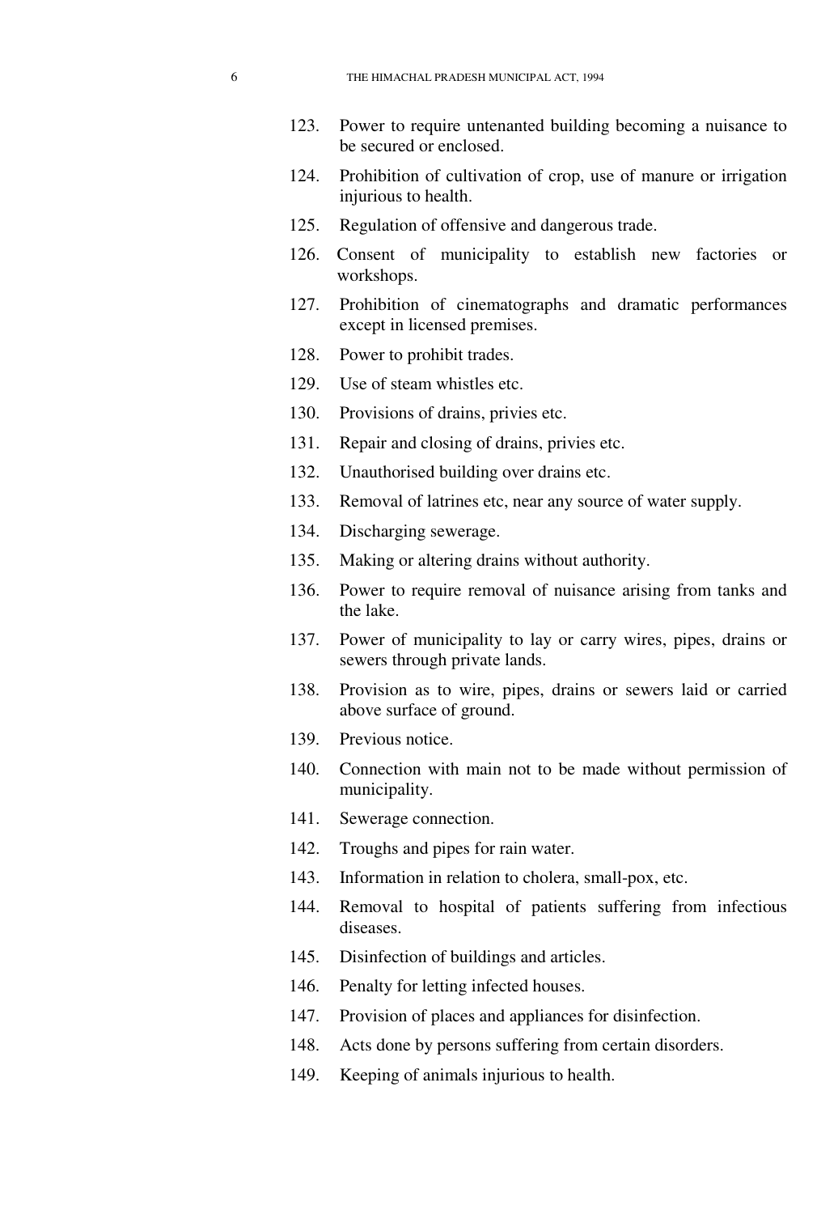123. Power to require untenanted building becoming a nuisance to be secured or enclosed.

124. Prohibition of cultivation of crop, use of manure or irrigation injurious to health.

125. Regulation of offensive and dangerous trade.

126. Consent of municipality to establish new factories or workshops.

127. Prohibition of cinematographs and dramatic performances except in licensed premises.

128. Power to prohibit trades.

129. Use of steam whistles etc.

130. Provisions of drains, privies etc.

131. Repair and closing of drains, privies etc.

132. Unauthorised building over drains etc.

133. Removal of latrines etc, near any source of water supply.

134. Discharging sewerage.

135. Making or altering drains without authority.

136. Power to require removal of nuisance arising from tanks and the lake.

137. Power of municipality to lay or carry wires, pipes, drains or sewers through private lands.

138. Provision as to wire, pipes, drains or sewers laid or carried above surface of ground.

139. Previous notice.

140. Connection with main not to be made without permission of municipality.

141. Sewerage connection.

142. Troughs and pipes for rain water.

143. Information in relation to cholera, small-pox, etc.

144. Removal to hospital of patients suffering from infectious diseases.

145. Disinfection of buildings and articles.

146. Penalty for letting infected houses.

147. Provision of places and appliances for disinfection.

148. Acts done by persons suffering from certain disorders.

149. Keeping of animals injurious to health.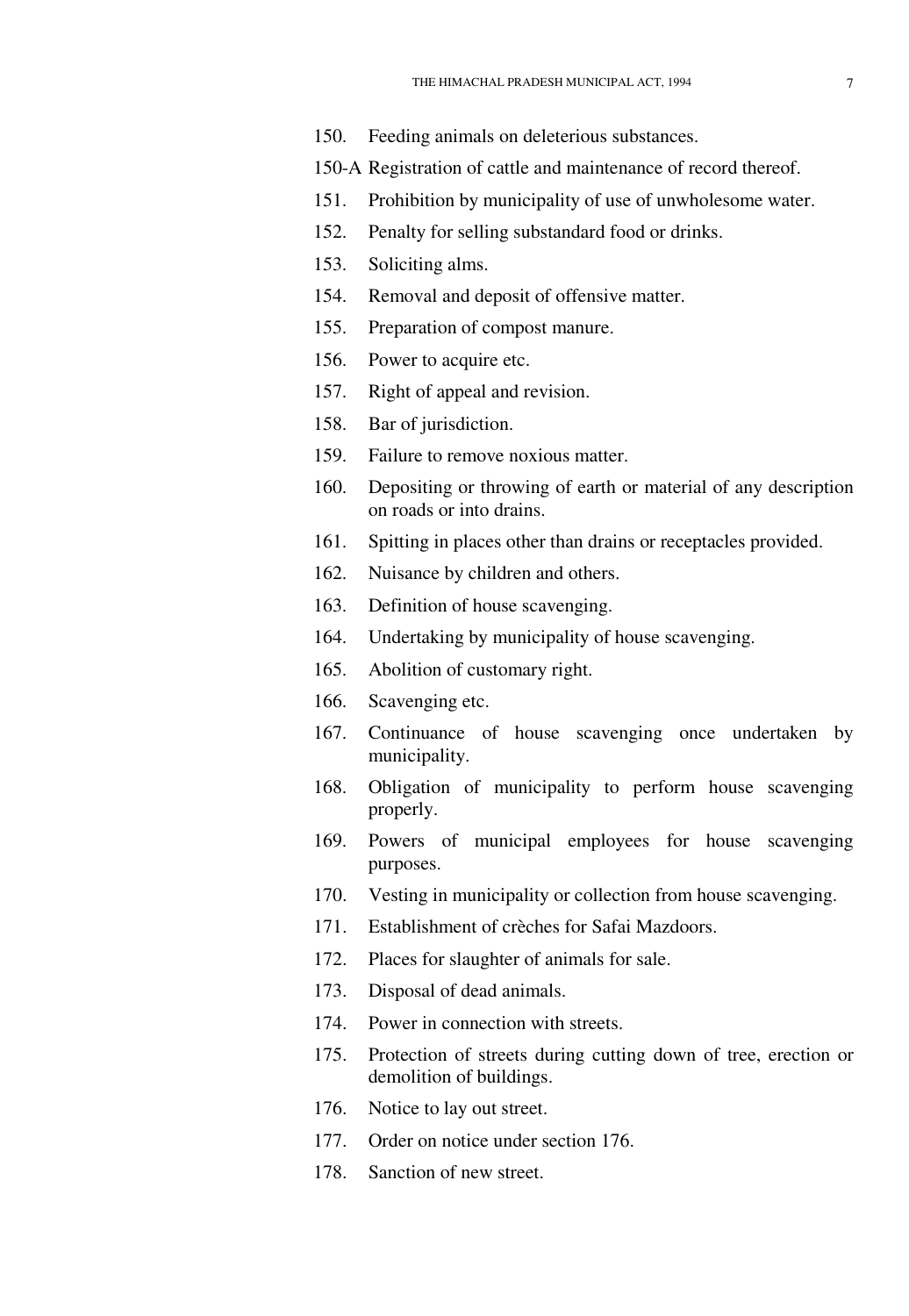150. Feeding animals on deleterious substances.

150-A Registration of cattle and maintenance of record thereof.

151. Prohibition by municipality of use of unwholesome water.

152. Penalty for selling substandard food or drinks.

153. Soliciting alms.

154. Removal and deposit of offensive matter.

155. Preparation of compost manure.

156. Power to acquire etc.

157. Right of appeal and revision.

158. Bar of jurisdiction.

159. Failure to remove noxious matter.

160. Depositing or throwing of earth or material of any description on roads or into drains.

161. Spitting in places other than drains or receptacles provided.

162. Nuisance by children and others.

163. Definition of house scavenging.

164. Undertaking by municipality of house scavenging.

165. Abolition of customary right.

166. Scavenging etc.

167. Continuance of house scavenging once undertaken by municipality.

168. Obligation of municipality to perform house scavenging properly.

169. Powers of municipal employees for house scavenging purposes.

170. Vesting in municipality or collection from house scavenging.

171. Establishment of crèches for Safai Mazdoors.

172. Places for slaughter of animals for sale.

173. Disposal of dead animals.

174. Power in connection with streets.

175. Protection of streets during cutting down of tree, erection or demolition of buildings.

176. Notice to lay out street.

177. Order on notice under section 176.

178. Sanction of new street.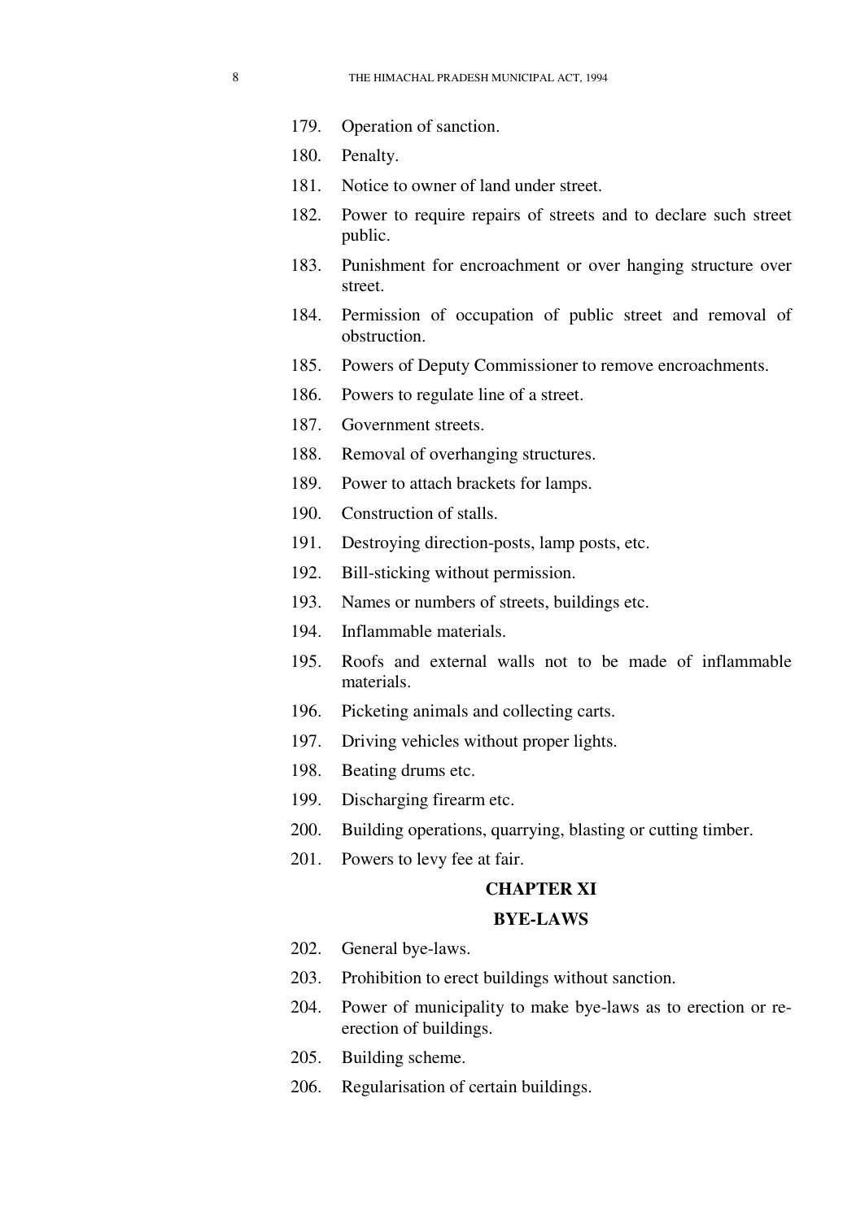179. Operation of sanction.

180. Penalty.

181. Notice to owner of land under street.

182. Power to require repairs of streets and to declare such street public.

183. Punishment for encroachment or over hanging structure over street.

184. Permission of occupation of public street and removal of obstruction.

185. Powers of Deputy Commissioner to remove encroachments.

186. Powers to regulate line of a street.

187. Government streets.

188. Removal of overhanging structures.

189. Power to attach brackets for lamps.

190. Construction of stalls.

191. Destroying direction-posts, lamp posts, etc.

192. Bill-sticking without permission.

193. Names or numbers of streets, buildings etc.

194. Inflammable materials.

195. Roofs and external walls not to be made of inflammable materials.

196. Picketing animals and collecting carts.

197. Driving vehicles without proper lights.

198. Beating drums etc.

199. Discharging firearm etc.

200. Building operations, quarrying, blasting or cutting timber.

201. Powers to levy fee at fair.

## CHAPTER XI

## BYE-LAWS

202. General bye-laws.

203. Prohibition to erect buildings without sanction.

204. Power of municipality to make bye-laws as to erection or re-erection of buildings.

205. Building scheme.

206. Regularisation of certain buildings.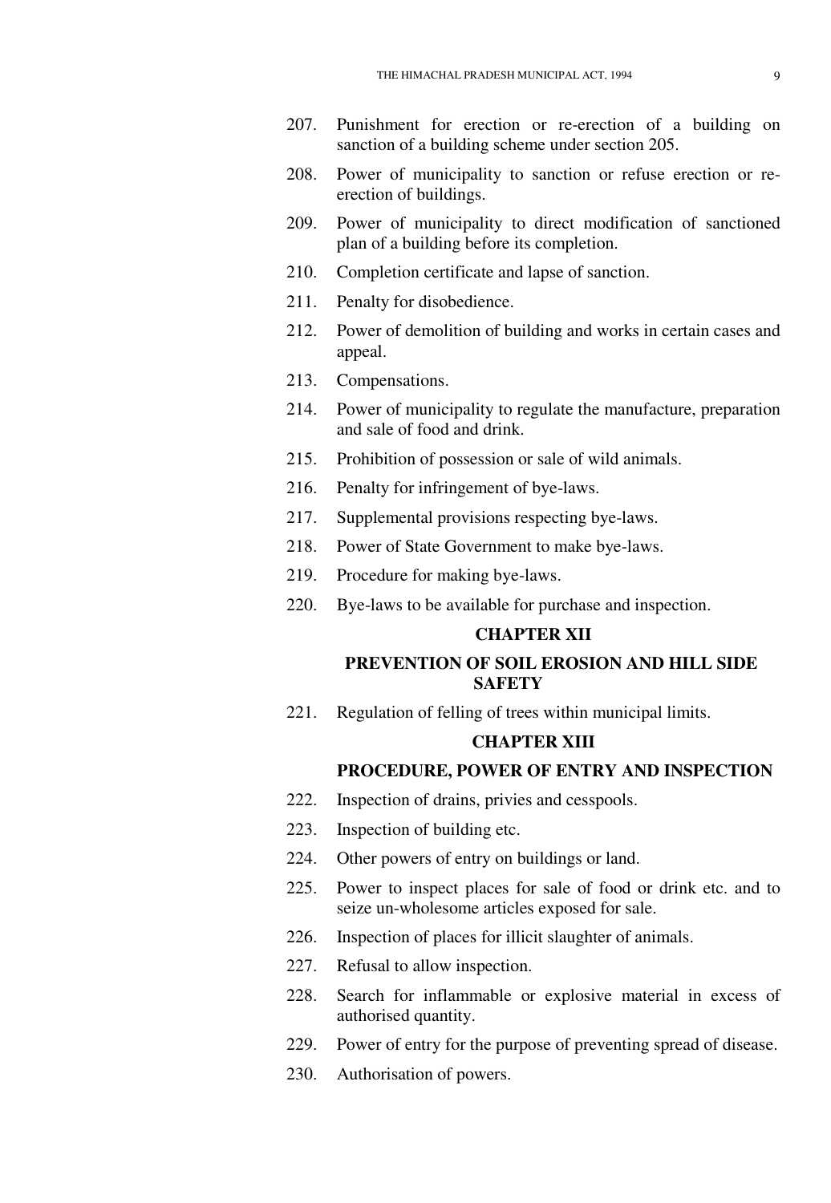207. Punishment for erection or re-erection of a building on sanction of a building scheme under section 205.

208. Power of municipality to sanction or refuse erection or re-erection of buildings.

209. Power of municipality to direct modification of sanctioned plan of a building before its completion.

210. Completion certificate and lapse of sanction.

211. Penalty for disobedience.

212. Power of demolition of building and works in certain cases and appeal.

213. Compensations.

214. Power of municipality to regulate the manufacture, preparation and sale of food and drink.

215. Prohibition of possession or sale of wild animals.

216. Penalty for infringement of bye-laws.

217. Supplemental provisions respecting bye-laws.

218. Power of State Government to make bye-laws.

219. Procedure for making bye-laws.

220. Bye-laws to be available for purchase and inspection.

## CHAPTER XII

## PREVENTION OF SOIL EROSION AND HILL SIDE SAFETY

221. Regulation of felling of trees within municipal limits.

## CHAPTER XIII

## PROCEDURE, POWER OF ENTRY AND INSPECTION

222. Inspection of drains, privies and cesspools.

223. Inspection of building etc.

224. Other powers of entry on buildings or land.

225. Power to inspect places for sale of food or drink etc. and to seize un-wholesome articles exposed for sale.

226. Inspection of places for illicit slaughter of animals.

227. Refusal to allow inspection.

228. Search for inflammable or explosive material in excess of authorised quantity.

229. Power of entry for the purpose of preventing spread of disease.

230. Authorisation of powers.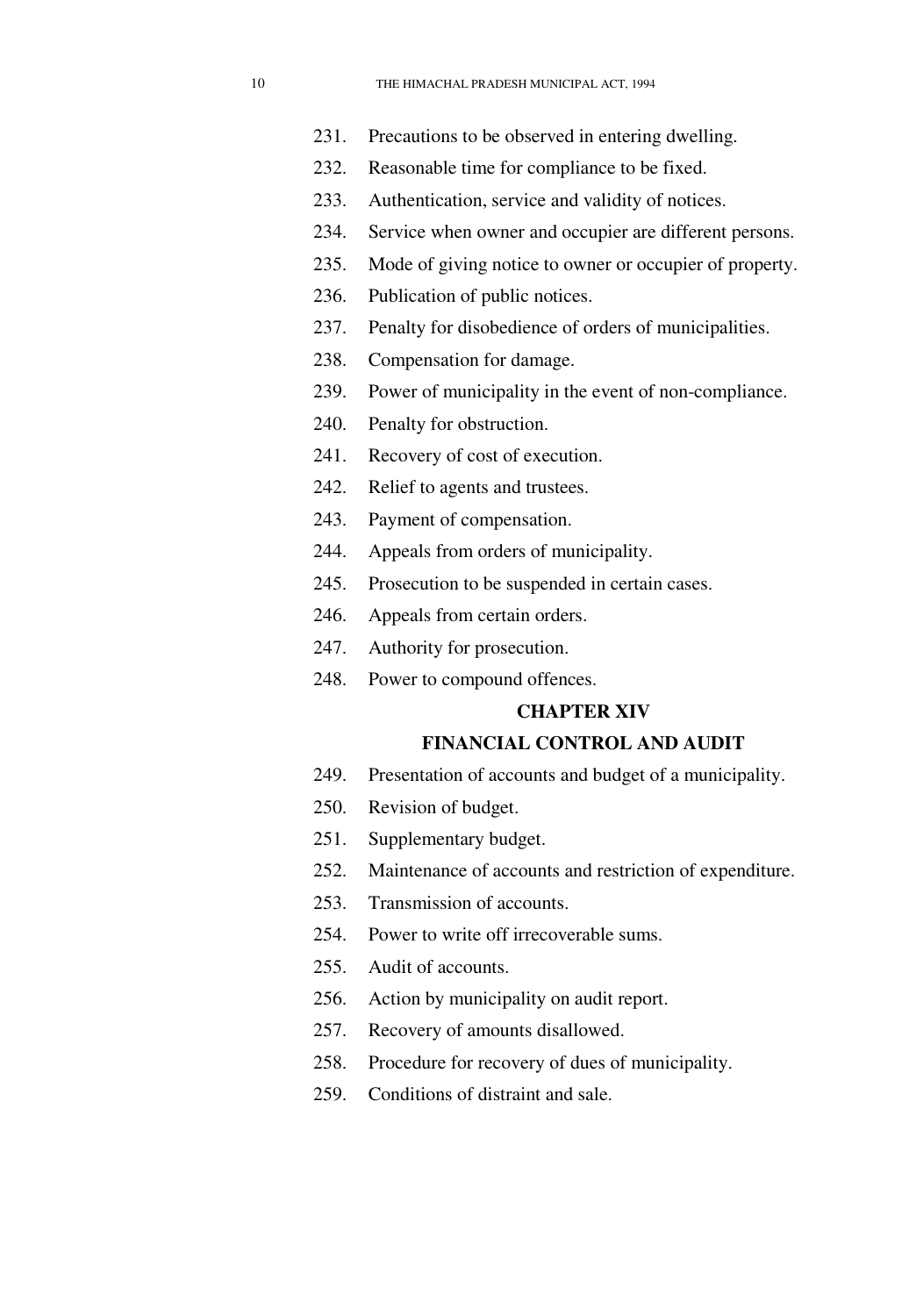231. Precautions to be observed in entering dwelling.

232. Reasonable time for compliance to be fixed.

233. Authentication, service and validity of notices.

234. Service when owner and occupier are different persons.

235. Mode of giving notice to owner or occupier of property.

236. Publication of public notices.

237. Penalty for disobedience of orders of municipalities.

238. Compensation for damage.

239. Power of municipality in the event of non-compliance.

240. Penalty for obstruction.

241. Recovery of cost of execution.

242. Relief to agents and trustees.

243. Payment of compensation.

244. Appeals from orders of municipality.

245. Prosecution to be suspended in certain cases.

246. Appeals from certain orders.

247. Authority for prosecution.

248. Power to compound offences.

**CHAPTER XIV**

**FINANCIAL CONTROL AND AUDIT**

249. Presentation of accounts and budget of a municipality.

250. Revision of budget.

251. Supplementary budget.

252. Maintenance of accounts and restriction of expenditure.

253. Transmission of accounts.

254. Power to write off irrecoverable sums.

255. Audit of accounts.

256. Action by municipality on audit report.

257. Recovery of amounts disallowed.

258. Procedure for recovery of dues of municipality.

259. Conditions of distraint and sale.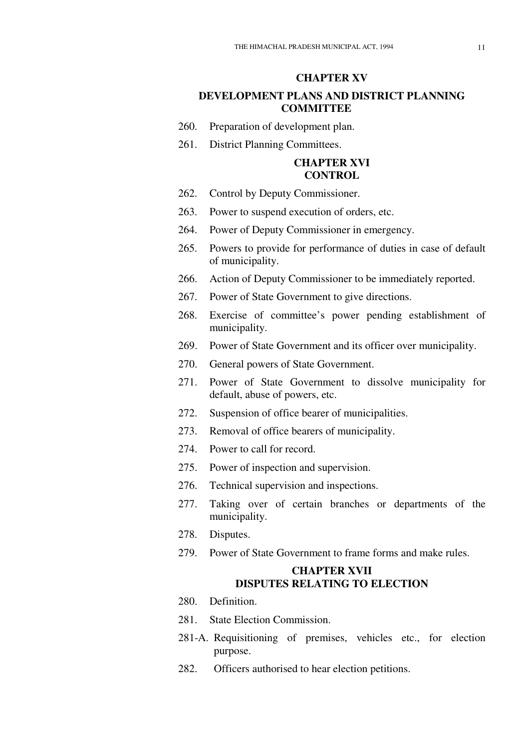## CHAPTER XV

## DEVELOPMENT PLANS AND DISTRICT PLANNING COMMITTEE

260. Preparation of development plan.

261. District Planning Committees.

## CHAPTER XVI
## CONTROL

262. Control by Deputy Commissioner.

263. Power to suspend execution of orders, etc.

264. Power of Deputy Commissioner in emergency.

265. Powers to provide for performance of duties in case of default of municipality.

266. Action of Deputy Commissioner to be immediately reported.

267. Power of State Government to give directions.

268. Exercise of committee's power pending establishment of municipality.

269. Power of State Government and its officer over municipality.

270. General powers of State Government.

271. Power of State Government to dissolve municipality for default, abuse of powers, etc.

272. Suspension of office bearer of municipalities.

273. Removal of office bearers of municipality.

274. Power to call for record.

275. Power of inspection and supervision.

276. Technical supervision and inspections.

277. Taking over of certain branches or departments of the municipality.

278. Disputes.

279. Power of State Government to frame forms and make rules.

## CHAPTER XVII
## DISPUTES RELATING TO ELECTION

280. Definition.

281. State Election Commission.

281-A. Requisitioning of premises, vehicles etc., for election purpose.

282. Officers authorised to hear election petitions.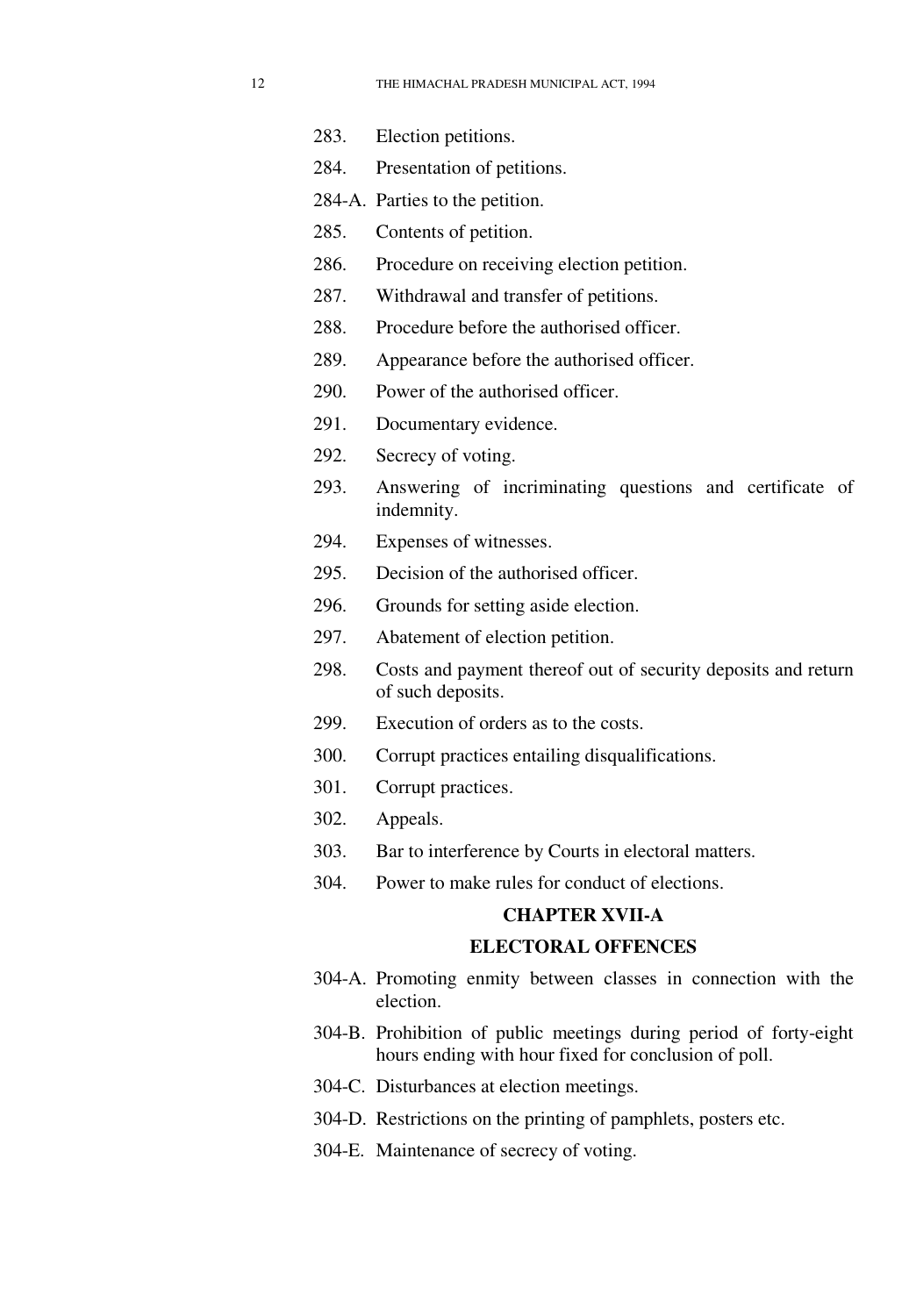283. Election petitions.

284. Presentation of petitions.

284-A. Parties to the petition.

285. Contents of petition.

286. Procedure on receiving election petition.

287. Withdrawal and transfer of petitions.

288. Procedure before the authorised officer.

289. Appearance before the authorised officer.

290. Power of the authorised officer.

291. Documentary evidence.

292. Secrecy of voting.

293. Answering of incriminating questions and certificate of indemnity.

294. Expenses of witnesses.

295. Decision of the authorised officer.

296. Grounds for setting aside election.

297. Abatement of election petition.

298. Costs and payment thereof out of security deposits and return of such deposits.

299. Execution of orders as to the costs.

300. Corrupt practices entailing disqualifications.

301. Corrupt practices.

302. Appeals.

303. Bar to interference by Courts in electoral matters.

304. Power to make rules for conduct of elections.

## CHAPTER XVII-A

## ELECTORAL OFFENCES

304-A. Promoting enmity between classes in connection with the election.

304-B. Prohibition of public meetings during period of forty-eight hours ending with hour fixed for conclusion of poll.

304-C. Disturbances at election meetings.

304-D. Restrictions on the printing of pamphlets, posters etc.

304-E. Maintenance of secrecy of voting.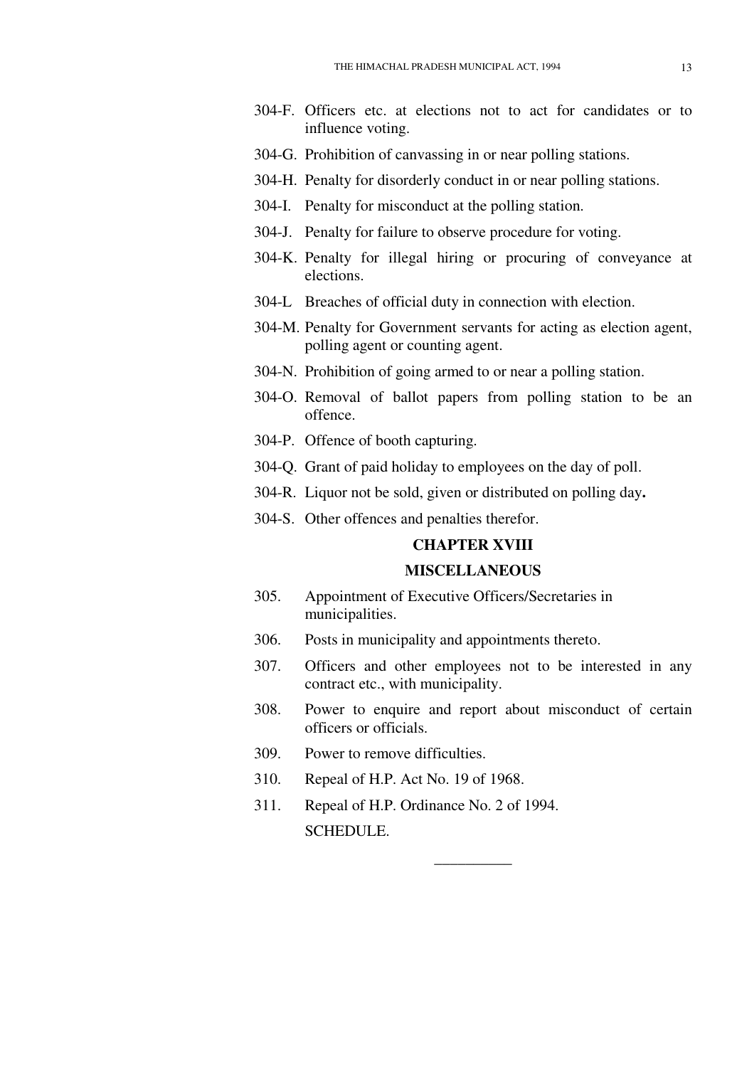304-F. Officers etc. at elections not to act for candidates or to influence voting.

304-G. Prohibition of canvassing in or near polling stations.

304-H. Penalty for disorderly conduct in or near polling stations.

304-I. Penalty for misconduct at the polling station.

304-J. Penalty for failure to observe procedure for voting.

304-K. Penalty for illegal hiring or procuring of conveyance at elections.

304-L Breaches of official duty in connection with election.

304-M. Penalty for Government servants for acting as election agent, polling agent or counting agent.

304-N. Prohibition of going armed to or near a polling station.

304-O. Removal of ballot papers from polling station to be an offence.

304-P. Offence of booth capturing.

304-Q. Grant of paid holiday to employees on the day of poll.

304-R. Liquor not be sold, given or distributed on polling day**.**

304-S. Other offences and penalties therefor.

## CHAPTER XVIII

## MISCELLANEOUS

305. Appointment of Executive Officers/Secretaries in municipalities.

306. Posts in municipality and appointments thereto.

307. Officers and other employees not to be interested in any contract etc., with municipality.

308. Power to enquire and report about misconduct of certain officers or officials.

309. Power to remove difficulties.

310. Repeal of H.P. Act No. 19 of 1968.

311. Repeal of H.P. Ordinance No. 2 of 1994.

SCHEDULE.

\_\_\_\_\_\_\_\_\_\_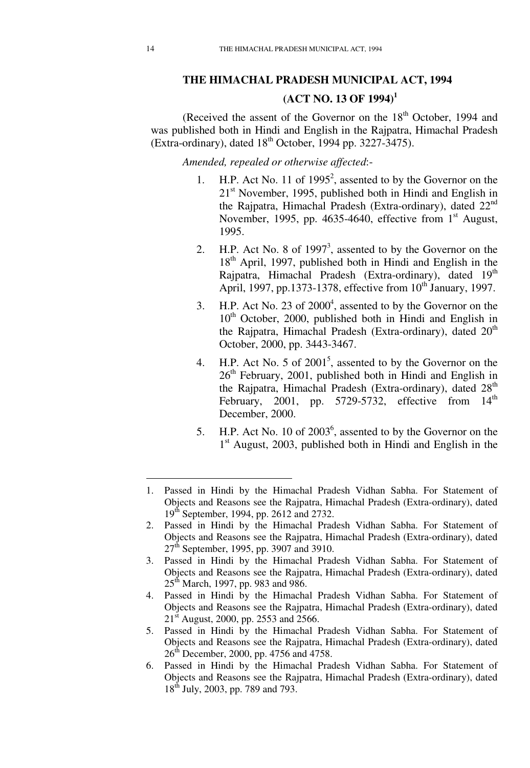# THE HIMACHAL PRADESH MUNICIPAL ACT, 1994

## (ACT NO. 13 OF 1994)[1]

(Received the assent of the Governor on the 18th October, 1994 and was published both in Hindi and English in the Rajpatra, Himachal Pradesh (Extra-ordinary), dated 18th October, 1994 pp. 3227-3475).

*Amended, repealed or otherwise affected*:-

1. H.P. Act No. 11 of 1995[2], assented to by the Governor on the 21st November, 1995, published both in Hindi and English in the Rajpatra, Himachal Pradesh (Extra-ordinary), dated 22nd November, 1995, pp. 4635-4640, effective from 1st August, 1995.
2. H.P. Act No. 8 of 1997[3], assented to by the Governor on the 18th April, 1997, published both in Hindi and English in the Rajpatra, Himachal Pradesh (Extra-ordinary), dated 19th April, 1997, pp.1373-1378, effective from 10th January, 1997.
3. H.P. Act No. 23 of 2000[4], assented to by the Governor on the 10th October, 2000, published both in Hindi and English in the Rajpatra, Himachal Pradesh (Extra-ordinary), dated 20th October, 2000, pp. 3443-3467.
4. H.P. Act No. 5 of 2001[5], assented to by the Governor on the 26th February, 2001, published both in Hindi and English in the Rajpatra, Himachal Pradesh (Extra-ordinary), dated 28th February, 2001, pp. 5729-5732, effective from 14th December, 2000.
5. H.P. Act No. 10 of 2003[6], assented to by the Governor on the 1st August, 2003, published both in Hindi and English in the

---

1. Passed in Hindi by the Himachal Pradesh Vidhan Sabha. For Statement of Objects and Reasons see the Rajpatra, Himachal Pradesh (Extra-ordinary), dated 19th September, 1994, pp. 2612 and 2732.
2. Passed in Hindi by the Himachal Pradesh Vidhan Sabha. For Statement of Objects and Reasons see the Rajpatra, Himachal Pradesh (Extra-ordinary), dated 27th September, 1995, pp. 3907 and 3910.
3. Passed in Hindi by the Himachal Pradesh Vidhan Sabha. For Statement of Objects and Reasons see the Rajpatra, Himachal Pradesh (Extra-ordinary), dated 25th March, 1997, pp. 983 and 986.
4. Passed in Hindi by the Himachal Pradesh Vidhan Sabha. For Statement of Objects and Reasons see the Rajpatra, Himachal Pradesh (Extra-ordinary), dated 21st August, 2000, pp. 2553 and 2566.
5. Passed in Hindi by the Himachal Pradesh Vidhan Sabha. For Statement of Objects and Reasons see the Rajpatra, Himachal Pradesh (Extra-ordinary), dated 26th December, 2000, pp. 4756 and 4758.
6. Passed in Hindi by the Himachal Pradesh Vidhan Sabha. For Statement of Objects and Reasons see the Rajpatra, Himachal Pradesh (Extra-ordinary), dated 18th July, 2003, pp. 789 and 793.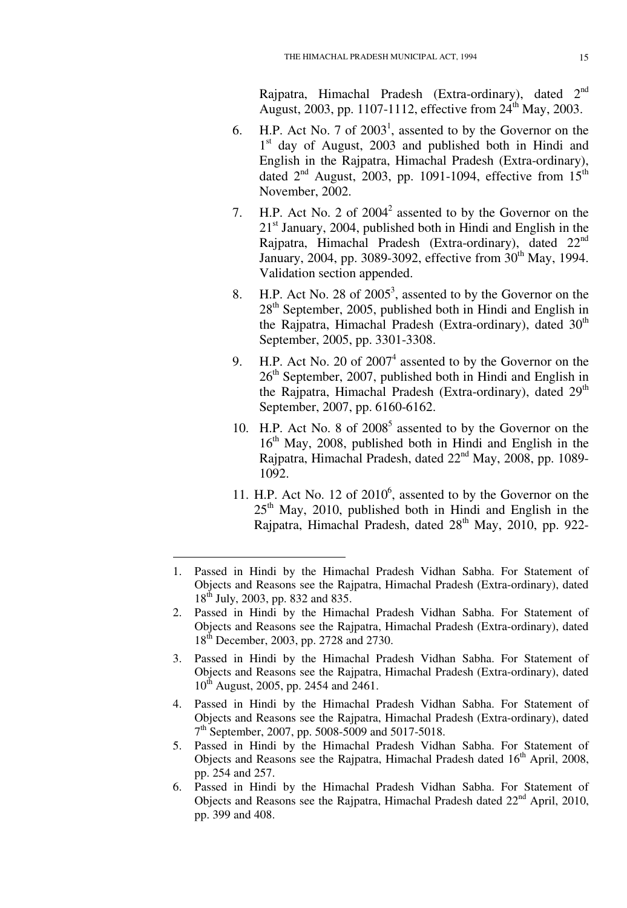Rajpatra, Himachal Pradesh (Extra-ordinary), dated 2nd August, 2003, pp. 1107-1112, effective from 24th May, 2003.

6. H.P. Act No. 7 of 2003[1], assented to by the Governor on the 1st day of August, 2003 and published both in Hindi and English in the Rajpatra, Himachal Pradesh (Extra-ordinary), dated 2nd August, 2003, pp. 1091-1094, effective from 15th November, 2002.

7. H.P. Act No. 2 of 2004[2] assented to by the Governor on the 21st January, 2004, published both in Hindi and English in the Rajpatra, Himachal Pradesh (Extra-ordinary), dated 22nd January, 2004, pp. 3089-3092, effective from 30th May, 1994. Validation section appended.

8. H.P. Act No. 28 of 2005[3], assented to by the Governor on the 28th September, 2005, published both in Hindi and English in the Rajpatra, Himachal Pradesh (Extra-ordinary), dated 30th September, 2005, pp. 3301-3308.

9. H.P. Act No. 20 of 2007[4] assented to by the Governor on the 26th September, 2007, published both in Hindi and English in the Rajpatra, Himachal Pradesh (Extra-ordinary), dated 29th September, 2007, pp. 6160-6162.

10. H.P. Act No. 8 of 2008[5] assented to by the Governor on the 16th May, 2008, published both in Hindi and English in the Rajpatra, Himachal Pradesh, dated 22nd May, 2008, pp. 1089-1092.

11. H.P. Act No. 12 of 2010[6], assented to by the Governor on the 25th May, 2010, published both in Hindi and English in the Rajpatra, Himachal Pradesh, dated 28th May, 2010, pp. 922-

---

1. Passed in Hindi by the Himachal Pradesh Vidhan Sabha. For Statement of Objects and Reasons see the Rajpatra, Himachal Pradesh (Extra-ordinary), dated 18th July, 2003, pp. 832 and 835.
2. Passed in Hindi by the Himachal Pradesh Vidhan Sabha. For Statement of Objects and Reasons see the Rajpatra, Himachal Pradesh (Extra-ordinary), dated 18th December, 2003, pp. 2728 and 2730.
3. Passed in Hindi by the Himachal Pradesh Vidhan Sabha. For Statement of Objects and Reasons see the Rajpatra, Himachal Pradesh (Extra-ordinary), dated 10th August, 2005, pp. 2454 and 2461.
4. Passed in Hindi by the Himachal Pradesh Vidhan Sabha. For Statement of Objects and Reasons see the Rajpatra, Himachal Pradesh (Extra-ordinary), dated 7th September, 2007, pp. 5008-5009 and 5017-5018.
5. Passed in Hindi by the Himachal Pradesh Vidhan Sabha. For Statement of Objects and Reasons see the Rajpatra, Himachal Pradesh dated 16th April, 2008, pp. 254 and 257.
6. Passed in Hindi by the Himachal Pradesh Vidhan Sabha. For Statement of Objects and Reasons see the Rajpatra, Himachal Pradesh dated 22nd April, 2010, pp. 399 and 408.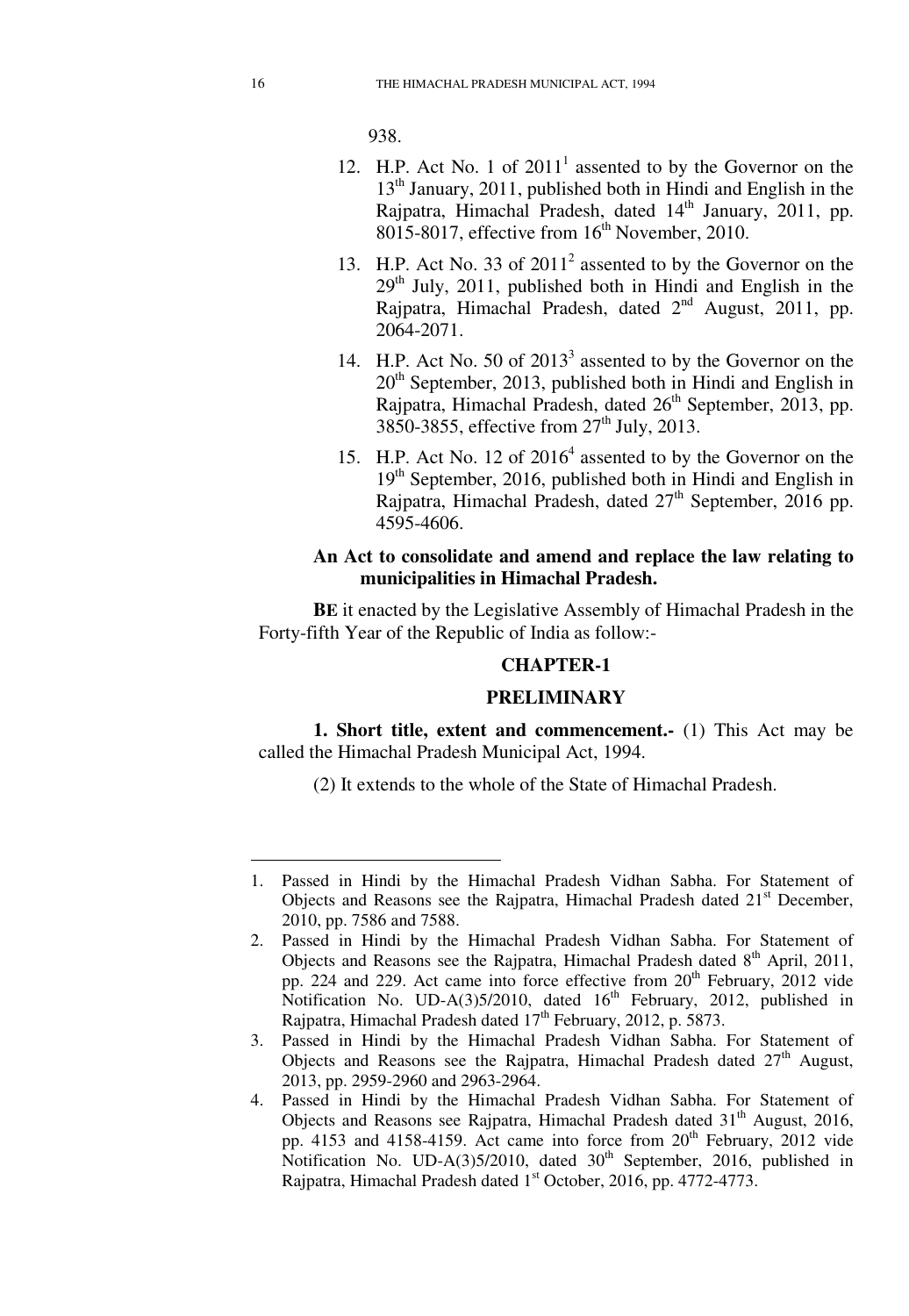938.

12. H.P. Act No. 1 of 2011[1] assented to by the Governor on the 13th January, 2011, published both in Hindi and English in the Rajpatra, Himachal Pradesh, dated 14th January, 2011, pp. 8015-8017, effective from 16th November, 2010.

13. H.P. Act No. 33 of 2011[2] assented to by the Governor on the 29th July, 2011, published both in Hindi and English in the Rajpatra, Himachal Pradesh, dated 2nd August, 2011, pp. 2064-2071.

14. H.P. Act No. 50 of 2013[3] assented to by the Governor on the 20th September, 2013, published both in Hindi and English in Rajpatra, Himachal Pradesh, dated 26th September, 2013, pp. 3850-3855, effective from 27th July, 2013.

15. H.P. Act No. 12 of 2016[4] assented to by the Governor on the 19th September, 2016, published both in Hindi and English in Rajpatra, Himachal Pradesh, dated 27th September, 2016 pp. 4595-4606.

**An Act to consolidate and amend and replace the law relating to municipalities in Himachal Pradesh.**

**BE** it enacted by the Legislative Assembly of Himachal Pradesh in the Forty-fifth Year of the Republic of India as follow:-

## CHAPTER-1

## PRELIMINARY

**1. Short title, extent and commencement.-** (1) This Act may be called the Himachal Pradesh Municipal Act, 1994.

(2) It extends to the whole of the State of Himachal Pradesh.

---

1. Passed in Hindi by the Himachal Pradesh Vidhan Sabha. For Statement of Objects and Reasons see the Rajpatra, Himachal Pradesh dated 21st December, 2010, pp. 7586 and 7588.
2. Passed in Hindi by the Himachal Pradesh Vidhan Sabha. For Statement of Objects and Reasons see the Rajpatra, Himachal Pradesh dated 8th April, 2011, pp. 224 and 229. Act came into force effective from 20th February, 2012 vide Notification No. UD-A(3)5/2010, dated 16th February, 2012, published in Rajpatra, Himachal Pradesh dated 17th February, 2012, p. 5873.
3. Passed in Hindi by the Himachal Pradesh Vidhan Sabha. For Statement of Objects and Reasons see the Rajpatra, Himachal Pradesh dated 27th August, 2013, pp. 2959-2960 and 2963-2964.
4. Passed in Hindi by the Himachal Pradesh Vidhan Sabha. For Statement of Objects and Reasons see Rajpatra, Himachal Pradesh dated 31st August, 2016, pp. 4153 and 4158-4159. Act came into force from 20th February, 2012 vide Notification No. UD-A(3)5/2010, dated 30th September, 2016, published in Rajpatra, Himachal Pradesh dated 1st October, 2016, pp. 4772-4773.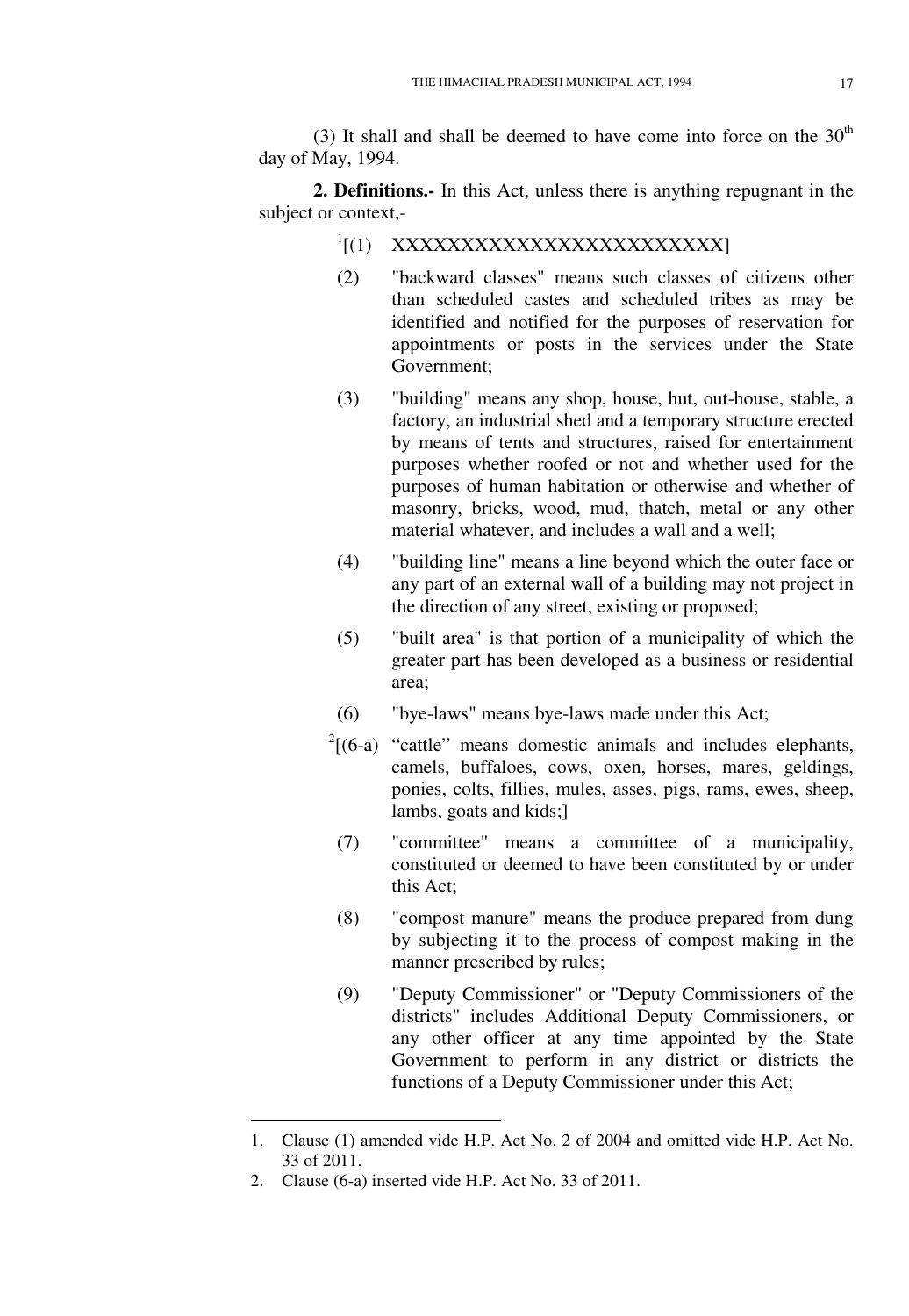(3) It shall and shall be deemed to have come into force on the 30th day of May, 1994.

**2. Definitions.-** In this Act, unless there is anything repugnant in the subject or context,-

[1][(1) XXXXXXXXXXXXXXXXXXXXXXXXX]

(2) "backward classes" means such classes of citizens other than scheduled castes and scheduled tribes as may be identified and notified for the purposes of reservation for appointments or posts in the services under the State Government;

(3) "building" means any shop, house, hut, out-house, stable, a factory, an industrial shed and a temporary structure erected by means of tents and structures, raised for entertainment purposes whether roofed or not and whether used for the purposes of human habitation or otherwise and whether of masonry, bricks, wood, mud, thatch, metal or any other material whatever, and includes a wall and a well;

(4) "building line" means a line beyond which the outer face or any part of an external wall of a building may not project in the direction of any street, existing or proposed;

(5) "built area" is that portion of a municipality of which the greater part has been developed as a business or residential area;

(6) "bye-laws" means bye-laws made under this Act;

[2][(6-a) "cattle" means domestic animals and includes elephants, camels, buffaloes, cows, oxen, horses, mares, geldings, ponies, colts, fillies, mules, asses, pigs, rams, ewes, sheep, lambs, goats and kids;]

(7) "committee" means a committee of a municipality, constituted or deemed to have been constituted by or under this Act;

(8) "compost manure" means the produce prepared from dung by subjecting it to the process of compost making in the manner prescribed by rules;

(9) "Deputy Commissioner" or "Deputy Commissioners of the districts" includes Additional Deputy Commissioners, or any other officer at any time appointed by the State Government to perform in any district or districts the functions of a Deputy Commissioner under this Act;

---

1. Clause (1) amended vide H.P. Act No. 2 of 2004 and omitted vide H.P. Act No. 33 of 2011.
2. Clause (6-a) inserted vide H.P. Act No. 33 of 2011.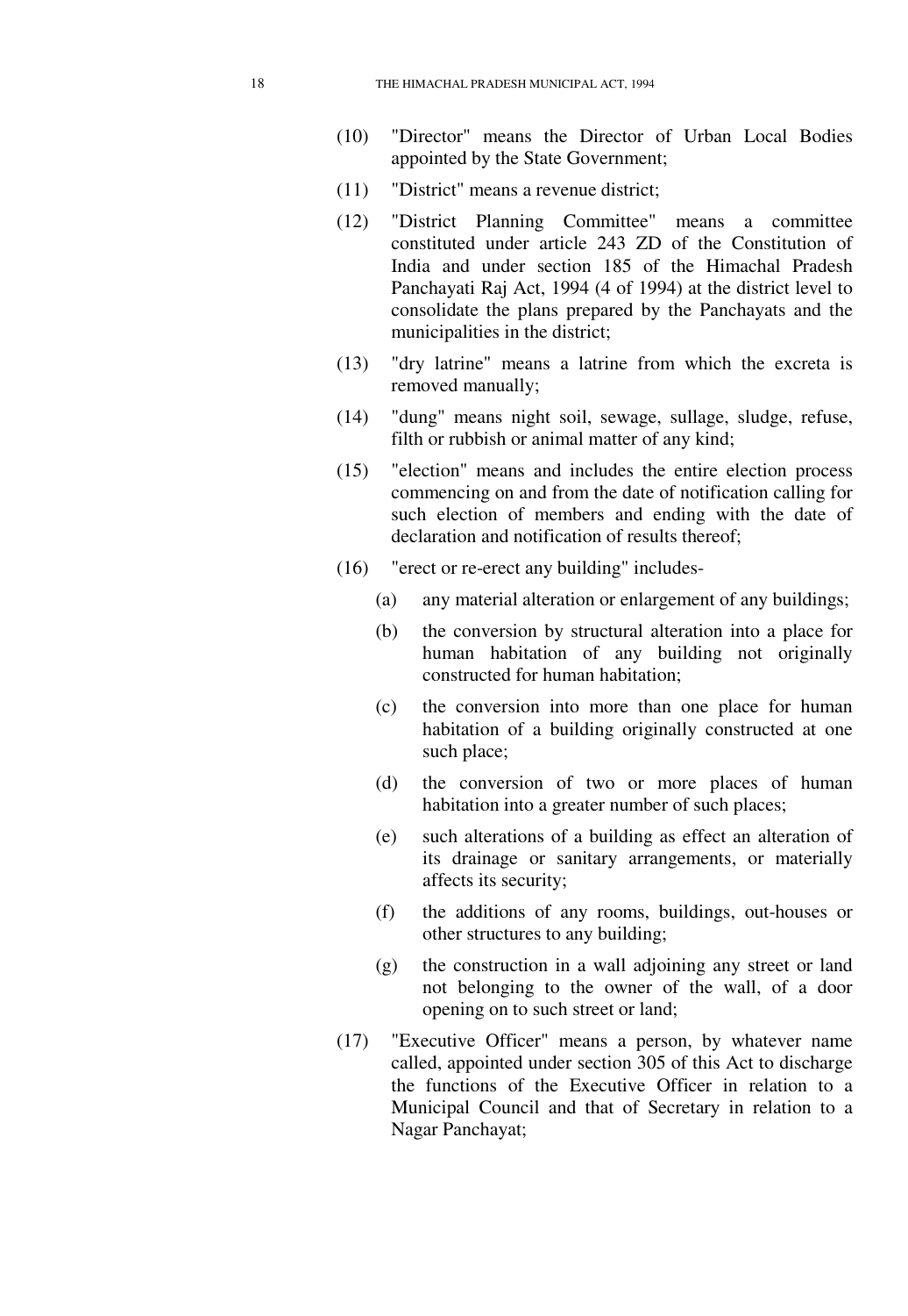(10) "Director" means the Director of Urban Local Bodies appointed by the State Government;

(11) "District" means a revenue district;

(12) "District Planning Committee" means a committee constituted under article 243 ZD of the Constitution of India and under section 185 of the Himachal Pradesh Panchayati Raj Act, 1994 (4 of 1994) at the district level to consolidate the plans prepared by the Panchayats and the municipalities in the district;

(13) "dry latrine" means a latrine from which the excreta is removed manually;

(14) "dung" means night soil, sewage, sullage, sludge, refuse, filth or rubbish or animal matter of any kind;

(15) "election" means and includes the entire election process commencing on and from the date of notification calling for such election of members and ending with the date of declaration and notification of results thereof;

(16) "erect or re-erect any building" includes-

   (a) any material alteration or enlargement of any buildings;

   (b) the conversion by structural alteration into a place for human habitation of any building not originally constructed for human habitation;

   (c) the conversion into more than one place for human habitation of a building originally constructed at one such place;

   (d) the conversion of two or more places of human habitation into a greater number of such places;

   (e) such alterations of a building as effect an alteration of its drainage or sanitary arrangements, or materially affects its security;

   (f) the additions of any rooms, buildings, out-houses or other structures to any building;

   (g) the construction in a wall adjoining any street or land not belonging to the owner of the wall, of a door opening on to such street or land;

(17) "Executive Officer" means a person, by whatever name called, appointed under section 305 of this Act to discharge the functions of the Executive Officer in relation to a Municipal Council and that of Secretary in relation to a Nagar Panchayat;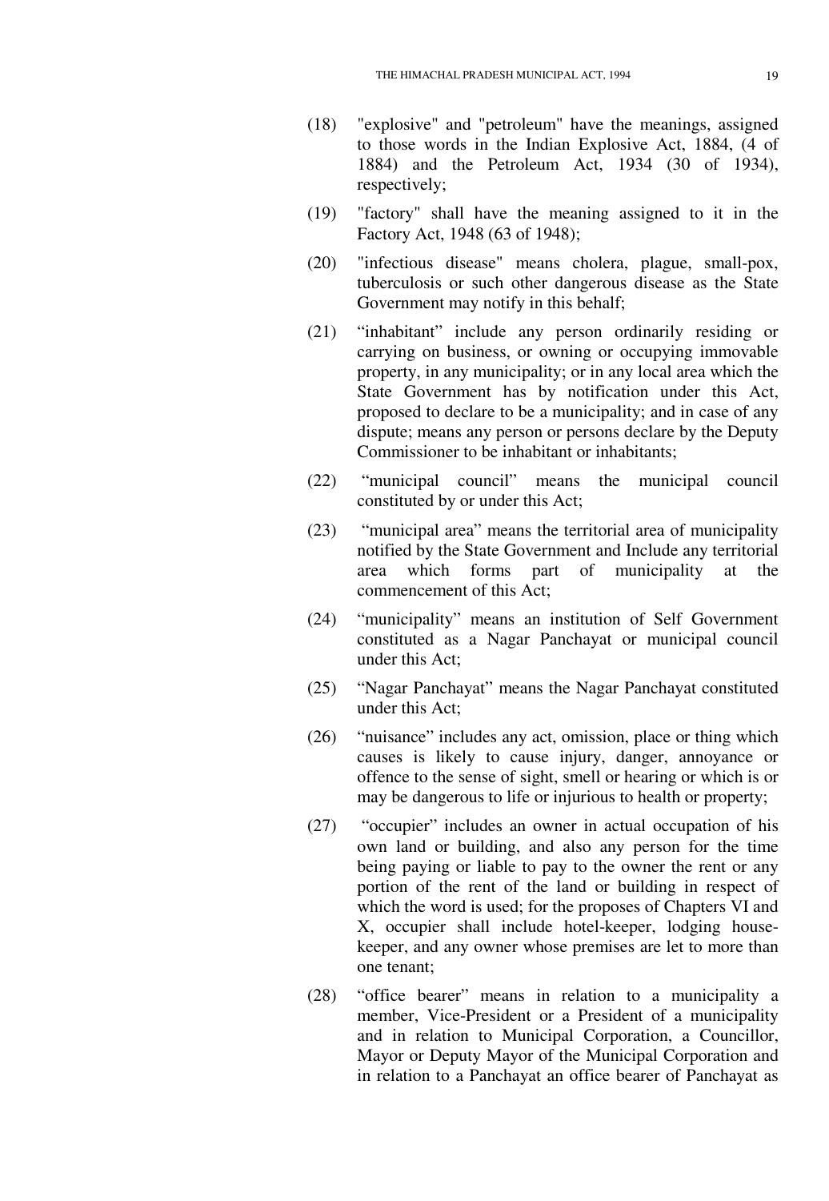(18) "explosive" and "petroleum" have the meanings, assigned to those words in the Indian Explosive Act, 1884, (4 of 1884) and the Petroleum Act, 1934 (30 of 1934), respectively;

(19) "factory" shall have the meaning assigned to it in the Factory Act, 1948 (63 of 1948);

(20) "infectious disease" means cholera, plague, small-pox, tuberculosis or such other dangerous disease as the State Government may notify in this behalf;

(21) "inhabitant" include any person ordinarily residing or carrying on business, or owning or occupying immovable property, in any municipality; or in any local area which the State Government has by notification under this Act, proposed to declare to be a municipality; and in case of any dispute; means any person or persons declare by the Deputy Commissioner to be inhabitant or inhabitants;

(22) "municipal council" means the municipal council constituted by or under this Act;

(23) "municipal area" means the territorial area of municipality notified by the State Government and Include any territorial area which forms part of municipality at the commencement of this Act;

(24) "municipality" means an institution of Self Government constituted as a Nagar Panchayat or municipal council under this Act;

(25) "Nagar Panchayat" means the Nagar Panchayat constituted under this Act;

(26) "nuisance" includes any act, omission, place or thing which causes is likely to cause injury, danger, annoyance or offence to the sense of sight, smell or hearing or which is or may be dangerous to life or injurious to health or property;

(27) "occupier" includes an owner in actual occupation of his own land or building, and also any person for the time being paying or liable to pay to the owner the rent or any portion of the rent of the land or building in respect of which the word is used; for the proposes of Chapters VI and X, occupier shall include hotel-keeper, lodging house-keeper, and any owner whose premises are let to more than one tenant;

(28) "office bearer" means in relation to a municipality a member, Vice-President or a President of a municipality and in relation to Municipal Corporation, a Councillor, Mayor or Deputy Mayor of the Municipal Corporation and in relation to a Panchayat an office bearer of Panchayat as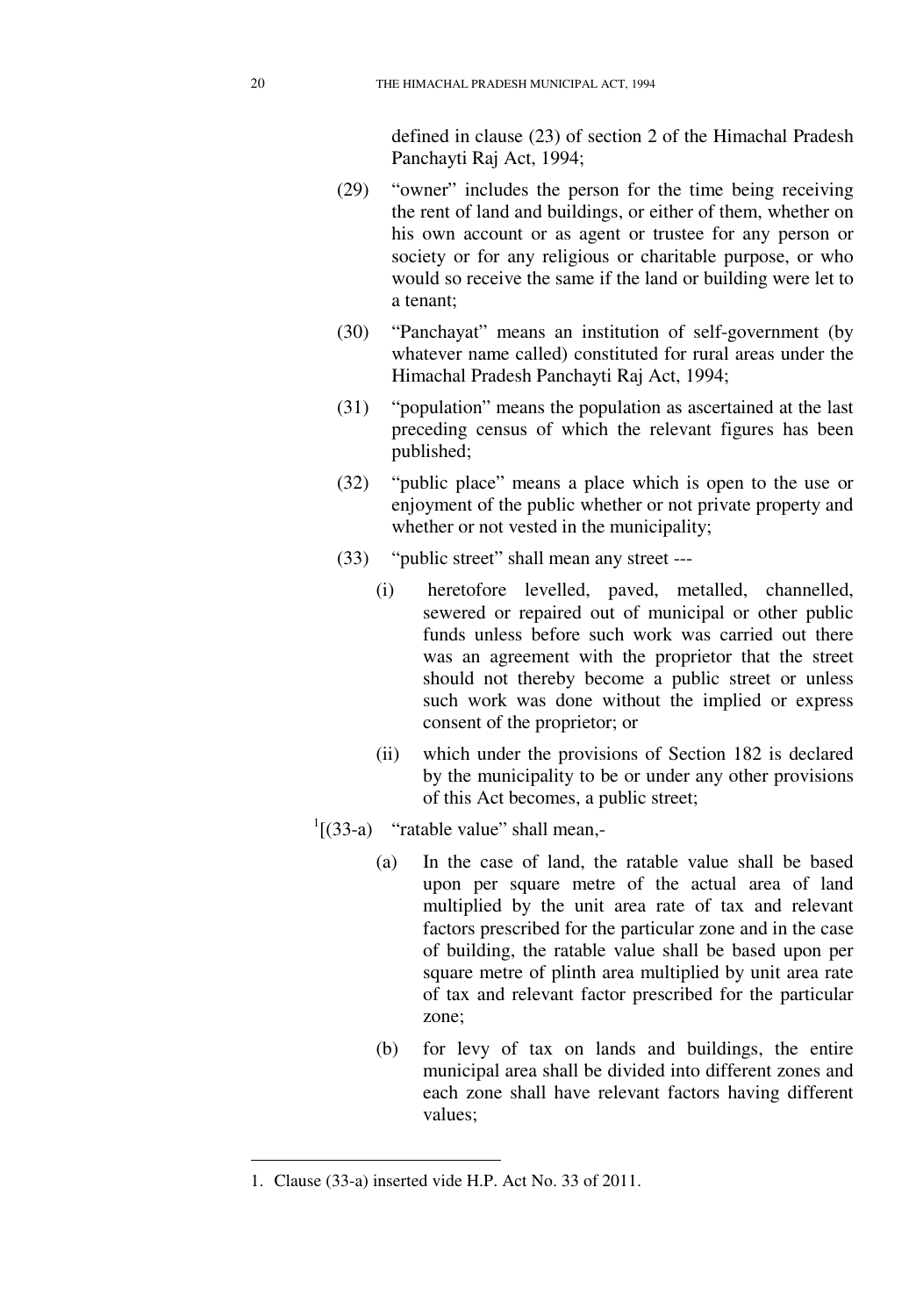defined in clause (23) of section 2 of the Himachal Pradesh Panchayti Raj Act, 1994;

(29) "owner" includes the person for the time being receiving the rent of land and buildings, or either of them, whether on his own account or as agent or trustee for any person or society or for any religious or charitable purpose, or who would so receive the same if the land or building were let to a tenant;

(30) "Panchayat" means an institution of self-government (by whatever name called) constituted for rural areas under the Himachal Pradesh Panchayti Raj Act, 1994;

(31) "population" means the population as ascertained at the last preceding census of which the relevant figures has been published;

(32) "public place" means a place which is open to the use or enjoyment of the public whether or not private property and whether or not vested in the municipality;

(33) "public street" shall mean any street ---

(i) heretofore levelled, paved, metalled, channelled, sewered or repaired out of municipal or other public funds unless before such work was carried out there was an agreement with the proprietor that the street should not thereby become a public street or unless such work was done without the implied or express consent of the proprietor; or

(ii) which under the provisions of Section 182 is declared by the municipality to be or under any other provisions of this Act becomes, a public street;

[1][(33-a) "ratable value" shall mean,-

(a) In the case of land, the ratable value shall be based upon per square metre of the actual area of land multiplied by the unit area rate of tax and relevant factors prescribed for the particular zone and in the case of building, the ratable value shall be based upon per square metre of plinth area multiplied by unit area rate of tax and relevant factor prescribed for the particular zone;

(b) for levy of tax on lands and buildings, the entire municipal area shall be divided into different zones and each zone shall have relevant factors having different values;

---

1. Clause (33-a) inserted vide H.P. Act No. 33 of 2011.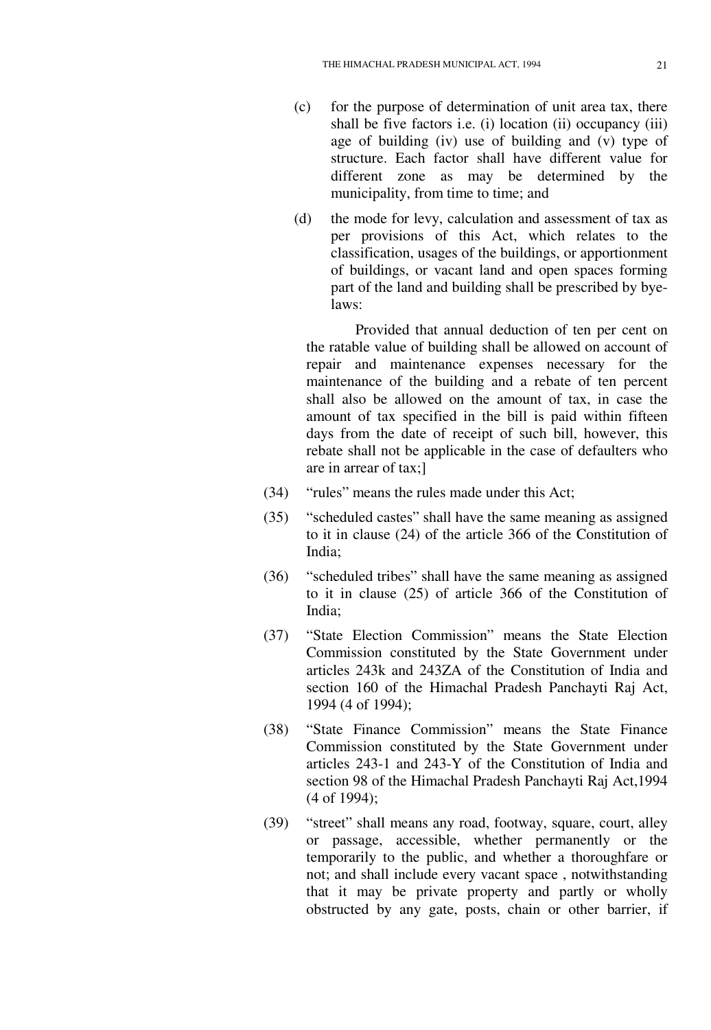(c) for the purpose of determination of unit area tax, there shall be five factors i.e. (i) location (ii) occupancy (iii) age of building (iv) use of building and (v) type of structure. Each factor shall have different value for different zone as may be determined by the municipality, from time to time; and

(d) the mode for levy, calculation and assessment of tax as per provisions of this Act, which relates to the classification, usages of the buildings, or apportionment of buildings, or vacant land and open spaces forming part of the land and building shall be prescribed by bye-laws:

Provided that annual deduction of ten per cent on the ratable value of building shall be allowed on account of repair and maintenance expenses necessary for the maintenance of the building and a rebate of ten percent shall also be allowed on the amount of tax, in case the amount of tax specified in the bill is paid within fifteen days from the date of receipt of such bill, however, this rebate shall not be applicable in the case of defaulters who are in arrear of tax;]

(34) "rules" means the rules made under this Act;

(35) "scheduled castes" shall have the same meaning as assigned to it in clause (24) of the article 366 of the Constitution of India;

(36) "scheduled tribes" shall have the same meaning as assigned to it in clause (25) of article 366 of the Constitution of India;

(37) "State Election Commission" means the State Election Commission constituted by the State Government under articles 243k and 243ZA of the Constitution of India and section 160 of the Himachal Pradesh Panchayti Raj Act, 1994 (4 of 1994);

(38) "State Finance Commission" means the State Finance Commission constituted by the State Government under articles 243-1 and 243-Y of the Constitution of India and section 98 of the Himachal Pradesh Panchayti Raj Act,1994 (4 of 1994);

(39) "street" shall means any road, footway, square, court, alley or passage, accessible, whether permanently or the temporarily to the public, and whether a thoroughfare or not; and shall include every vacant space , notwithstanding that it may be private property and partly or wholly obstructed by any gate, posts, chain or other barrier, if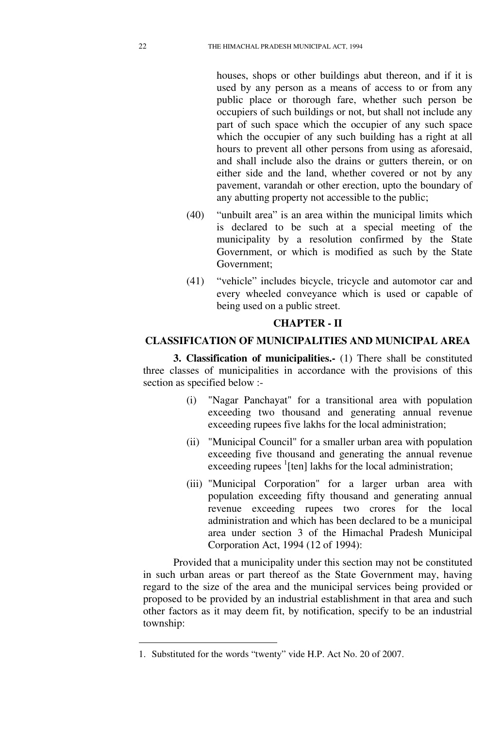houses, shops or other buildings abut thereon, and if it is used by any person as a means of access to or from any public place or thorough fare, whether such person be occupiers of such buildings or not, but shall not include any part of such space which the occupier of any such space which the occupier of any such building has a right at all hours to prevent all other persons from using as aforesaid, and shall include also the drains or gutters therein, or on either side and the land, whether covered or not by any pavement, varandah or other erection, upto the boundary of any abutting property not accessible to the public;

(40) "unbuilt area" is an area within the municipal limits which is declared to be such at a special meeting of the municipality by a resolution confirmed by the State Government, or which is modified as such by the State Government;

(41) "vehicle" includes bicycle, tricycle and automotor car and every wheeled conveyance which is used or capable of being used on a public street.

## CHAPTER - II

## CLASSIFICATION OF MUNICIPALITIES AND MUNICIPAL AREA

**3. Classification of municipalities.-** (1) There shall be constituted three classes of municipalities in accordance with the provisions of this section as specified below :-

(i) "Nagar Panchayat" for a transitional area with population exceeding two thousand and generating annual revenue exceeding rupees five lakhs for the local administration;

(ii) "Municipal Council" for a smaller urban area with population exceeding five thousand and generating the annual revenue exceeding rupees [1][ten] lakhs for the local administration;

(iii) "Municipal Corporation" for a larger urban area with population exceeding fifty thousand and generating annual revenue exceeding rupees two crores for the local administration and which has been declared to be a municipal area under section 3 of the Himachal Pradesh Municipal Corporation Act, 1994 (12 of 1994):

Provided that a municipality under this section may not be constituted in such urban areas or part thereof as the State Government may, having regard to the size of the area and the municipal services being provided or proposed to be provided by an industrial establishment in that area and such other factors as it may deem fit, by notification, specify to be an industrial township:

---

1. Substituted for the words "twenty" vide H.P. Act No. 20 of 2007.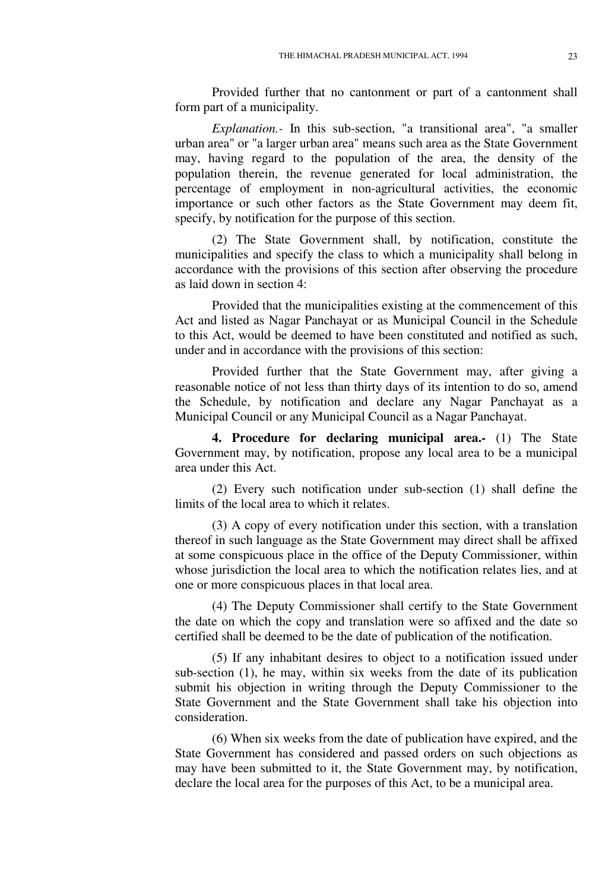Provided further that no cantonment or part of a cantonment shall form part of a municipality.

*Explanation.-* In this sub-section, "a transitional area", "a smaller urban area" or "a larger urban area" means such area as the State Government may, having regard to the population of the area, the density of the population therein, the revenue generated for local administration, the percentage of employment in non-agricultural activities, the economic importance or such other factors as the State Government may deem fit, specify, by notification for the purpose of this section.

(2) The State Government shall, by notification, constitute the municipalities and specify the class to which a municipality shall belong in accordance with the provisions of this section after observing the procedure as laid down in section 4:

Provided that the municipalities existing at the commencement of this Act and listed as Nagar Panchayat or as Municipal Council in the Schedule to this Act, would be deemed to have been constituted and notified as such, under and in accordance with the provisions of this section:

Provided further that the State Government may, after giving a reasonable notice of not less than thirty days of its intention to do so, amend the Schedule, by notification and declare any Nagar Panchayat as a Municipal Council or any Municipal Council as a Nagar Panchayat.

**4. Procedure for declaring municipal area.-** (1) The State Government may, by notification, propose any local area to be a municipal area under this Act.

(2) Every such notification under sub-section (1) shall define the limits of the local area to which it relates.

(3) A copy of every notification under this section, with a translation thereof in such language as the State Government may direct shall be affixed at some conspicuous place in the office of the Deputy Commissioner, within whose jurisdiction the local area to which the notification relates lies, and at one or more conspicuous places in that local area.

(4) The Deputy Commissioner shall certify to the State Government the date on which the copy and translation were so affixed and the date so certified shall be deemed to be the date of publication of the notification.

(5) If any inhabitant desires to object to a notification issued under sub-section (1), he may, within six weeks from the date of its publication submit his objection in writing through the Deputy Commissioner to the State Government and the State Government shall take his objection into consideration.

(6) When six weeks from the date of publication have expired, and the State Government has considered and passed orders on such objections as may have been submitted to it, the State Government may, by notification, declare the local area for the purposes of this Act, to be a municipal area.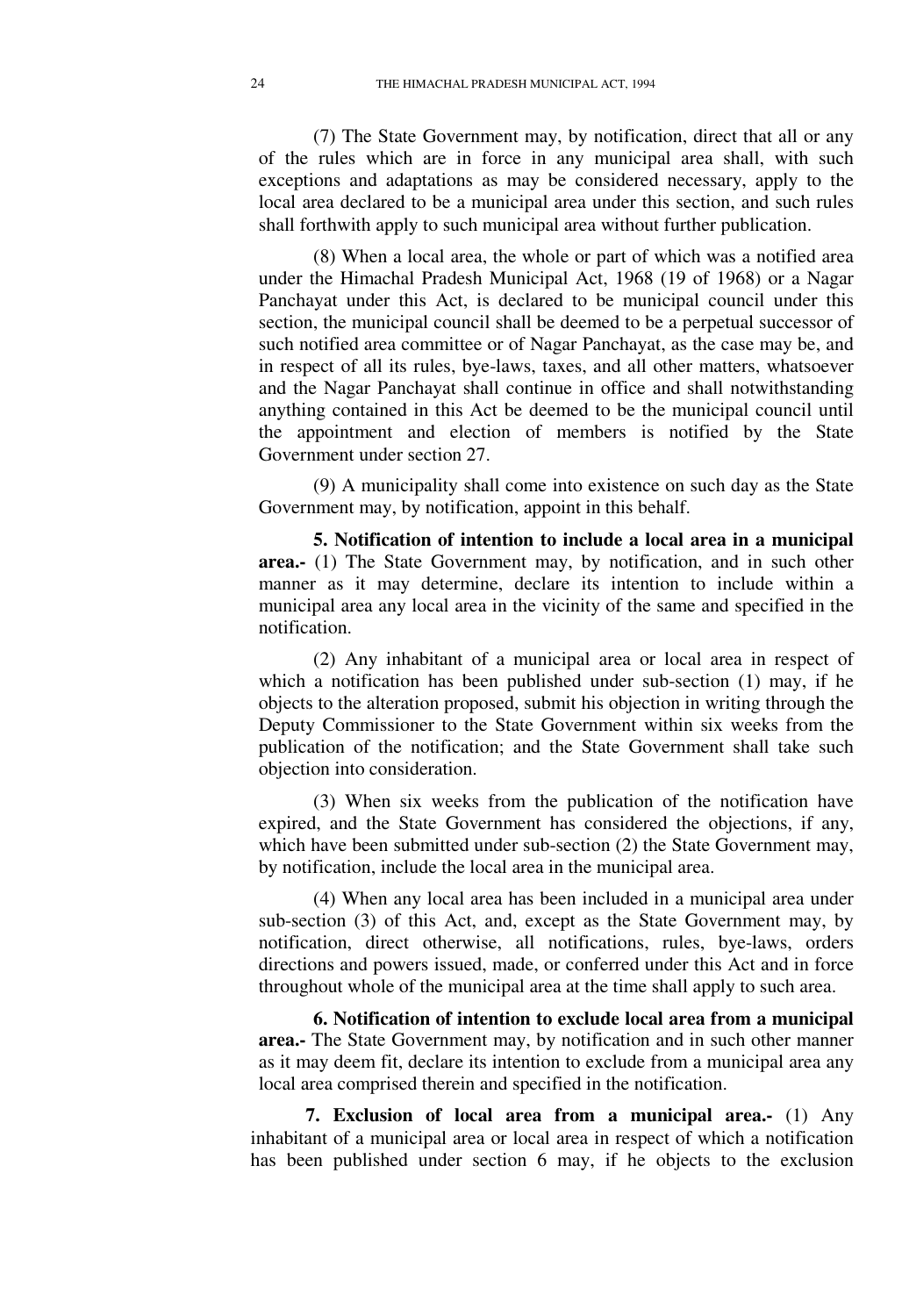(7) The State Government may, by notification, direct that all or any of the rules which are in force in any municipal area shall, with such exceptions and adaptations as may be considered necessary, apply to the local area declared to be a municipal area under this section, and such rules shall forthwith apply to such municipal area without further publication.

(8) When a local area, the whole or part of which was a notified area under the Himachal Pradesh Municipal Act, 1968 (19 of 1968) or a Nagar Panchayat under this Act, is declared to be municipal council under this section, the municipal council shall be deemed to be a perpetual successor of such notified area committee or of Nagar Panchayat, as the case may be, and in respect of all its rules, bye-laws, taxes, and all other matters, whatsoever and the Nagar Panchayat shall continue in office and shall notwithstanding anything contained in this Act be deemed to be the municipal council until the appointment and election of members is notified by the State Government under section 27.

(9) A municipality shall come into existence on such day as the State Government may, by notification, appoint in this behalf.

**5. Notification of intention to include a local area in a municipal area.-** (1) The State Government may, by notification, and in such other manner as it may determine, declare its intention to include within a municipal area any local area in the vicinity of the same and specified in the notification.

(2) Any inhabitant of a municipal area or local area in respect of which a notification has been published under sub-section (1) may, if he objects to the alteration proposed, submit his objection in writing through the Deputy Commissioner to the State Government within six weeks from the publication of the notification; and the State Government shall take such objection into consideration.

(3) When six weeks from the publication of the notification have expired, and the State Government has considered the objections, if any, which have been submitted under sub-section (2) the State Government may, by notification, include the local area in the municipal area.

(4) When any local area has been included in a municipal area under sub-section (3) of this Act, and, except as the State Government may, by notification, direct otherwise, all notifications, rules, bye-laws, orders directions and powers issued, made, or conferred under this Act and in force throughout whole of the municipal area at the time shall apply to such area.

**6. Notification of intention to exclude local area from a municipal area.-** The State Government may, by notification and in such other manner as it may deem fit, declare its intention to exclude from a municipal area any local area comprised therein and specified in the notification.

**7. Exclusion of local area from a municipal area.-** (1) Any inhabitant of a municipal area or local area in respect of which a notification has been published under section 6 may, if he objects to the exclusion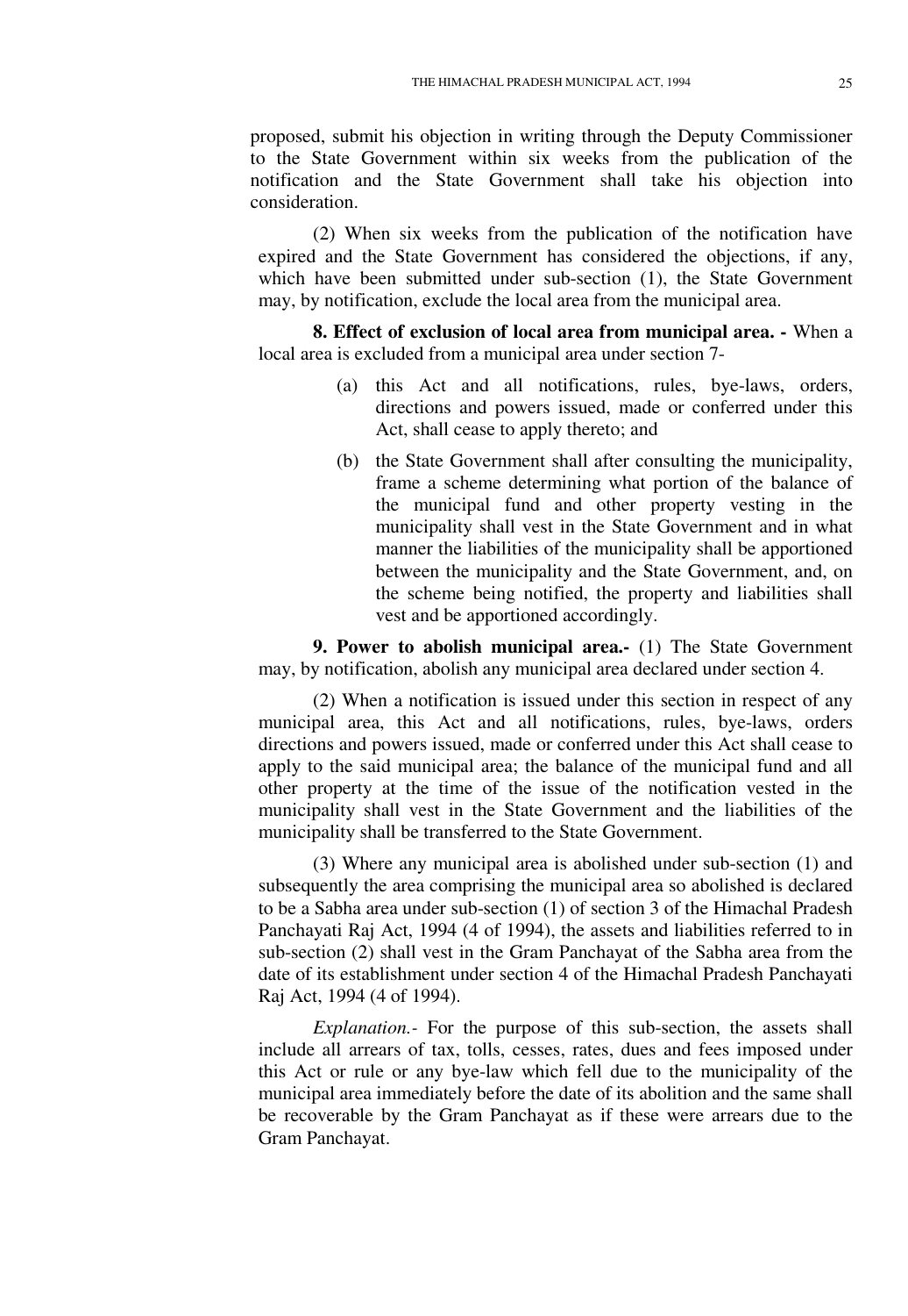proposed, submit his objection in writing through the Deputy Commissioner to the State Government within six weeks from the publication of the notification and the State Government shall take his objection into consideration.

(2) When six weeks from the publication of the notification have expired and the State Government has considered the objections, if any, which have been submitted under sub-section (1), the State Government may, by notification, exclude the local area from the municipal area.

**8. Effect of exclusion of local area from municipal area. -** When a local area is excluded from a municipal area under section 7-

(a) this Act and all notifications, rules, bye-laws, orders, directions and powers issued, made or conferred under this Act, shall cease to apply thereto; and

(b) the State Government shall after consulting the municipality, frame a scheme determining what portion of the balance of the municipal fund and other property vesting in the municipality shall vest in the State Government and in what manner the liabilities of the municipality shall be apportioned between the municipality and the State Government, and, on the scheme being notified, the property and liabilities shall vest and be apportioned accordingly.

**9. Power to abolish municipal area.-** (1) The State Government may, by notification, abolish any municipal area declared under section 4.

(2) When a notification is issued under this section in respect of any municipal area, this Act and all notifications, rules, bye-laws, orders directions and powers issued, made or conferred under this Act shall cease to apply to the said municipal area; the balance of the municipal fund and all other property at the time of the issue of the notification vested in the municipality shall vest in the State Government and the liabilities of the municipality shall be transferred to the State Government.

(3) Where any municipal area is abolished under sub-section (1) and subsequently the area comprising the municipal area so abolished is declared to be a Sabha area under sub-section (1) of section 3 of the Himachal Pradesh Panchayati Raj Act, 1994 (4 of 1994), the assets and liabilities referred to in sub-section (2) shall vest in the Gram Panchayat of the Sabha area from the date of its establishment under section 4 of the Himachal Pradesh Panchayati Raj Act, 1994 (4 of 1994).

*Explanation.-* For the purpose of this sub-section, the assets shall include all arrears of tax, tolls, cesses, rates, dues and fees imposed under this Act or rule or any bye-law which fell due to the municipality of the municipal area immediately before the date of its abolition and the same shall be recoverable by the Gram Panchayat as if these were arrears due to the Gram Panchayat.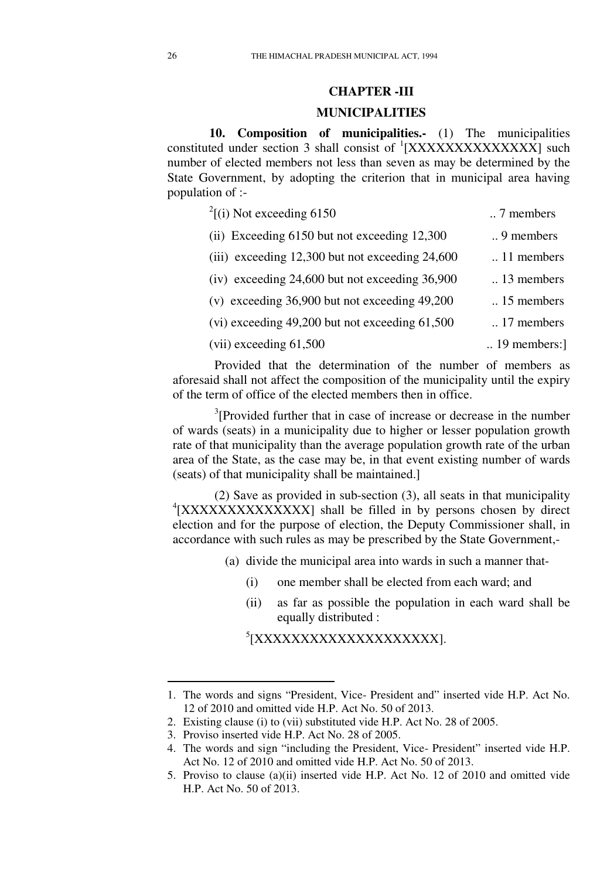## CHAPTER -III

## MUNICIPALITIES

**10. Composition of municipalities.-** (1) The municipalities constituted under section 3 shall consist of [1][XXXXXXXXXXXXXXX] such number of elected members not less than seven as may be determined by the State Government, by adopting the criterion that in municipal area having population of :-

[2][(i) Not exceeding 6150 .. 7 members

(ii) Exceeding 6150 but not exceeding 12,300 .. 9 members

(iii) exceeding 12,300 but not exceeding 24,600 .. 11 members

(iv) exceeding 24,600 but not exceeding 36,900 .. 13 members

(v) exceeding 36,900 but not exceeding 49,200 .. 15 members

(vi) exceeding 49,200 but not exceeding 61,500 .. 17 members

(vii) exceeding 61,500 .. 19 members:]

Provided that the determination of the number of members as aforesaid shall not affect the composition of the municipality until the expiry of the term of office of the elected members then in office.

[3][Provided further that in case of increase or decrease in the number of wards (seats) in a municipality due to higher or lesser population growth rate of that municipality than the average population growth rate of the urban area of the State, as the case may be, in that event existing number of wards (seats) of that municipality shall be maintained.]

(2) Save as provided in sub-section (3), all seats in that municipality [4][XXXXXXXXXXXXXXX] shall be filled in by persons chosen by direct election and for the purpose of election, the Deputy Commissioner shall, in accordance with such rules as may be prescribed by the State Government,-

(a) divide the municipal area into wards in such a manner that-

(i) one member shall be elected from each ward; and

(ii) as far as possible the population in each ward shall be equally distributed :

[5][XXXXXXXXXXXXXXXXXXXXX].

---

1. The words and signs "President, Vice- President and" inserted vide H.P. Act No. 12 of 2010 and omitted vide H.P. Act No. 50 of 2013.
2. Existing clause (i) to (vii) substituted vide H.P. Act No. 28 of 2005.
3. Proviso inserted vide H.P. Act No. 28 of 2005.
4. The words and sign "including the President, Vice- President" inserted vide H.P. Act No. 12 of 2010 and omitted vide H.P. Act No. 50 of 2013.
5. Proviso to clause (a)(ii) inserted vide H.P. Act No. 12 of 2010 and omitted vide H.P. Act No. 50 of 2013.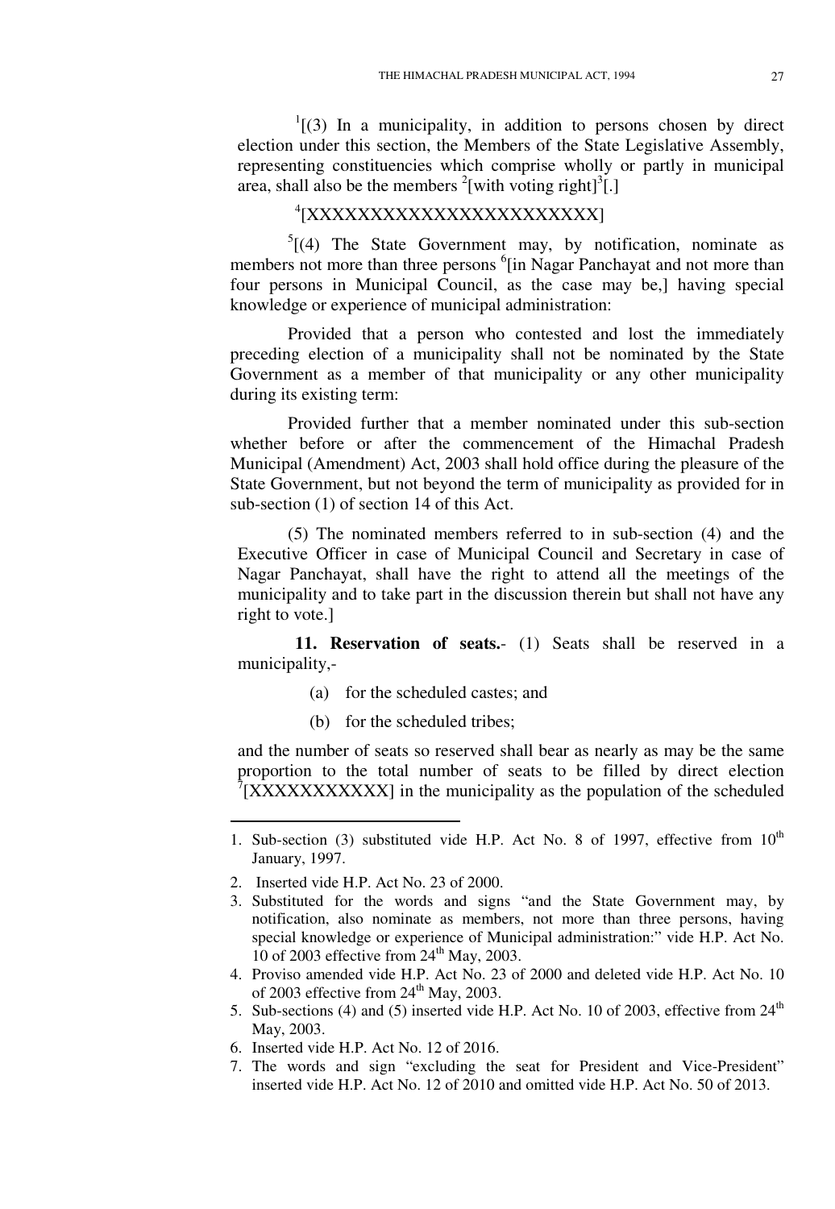[1][(3) In a municipality, in addition to persons chosen by direct election under this section, the Members of the State Legislative Assembly, representing constituencies which comprise wholly or partly in municipal area, shall also be the members [2][with voting right][3][.]

[4][XXXXXXXXXXXXXXXXXXXXXXXX]

[5][(4) The State Government may, by notification, nominate as members not more than three persons [6][in Nagar Panchayat and not more than four persons in Municipal Council, as the case may be,] having special knowledge or experience of municipal administration:

Provided that a person who contested and lost the immediately preceding election of a municipality shall not be nominated by the State Government as a member of that municipality or any other municipality during its existing term:

Provided further that a member nominated under this sub-section whether before or after the commencement of the Himachal Pradesh Municipal (Amendment) Act, 2003 shall hold office during the pleasure of the State Government, but not beyond the term of municipality as provided for in sub-section (1) of section 14 of this Act.

(5) The nominated members referred to in sub-section (4) and the Executive Officer in case of Municipal Council and Secretary in case of Nagar Panchayat, shall have the right to attend all the meetings of the municipality and to take part in the discussion therein but shall not have any right to vote.]

**11. Reservation of seats.**- (1) Seats shall be reserved in a municipality,-

(a) for the scheduled castes; and

(b) for the scheduled tribes;

and the number of seats so reserved shall bear as nearly as may be the same proportion to the total number of seats to be filled by direct election [7][XXXXXXXXXXX] in the municipality as the population of the scheduled

---

1. Sub-section (3) substituted vide H.P. Act No. 8 of 1997, effective from 10th January, 1997.
2. Inserted vide H.P. Act No. 23 of 2000.
3. Substituted for the words and signs "and the State Government may, by notification, also nominate as members, not more than three persons, having special knowledge or experience of Municipal administration:" vide H.P. Act No. 10 of 2003 effective from 24th May, 2003.
4. Proviso amended vide H.P. Act No. 23 of 2000 and deleted vide H.P. Act No. 10 of 2003 effective from 24th May, 2003.
5. Sub-sections (4) and (5) inserted vide H.P. Act No. 10 of 2003, effective from 24th May, 2003.
6. Inserted vide H.P. Act No. 12 of 2016.
7. The words and sign "excluding the seat for President and Vice-President" inserted vide H.P. Act No. 12 of 2010 and omitted vide H.P. Act No. 50 of 2013.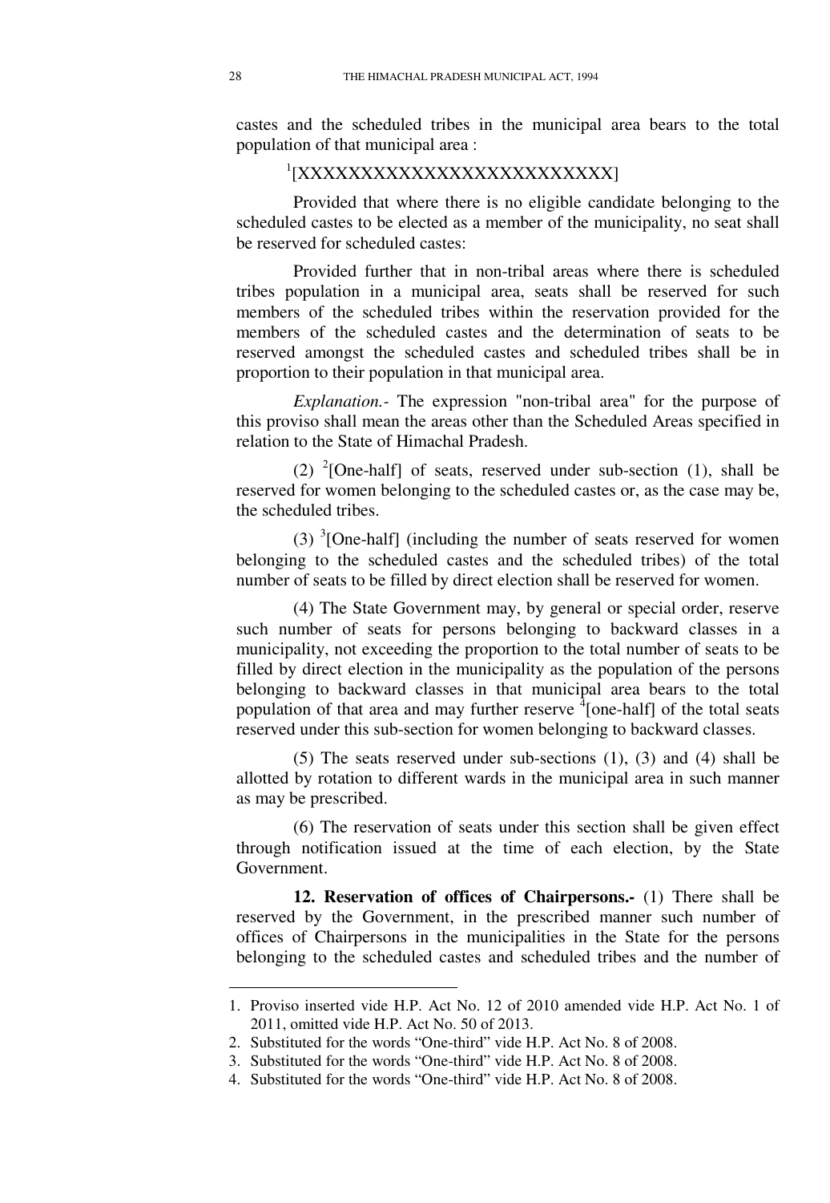castes and the scheduled tribes in the municipal area bears to the total population of that municipal area :

[1][XXXXXXXXXXXXXXXXXXXXXXXXX]

Provided that where there is no eligible candidate belonging to the scheduled castes to be elected as a member of the municipality, no seat shall be reserved for scheduled castes:

Provided further that in non-tribal areas where there is scheduled tribes population in a municipal area, seats shall be reserved for such members of the scheduled tribes within the reservation provided for the members of the scheduled castes and the determination of seats to be reserved amongst the scheduled castes and scheduled tribes shall be in proportion to their population in that municipal area.

*Explanation.-* The expression "non-tribal area" for the purpose of this proviso shall mean the areas other than the Scheduled Areas specified in relation to the State of Himachal Pradesh.

(2) [2][One-half] of seats, reserved under sub-section (1), shall be reserved for women belonging to the scheduled castes or, as the case may be, the scheduled tribes.

(3) [3][One-half] (including the number of seats reserved for women belonging to the scheduled castes and the scheduled tribes) of the total number of seats to be filled by direct election shall be reserved for women.

(4) The State Government may, by general or special order, reserve such number of seats for persons belonging to backward classes in a municipality, not exceeding the proportion to the total number of seats to be filled by direct election in the municipality as the population of the persons belonging to backward classes in that municipal area bears to the total population of that area and may further reserve [4][one-half] of the total seats reserved under this sub-section for women belonging to backward classes.

(5) The seats reserved under sub-sections (1), (3) and (4) shall be allotted by rotation to different wards in the municipal area in such manner as may be prescribed.

(6) The reservation of seats under this section shall be given effect through notification issued at the time of each election, by the State Government.

**12. Reservation of offices of Chairpersons.-** (1) There shall be reserved by the Government, in the prescribed manner such number of offices of Chairpersons in the municipalities in the State for the persons belonging to the scheduled castes and scheduled tribes and the number of

---

1. Proviso inserted vide H.P. Act No. 12 of 2010 amended vide H.P. Act No. 1 of 2011, omitted vide H.P. Act No. 50 of 2013.
2. Substituted for the words "One-third" vide H.P. Act No. 8 of 2008.
3. Substituted for the words "One-third" vide H.P. Act No. 8 of 2008.
4. Substituted for the words "One-third" vide H.P. Act No. 8 of 2008.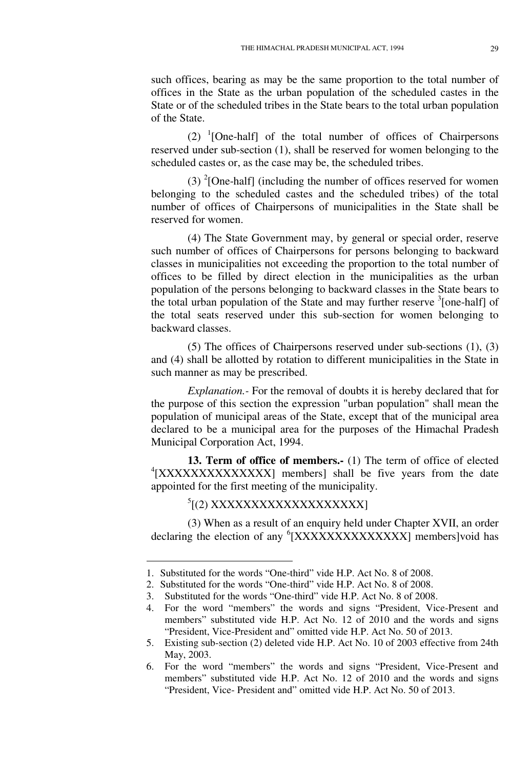such offices, bearing as may be the same proportion to the total number of offices in the State as the urban population of the scheduled castes in the State or of the scheduled tribes in the State bears to the total urban population of the State.

(2) [1][One-half] of the total number of offices of Chairpersons reserved under sub-section (1), shall be reserved for women belonging to the scheduled castes or, as the case may be, the scheduled tribes.

(3) [2][One-half] (including the number of offices reserved for women belonging to the scheduled castes and the scheduled tribes) of the total number of offices of Chairpersons of municipalities in the State shall be reserved for women.

(4) The State Government may, by general or special order, reserve such number of offices of Chairpersons for persons belonging to backward classes in municipalities not exceeding the proportion to the total number of offices to be filled by direct election in the municipalities as the urban population of the persons belonging to backward classes in the State bears to the total urban population of the State and may further reserve [3][one-half] of the total seats reserved under this sub-section for women belonging to backward classes.

(5) The offices of Chairpersons reserved under sub-sections (1), (3) and (4) shall be allotted by rotation to different municipalities in the State in such manner as may be prescribed.

*Explanation.-* For the removal of doubts it is hereby declared that for the purpose of this section the expression "urban population" shall mean the population of municipal areas of the State, except that of the municipal area declared to be a municipal area for the purposes of the Himachal Pradesh Municipal Corporation Act, 1994.

**13. Term of office of members.-** (1) The term of office of elected [4][XXXXXXXXXXXXXXX] members] shall be five years from the date appointed for the first meeting of the municipality.

[5][(2) XXXXXXXXXXXXXXXXXXXX]

(3) When as a result of an enquiry held under Chapter XVII, an order declaring the election of any [6][XXXXXXXXXXXXXX] members]void has

---

1. Substituted for the words "One-third" vide H.P. Act No. 8 of 2008.
2. Substituted for the words "One-third" vide H.P. Act No. 8 of 2008.
3. Substituted for the words "One-third" vide H.P. Act No. 8 of 2008.
4. For the word "members" the words and signs "President, Vice-Present and members" substituted vide H.P. Act No. 12 of 2010 and the words and signs "President, Vice-President and" omitted vide H.P. Act No. 50 of 2013.
5. Existing sub-section (2) deleted vide H.P. Act No. 10 of 2003 effective from 24th May, 2003.
6. For the word "members" the words and signs "President, Vice-Present and members" substituted vide H.P. Act No. 12 of 2010 and the words and signs "President, Vice- President and" omitted vide H.P. Act No. 50 of 2013.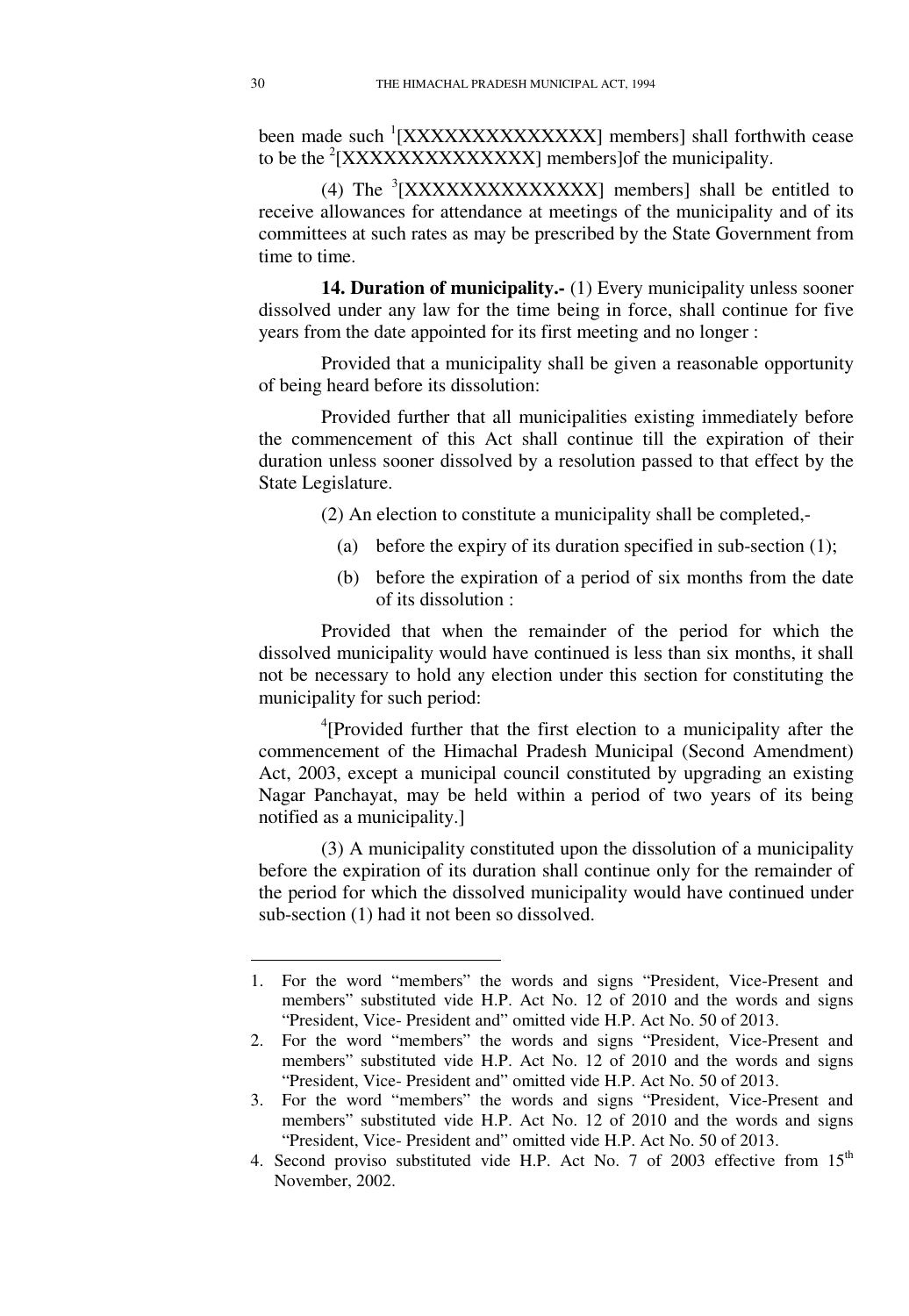been made such [1][XXXXXXXXXXXXXXX] members] shall forthwith cease to be the [2][XXXXXXXXXXXXXXX] members]of the municipality.

(4) The [3][XXXXXXXXXXXXXXX] members] shall be entitled to receive allowances for attendance at meetings of the municipality and of its committees at such rates as may be prescribed by the State Government from time to time.

**14. Duration of municipality.-** (1) Every municipality unless sooner dissolved under any law for the time being in force, shall continue for five years from the date appointed for its first meeting and no longer :

Provided that a municipality shall be given a reasonable opportunity of being heard before its dissolution:

Provided further that all municipalities existing immediately before the commencement of this Act shall continue till the expiration of their duration unless sooner dissolved by a resolution passed to that effect by the State Legislature.

(2) An election to constitute a municipality shall be completed,-

(a) before the expiry of its duration specified in sub-section (1);

(b) before the expiration of a period of six months from the date of its dissolution :

Provided that when the remainder of the period for which the dissolved municipality would have continued is less than six months, it shall not be necessary to hold any election under this section for constituting the municipality for such period:

[4][Provided further that the first election to a municipality after the commencement of the Himachal Pradesh Municipal (Second Amendment) Act, 2003, except a municipal council constituted by upgrading an existing Nagar Panchayat, may be held within a period of two years of its being notified as a municipality.]

(3) A municipality constituted upon the dissolution of a municipality before the expiration of its duration shall continue only for the remainder of the period for which the dissolved municipality would have continued under sub-section (1) had it not been so dissolved.

---

1. For the word "members" the words and signs "President, Vice-Present and members" substituted vide H.P. Act No. 12 of 2010 and the words and signs "President, Vice- President and" omitted vide H.P. Act No. 50 of 2013.
2. For the word "members" the words and signs "President, Vice-Present and members" substituted vide H.P. Act No. 12 of 2010 and the words and signs "President, Vice- President and" omitted vide H.P. Act No. 50 of 2013.
3. For the word "members" the words and signs "President, Vice-Present and members" substituted vide H.P. Act No. 12 of 2010 and the words and signs "President, Vice- President and" omitted vide H.P. Act No. 50 of 2013.
4. Second proviso substituted vide H.P. Act No. 7 of 2003 effective from 15th November, 2002.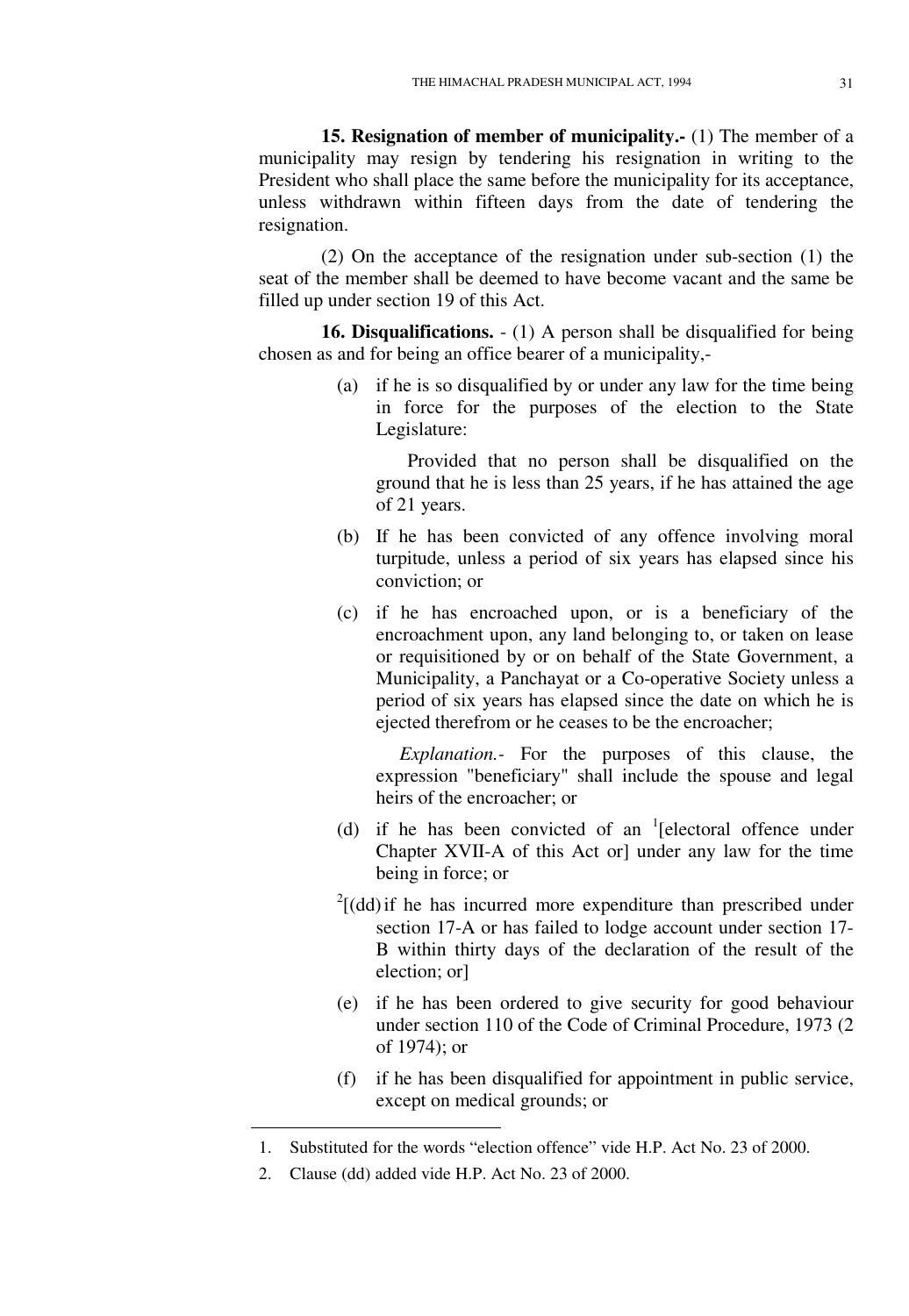**15. Resignation of member of municipality.-** (1) The member of a municipality may resign by tendering his resignation in writing to the President who shall place the same before the municipality for its acceptance, unless withdrawn within fifteen days from the date of tendering the resignation.

(2) On the acceptance of the resignation under sub-section (1) the seat of the member shall be deemed to have become vacant and the same be filled up under section 19 of this Act.

**16. Disqualifications.** - (1) A person shall be disqualified for being chosen as and for being an office bearer of a municipality,-

(a) if he is so disqualified by or under any law for the time being in force for the purposes of the election to the State Legislature:

Provided that no person shall be disqualified on the ground that he is less than 25 years, if he has attained the age of 21 years.

(b) If he has been convicted of any offence involving moral turpitude, unless a period of six years has elapsed since his conviction; or

(c) if he has encroached upon, or is a beneficiary of the encroachment upon, any land belonging to, or taken on lease or requisitioned by or on behalf of the State Government, a Municipality, a Panchayat or a Co-operative Society unless a period of six years has elapsed since the date on which he is ejected therefrom or he ceases to be the encroacher;

*Explanation.-* For the purposes of this clause, the expression "beneficiary" shall include the spouse and legal heirs of the encroacher; or

(d) if he has been convicted of an [1][electoral offence under Chapter XVII-A of this Act or] under any law for the time being in force; or

[2][(dd) if he has incurred more expenditure than prescribed under section 17-A or has failed to lodge account under section 17-B within thirty days of the declaration of the result of the election; or]

(e) if he has been ordered to give security for good behaviour under section 110 of the Code of Criminal Procedure, 1973 (2 of 1974); or

(f) if he has been disqualified for appointment in public service, except on medical grounds; or

---

1. Substituted for the words "election offence" vide H.P. Act No. 23 of 2000.
2. Clause (dd) added vide H.P. Act No. 23 of 2000.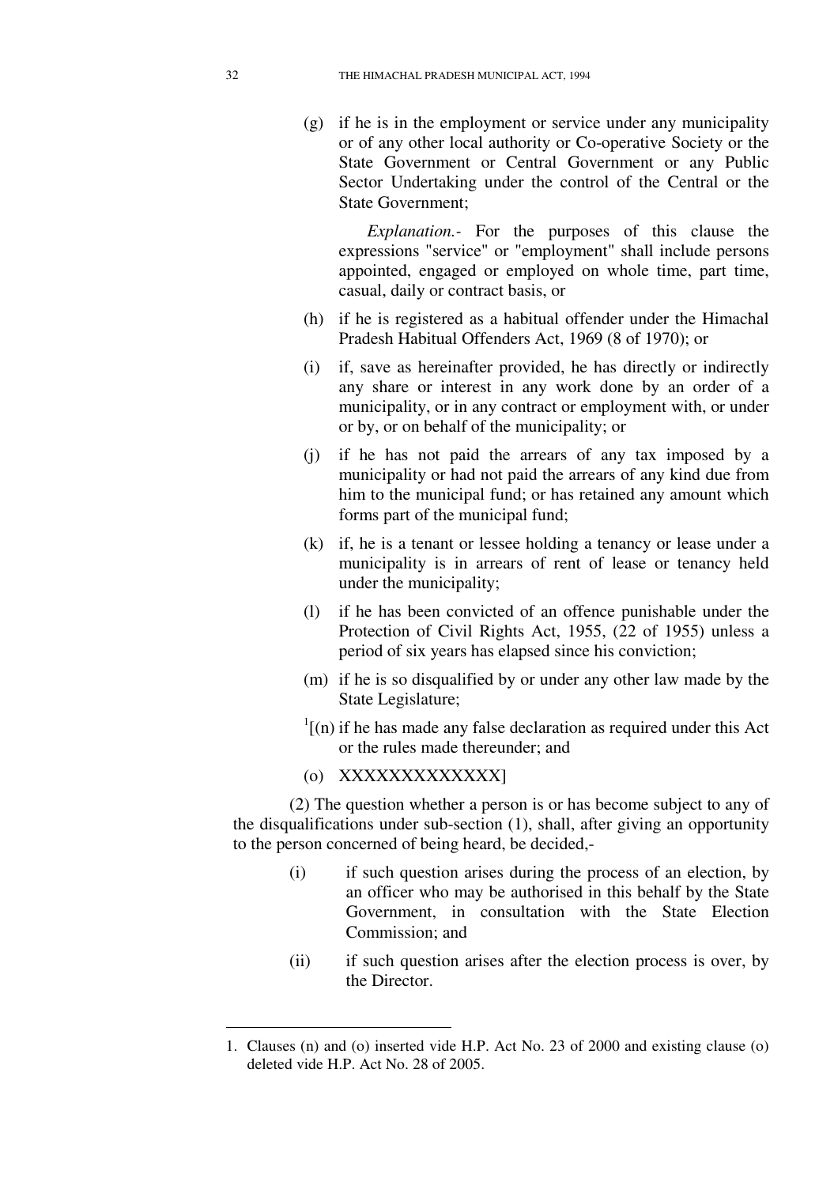(g) if he is in the employment or service under any municipality or of any other local authority or Co-operative Society or the State Government or Central Government or any Public Sector Undertaking under the control of the Central or the State Government;

*Explanation.-* For the purposes of this clause the expressions "service" or "employment" shall include persons appointed, engaged or employed on whole time, part time, casual, daily or contract basis, or

(h) if he is registered as a habitual offender under the Himachal Pradesh Habitual Offenders Act, 1969 (8 of 1970); or

(i) if, save as hereinafter provided, he has directly or indirectly any share or interest in any work done by an order of a municipality, or in any contract or employment with, or under or by, or on behalf of the municipality; or

(j) if he has not paid the arrears of any tax imposed by a municipality or had not paid the arrears of any kind due from him to the municipal fund; or has retained any amount which forms part of the municipal fund;

(k) if, he is a tenant or lessee holding a tenancy or lease under a municipality is in arrears of rent of lease or tenancy held under the municipality;

(l) if he has been convicted of an offence punishable under the Protection of Civil Rights Act, 1955, (22 of 1955) unless a period of six years has elapsed since his conviction;

(m) if he is so disqualified by or under any other law made by the State Legislature;

[1][(n) if he has made any false declaration as required under this Act or the rules made thereunder; and

(o) XXXXXXXXXXXXX]

(2) The question whether a person is or has become subject to any of the disqualifications under sub-section (1), shall, after giving an opportunity to the person concerned of being heard, be decided,-

(i) if such question arises during the process of an election, by an officer who may be authorised in this behalf by the State Government, in consultation with the State Election Commission; and

(ii) if such question arises after the election process is over, by the Director.

---

1. Clauses (n) and (o) inserted vide H.P. Act No. 23 of 2000 and existing clause (o) deleted vide H.P. Act No. 28 of 2005.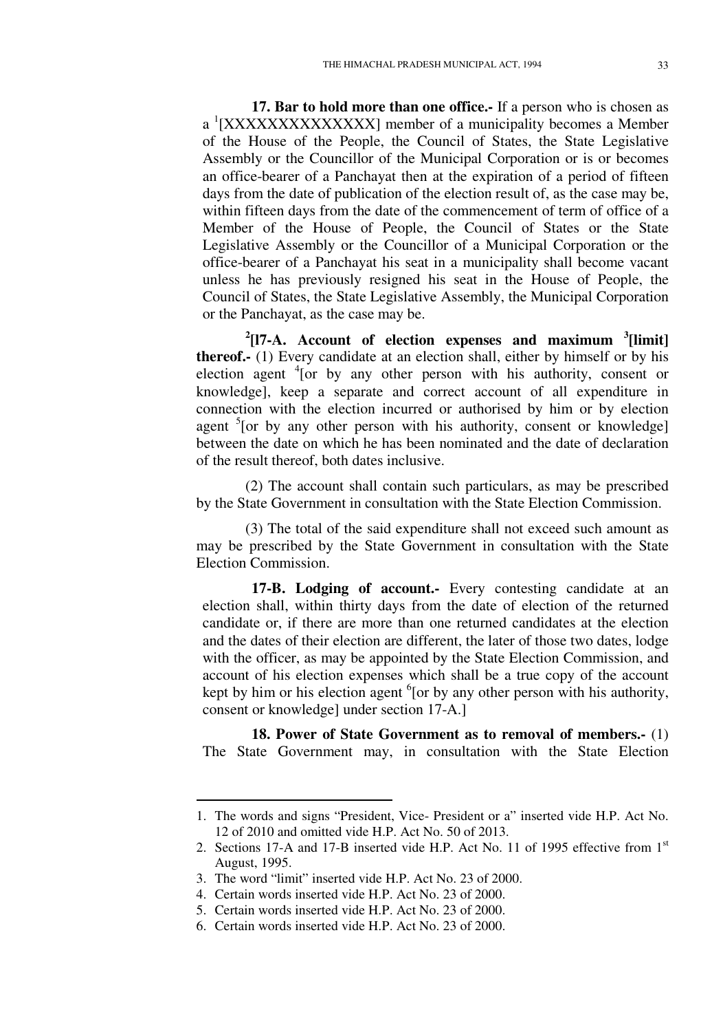**17. Bar to hold more than one office.-** If a person who is chosen as a [1][XXXXXXXXXXXXXX] member of a municipality becomes a Member of the House of the People, the Council of States, the State Legislative Assembly or the Councillor of the Municipal Corporation or is or becomes an office-bearer of a Panchayat then at the expiration of a period of fifteen days from the date of publication of the election result of, as the case may be, within fifteen days from the date of the commencement of term of office of a Member of the House of People, the Council of States or the State Legislative Assembly or the Councillor of a Municipal Corporation or the office-bearer of a Panchayat his seat in a municipality shall become vacant unless he has previously resigned his seat in the House of People, the Council of States, the State Legislative Assembly, the Municipal Corporation or the Panchayat, as the case may be.

[2][l7-A. **Account of election expenses and maximum [3][limit] thereof.-** (1) Every candidate at an election shall, either by himself or by his election agent [4][or by any other person with his authority, consent or knowledge], keep a separate and correct account of all expenditure in connection with the election incurred or authorised by him or by election agent [5][or by any other person with his authority, consent or knowledge] between the date on which he has been nominated and the date of declaration of the result thereof, both dates inclusive.

(2) The account shall contain such particulars, as may be prescribed by the State Government in consultation with the State Election Commission.

(3) The total of the said expenditure shall not exceed such amount as may be prescribed by the State Government in consultation with the State Election Commission.

**17-B. Lodging of account.-** Every contesting candidate at an election shall, within thirty days from the date of election of the returned candidate or, if there are more than one returned candidates at the election and the dates of their election are different, the later of those two dates, lodge with the officer, as may be appointed by the State Election Commission, and account of his election expenses which shall be a true copy of the account kept by him or his election agent [6][or by any other person with his authority, consent or knowledge] under section 17-A.]

**18. Power of State Government as to removal of members.-** (1) The State Government may, in consultation with the State Election

---

1. The words and signs "President, Vice- President or a" inserted vide H.P. Act No. 12 of 2010 and omitted vide H.P. Act No. 50 of 2013.
2. Sections 17-A and 17-B inserted vide H.P. Act No. 11 of 1995 effective from 1st August, 1995.
3. The word "limit" inserted vide H.P. Act No. 23 of 2000.
4. Certain words inserted vide H.P. Act No. 23 of 2000.
5. Certain words inserted vide H.P. Act No. 23 of 2000.
6. Certain words inserted vide H.P. Act No. 23 of 2000.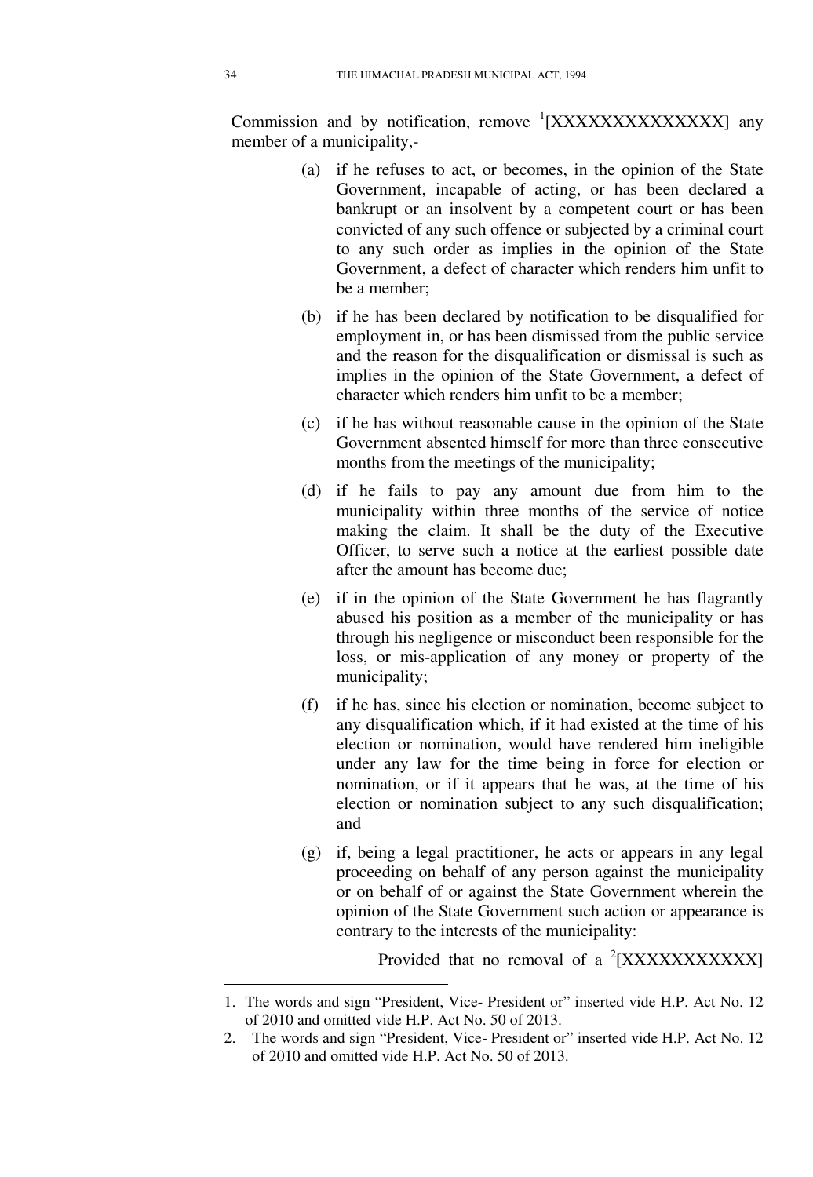Commission and by notification, remove [1][XXXXXXXXXXXXXX] any member of a municipality,-

(a) if he refuses to act, or becomes, in the opinion of the State Government, incapable of acting, or has been declared a bankrupt or an insolvent by a competent court or has been convicted of any such offence or subjected by a criminal court to any such order as implies in the opinion of the State Government, a defect of character which renders him unfit to be a member;

(b) if he has been declared by notification to be disqualified for employment in, or has been dismissed from the public service and the reason for the disqualification or dismissal is such as implies in the opinion of the State Government, a defect of character which renders him unfit to be a member;

(c) if he has without reasonable cause in the opinion of the State Government absented himself for more than three consecutive months from the meetings of the municipality;

(d) if he fails to pay any amount due from him to the municipality within three months of the service of notice making the claim. It shall be the duty of the Executive Officer, to serve such a notice at the earliest possible date after the amount has become due;

(e) if in the opinion of the State Government he has flagrantly abused his position as a member of the municipality or has through his negligence or misconduct been responsible for the loss, or mis-application of any money or property of the municipality;

(f) if he has, since his election or nomination, become subject to any disqualification which, if it had existed at the time of his election or nomination, would have rendered him ineligible under any law for the time being in force for election or nomination, or if it appears that he was, at the time of his election or nomination subject to any such disqualification; and

(g) if, being a legal practitioner, he acts or appears in any legal proceeding on behalf of any person against the municipality or on behalf of or against the State Government wherein the opinion of the State Government such action or appearance is contrary to the interests of the municipality:

Provided that no removal of a [2][XXXXXXXXXXX]

---

1. The words and sign "President, Vice- President or" inserted vide H.P. Act No. 12 of 2010 and omitted vide H.P. Act No. 50 of 2013.
2. The words and sign "President, Vice- President or" inserted vide H.P. Act No. 12 of 2010 and omitted vide H.P. Act No. 50 of 2013.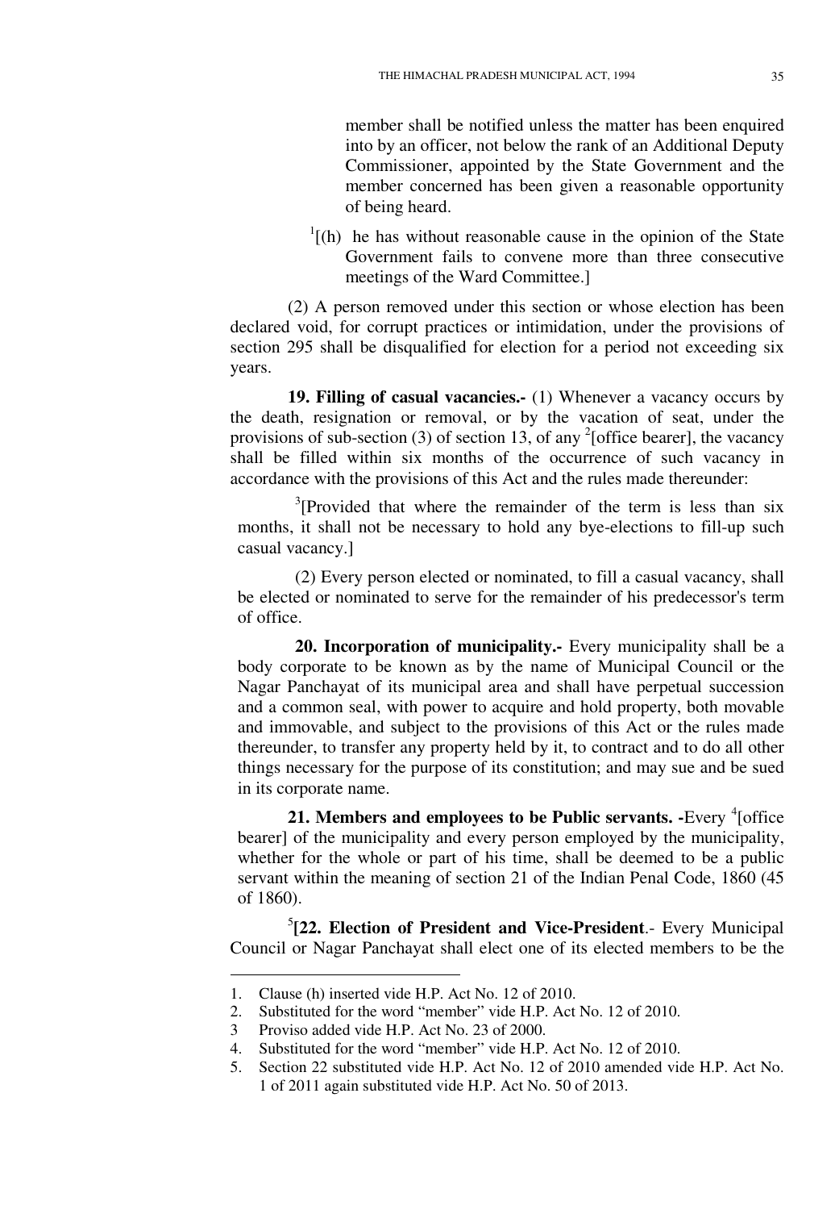member shall be notified unless the matter has been enquired into by an officer, not below the rank of an Additional Deputy Commissioner, appointed by the State Government and the member concerned has been given a reasonable opportunity of being heard.

[1][(h) he has without reasonable cause in the opinion of the State Government fails to convene more than three consecutive meetings of the Ward Committee.]

(2) A person removed under this section or whose election has been declared void, for corrupt practices or intimidation, under the provisions of section 295 shall be disqualified for election for a period not exceeding six years.

**19. Filling of casual vacancies.-** (1) Whenever a vacancy occurs by the death, resignation or removal, or by the vacation of seat, under the provisions of sub-section (3) of section 13, of any [2][office bearer], the vacancy shall be filled within six months of the occurrence of such vacancy in accordance with the provisions of this Act and the rules made thereunder:

[3][Provided that where the remainder of the term is less than six months, it shall not be necessary to hold any bye-elections to fill-up such casual vacancy.]

(2) Every person elected or nominated, to fill a casual vacancy, shall be elected or nominated to serve for the remainder of his predecessor's term of office.

**20. Incorporation of municipality.-** Every municipality shall be a body corporate to be known as by the name of Municipal Council or the Nagar Panchayat of its municipal area and shall have perpetual succession and a common seal, with power to acquire and hold property, both movable and immovable, and subject to the provisions of this Act or the rules made thereunder, to transfer any property held by it, to contract and to do all other things necessary for the purpose of its constitution; and may sue and be sued in its corporate name.

**21. Members and employees to be Public servants. -**Every [4][office bearer] of the municipality and every person employed by the municipality, whether for the whole or part of his time, shall be deemed to be a public servant within the meaning of section 21 of the Indian Penal Code, 1860 (45 of 1860).

[5]**[22. Election of President and Vice-President**.- Every Municipal Council or Nagar Panchayat shall elect one of its elected members to be the

---

1. Clause (h) inserted vide H.P. Act No. 12 of 2010.
2. Substituted for the word "member" vide H.P. Act No. 12 of 2010.
3 Proviso added vide H.P. Act No. 23 of 2000.
4. Substituted for the word "member" vide H.P. Act No. 12 of 2010.
5. Section 22 substituted vide H.P. Act No. 12 of 2010 amended vide H.P. Act No. 1 of 2011 again substituted vide H.P. Act No. 50 of 2013.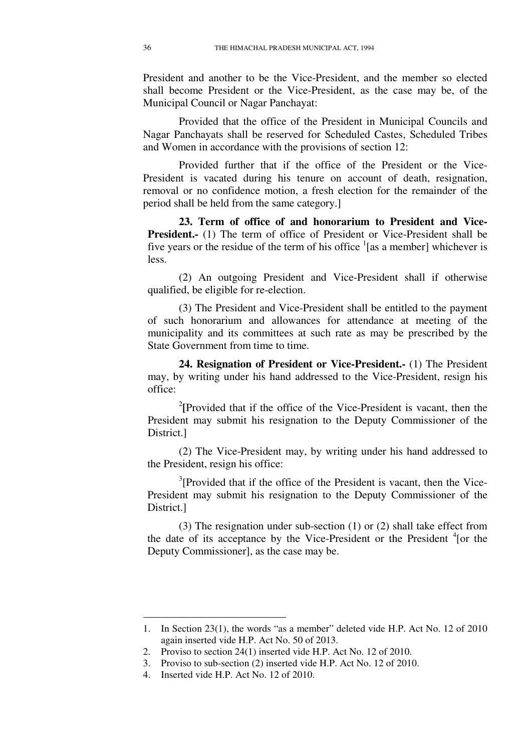President and another to be the Vice-President, and the member so elected shall become President or the Vice-President, as the case may be, of the Municipal Council or Nagar Panchayat:

Provided that the office of the President in Municipal Councils and Nagar Panchayats shall be reserved for Scheduled Castes, Scheduled Tribes and Women in accordance with the provisions of section 12:

Provided further that if the office of the President or the Vice-President is vacated during his tenure on account of death, resignation, removal or no confidence motion, a fresh election for the remainder of the period shall be held from the same category.]

**23. Term of office of and honorarium to President and Vice-President.-** (1) The term of office of President or Vice-President shall be five years or the residue of the term of his office [1][as a member] whichever is less.

(2) An outgoing President and Vice-President shall if otherwise qualified, be eligible for re-election.

(3) The President and Vice-President shall be entitled to the payment of such honorarium and allowances for attendance at meeting of the municipality and its committees at such rate as may be prescribed by the State Government from time to time.

**24. Resignation of President or Vice-President.-** (1) The President may, by writing under his hand addressed to the Vice-President, resign his office:

[2]**[**Provided that if the office of the Vice-President is vacant, then the President may submit his resignation to the Deputy Commissioner of the District.]

(2) The Vice-President may, by writing under his hand addressed to the President, resign his office:

[3][Provided that if the office of the President is vacant, then the Vice-President may submit his resignation to the Deputy Commissioner of the District.]

(3) The resignation under sub-section (1) or (2) shall take effect from the date of its acceptance by the Vice-President or the President [4][or the Deputy Commissioner], as the case may be.

---

1. In Section 23(1), the words "as a member" deleted vide H.P. Act No. 12 of 2010 again inserted vide H.P. Act No. 50 of 2013.
2. Proviso to section 24(1) inserted vide H.P. Act No. 12 of 2010.
3. Proviso to sub-section (2) inserted vide H.P. Act No. 12 of 2010.
4. Inserted vide H.P. Act No. 12 of 2010.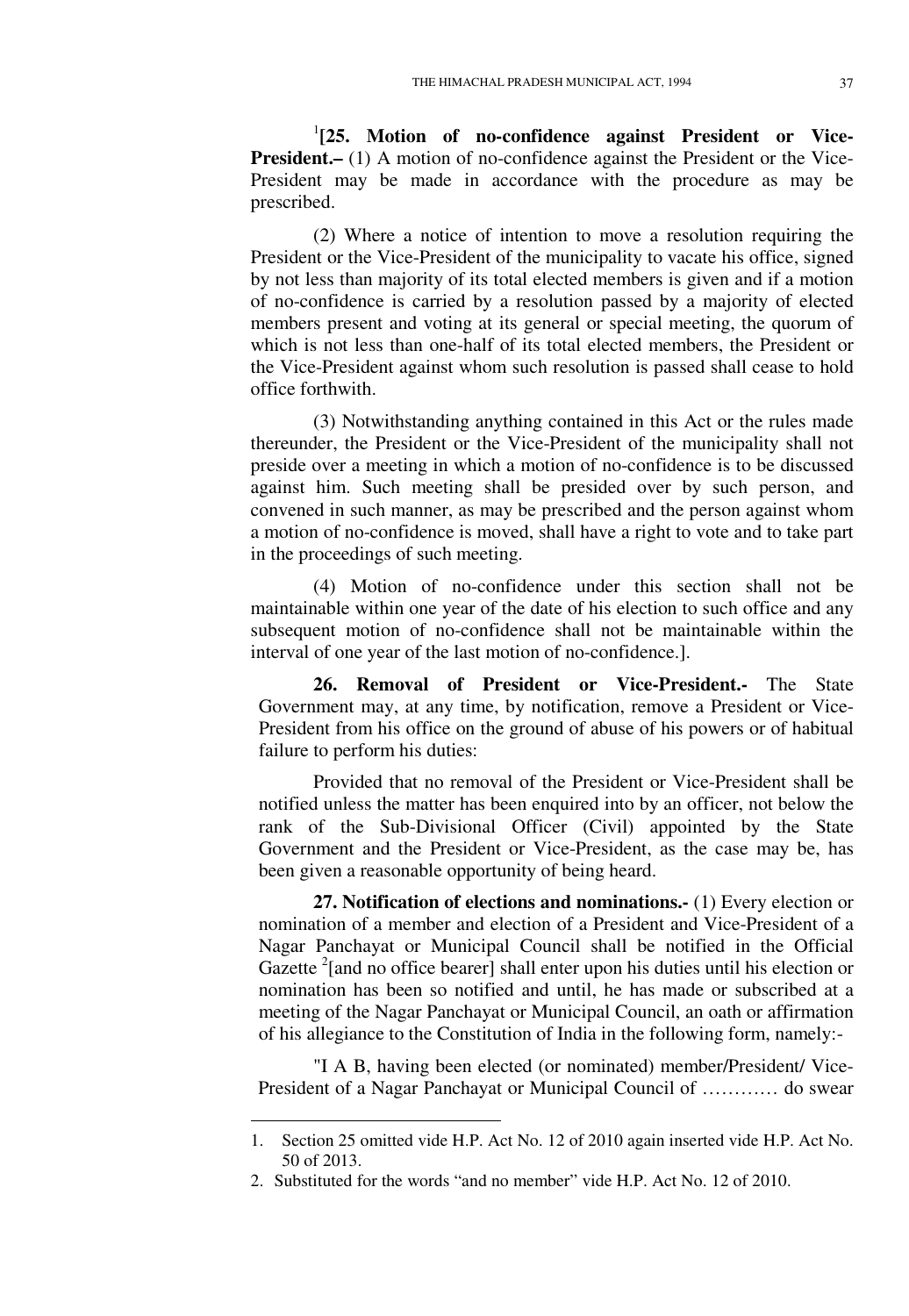[1][**25. Motion of no-confidence against President or Vice-President.–** (1) A motion of no-confidence against the President or the Vice-President may be made in accordance with the procedure as may be prescribed.

(2) Where a notice of intention to move a resolution requiring the President or the Vice-President of the municipality to vacate his office, signed by not less than majority of its total elected members is given and if a motion of no-confidence is carried by a resolution passed by a majority of elected members present and voting at its general or special meeting, the quorum of which is not less than one-half of its total elected members, the President or the Vice-President against whom such resolution is passed shall cease to hold office forthwith.

(3) Notwithstanding anything contained in this Act or the rules made thereunder, the President or the Vice-President of the municipality shall not preside over a meeting in which a motion of no-confidence is to be discussed against him. Such meeting shall be presided over by such person, and convened in such manner, as may be prescribed and the person against whom a motion of no-confidence is moved, shall have a right to vote and to take part in the proceedings of such meeting.

(4) Motion of no-confidence under this section shall not be maintainable within one year of the date of his election to such office and any subsequent motion of no-confidence shall not be maintainable within the interval of one year of the last motion of no-confidence.].

**26. Removal of President or Vice-President.-** The State Government may, at any time, by notification, remove a President or Vice-President from his office on the ground of abuse of his powers or of habitual failure to perform his duties:

Provided that no removal of the President or Vice-President shall be notified unless the matter has been enquired into by an officer, not below the rank of the Sub-Divisional Officer (Civil) appointed by the State Government and the President or Vice-President, as the case may be, has been given a reasonable opportunity of being heard.

**27. Notification of elections and nominations.-** (1) Every election or nomination of a member and election of a President and Vice-President of a Nagar Panchayat or Municipal Council shall be notified in the Official Gazette [2][and no office bearer] shall enter upon his duties until his election or nomination has been so notified and until, he has made or subscribed at a meeting of the Nagar Panchayat or Municipal Council, an oath or affirmation of his allegiance to the Constitution of India in the following form, namely:-

"I A B, having been elected (or nominated) member/President/ Vice-President of a Nagar Panchayat or Municipal Council of ………… do swear

---

1. Section 25 omitted vide H.P. Act No. 12 of 2010 again inserted vide H.P. Act No. 50 of 2013.
2. Substituted for the words "and no member" vide H.P. Act No. 12 of 2010.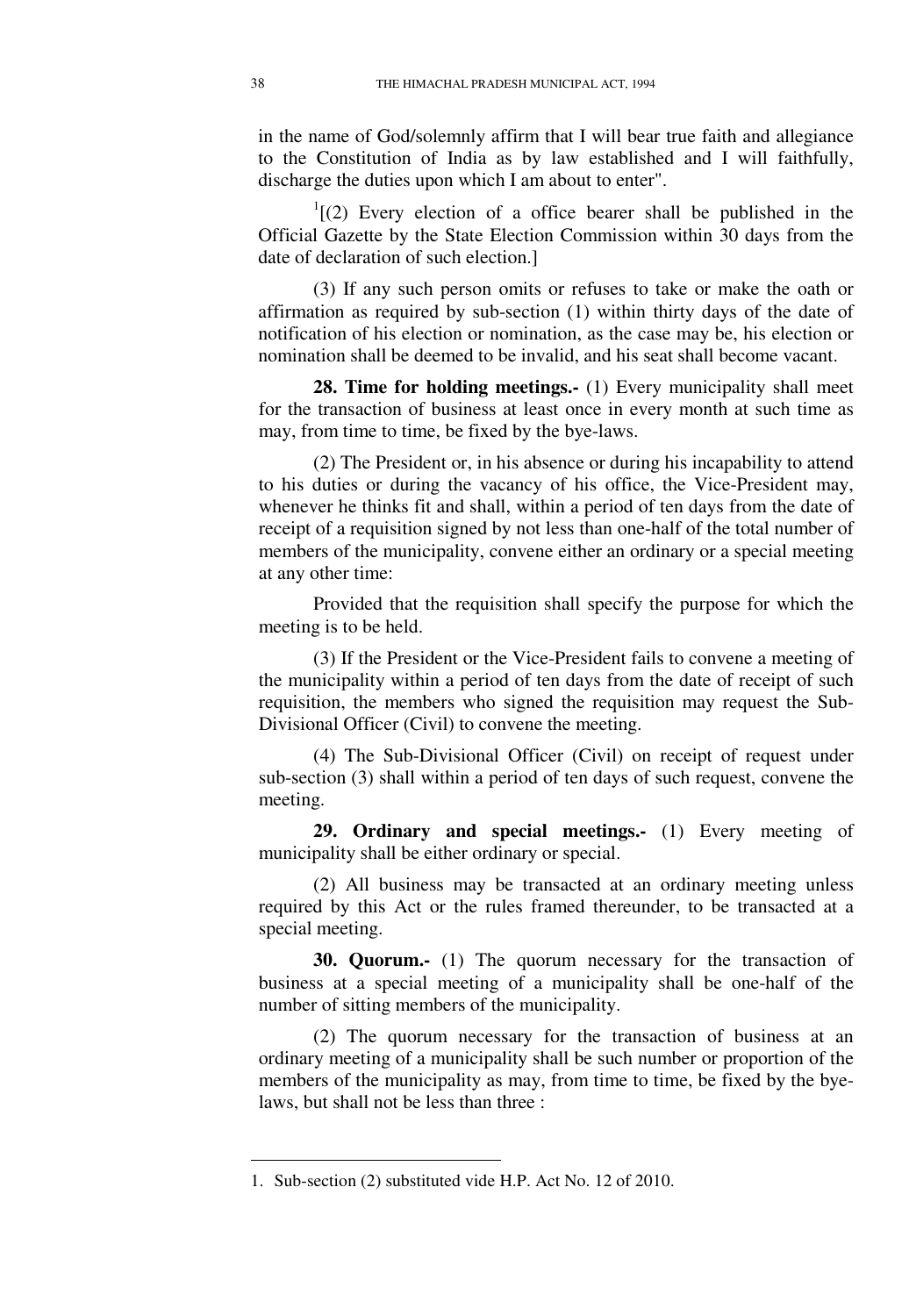in the name of God/solemnly affirm that I will bear true faith and allegiance to the Constitution of India as by law established and I will faithfully, discharge the duties upon which I am about to enter".

[1][(2) Every election of a office bearer shall be published in the Official Gazette by the State Election Commission within 30 days from the date of declaration of such election.]

(3) If any such person omits or refuses to take or make the oath or affirmation as required by sub-section (1) within thirty days of the date of notification of his election or nomination, as the case may be, his election or nomination shall be deemed to be invalid, and his seat shall become vacant.

**28. Time for holding meetings.-** (1) Every municipality shall meet for the transaction of business at least once in every month at such time as may, from time to time, be fixed by the bye-laws.

(2) The President or, in his absence or during his incapability to attend to his duties or during the vacancy of his office, the Vice-President may, whenever he thinks fit and shall, within a period of ten days from the date of receipt of a requisition signed by not less than one-half of the total number of members of the municipality, convene either an ordinary or a special meeting at any other time:

Provided that the requisition shall specify the purpose for which the meeting is to be held.

(3) If the President or the Vice-President fails to convene a meeting of the municipality within a period of ten days from the date of receipt of such requisition, the members who signed the requisition may request the Sub-Divisional Officer (Civil) to convene the meeting.

(4) The Sub-Divisional Officer (Civil) on receipt of request under sub-section (3) shall within a period of ten days of such request, convene the meeting.

**29. Ordinary and special meetings.-** (1) Every meeting of municipality shall be either ordinary or special.

(2) All business may be transacted at an ordinary meeting unless required by this Act or the rules framed thereunder, to be transacted at a special meeting.

**30. Quorum.-** (1) The quorum necessary for the transaction of business at a special meeting of a municipality shall be one-half of the number of sitting members of the municipality.

(2) The quorum necessary for the transaction of business at an ordinary meeting of a municipality shall be such number or proportion of the members of the municipality as may, from time to time, be fixed by the bye-laws, but shall not be less than three :

---

1. Sub-section (2) substituted vide H.P. Act No. 12 of 2010.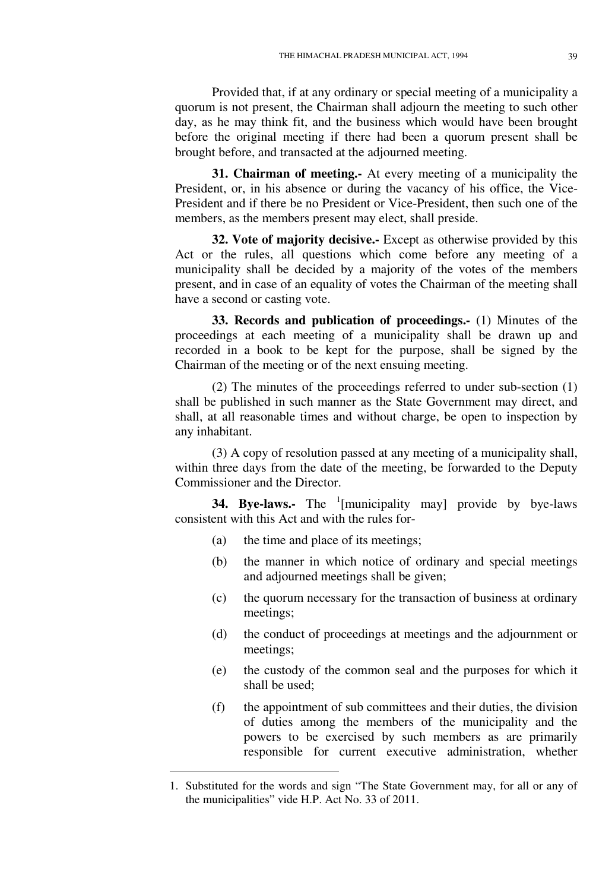Provided that, if at any ordinary or special meeting of a municipality a quorum is not present, the Chairman shall adjourn the meeting to such other day, as he may think fit, and the business which would have been brought before the original meeting if there had been a quorum present shall be brought before, and transacted at the adjourned meeting.

**31. Chairman of meeting.-** At every meeting of a municipality the President, or, in his absence or during the vacancy of his office, the Vice-President and if there be no President or Vice-President, then such one of the members, as the members present may elect, shall preside.

**32. Vote of majority decisive.-** Except as otherwise provided by this Act or the rules, all questions which come before any meeting of a municipality shall be decided by a majority of the votes of the members present, and in case of an equality of votes the Chairman of the meeting shall have a second or casting vote.

**33. Records and publication of proceedings.-** (1) Minutes of the proceedings at each meeting of a municipality shall be drawn up and recorded in a book to be kept for the purpose, shall be signed by the Chairman of the meeting or of the next ensuing meeting.

(2) The minutes of the proceedings referred to under sub-section (1) shall be published in such manner as the State Government may direct, and shall, at all reasonable times and without charge, be open to inspection by any inhabitant.

(3) A copy of resolution passed at any meeting of a municipality shall, within three days from the date of the meeting, be forwarded to the Deputy Commissioner and the Director.

**34. Bye-laws.-** The [1][municipality may] provide by bye-laws consistent with this Act and with the rules for-

(a) the time and place of its meetings;

(b) the manner in which notice of ordinary and special meetings and adjourned meetings shall be given;

(c) the quorum necessary for the transaction of business at ordinary meetings;

(d) the conduct of proceedings at meetings and the adjournment or meetings;

(e) the custody of the common seal and the purposes for which it shall be used;

(f) the appointment of sub committees and their duties, the division of duties among the members of the municipality and the powers to be exercised by such members as are primarily responsible for current executive administration, whether

---

1. Substituted for the words and sign "The State Government may, for all or any of the municipalities" vide H.P. Act No. 33 of 2011.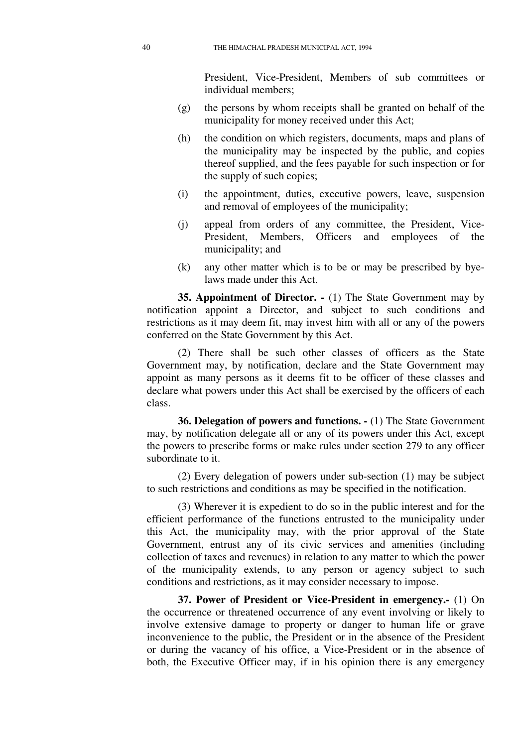President, Vice-President, Members of sub committees or individual members;

(g) the persons by whom receipts shall be granted on behalf of the municipality for money received under this Act;

(h) the condition on which registers, documents, maps and plans of the municipality may be inspected by the public, and copies thereof supplied, and the fees payable for such inspection or for the supply of such copies;

(i) the appointment, duties, executive powers, leave, suspension and removal of employees of the municipality;

(j) appeal from orders of any committee, the President, Vice-President, Members, Officers and employees of the municipality; and

(k) any other matter which is to be or may be prescribed by bye-laws made under this Act.

**35. Appointment of Director. -** (1) The State Government may by notification appoint a Director, and subject to such conditions and restrictions as it may deem fit, may invest him with all or any of the powers conferred on the State Government by this Act.

(2) There shall be such other classes of officers as the State Government may, by notification, declare and the State Government may appoint as many persons as it deems fit to be officer of these classes and declare what powers under this Act shall be exercised by the officers of each class.

**36. Delegation of powers and functions. -** (1) The State Government may, by notification delegate all or any of its powers under this Act, except the powers to prescribe forms or make rules under section 279 to any officer subordinate to it.

(2) Every delegation of powers under sub-section (1) may be subject to such restrictions and conditions as may be specified in the notification.

(3) Wherever it is expedient to do so in the public interest and for the efficient performance of the functions entrusted to the municipality under this Act, the municipality may, with the prior approval of the State Government, entrust any of its civic services and amenities (including collection of taxes and revenues) in relation to any matter to which the power of the municipality extends, to any person or agency subject to such conditions and restrictions, as it may consider necessary to impose.

**37. Power of President or Vice-President in emergency.-** (1) On the occurrence or threatened occurrence of any event involving or likely to involve extensive damage to property or danger to human life or grave inconvenience to the public, the President or in the absence of the President or during the vacancy of his office, a Vice-President or in the absence of both, the Executive Officer may, if in his opinion there is any emergency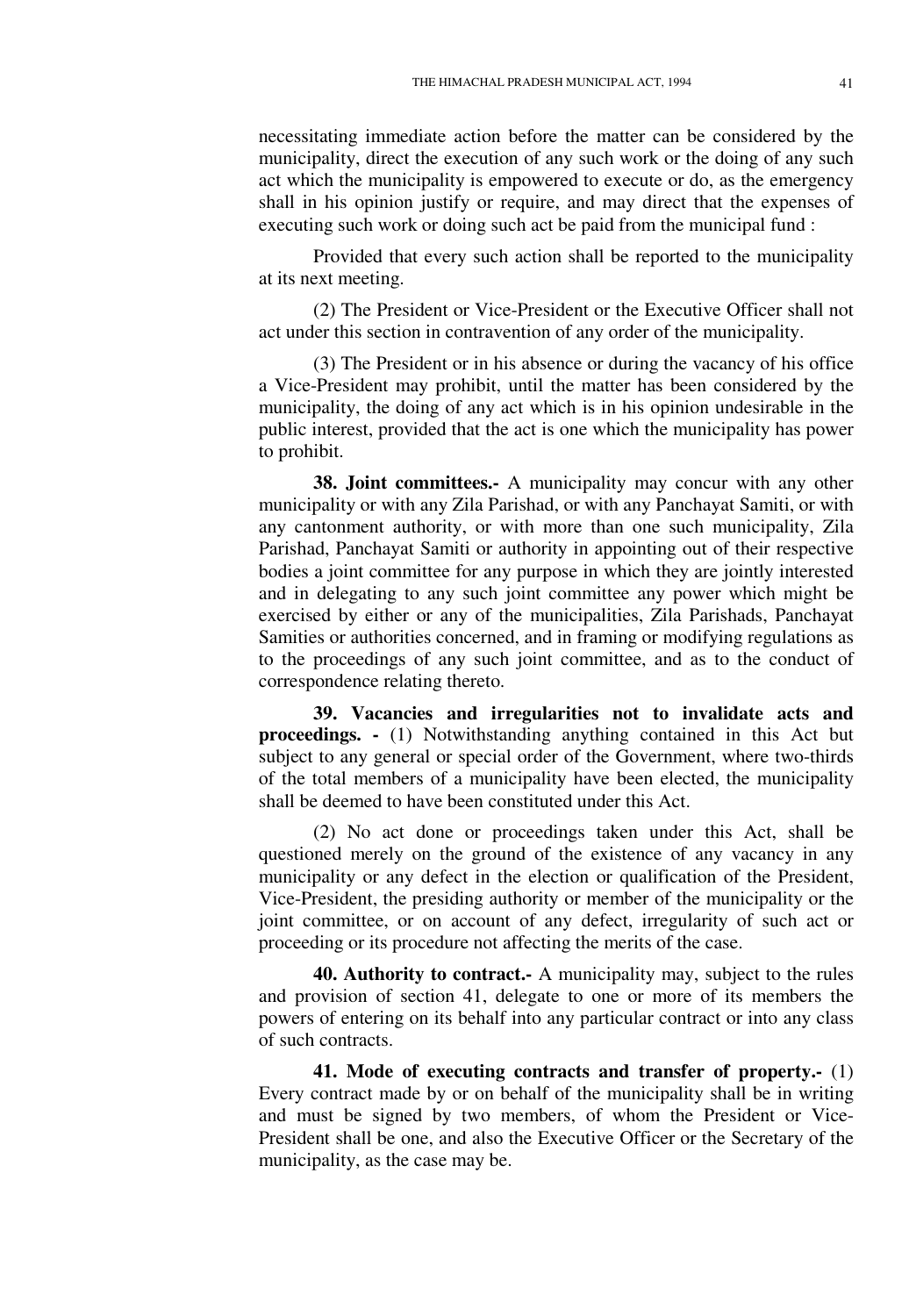necessitating immediate action before the matter can be considered by the municipality, direct the execution of any such work or the doing of any such act which the municipality is empowered to execute or do, as the emergency shall in his opinion justify or require, and may direct that the expenses of executing such work or doing such act be paid from the municipal fund :

Provided that every such action shall be reported to the municipality at its next meeting.

(2) The President or Vice-President or the Executive Officer shall not act under this section in contravention of any order of the municipality.

(3) The President or in his absence or during the vacancy of his office a Vice-President may prohibit, until the matter has been considered by the municipality, the doing of any act which is in his opinion undesirable in the public interest, provided that the act is one which the municipality has power to prohibit.

**38. Joint committees.-** A municipality may concur with any other municipality or with any Zila Parishad, or with any Panchayat Samiti, or with any cantonment authority, or with more than one such municipality, Zila Parishad, Panchayat Samiti or authority in appointing out of their respective bodies a joint committee for any purpose in which they are jointly interested and in delegating to any such joint committee any power which might be exercised by either or any of the municipalities, Zila Parishads, Panchayat Samities or authorities concerned, and in framing or modifying regulations as to the proceedings of any such joint committee, and as to the conduct of correspondence relating thereto.

**39. Vacancies and irregularities not to invalidate acts and proceedings. -** (1) Notwithstanding anything contained in this Act but subject to any general or special order of the Government, where two-thirds of the total members of a municipality have been elected, the municipality shall be deemed to have been constituted under this Act.

(2) No act done or proceedings taken under this Act, shall be questioned merely on the ground of the existence of any vacancy in any municipality or any defect in the election or qualification of the President, Vice-President, the presiding authority or member of the municipality or the joint committee, or on account of any defect, irregularity of such act or proceeding or its procedure not affecting the merits of the case.

**40. Authority to contract.-** A municipality may, subject to the rules and provision of section 41, delegate to one or more of its members the powers of entering on its behalf into any particular contract or into any class of such contracts.

**41. Mode of executing contracts and transfer of property.-** (1) Every contract made by or on behalf of the municipality shall be in writing and must be signed by two members, of whom the President or Vice-President shall be one, and also the Executive Officer or the Secretary of the municipality, as the case may be.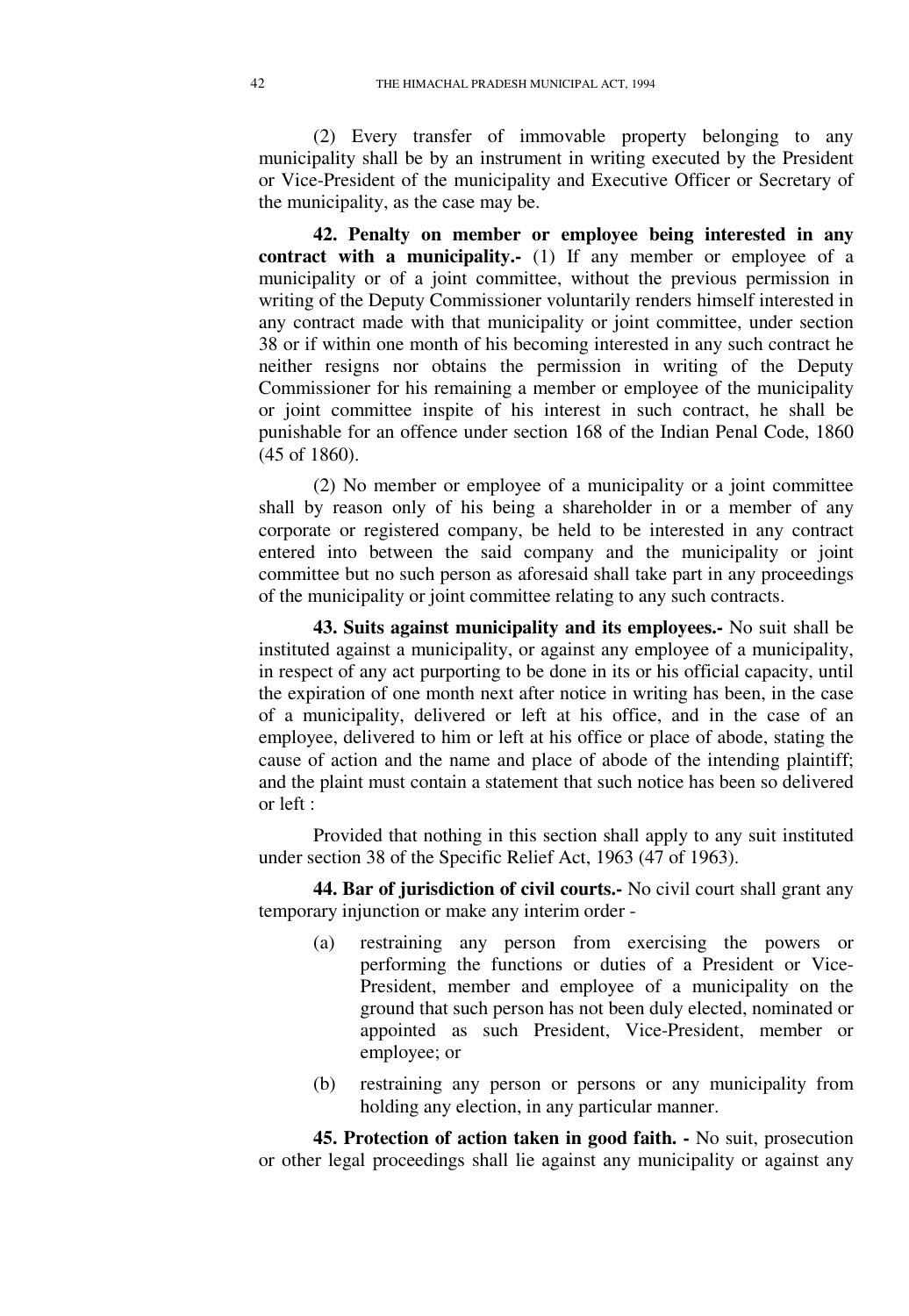(2) Every transfer of immovable property belonging to any municipality shall be by an instrument in writing executed by the President or Vice-President of the municipality and Executive Officer or Secretary of the municipality, as the case may be.

**42. Penalty on member or employee being interested in any contract with a municipality.-** (1) If any member or employee of a municipality or of a joint committee, without the previous permission in writing of the Deputy Commissioner voluntarily renders himself interested in any contract made with that municipality or joint committee, under section 38 or if within one month of his becoming interested in any such contract he neither resigns nor obtains the permission in writing of the Deputy Commissioner for his remaining a member or employee of the municipality or joint committee inspite of his interest in such contract, he shall be punishable for an offence under section 168 of the Indian Penal Code, 1860 (45 of 1860).

(2) No member or employee of a municipality or a joint committee shall by reason only of his being a shareholder in or a member of any corporate or registered company, be held to be interested in any contract entered into between the said company and the municipality or joint committee but no such person as aforesaid shall take part in any proceedings of the municipality or joint committee relating to any such contracts.

**43. Suits against municipality and its employees.-** No suit shall be instituted against a municipality, or against any employee of a municipality, in respect of any act purporting to be done in its or his official capacity, until the expiration of one month next after notice in writing has been, in the case of a municipality, delivered or left at his office, and in the case of an employee, delivered to him or left at his office or place of abode, stating the cause of action and the name and place of abode of the intending plaintiff; and the plaint must contain a statement that such notice has been so delivered or left :

Provided that nothing in this section shall apply to any suit instituted under section 38 of the Specific Relief Act, 1963 (47 of 1963).

**44. Bar of jurisdiction of civil courts.-** No civil court shall grant any temporary injunction or make any interim order -

(a) restraining any person from exercising the powers or performing the functions or duties of a President or Vice-President, member and employee of a municipality on the ground that such person has not been duly elected, nominated or appointed as such President, Vice-President, member or employee; or

(b) restraining any person or persons or any municipality from holding any election, in any particular manner.

**45. Protection of action taken in good faith. -** No suit, prosecution or other legal proceedings shall lie against any municipality or against any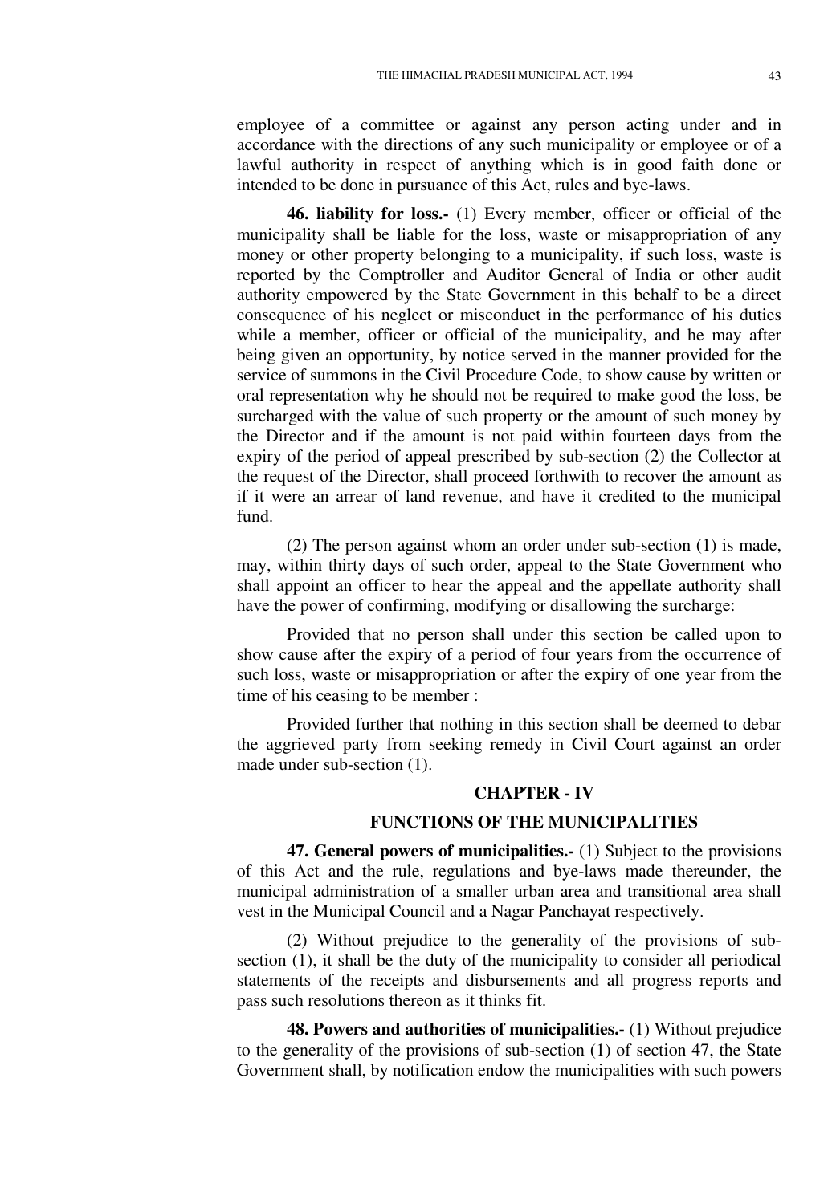employee of a committee or against any person acting under and in accordance with the directions of any such municipality or employee or of a lawful authority in respect of anything which is in good faith done or intended to be done in pursuance of this Act, rules and bye-laws.

**46. liability for loss.-** (1) Every member, officer or official of the municipality shall be liable for the loss, waste or misappropriation of any money or other property belonging to a municipality, if such loss, waste is reported by the Comptroller and Auditor General of India or other audit authority empowered by the State Government in this behalf to be a direct consequence of his neglect or misconduct in the performance of his duties while a member, officer or official of the municipality, and he may after being given an opportunity, by notice served in the manner provided for the service of summons in the Civil Procedure Code, to show cause by written or oral representation why he should not be required to make good the loss, be surcharged with the value of such property or the amount of such money by the Director and if the amount is not paid within fourteen days from the expiry of the period of appeal prescribed by sub-section (2) the Collector at the request of the Director, shall proceed forthwith to recover the amount as if it were an arrear of land revenue, and have it credited to the municipal fund.

(2) The person against whom an order under sub-section (1) is made, may, within thirty days of such order, appeal to the State Government who shall appoint an officer to hear the appeal and the appellate authority shall have the power of confirming, modifying or disallowing the surcharge:

Provided that no person shall under this section be called upon to show cause after the expiry of a period of four years from the occurrence of such loss, waste or misappropriation or after the expiry of one year from the time of his ceasing to be member :

Provided further that nothing in this section shall be deemed to debar the aggrieved party from seeking remedy in Civil Court against an order made under sub-section (1).

## CHAPTER - IV

## FUNCTIONS OF THE MUNICIPALITIES

**47. General powers of municipalities.-** (1) Subject to the provisions of this Act and the rule, regulations and bye-laws made thereunder, the municipal administration of a smaller urban area and transitional area shall vest in the Municipal Council and a Nagar Panchayat respectively.

(2) Without prejudice to the generality of the provisions of sub-section (1), it shall be the duty of the municipality to consider all periodical statements of the receipts and disbursements and all progress reports and pass such resolutions thereon as it thinks fit.

**48. Powers and authorities of municipalities.-** (1) Without prejudice to the generality of the provisions of sub-section (1) of section 47, the State Government shall, by notification endow the municipalities with such powers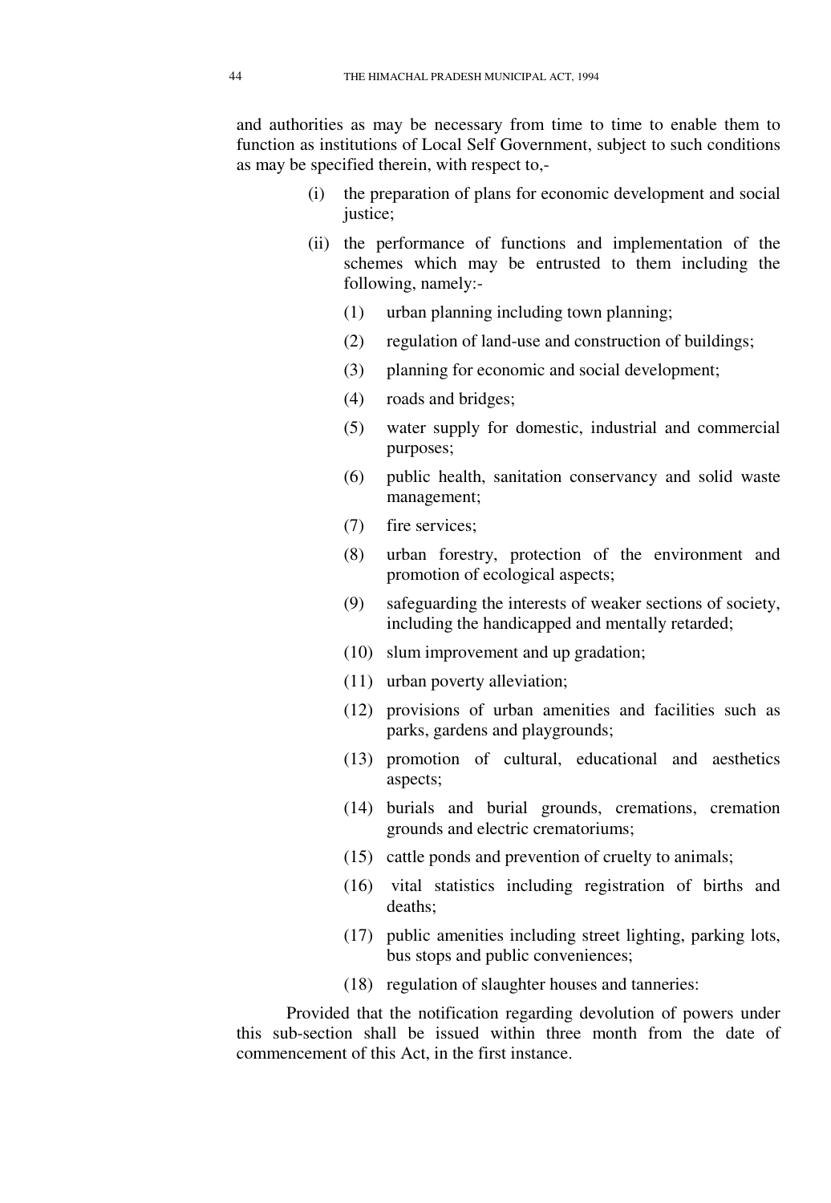and authorities as may be necessary from time to time to enable them to function as institutions of Local Self Government, subject to such conditions as may be specified therein, with respect to,-

- (i) the preparation of plans for economic development and social justice;
- (ii) the performance of functions and implementation of the schemes which may be entrusted to them including the following, namely:-
  - (1) urban planning including town planning;
  - (2) regulation of land-use and construction of buildings;
  - (3) planning for economic and social development;
  - (4) roads and bridges;
  - (5) water supply for domestic, industrial and commercial purposes;
  - (6) public health, sanitation conservancy and solid waste management;
  - (7) fire services;
  - (8) urban forestry, protection of the environment and promotion of ecological aspects;
  - (9) safeguarding the interests of weaker sections of society, including the handicapped and mentally retarded;
  - (10) slum improvement and up gradation;
  - (11) urban poverty alleviation;
  - (12) provisions of urban amenities and facilities such as parks, gardens and playgrounds;
  - (13) promotion of cultural, educational and aesthetics aspects;
  - (14) burials and burial grounds, cremations, cremation grounds and electric crematoriums;
  - (15) cattle ponds and prevention of cruelty to animals;
  - (16) vital statistics including registration of births and deaths;
  - (17) public amenities including street lighting, parking lots, bus stops and public conveniences;
  - (18) regulation of slaughter houses and tanneries:

Provided that the notification regarding devolution of powers under this sub-section shall be issued within three month from the date of commencement of this Act, in the first instance.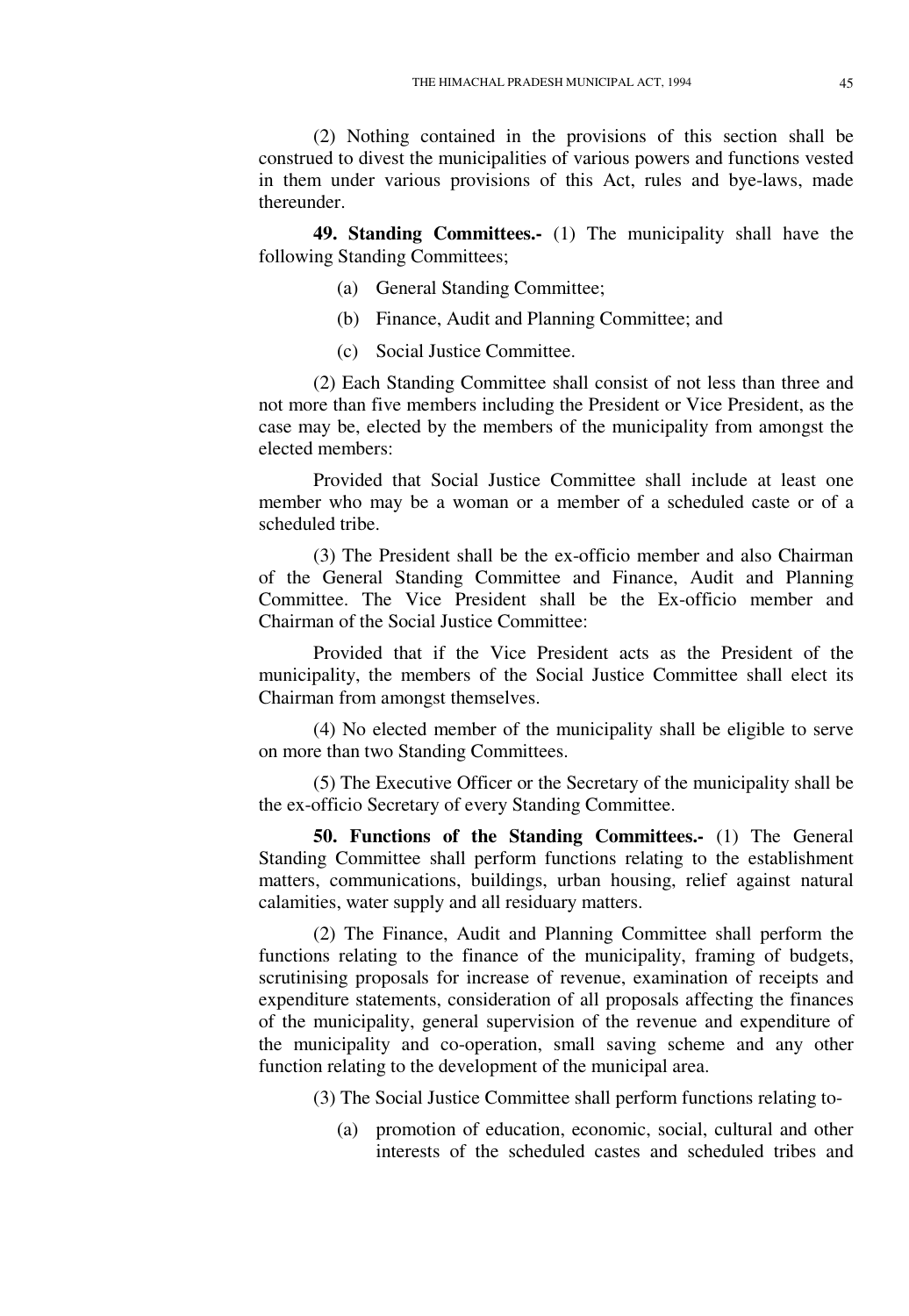(2) Nothing contained in the provisions of this section shall be construed to divest the municipalities of various powers and functions vested in them under various provisions of this Act, rules and bye-laws, made thereunder.

**49. Standing Committees.-** (1) The municipality shall have the following Standing Committees;

(a) General Standing Committee;

(b) Finance, Audit and Planning Committee; and

(c) Social Justice Committee.

(2) Each Standing Committee shall consist of not less than three and not more than five members including the President or Vice President, as the case may be, elected by the members of the municipality from amongst the elected members:

Provided that Social Justice Committee shall include at least one member who may be a woman or a member of a scheduled caste or of a scheduled tribe.

(3) The President shall be the ex-officio member and also Chairman of the General Standing Committee and Finance, Audit and Planning Committee. The Vice President shall be the Ex-officio member and Chairman of the Social Justice Committee:

Provided that if the Vice President acts as the President of the municipality, the members of the Social Justice Committee shall elect its Chairman from amongst themselves.

(4) No elected member of the municipality shall be eligible to serve on more than two Standing Committees.

(5) The Executive Officer or the Secretary of the municipality shall be the ex-officio Secretary of every Standing Committee.

**50. Functions of the Standing Committees.-** (1) The General Standing Committee shall perform functions relating to the establishment matters, communications, buildings, urban housing, relief against natural calamities, water supply and all residuary matters.

(2) The Finance, Audit and Planning Committee shall perform the functions relating to the finance of the municipality, framing of budgets, scrutinising proposals for increase of revenue, examination of receipts and expenditure statements, consideration of all proposals affecting the finances of the municipality, general supervision of the revenue and expenditure of the municipality and co-operation, small saving scheme and any other function relating to the development of the municipal area.

(3) The Social Justice Committee shall perform functions relating to-

(a) promotion of education, economic, social, cultural and other interests of the scheduled castes and scheduled tribes and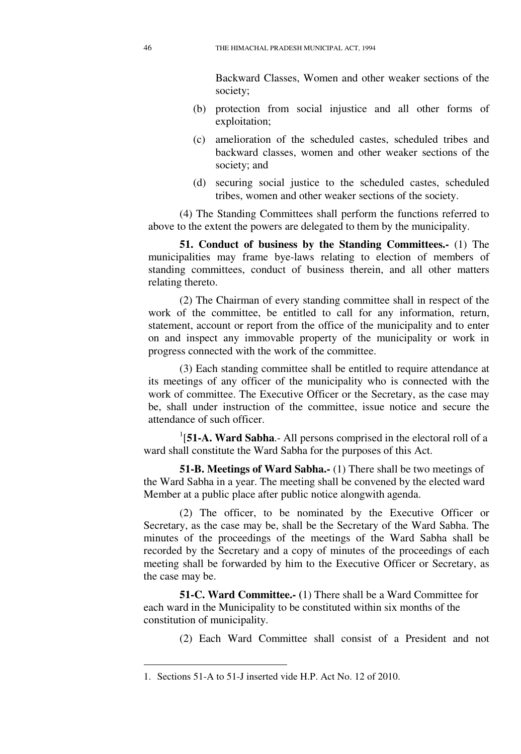Backward Classes, Women and other weaker sections of the society;

(b) protection from social injustice and all other forms of exploitation;

(c) amelioration of the scheduled castes, scheduled tribes and backward classes, women and other weaker sections of the society; and

(d) securing social justice to the scheduled castes, scheduled tribes, women and other weaker sections of the society.

(4) The Standing Committees shall perform the functions referred to above to the extent the powers are delegated to them by the municipality.

**51. Conduct of business by the Standing Committees.-** (1) The municipalities may frame bye-laws relating to election of members of standing committees, conduct of business therein, and all other matters relating thereto.

(2) The Chairman of every standing committee shall in respect of the work of the committee, be entitled to call for any information, return, statement, account or report from the office of the municipality and to enter on and inspect any immovable property of the municipality or work in progress connected with the work of the committee.

(3) Each standing committee shall be entitled to require attendance at its meetings of any officer of the municipality who is connected with the work of committee. The Executive Officer or the Secretary, as the case may be, shall under instruction of the committee, issue notice and secure the attendance of such officer.

[1][**51-A. Ward Sabha**.- All persons comprised in the electoral roll of a ward shall constitute the Ward Sabha for the purposes of this Act.

**51-B. Meetings of Ward Sabha.-** (1) There shall be two meetings of the Ward Sabha in a year. The meeting shall be convened by the elected ward Member at a public place after public notice alongwith agenda.

(2) The officer, to be nominated by the Executive Officer or Secretary, as the case may be, shall be the Secretary of the Ward Sabha. The minutes of the proceedings of the meetings of the Ward Sabha shall be recorded by the Secretary and a copy of minutes of the proceedings of each meeting shall be forwarded by him to the Executive Officer or Secretary, as the case may be.

**51-C. Ward Committee.- (**1) There shall be a Ward Committee for each ward in the Municipality to be constituted within six months of the constitution of municipality.

(2) Each Ward Committee shall consist of a President and not

---

1. Sections 51-A to 51-J inserted vide H.P. Act No. 12 of 2010.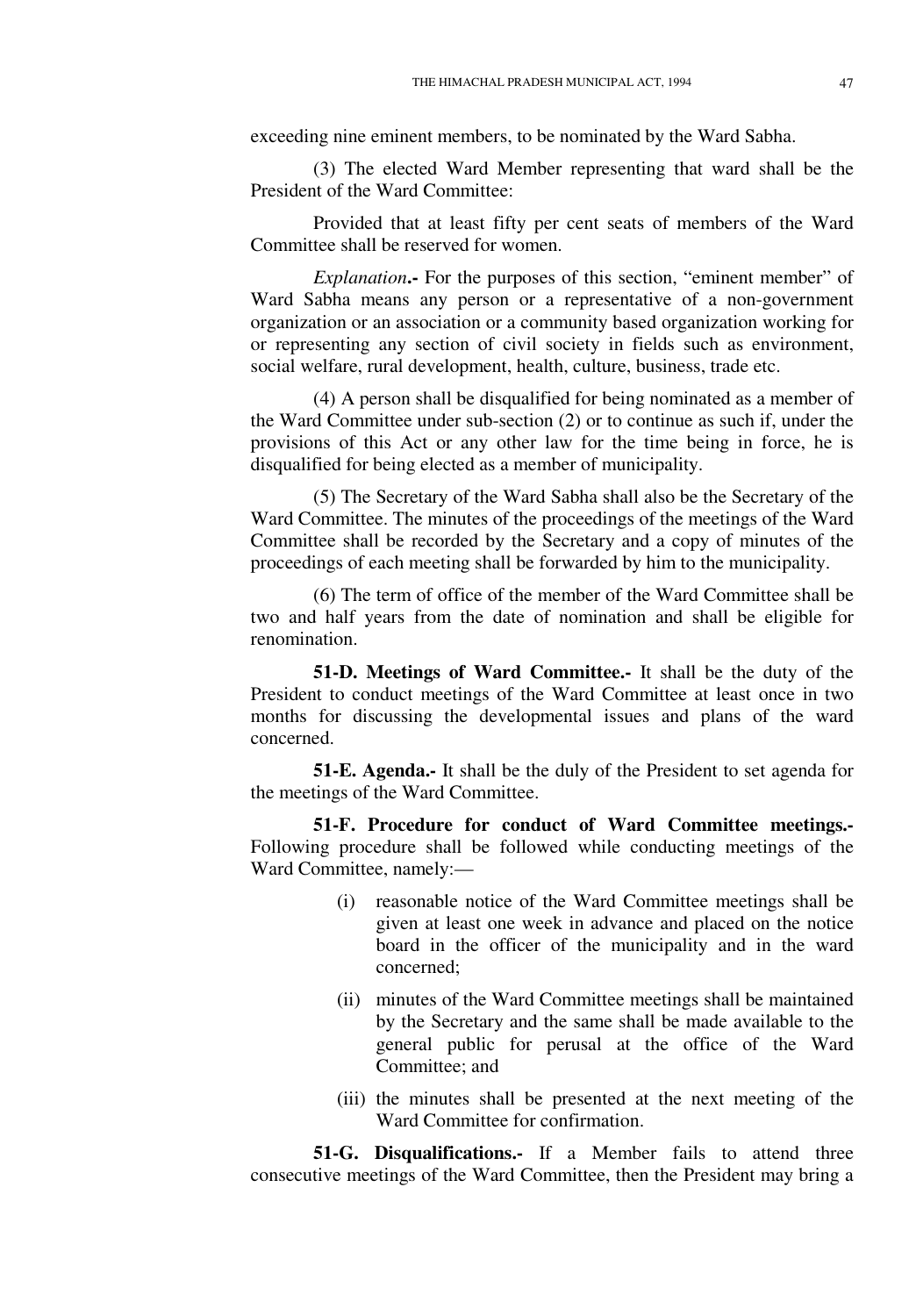exceeding nine eminent members, to be nominated by the Ward Sabha.

(3) The elected Ward Member representing that ward shall be the President of the Ward Committee:

Provided that at least fifty per cent seats of members of the Ward Committee shall be reserved for women.

*Explanation***.-** For the purposes of this section, "eminent member" of Ward Sabha means any person or a representative of a non-government organization or an association or a community based organization working for or representing any section of civil society in fields such as environment, social welfare, rural development, health, culture, business, trade etc.

(4) A person shall be disqualified for being nominated as a member of the Ward Committee under sub-section (2) or to continue as such if, under the provisions of this Act or any other law for the time being in force, he is disqualified for being elected as a member of municipality.

(5) The Secretary of the Ward Sabha shall also be the Secretary of the Ward Committee. The minutes of the proceedings of the meetings of the Ward Committee shall be recorded by the Secretary and a copy of minutes of the proceedings of each meeting shall be forwarded by him to the municipality.

(6) The term of office of the member of the Ward Committee shall be two and half years from the date of nomination and shall be eligible for renomination.

**51-D. Meetings of Ward Committee.-** It shall be the duty of the President to conduct meetings of the Ward Committee at least once in two months for discussing the developmental issues and plans of the ward concerned.

**51-E. Agenda.-** It shall be the duly of the President to set agenda for the meetings of the Ward Committee.

**51-F. Procedure for conduct of Ward Committee meetings.-** Following procedure shall be followed while conducting meetings of the Ward Committee, namely:—

(i) reasonable notice of the Ward Committee meetings shall be given at least one week in advance and placed on the notice board in the officer of the municipality and in the ward concerned;

(ii) minutes of the Ward Committee meetings shall be maintained by the Secretary and the same shall be made available to the general public for perusal at the office of the Ward Committee; and

(iii) the minutes shall be presented at the next meeting of the Ward Committee for confirmation.

**51-G. Disqualifications.-** If a Member fails to attend three consecutive meetings of the Ward Committee, then the President may bring a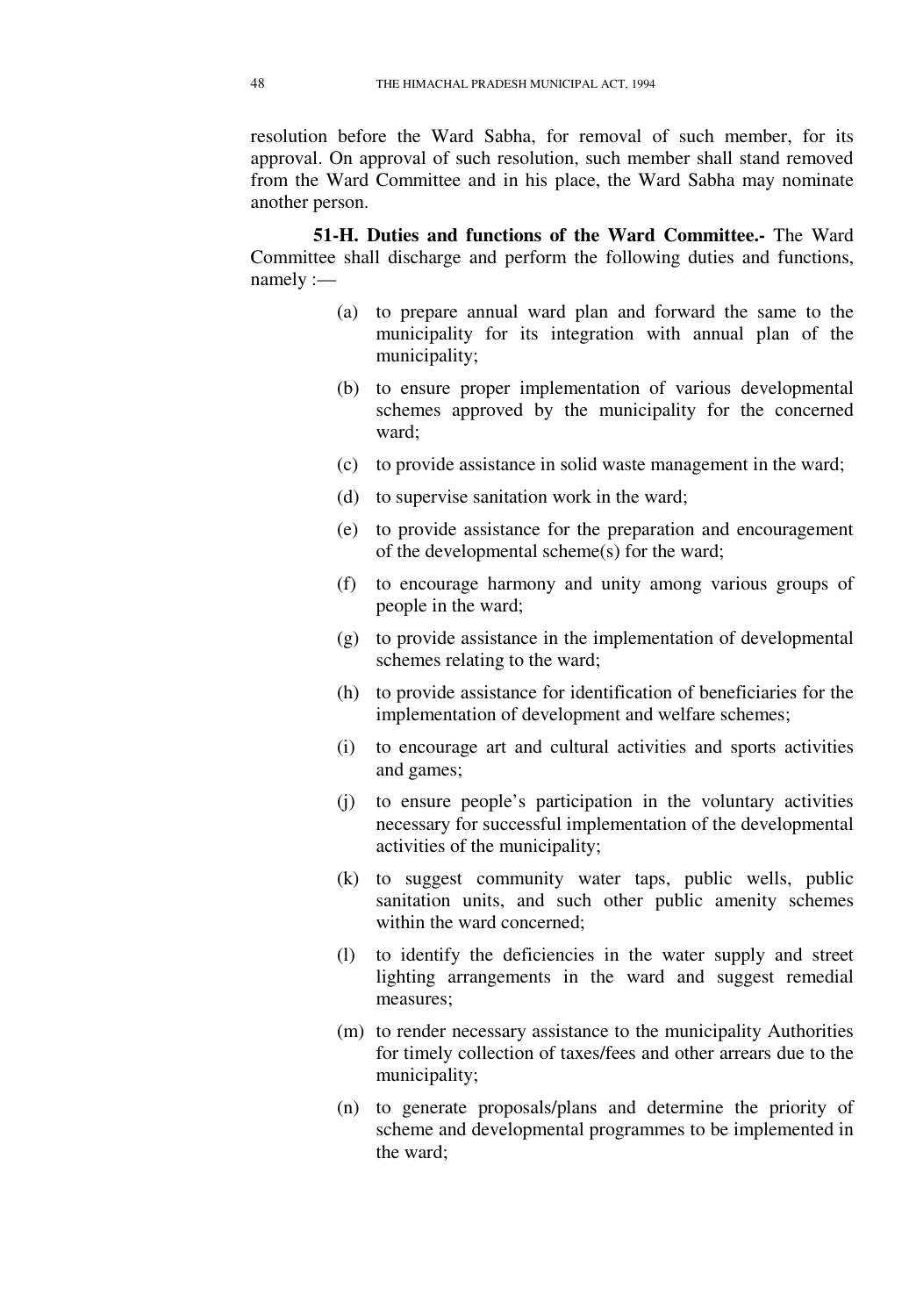resolution before the Ward Sabha, for removal of such member, for its approval. On approval of such resolution, such member shall stand removed from the Ward Committee and in his place, the Ward Sabha may nominate another person.

**51-H. Duties and functions of the Ward Committee.-** The Ward Committee shall discharge and perform the following duties and functions, namely :—

(a) to prepare annual ward plan and forward the same to the municipality for its integration with annual plan of the municipality;

(b) to ensure proper implementation of various developmental schemes approved by the municipality for the concerned ward;

(c) to provide assistance in solid waste management in the ward;

(d) to supervise sanitation work in the ward;

(e) to provide assistance for the preparation and encouragement of the developmental scheme(s) for the ward;

(f) to encourage harmony and unity among various groups of people in the ward;

(g) to provide assistance in the implementation of developmental schemes relating to the ward;

(h) to provide assistance for identification of beneficiaries for the implementation of development and welfare schemes;

(i) to encourage art and cultural activities and sports activities and games;

(j) to ensure people's participation in the voluntary activities necessary for successful implementation of the developmental activities of the municipality;

(k) to suggest community water taps, public wells, public sanitation units, and such other public amenity schemes within the ward concerned;

(l) to identify the deficiencies in the water supply and street lighting arrangements in the ward and suggest remedial measures;

(m) to render necessary assistance to the municipality Authorities for timely collection of taxes/fees and other arrears due to the municipality;

(n) to generate proposals/plans and determine the priority of scheme and developmental programmes to be implemented in the ward;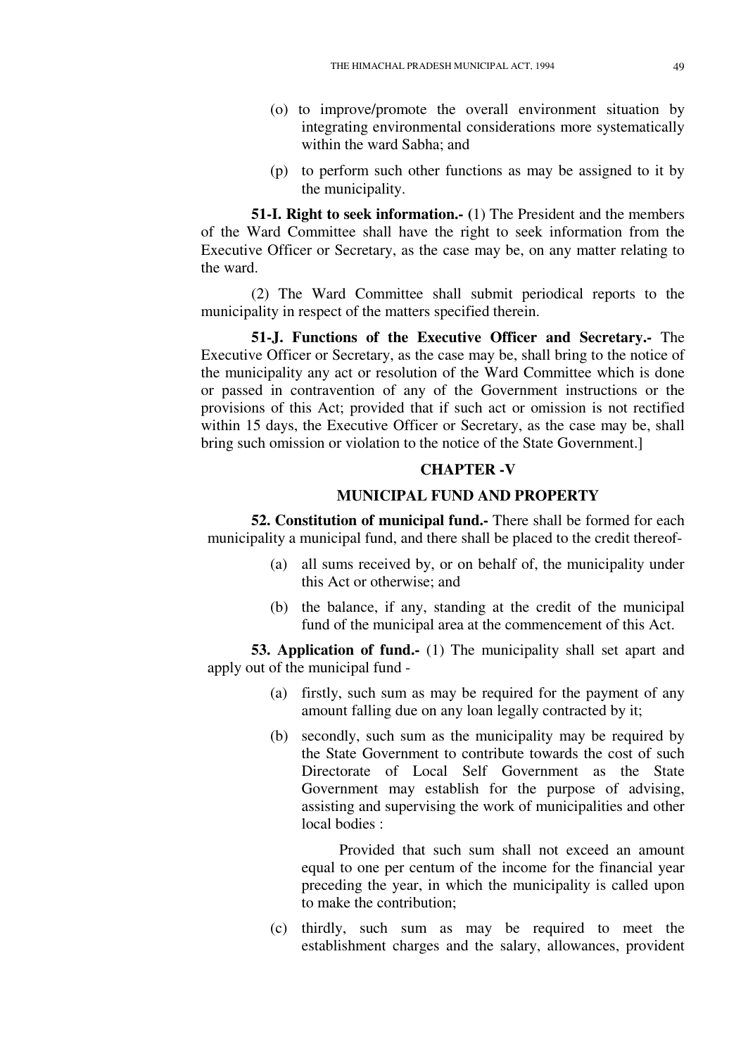(o) to improve/promote the overall environment situation by integrating environmental considerations more systematically within the ward Sabha; and

(p) to perform such other functions as may be assigned to it by the municipality.

**51-I. Right to seek information.-** (1) The President and the members of the Ward Committee shall have the right to seek information from the Executive Officer or Secretary, as the case may be, on any matter relating to the ward.

(2) The Ward Committee shall submit periodical reports to the municipality in respect of the matters specified therein.

**51-J. Functions of the Executive Officer and Secretary.-** The Executive Officer or Secretary, as the case may be, shall bring to the notice of the municipality any act or resolution of the Ward Committee which is done or passed in contravention of any of the Government instructions or the provisions of this Act; provided that if such act or omission is not rectified within 15 days, the Executive Officer or Secretary, as the case may be, shall bring such omission or violation to the notice of the State Government.]

## CHAPTER -V

## MUNICIPAL FUND AND PROPERTY

**52. Constitution of municipal fund.-** There shall be formed for each municipality a municipal fund, and there shall be placed to the credit thereof-

(a) all sums received by, or on behalf of, the municipality under this Act or otherwise; and

(b) the balance, if any, standing at the credit of the municipal fund of the municipal area at the commencement of this Act.

**53. Application of fund.-** (1) The municipality shall set apart and apply out of the municipal fund -

(a) firstly, such sum as may be required for the payment of any amount falling due on any loan legally contracted by it;

(b) secondly, such sum as the municipality may be required by the State Government to contribute towards the cost of such Directorate of Local Self Government as the State Government may establish for the purpose of advising, assisting and supervising the work of municipalities and other local bodies :

Provided that such sum shall not exceed an amount equal to one per centum of the income for the financial year preceding the year, in which the municipality is called upon to make the contribution;

(c) thirdly, such sum as may be required to meet the establishment charges and the salary, allowances, provident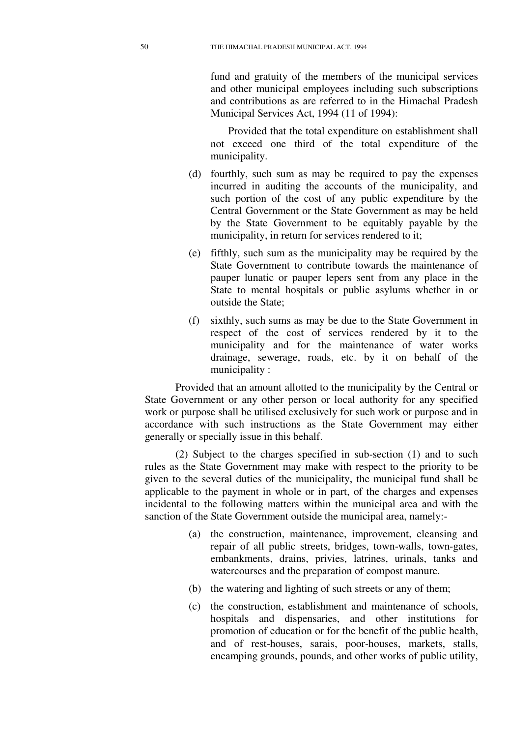fund and gratuity of the members of the municipal services and other municipal employees including such subscriptions and contributions as are referred to in the Himachal Pradesh Municipal Services Act, 1994 (11 of 1994):

Provided that the total expenditure on establishment shall not exceed one third of the total expenditure of the municipality.

(d) fourthly, such sum as may be required to pay the expenses incurred in auditing the accounts of the municipality, and such portion of the cost of any public expenditure by the Central Government or the State Government as may be held by the State Government to be equitably payable by the municipality, in return for services rendered to it;

(e) fifthly, such sum as the municipality may be required by the State Government to contribute towards the maintenance of pauper lunatic or pauper lepers sent from any place in the State to mental hospitals or public asylums whether in or outside the State;

(f) sixthly, such sums as may be due to the State Government in respect of the cost of services rendered by it to the municipality and for the maintenance of water works drainage, sewerage, roads, etc. by it on behalf of the municipality :

Provided that an amount allotted to the municipality by the Central or State Government or any other person or local authority for any specified work or purpose shall be utilised exclusively for such work or purpose and in accordance with such instructions as the State Government may either generally or specially issue in this behalf.

(2) Subject to the charges specified in sub-section (1) and to such rules as the State Government may make with respect to the priority to be given to the several duties of the municipality, the municipal fund shall be applicable to the payment in whole or in part, of the charges and expenses incidental to the following matters within the municipal area and with the sanction of the State Government outside the municipal area, namely:-

(a) the construction, maintenance, improvement, cleansing and repair of all public streets, bridges, town-walls, town-gates, embankments, drains, privies, latrines, urinals, tanks and watercourses and the preparation of compost manure.

(b) the watering and lighting of such streets or any of them;

(c) the construction, establishment and maintenance of schools, hospitals and dispensaries, and other institutions for promotion of education or for the benefit of the public health, and of rest-houses, sarais, poor-houses, markets, stalls, encamping grounds, pounds, and other works of public utility,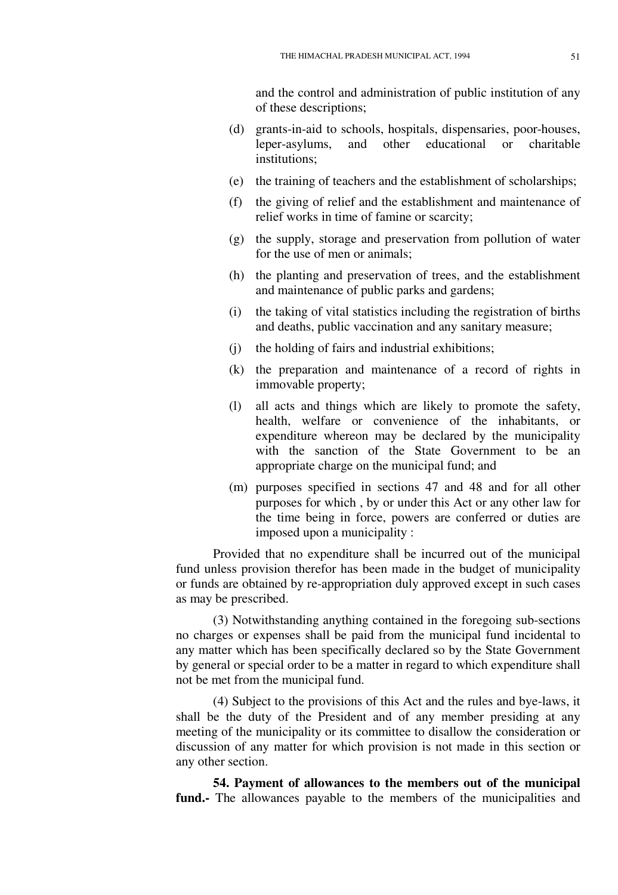and the control and administration of public institution of any of these descriptions;

(d) grants-in-aid to schools, hospitals, dispensaries, poor-houses, leper-asylums, and other educational or charitable institutions;

(e) the training of teachers and the establishment of scholarships;

(f) the giving of relief and the establishment and maintenance of relief works in time of famine or scarcity;

(g) the supply, storage and preservation from pollution of water for the use of men or animals;

(h) the planting and preservation of trees, and the establishment and maintenance of public parks and gardens;

(i) the taking of vital statistics including the registration of births and deaths, public vaccination and any sanitary measure;

(j) the holding of fairs and industrial exhibitions;

(k) the preparation and maintenance of a record of rights in immovable property;

(l) all acts and things which are likely to promote the safety, health, welfare or convenience of the inhabitants, or expenditure whereon may be declared by the municipality with the sanction of the State Government to be an appropriate charge on the municipal fund; and

(m) purposes specified in sections 47 and 48 and for all other purposes for which , by or under this Act or any other law for the time being in force, powers are conferred or duties are imposed upon a municipality :

Provided that no expenditure shall be incurred out of the municipal fund unless provision therefor has been made in the budget of municipality or funds are obtained by re-appropriation duly approved except in such cases as may be prescribed.

(3) Notwithstanding anything contained in the foregoing sub-sections no charges or expenses shall be paid from the municipal fund incidental to any matter which has been specifically declared so by the State Government by general or special order to be a matter in regard to which expenditure shall not be met from the municipal fund.

(4) Subject to the provisions of this Act and the rules and bye-laws, it shall be the duty of the President and of any member presiding at any meeting of the municipality or its committee to disallow the consideration or discussion of any matter for which provision is not made in this section or any other section.

**54. Payment of allowances to the members out of the municipal fund.-** The allowances payable to the members of the municipalities and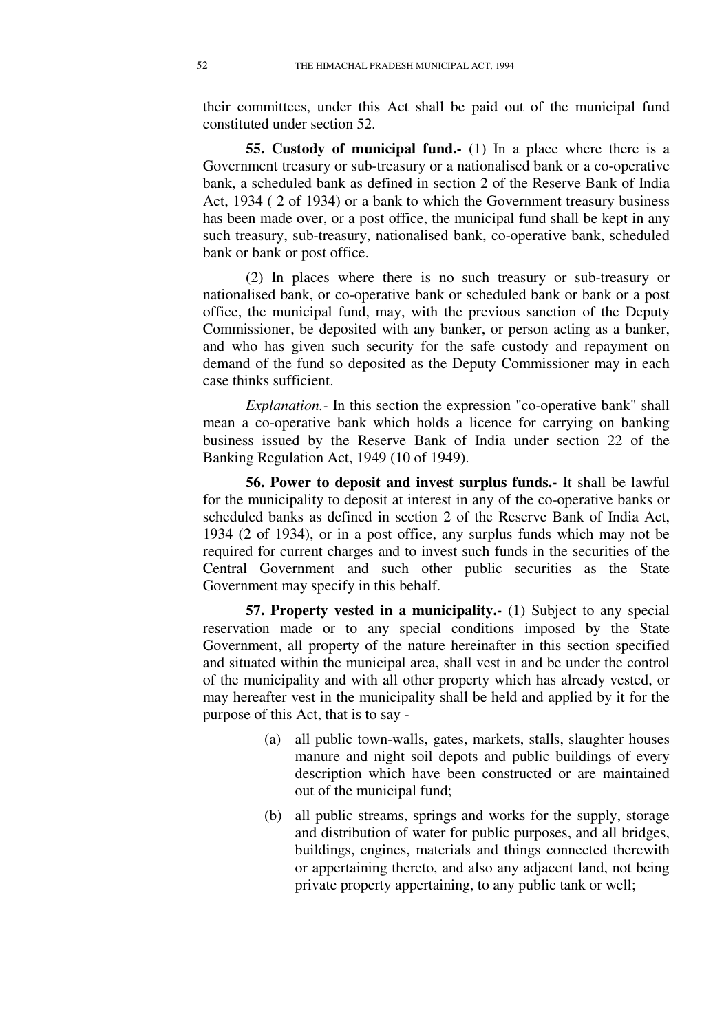their committees, under this Act shall be paid out of the municipal fund constituted under section 52.

**55. Custody of municipal fund.-** (1) In a place where there is a Government treasury or sub-treasury or a nationalised bank or a co-operative bank, a scheduled bank as defined in section 2 of the Reserve Bank of India Act, 1934 ( 2 of 1934) or a bank to which the Government treasury business has been made over, or a post office, the municipal fund shall be kept in any such treasury, sub-treasury, nationalised bank, co-operative bank, scheduled bank or bank or post office.

(2) In places where there is no such treasury or sub-treasury or nationalised bank, or co-operative bank or scheduled bank or bank or a post office, the municipal fund, may, with the previous sanction of the Deputy Commissioner, be deposited with any banker, or person acting as a banker, and who has given such security for the safe custody and repayment on demand of the fund so deposited as the Deputy Commissioner may in each case thinks sufficient.

*Explanation.-* In this section the expression "co-operative bank" shall mean a co-operative bank which holds a licence for carrying on banking business issued by the Reserve Bank of India under section 22 of the Banking Regulation Act, 1949 (10 of 1949).

**56. Power to deposit and invest surplus funds.-** It shall be lawful for the municipality to deposit at interest in any of the co-operative banks or scheduled banks as defined in section 2 of the Reserve Bank of India Act, 1934 (2 of 1934), or in a post office, any surplus funds which may not be required for current charges and to invest such funds in the securities of the Central Government and such other public securities as the State Government may specify in this behalf.

**57. Property vested in a municipality.-** (1) Subject to any special reservation made or to any special conditions imposed by the State Government, all property of the nature hereinafter in this section specified and situated within the municipal area, shall vest in and be under the control of the municipality and with all other property which has already vested, or may hereafter vest in the municipality shall be held and applied by it for the purpose of this Act, that is to say -

(a) all public town-walls, gates, markets, stalls, slaughter houses manure and night soil depots and public buildings of every description which have been constructed or are maintained out of the municipal fund;

(b) all public streams, springs and works for the supply, storage and distribution of water for public purposes, and all bridges, buildings, engines, materials and things connected therewith or appertaining thereto, and also any adjacent land, not being private property appertaining, to any public tank or well;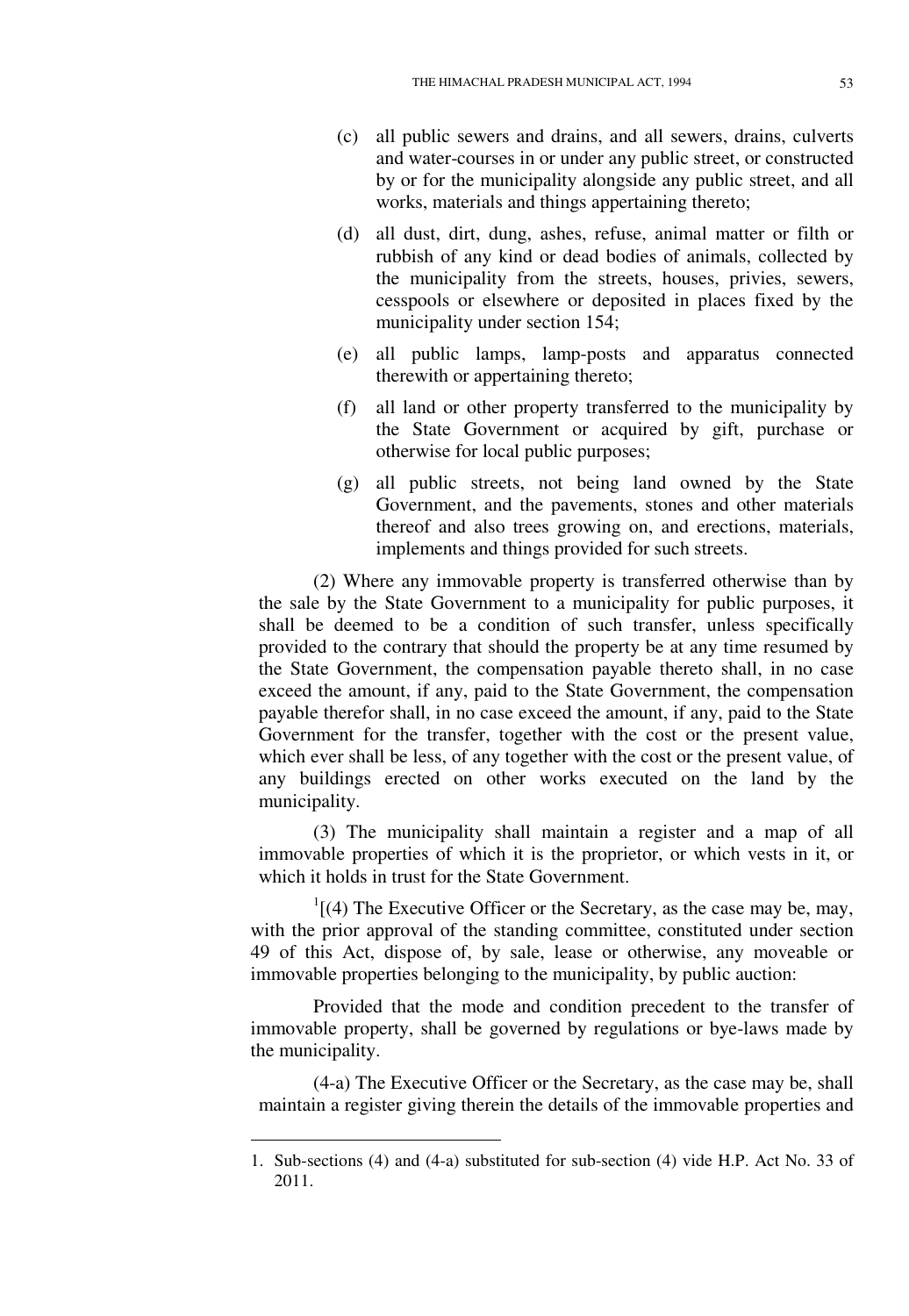(c) all public sewers and drains, and all sewers, drains, culverts and water-courses in or under any public street, or constructed by or for the municipality alongside any public street, and all works, materials and things appertaining thereto;

(d) all dust, dirt, dung, ashes, refuse, animal matter or filth or rubbish of any kind or dead bodies of animals, collected by the municipality from the streets, houses, privies, sewers, cesspools or elsewhere or deposited in places fixed by the municipality under section 154;

(e) all public lamps, lamp-posts and apparatus connected therewith or appertaining thereto;

(f) all land or other property transferred to the municipality by the State Government or acquired by gift, purchase or otherwise for local public purposes;

(g) all public streets, not being land owned by the State Government, and the pavements, stones and other materials thereof and also trees growing on, and erections, materials, implements and things provided for such streets.

(2) Where any immovable property is transferred otherwise than by the sale by the State Government to a municipality for public purposes, it shall be deemed to be a condition of such transfer, unless specifically provided to the contrary that should the property be at any time resumed by the State Government, the compensation payable thereto shall, in no case exceed the amount, if any, paid to the State Government, the compensation payable therefor shall, in no case exceed the amount, if any, paid to the State Government for the transfer, together with the cost or the present value, which ever shall be less, of any together with the cost or the present value, of any buildings erected on other works executed on the land by the municipality.

(3) The municipality shall maintain a register and a map of all immovable properties of which it is the proprietor, or which vests in it, or which it holds in trust for the State Government.

[1][(4) The Executive Officer or the Secretary, as the case may be, may, with the prior approval of the standing committee, constituted under section 49 of this Act, dispose of, by sale, lease or otherwise, any moveable or immovable properties belonging to the municipality, by public auction:

Provided that the mode and condition precedent to the transfer of immovable property, shall be governed by regulations or bye-laws made by the municipality.

(4-a) The Executive Officer or the Secretary, as the case may be, shall maintain a register giving therein the details of the immovable properties and

---

1. Sub-sections (4) and (4-a) substituted for sub-section (4) vide H.P. Act No. 33 of 2011.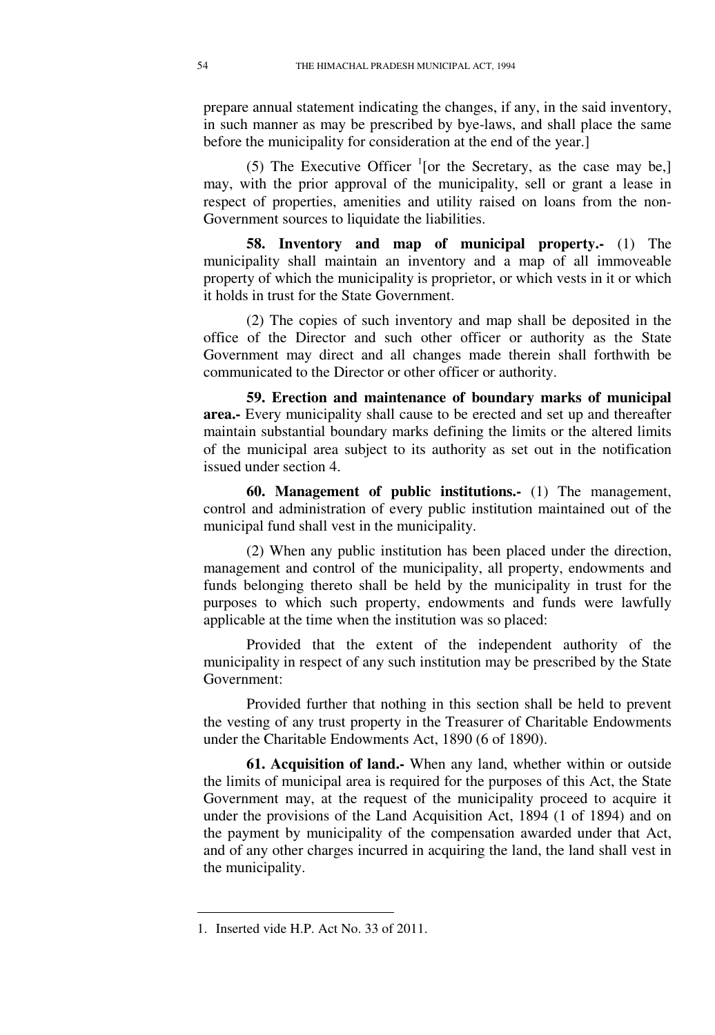prepare annual statement indicating the changes, if any, in the said inventory, in such manner as may be prescribed by bye-laws, and shall place the same before the municipality for consideration at the end of the year.]

(5) The Executive Officer [1][or the Secretary, as the case may be,] may, with the prior approval of the municipality, sell or grant a lease in respect of properties, amenities and utility raised on loans from the non-Government sources to liquidate the liabilities.

**58. Inventory and map of municipal property.-** (1) The municipality shall maintain an inventory and a map of all immoveable property of which the municipality is proprietor, or which vests in it or which it holds in trust for the State Government.

(2) The copies of such inventory and map shall be deposited in the office of the Director and such other officer or authority as the State Government may direct and all changes made therein shall forthwith be communicated to the Director or other officer or authority.

**59. Erection and maintenance of boundary marks of municipal area.-** Every municipality shall cause to be erected and set up and thereafter maintain substantial boundary marks defining the limits or the altered limits of the municipal area subject to its authority as set out in the notification issued under section 4.

**60. Management of public institutions.-** (1) The management, control and administration of every public institution maintained out of the municipal fund shall vest in the municipality.

(2) When any public institution has been placed under the direction, management and control of the municipality, all property, endowments and funds belonging thereto shall be held by the municipality in trust for the purposes to which such property, endowments and funds were lawfully applicable at the time when the institution was so placed:

Provided that the extent of the independent authority of the municipality in respect of any such institution may be prescribed by the State Government:

Provided further that nothing in this section shall be held to prevent the vesting of any trust property in the Treasurer of Charitable Endowments under the Charitable Endowments Act, 1890 (6 of 1890).

**61. Acquisition of land.-** When any land, whether within or outside the limits of municipal area is required for the purposes of this Act, the State Government may, at the request of the municipality proceed to acquire it under the provisions of the Land Acquisition Act, 1894 (1 of 1894) and on the payment by municipality of the compensation awarded under that Act, and of any other charges incurred in acquiring the land, the land shall vest in the municipality.

---

1. Inserted vide H.P. Act No. 33 of 2011.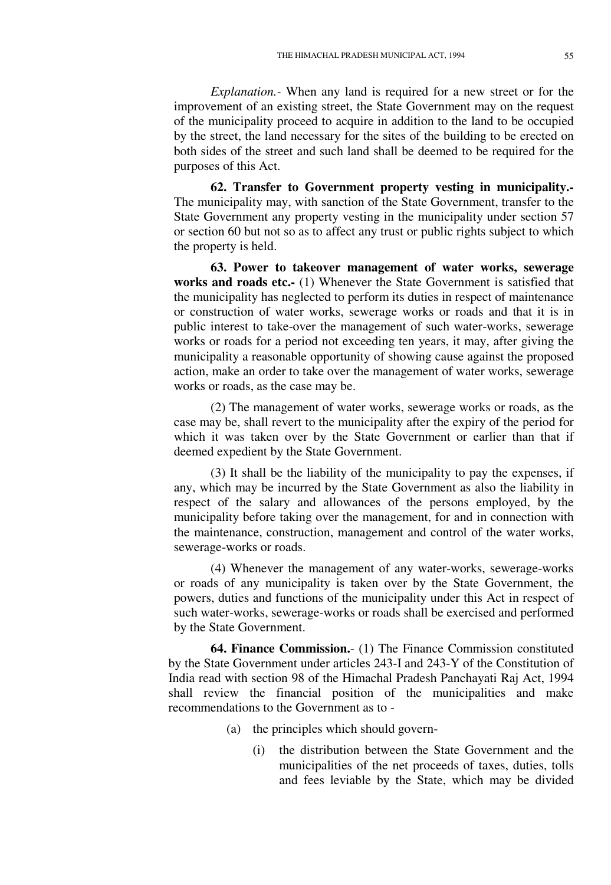*Explanation.*- When any land is required for a new street or for the improvement of an existing street, the State Government may on the request of the municipality proceed to acquire in addition to the land to be occupied by the street, the land necessary for the sites of the building to be erected on both sides of the street and such land shall be deemed to be required for the purposes of this Act.

**62. Transfer to Government property vesting in municipality.-** The municipality may, with sanction of the State Government, transfer to the State Government any property vesting in the municipality under section 57 or section 60 but not so as to affect any trust or public rights subject to which the property is held.

**63. Power to takeover management of water works, sewerage works and roads etc.-** (1) Whenever the State Government is satisfied that the municipality has neglected to perform its duties in respect of maintenance or construction of water works, sewerage works or roads and that it is in public interest to take-over the management of such water-works, sewerage works or roads for a period not exceeding ten years, it may, after giving the municipality a reasonable opportunity of showing cause against the proposed action, make an order to take over the management of water works, sewerage works or roads, as the case may be.

(2) The management of water works, sewerage works or roads, as the case may be, shall revert to the municipality after the expiry of the period for which it was taken over by the State Government or earlier than that if deemed expedient by the State Government.

(3) It shall be the liability of the municipality to pay the expenses, if any, which may be incurred by the State Government as also the liability in respect of the salary and allowances of the persons employed, by the municipality before taking over the management, for and in connection with the maintenance, construction, management and control of the water works, sewerage-works or roads.

(4) Whenever the management of any water-works, sewerage-works or roads of any municipality is taken over by the State Government, the powers, duties and functions of the municipality under this Act in respect of such water-works, sewerage-works or roads shall be exercised and performed by the State Government.

**64. Finance Commission.**- (1) The Finance Commission constituted by the State Government under articles 243-I and 243-Y of the Constitution of India read with section 98 of the Himachal Pradesh Panchayati Raj Act, 1994 shall review the financial position of the municipalities and make recommendations to the Government as to -

(a) the principles which should govern-

(i) the distribution between the State Government and the municipalities of the net proceeds of taxes, duties, tolls and fees leviable by the State, which may be divided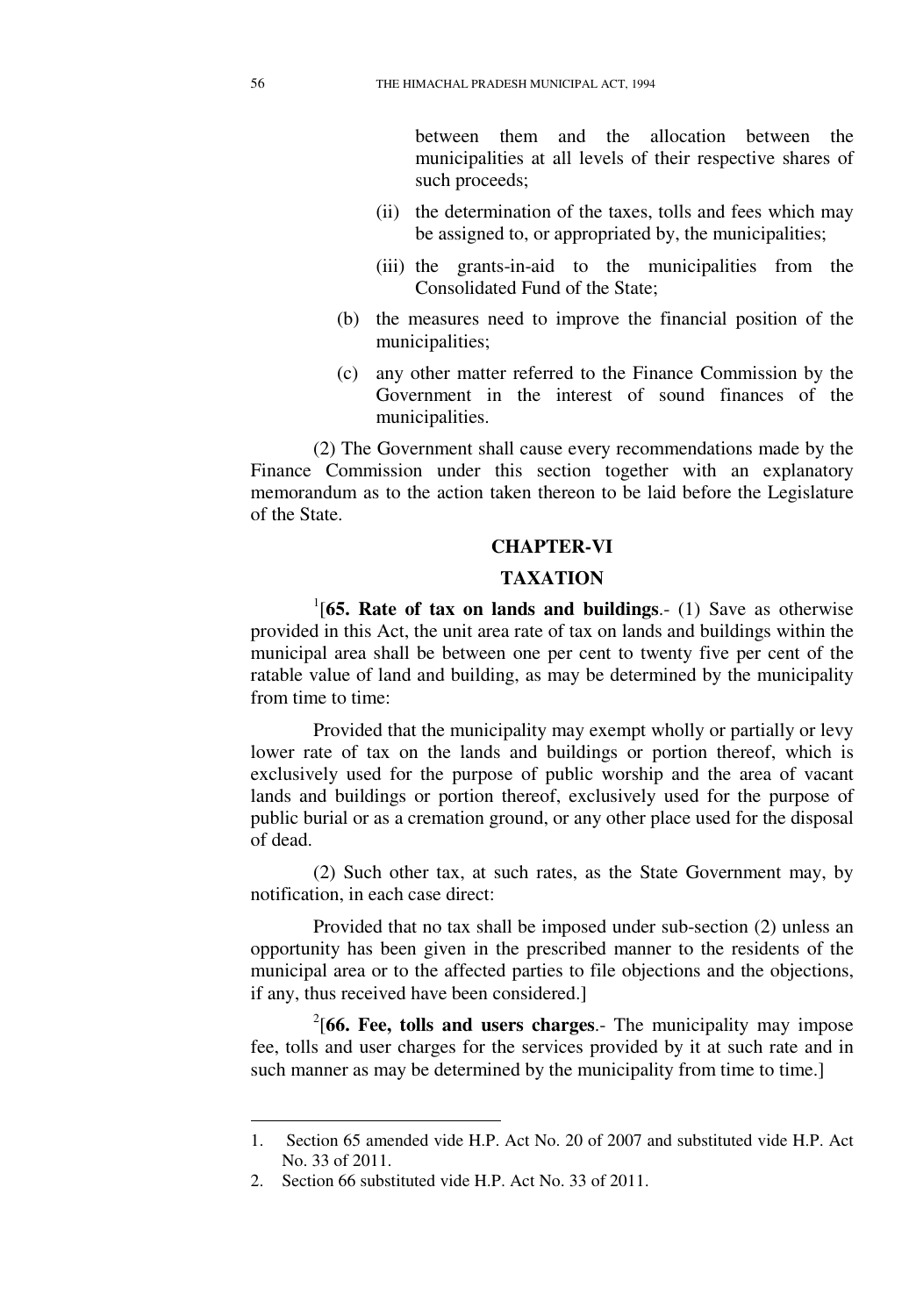between them and the allocation between the municipalities at all levels of their respective shares of such proceeds;

(ii) the determination of the taxes, tolls and fees which may be assigned to, or appropriated by, the municipalities;

(iii) the grants-in-aid to the municipalities from the Consolidated Fund of the State;

(b) the measures need to improve the financial position of the municipalities;

(c) any other matter referred to the Finance Commission by the Government in the interest of sound finances of the municipalities.

(2) The Government shall cause every recommendations made by the Finance Commission under this section together with an explanatory memorandum as to the action taken thereon to be laid before the Legislature of the State.

## CHAPTER-VI

## TAXATION

[1][**65. Rate of tax on lands and buildings**.- (1) Save as otherwise provided in this Act, the unit area rate of tax on lands and buildings within the municipal area shall be between one per cent to twenty five per cent of the ratable value of land and building, as may be determined by the municipality from time to time:

Provided that the municipality may exempt wholly or partially or levy lower rate of tax on the lands and buildings or portion thereof, which is exclusively used for the purpose of public worship and the area of vacant lands and buildings or portion thereof, exclusively used for the purpose of public burial or as a cremation ground, or any other place used for the disposal of dead.

(2) Such other tax, at such rates, as the State Government may, by notification, in each case direct:

Provided that no tax shall be imposed under sub-section (2) unless an opportunity has been given in the prescribed manner to the residents of the municipal area or to the affected parties to file objections and the objections, if any, thus received have been considered.]

[2][**66. Fee, tolls and users charges**.- The municipality may impose fee, tolls and user charges for the services provided by it at such rate and in such manner as may be determined by the municipality from time to time.]

---

1. Section 65 amended vide H.P. Act No. 20 of 2007 and substituted vide H.P. Act No. 33 of 2011.
2. Section 66 substituted vide H.P. Act No. 33 of 2011.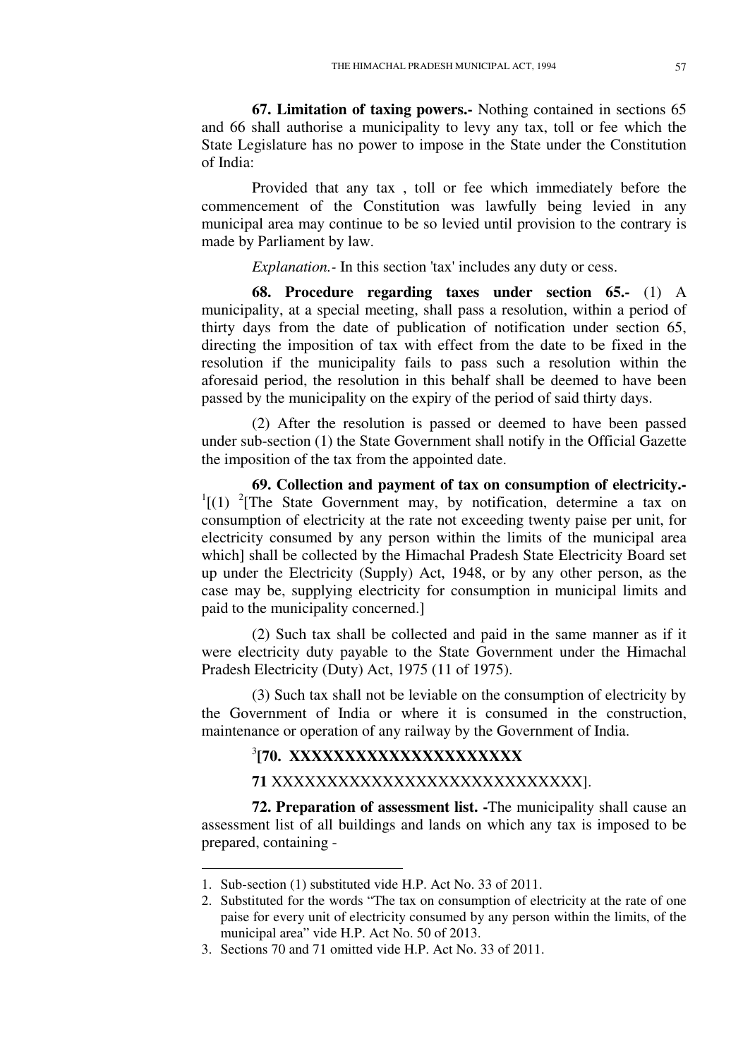**67. Limitation of taxing powers.-** Nothing contained in sections 65 and 66 shall authorise a municipality to levy any tax, toll or fee which the State Legislature has no power to impose in the State under the Constitution of India:

Provided that any tax , toll or fee which immediately before the commencement of the Constitution was lawfully being levied in any municipal area may continue to be so levied until provision to the contrary is made by Parliament by law.

*Explanation.-* In this section 'tax' includes any duty or cess.

**68. Procedure regarding taxes under section 65.-** (1) A municipality, at a special meeting, shall pass a resolution, within a period of thirty days from the date of publication of notification under section 65, directing the imposition of tax with effect from the date to be fixed in the resolution if the municipality fails to pass such a resolution within the aforesaid period, the resolution in this behalf shall be deemed to have been passed by the municipality on the expiry of the period of said thirty days.

(2) After the resolution is passed or deemed to have been passed under sub-section (1) the State Government shall notify in the Official Gazette the imposition of the tax from the appointed date.

**69. Collection and payment of tax on consumption of electricity.-** [1][(1) [2][The State Government may, by notification, determine a tax on consumption of electricity at the rate not exceeding twenty paise per unit, for electricity consumed by any person within the limits of the municipal area which] shall be collected by the Himachal Pradesh State Electricity Board set up under the Electricity (Supply) Act, 1948, or by any other person, as the case may be, supplying electricity for consumption in municipal limits and paid to the municipality concerned.]

(2) Such tax shall be collected and paid in the same manner as if it were electricity duty payable to the State Government under the Himachal Pradesh Electricity (Duty) Act, 1975 (11 of 1975).

(3) Such tax shall not be leviable on the consumption of electricity by the Government of India or where it is consumed in the construction, maintenance or operation of any railway by the Government of India.

[3]**[70. XXXXXXXXXXXXXXXXXXXXXX**

**71** XXXXXXXXXXXXXXXXXXXXXXXXXXXXX].

**72. Preparation of assessment list. -**The municipality shall cause an assessment list of all buildings and lands on which any tax is imposed to be prepared, containing -

---

1. Sub-section (1) substituted vide H.P. Act No. 33 of 2011.
2. Substituted for the words "The tax on consumption of electricity at the rate of one paise for every unit of electricity consumed by any person within the limits, of the municipal area" vide H.P. Act No. 50 of 2013.
3. Sections 70 and 71 omitted vide H.P. Act No. 33 of 2011.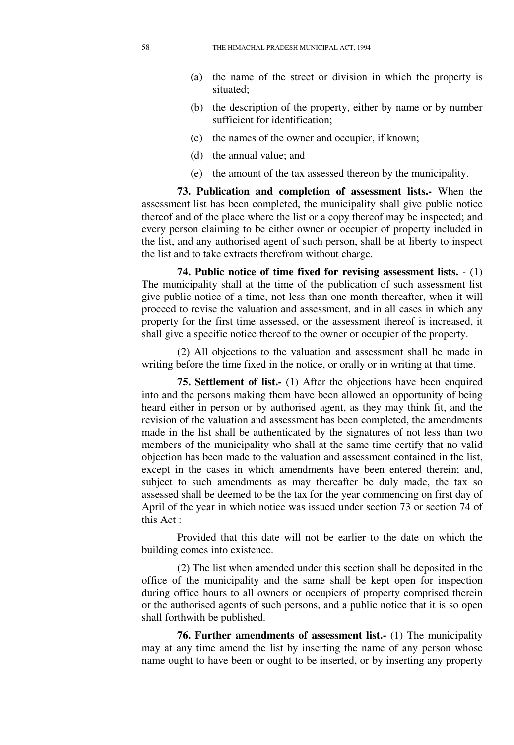(a) the name of the street or division in which the property is situated;

(b) the description of the property, either by name or by number sufficient for identification;

(c) the names of the owner and occupier, if known;

(d) the annual value; and

(e) the amount of the tax assessed thereon by the municipality.

**73. Publication and completion of assessment lists.-** When the assessment list has been completed, the municipality shall give public notice thereof and of the place where the list or a copy thereof may be inspected; and every person claiming to be either owner or occupier of property included in the list, and any authorised agent of such person, shall be at liberty to inspect the list and to take extracts therefrom without charge.

**74. Public notice of time fixed for revising assessment lists.** - (1) The municipality shall at the time of the publication of such assessment list give public notice of a time, not less than one month thereafter, when it will proceed to revise the valuation and assessment, and in all cases in which any property for the first time assessed, or the assessment thereof is increased, it shall give a specific notice thereof to the owner or occupier of the property.

(2) All objections to the valuation and assessment shall be made in writing before the time fixed in the notice, or orally or in writing at that time.

**75. Settlement of list.-** (1) After the objections have been enquired into and the persons making them have been allowed an opportunity of being heard either in person or by authorised agent, as they may think fit, and the revision of the valuation and assessment has been completed, the amendments made in the list shall be authenticated by the signatures of not less than two members of the municipality who shall at the same time certify that no valid objection has been made to the valuation and assessment contained in the list, except in the cases in which amendments have been entered therein; and, subject to such amendments as may thereafter be duly made, the tax so assessed shall be deemed to be the tax for the year commencing on first day of April of the year in which notice was issued under section 73 or section 74 of this Act :

Provided that this date will not be earlier to the date on which the building comes into existence.

(2) The list when amended under this section shall be deposited in the office of the municipality and the same shall be kept open for inspection during office hours to all owners or occupiers of property comprised therein or the authorised agents of such persons, and a public notice that it is so open shall forthwith be published.

**76. Further amendments of assessment list.-** (1) The municipality may at any time amend the list by inserting the name of any person whose name ought to have been or ought to be inserted, or by inserting any property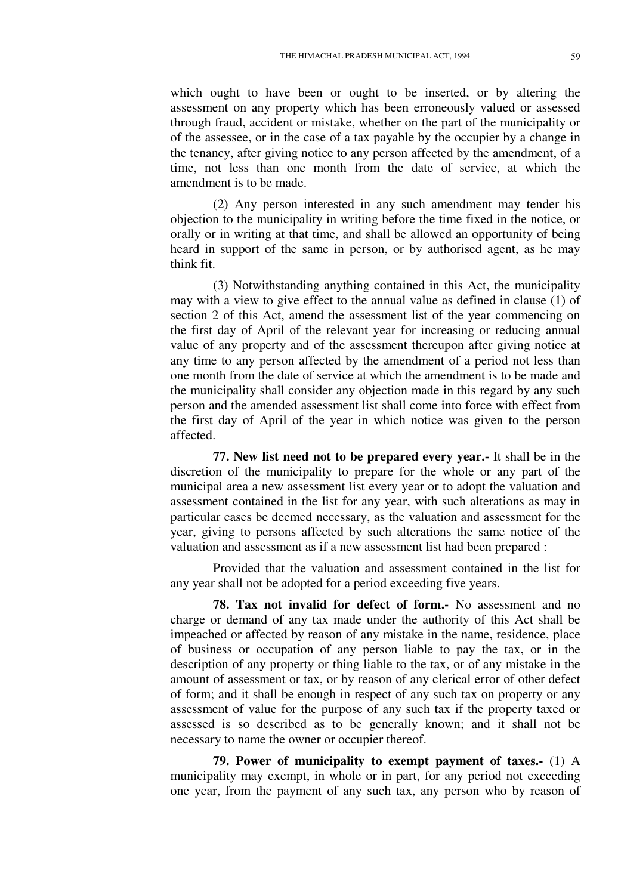which ought to have been or ought to be inserted, or by altering the assessment on any property which has been erroneously valued or assessed through fraud, accident or mistake, whether on the part of the municipality or of the assessee, or in the case of a tax payable by the occupier by a change in the tenancy, after giving notice to any person affected by the amendment, of a time, not less than one month from the date of service, at which the amendment is to be made.

(2) Any person interested in any such amendment may tender his objection to the municipality in writing before the time fixed in the notice, or orally or in writing at that time, and shall be allowed an opportunity of being heard in support of the same in person, or by authorised agent, as he may think fit.

(3) Notwithstanding anything contained in this Act, the municipality may with a view to give effect to the annual value as defined in clause (1) of section 2 of this Act, amend the assessment list of the year commencing on the first day of April of the relevant year for increasing or reducing annual value of any property and of the assessment thereupon after giving notice at any time to any person affected by the amendment of a period not less than one month from the date of service at which the amendment is to be made and the municipality shall consider any objection made in this regard by any such person and the amended assessment list shall come into force with effect from the first day of April of the year in which notice was given to the person affected.

**77. New list need not to be prepared every year.-** It shall be in the discretion of the municipality to prepare for the whole or any part of the municipal area a new assessment list every year or to adopt the valuation and assessment contained in the list for any year, with such alterations as may in particular cases be deemed necessary, as the valuation and assessment for the year, giving to persons affected by such alterations the same notice of the valuation and assessment as if a new assessment list had been prepared :

Provided that the valuation and assessment contained in the list for any year shall not be adopted for a period exceeding five years.

**78. Tax not invalid for defect of form.-** No assessment and no charge or demand of any tax made under the authority of this Act shall be impeached or affected by reason of any mistake in the name, residence, place of business or occupation of any person liable to pay the tax, or in the description of any property or thing liable to the tax, or of any mistake in the amount of assessment or tax, or by reason of any clerical error of other defect of form; and it shall be enough in respect of any such tax on property or any assessment of value for the purpose of any such tax if the property taxed or assessed is so described as to be generally known; and it shall not be necessary to name the owner or occupier thereof.

**79. Power of municipality to exempt payment of taxes.-** (1) A municipality may exempt, in whole or in part, for any period not exceeding one year, from the payment of any such tax, any person who by reason of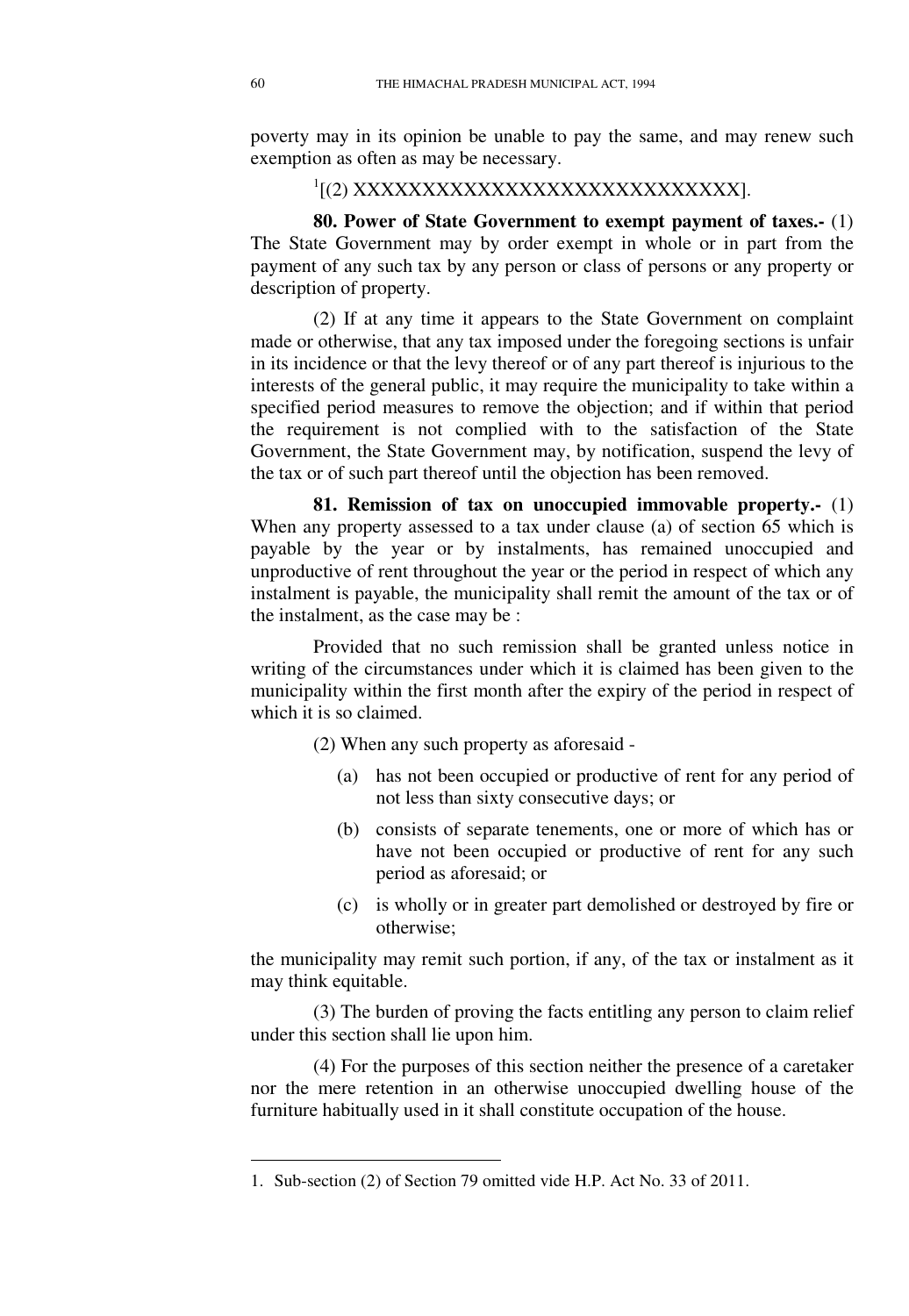poverty may in its opinion be unable to pay the same, and may renew such exemption as often as may be necessary.

[1][(2) XXXXXXXXXXXXXXXXXXXXXXXXXXXXX].

**80. Power of State Government to exempt payment of taxes.-** (1) The State Government may by order exempt in whole or in part from the payment of any such tax by any person or class of persons or any property or description of property.

(2) If at any time it appears to the State Government on complaint made or otherwise, that any tax imposed under the foregoing sections is unfair in its incidence or that the levy thereof or of any part thereof is injurious to the interests of the general public, it may require the municipality to take within a specified period measures to remove the objection; and if within that period the requirement is not complied with to the satisfaction of the State Government, the State Government may, by notification, suspend the levy of the tax or of such part thereof until the objection has been removed.

**81. Remission of tax on unoccupied immovable property.-** (1) When any property assessed to a tax under clause (a) of section 65 which is payable by the year or by instalments, has remained unoccupied and unproductive of rent throughout the year or the period in respect of which any instalment is payable, the municipality shall remit the amount of the tax or of the instalment, as the case may be :

Provided that no such remission shall be granted unless notice in writing of the circumstances under which it is claimed has been given to the municipality within the first month after the expiry of the period in respect of which it is so claimed.

(2) When any such property as aforesaid -

(a) has not been occupied or productive of rent for any period of not less than sixty consecutive days; or

(b) consists of separate tenements, one or more of which has or have not been occupied or productive of rent for any such period as aforesaid; or

(c) is wholly or in greater part demolished or destroyed by fire or otherwise;

the municipality may remit such portion, if any, of the tax or instalment as it may think equitable.

(3) The burden of proving the facts entitling any person to claim relief under this section shall lie upon him.

(4) For the purposes of this section neither the presence of a caretaker nor the mere retention in an otherwise unoccupied dwelling house of the furniture habitually used in it shall constitute occupation of the house.

---

1. Sub-section (2) of Section 79 omitted vide H.P. Act No. 33 of 2011.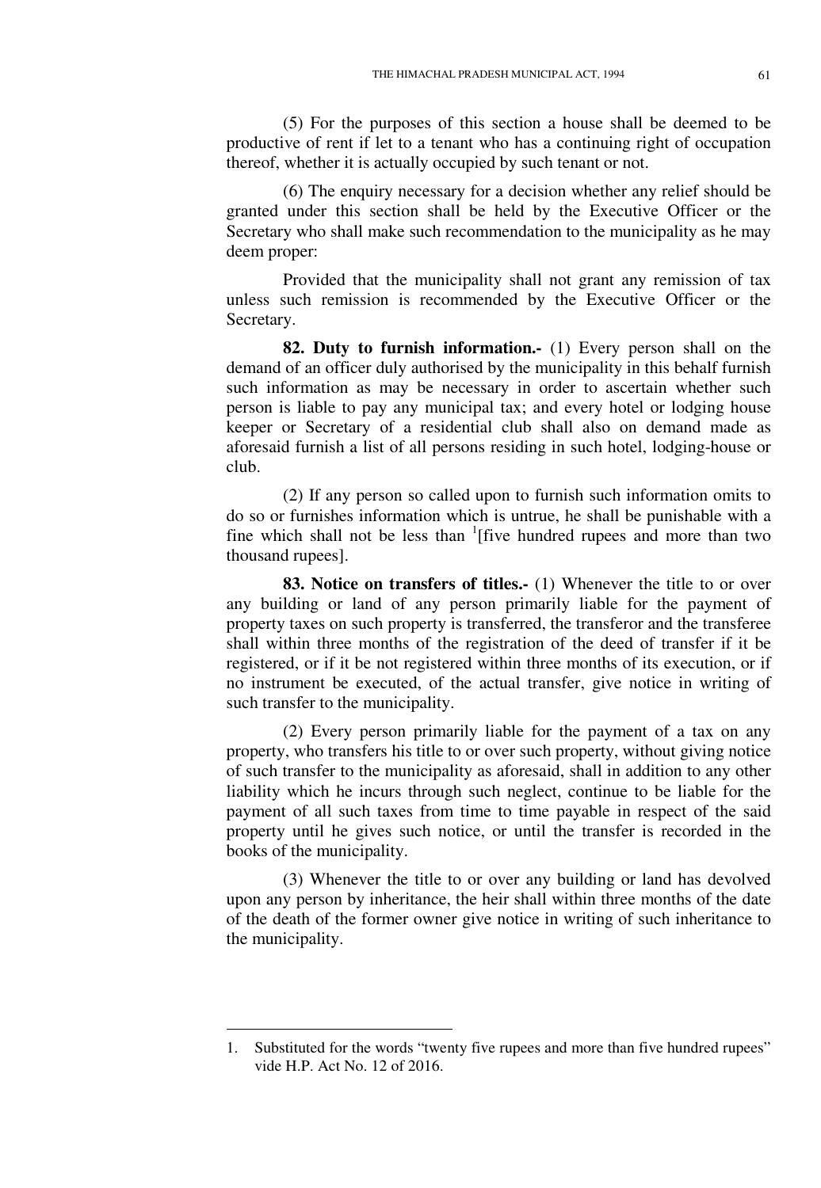(5) For the purposes of this section a house shall be deemed to be productive of rent if let to a tenant who has a continuing right of occupation thereof, whether it is actually occupied by such tenant or not.

(6) The enquiry necessary for a decision whether any relief should be granted under this section shall be held by the Executive Officer or the Secretary who shall make such recommendation to the municipality as he may deem proper:

Provided that the municipality shall not grant any remission of tax unless such remission is recommended by the Executive Officer or the Secretary.

**82. Duty to furnish information.-** (1) Every person shall on the demand of an officer duly authorised by the municipality in this behalf furnish such information as may be necessary in order to ascertain whether such person is liable to pay any municipal tax; and every hotel or lodging house keeper or Secretary of a residential club shall also on demand made as aforesaid furnish a list of all persons residing in such hotel, lodging-house or club.

(2) If any person so called upon to furnish such information omits to do so or furnishes information which is untrue, he shall be punishable with a fine which shall not be less than [1][five hundred rupees and more than two thousand rupees].

**83. Notice on transfers of titles.-** (1) Whenever the title to or over any building or land of any person primarily liable for the payment of property taxes on such property is transferred, the transferor and the transferee shall within three months of the registration of the deed of transfer if it be registered, or if it be not registered within three months of its execution, or if no instrument be executed, of the actual transfer, give notice in writing of such transfer to the municipality.

(2) Every person primarily liable for the payment of a tax on any property, who transfers his title to or over such property, without giving notice of such transfer to the municipality as aforesaid, shall in addition to any other liability which he incurs through such neglect, continue to be liable for the payment of all such taxes from time to time payable in respect of the said property until he gives such notice, or until the transfer is recorded in the books of the municipality.

(3) Whenever the title to or over any building or land has devolved upon any person by inheritance, the heir shall within three months of the date of the death of the former owner give notice in writing of such inheritance to the municipality.

---

1. Substituted for the words "twenty five rupees and more than five hundred rupees" vide H.P. Act No. 12 of 2016.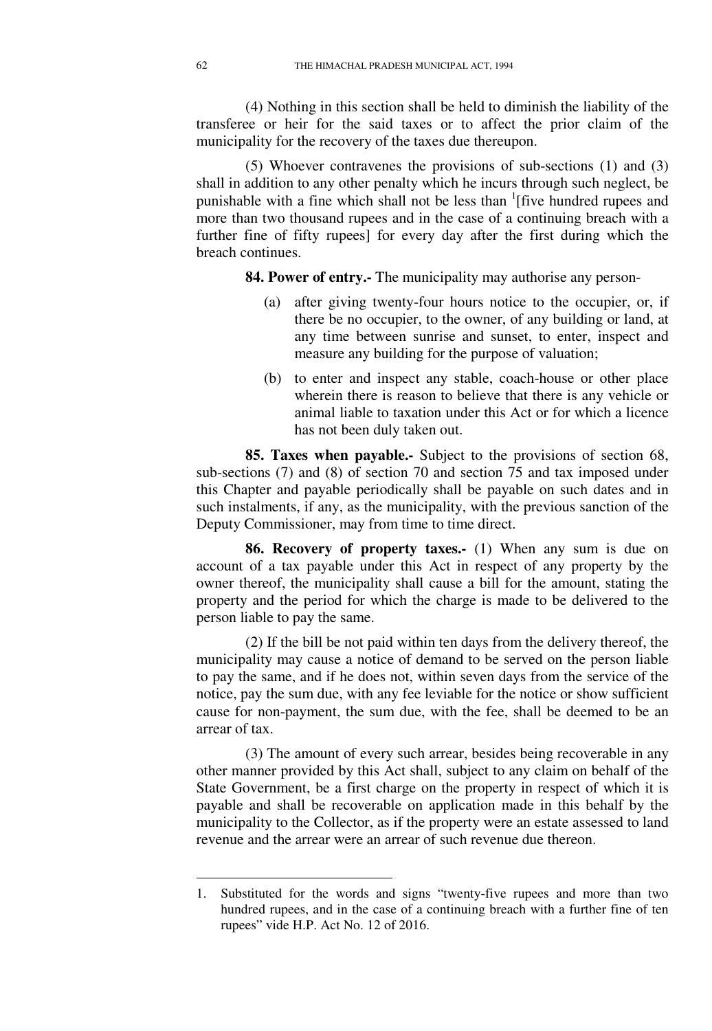(4) Nothing in this section shall be held to diminish the liability of the transferee or heir for the said taxes or to affect the prior claim of the municipality for the recovery of the taxes due thereupon.

(5) Whoever contravenes the provisions of sub-sections (1) and (3) shall in addition to any other penalty which he incurs through such neglect, be punishable with a fine which shall not be less than [1][five hundred rupees and more than two thousand rupees and in the case of a continuing breach with a further fine of fifty rupees] for every day after the first during which the breach continues.

**84. Power of entry.-** The municipality may authorise any person-

(a) after giving twenty-four hours notice to the occupier, or, if there be no occupier, to the owner, of any building or land, at any time between sunrise and sunset, to enter, inspect and measure any building for the purpose of valuation;

(b) to enter and inspect any stable, coach-house or other place wherein there is reason to believe that there is any vehicle or animal liable to taxation under this Act or for which a licence has not been duly taken out.

**85. Taxes when payable.-** Subject to the provisions of section 68, sub-sections (7) and (8) of section 70 and section 75 and tax imposed under this Chapter and payable periodically shall be payable on such dates and in such instalments, if any, as the municipality, with the previous sanction of the Deputy Commissioner, may from time to time direct.

**86. Recovery of property taxes.-** (1) When any sum is due on account of a tax payable under this Act in respect of any property by the owner thereof, the municipality shall cause a bill for the amount, stating the property and the period for which the charge is made to be delivered to the person liable to pay the same.

(2) If the bill be not paid within ten days from the delivery thereof, the municipality may cause a notice of demand to be served on the person liable to pay the same, and if he does not, within seven days from the service of the notice, pay the sum due, with any fee leviable for the notice or show sufficient cause for non-payment, the sum due, with the fee, shall be deemed to be an arrear of tax.

(3) The amount of every such arrear, besides being recoverable in any other manner provided by this Act shall, subject to any claim on behalf of the State Government, be a first charge on the property in respect of which it is payable and shall be recoverable on application made in this behalf by the municipality to the Collector, as if the property were an estate assessed to land revenue and the arrear were an arrear of such revenue due thereon.

---

1. Substituted for the words and signs "twenty-five rupees and more than two hundred rupees, and in the case of a continuing breach with a further fine of ten rupees" vide H.P. Act No. 12 of 2016.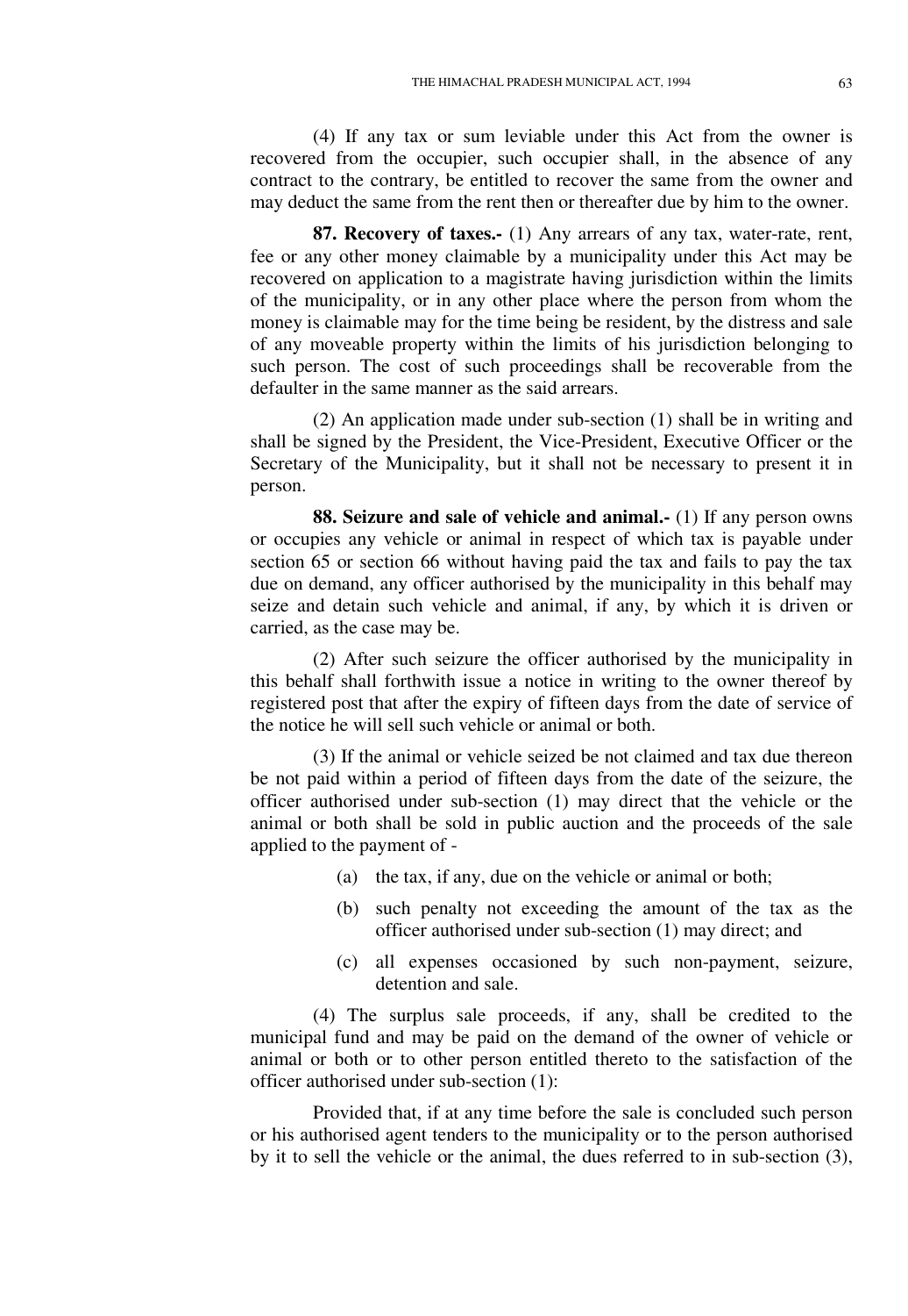(4) If any tax or sum leviable under this Act from the owner is recovered from the occupier, such occupier shall, in the absence of any contract to the contrary, be entitled to recover the same from the owner and may deduct the same from the rent then or thereafter due by him to the owner.

**87. Recovery of taxes.-** (1) Any arrears of any tax, water-rate, rent, fee or any other money claimable by a municipality under this Act may be recovered on application to a magistrate having jurisdiction within the limits of the municipality, or in any other place where the person from whom the money is claimable may for the time being be resident, by the distress and sale of any moveable property within the limits of his jurisdiction belonging to such person. The cost of such proceedings shall be recoverable from the defaulter in the same manner as the said arrears.

(2) An application made under sub-section (1) shall be in writing and shall be signed by the President, the Vice-President, Executive Officer or the Secretary of the Municipality, but it shall not be necessary to present it in person.

**88. Seizure and sale of vehicle and animal.-** (1) If any person owns or occupies any vehicle or animal in respect of which tax is payable under section 65 or section 66 without having paid the tax and fails to pay the tax due on demand, any officer authorised by the municipality in this behalf may seize and detain such vehicle and animal, if any, by which it is driven or carried, as the case may be.

(2) After such seizure the officer authorised by the municipality in this behalf shall forthwith issue a notice in writing to the owner thereof by registered post that after the expiry of fifteen days from the date of service of the notice he will sell such vehicle or animal or both.

(3) If the animal or vehicle seized be not claimed and tax due thereon be not paid within a period of fifteen days from the date of the seizure, the officer authorised under sub-section (1) may direct that the vehicle or the animal or both shall be sold in public auction and the proceeds of the sale applied to the payment of -

(a) the tax, if any, due on the vehicle or animal or both;

(b) such penalty not exceeding the amount of the tax as the officer authorised under sub-section (1) may direct; and

(c) all expenses occasioned by such non-payment, seizure, detention and sale.

(4) The surplus sale proceeds, if any, shall be credited to the municipal fund and may be paid on the demand of the owner of vehicle or animal or both or to other person entitled thereto to the satisfaction of the officer authorised under sub-section (1):

Provided that, if at any time before the sale is concluded such person or his authorised agent tenders to the municipality or to the person authorised by it to sell the vehicle or the animal, the dues referred to in sub-section (3),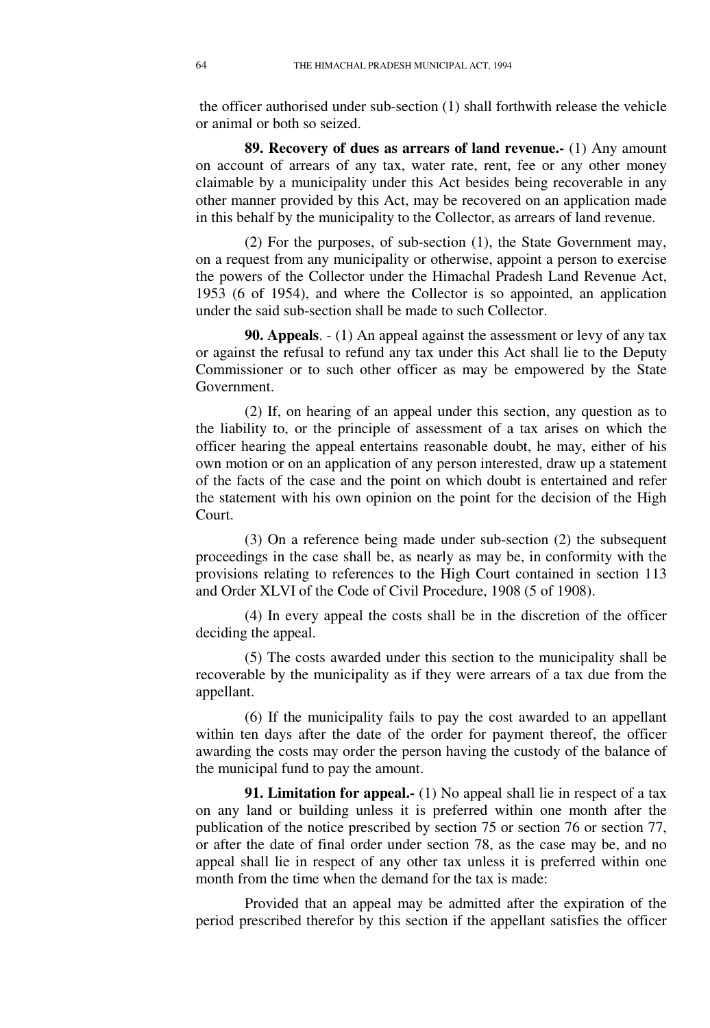the officer authorised under sub-section (1) shall forthwith release the vehicle or animal or both so seized.

**89. Recovery of dues as arrears of land revenue.-** (1) Any amount on account of arrears of any tax, water rate, rent, fee or any other money claimable by a municipality under this Act besides being recoverable in any other manner provided by this Act, may be recovered on an application made in this behalf by the municipality to the Collector, as arrears of land revenue.

(2) For the purposes, of sub-section (1), the State Government may, on a request from any municipality or otherwise, appoint a person to exercise the powers of the Collector under the Himachal Pradesh Land Revenue Act, 1953 (6 of 1954), and where the Collector is so appointed, an application under the said sub-section shall be made to such Collector.

**90. Appeals**. - (1) An appeal against the assessment or levy of any tax or against the refusal to refund any tax under this Act shall lie to the Deputy Commissioner or to such other officer as may be empowered by the State Government.

(2) If, on hearing of an appeal under this section, any question as to the liability to, or the principle of assessment of a tax arises on which the officer hearing the appeal entertains reasonable doubt, he may, either of his own motion or on an application of any person interested, draw up a statement of the facts of the case and the point on which doubt is entertained and refer the statement with his own opinion on the point for the decision of the High Court.

(3) On a reference being made under sub-section (2) the subsequent proceedings in the case shall be, as nearly as may be, in conformity with the provisions relating to references to the High Court contained in section 113 and Order XLVI of the Code of Civil Procedure, 1908 (5 of 1908).

(4) In every appeal the costs shall be in the discretion of the officer deciding the appeal.

(5) The costs awarded under this section to the municipality shall be recoverable by the municipality as if they were arrears of a tax due from the appellant.

(6) If the municipality fails to pay the cost awarded to an appellant within ten days after the date of the order for payment thereof, the officer awarding the costs may order the person having the custody of the balance of the municipal fund to pay the amount.

**91. Limitation for appeal.-** (1) No appeal shall lie in respect of a tax on any land or building unless it is preferred within one month after the publication of the notice prescribed by section 75 or section 76 or section 77, or after the date of final order under section 78, as the case may be, and no appeal shall lie in respect of any other tax unless it is preferred within one month from the time when the demand for the tax is made:

Provided that an appeal may be admitted after the expiration of the period prescribed therefor by this section if the appellant satisfies the officer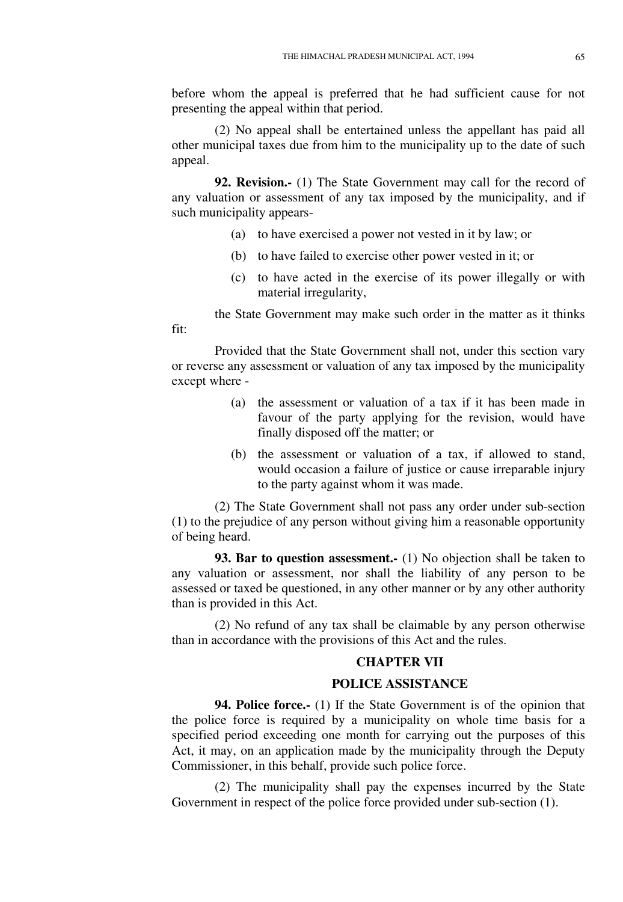before whom the appeal is preferred that he had sufficient cause for not presenting the appeal within that period.

(2) No appeal shall be entertained unless the appellant has paid all other municipal taxes due from him to the municipality up to the date of such appeal.

**92. Revision.-** (1) The State Government may call for the record of any valuation or assessment of any tax imposed by the municipality, and if such municipality appears-

(a) to have exercised a power not vested in it by law; or

(b) to have failed to exercise other power vested in it; or

(c) to have acted in the exercise of its power illegally or with material irregularity,

the State Government may make such order in the matter as it thinks fit:

Provided that the State Government shall not, under this section vary or reverse any assessment or valuation of any tax imposed by the municipality except where -

(a) the assessment or valuation of a tax if it has been made in favour of the party applying for the revision, would have finally disposed off the matter; or

(b) the assessment or valuation of a tax, if allowed to stand, would occasion a failure of justice or cause irreparable injury to the party against whom it was made.

(2) The State Government shall not pass any order under sub-section (1) to the prejudice of any person without giving him a reasonable opportunity of being heard.

**93. Bar to question assessment.-** (1) No objection shall be taken to any valuation or assessment, nor shall the liability of any person to be assessed or taxed be questioned, in any other manner or by any other authority than is provided in this Act.

(2) No refund of any tax shall be claimable by any person otherwise than in accordance with the provisions of this Act and the rules.

## CHAPTER VII

## POLICE ASSISTANCE

**94. Police force.-** (1) If the State Government is of the opinion that the police force is required by a municipality on whole time basis for a specified period exceeding one month for carrying out the purposes of this Act, it may, on an application made by the municipality through the Deputy Commissioner, in this behalf, provide such police force.

(2) The municipality shall pay the expenses incurred by the State Government in respect of the police force provided under sub-section (1).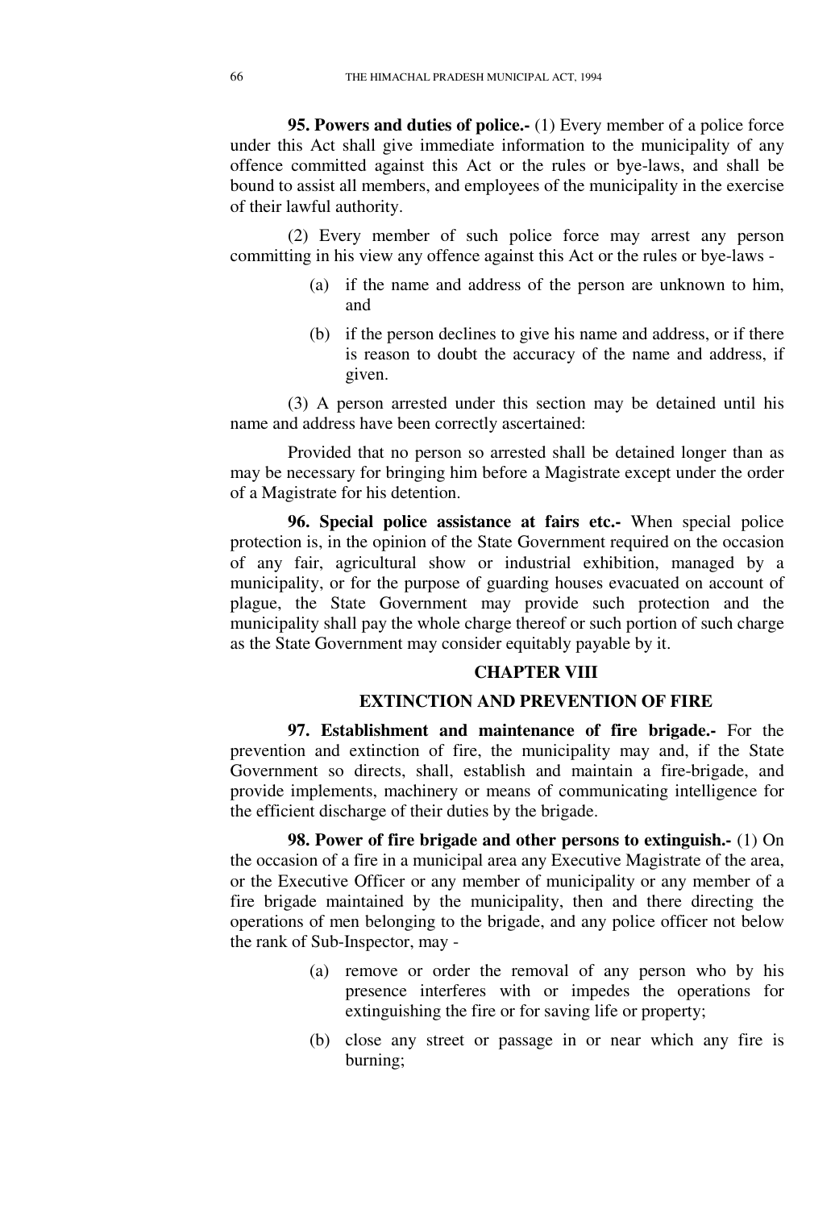**95. Powers and duties of police.-** (1) Every member of a police force under this Act shall give immediate information to the municipality of any offence committed against this Act or the rules or bye-laws, and shall be bound to assist all members, and employees of the municipality in the exercise of their lawful authority.

(2) Every member of such police force may arrest any person committing in his view any offence against this Act or the rules or bye-laws -

(a) if the name and address of the person are unknown to him, and

(b) if the person declines to give his name and address, or if there is reason to doubt the accuracy of the name and address, if given.

(3) A person arrested under this section may be detained until his name and address have been correctly ascertained:

Provided that no person so arrested shall be detained longer than as may be necessary for bringing him before a Magistrate except under the order of a Magistrate for his detention.

**96. Special police assistance at fairs etc.-** When special police protection is, in the opinion of the State Government required on the occasion of any fair, agricultural show or industrial exhibition, managed by a municipality, or for the purpose of guarding houses evacuated on account of plague, the State Government may provide such protection and the municipality shall pay the whole charge thereof or such portion of such charge as the State Government may consider equitably payable by it.

## CHAPTER VIII

## EXTINCTION AND PREVENTION OF FIRE

**97. Establishment and maintenance of fire brigade.-** For the prevention and extinction of fire, the municipality may and, if the State Government so directs, shall, establish and maintain a fire-brigade, and provide implements, machinery or means of communicating intelligence for the efficient discharge of their duties by the brigade.

**98. Power of fire brigade and other persons to extinguish.-** (1) On the occasion of a fire in a municipal area any Executive Magistrate of the area, or the Executive Officer or any member of municipality or any member of a fire brigade maintained by the municipality, then and there directing the operations of men belonging to the brigade, and any police officer not below the rank of Sub-Inspector, may -

(a) remove or order the removal of any person who by his presence interferes with or impedes the operations for extinguishing the fire or for saving life or property;

(b) close any street or passage in or near which any fire is burning;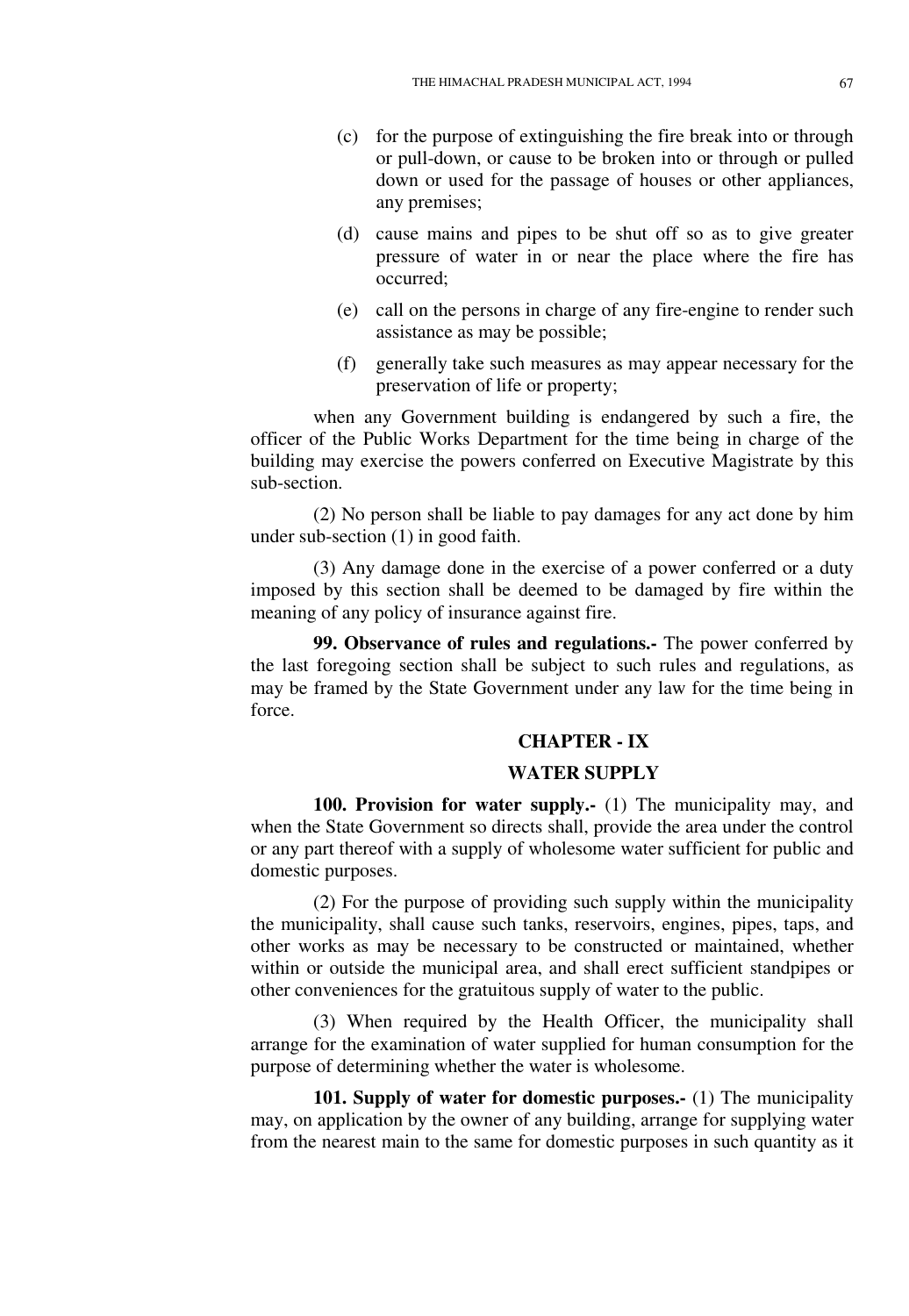(c) for the purpose of extinguishing the fire break into or through or pull-down, or cause to be broken into or through or pulled down or used for the passage of houses or other appliances, any premises;

(d) cause mains and pipes to be shut off so as to give greater pressure of water in or near the place where the fire has occurred;

(e) call on the persons in charge of any fire-engine to render such assistance as may be possible;

(f) generally take such measures as may appear necessary for the preservation of life or property;

when any Government building is endangered by such a fire, the officer of the Public Works Department for the time being in charge of the building may exercise the powers conferred on Executive Magistrate by this sub-section.

(2) No person shall be liable to pay damages for any act done by him under sub-section (1) in good faith.

(3) Any damage done in the exercise of a power conferred or a duty imposed by this section shall be deemed to be damaged by fire within the meaning of any policy of insurance against fire.

**99. Observance of rules and regulations.-** The power conferred by the last foregoing section shall be subject to such rules and regulations, as may be framed by the State Government under any law for the time being in force.

## CHAPTER - IX

## WATER SUPPLY

**100. Provision for water supply.-** (1) The municipality may, and when the State Government so directs shall, provide the area under the control or any part thereof with a supply of wholesome water sufficient for public and domestic purposes.

(2) For the purpose of providing such supply within the municipality the municipality, shall cause such tanks, reservoirs, engines, pipes, taps, and other works as may be necessary to be constructed or maintained, whether within or outside the municipal area, and shall erect sufficient standpipes or other conveniences for the gratuitous supply of water to the public.

(3) When required by the Health Officer, the municipality shall arrange for the examination of water supplied for human consumption for the purpose of determining whether the water is wholesome.

**101. Supply of water for domestic purposes.-** (1) The municipality may, on application by the owner of any building, arrange for supplying water from the nearest main to the same for domestic purposes in such quantity as it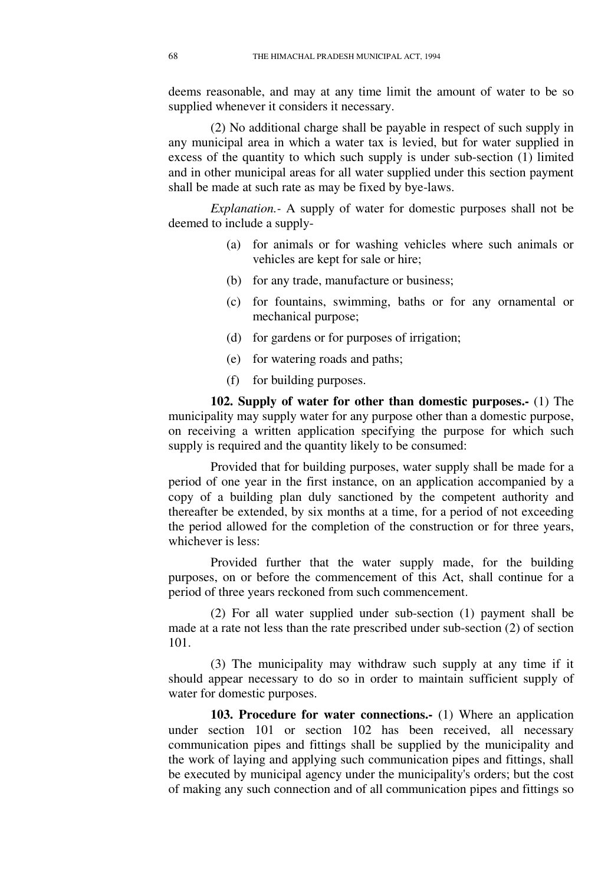deems reasonable, and may at any time limit the amount of water to be so supplied whenever it considers it necessary.

(2) No additional charge shall be payable in respect of such supply in any municipal area in which a water tax is levied, but for water supplied in excess of the quantity to which such supply is under sub-section (1) limited and in other municipal areas for all water supplied under this section payment shall be made at such rate as may be fixed by bye-laws.

*Explanation.-* A supply of water for domestic purposes shall not be deemed to include a supply-

(a) for animals or for washing vehicles where such animals or vehicles are kept for sale or hire;

(b) for any trade, manufacture or business;

(c) for fountains, swimming, baths or for any ornamental or mechanical purpose;

(d) for gardens or for purposes of irrigation;

(e) for watering roads and paths;

(f) for building purposes.

**102. Supply of water for other than domestic purposes.-** (1) The municipality may supply water for any purpose other than a domestic purpose, on receiving a written application specifying the purpose for which such supply is required and the quantity likely to be consumed:

Provided that for building purposes, water supply shall be made for a period of one year in the first instance, on an application accompanied by a copy of a building plan duly sanctioned by the competent authority and thereafter be extended, by six months at a time, for a period of not exceeding the period allowed for the completion of the construction or for three years, whichever is less:

Provided further that the water supply made, for the building purposes, on or before the commencement of this Act, shall continue for a period of three years reckoned from such commencement.

(2) For all water supplied under sub-section (1) payment shall be made at a rate not less than the rate prescribed under sub-section (2) of section 101.

(3) The municipality may withdraw such supply at any time if it should appear necessary to do so in order to maintain sufficient supply of water for domestic purposes.

**103. Procedure for water connections.-** (1) Where an application under section 101 or section 102 has been received, all necessary communication pipes and fittings shall be supplied by the municipality and the work of laying and applying such communication pipes and fittings, shall be executed by municipal agency under the municipality's orders; but the cost of making any such connection and of all communication pipes and fittings so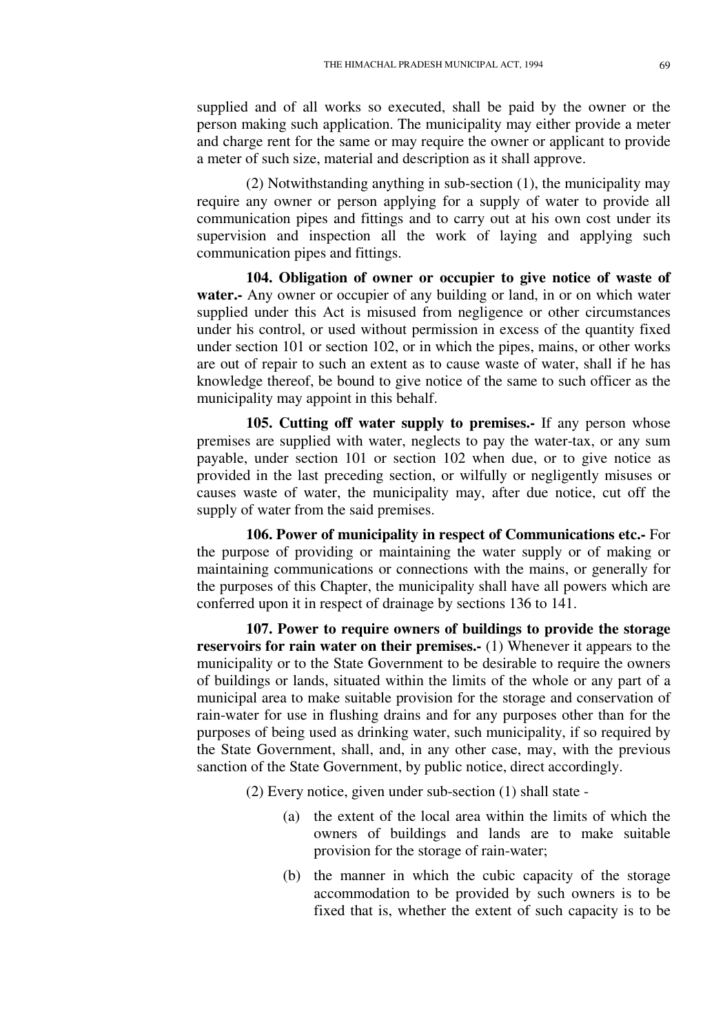supplied and of all works so executed, shall be paid by the owner or the person making such application. The municipality may either provide a meter and charge rent for the same or may require the owner or applicant to provide a meter of such size, material and description as it shall approve.

(2) Notwithstanding anything in sub-section (1), the municipality may require any owner or person applying for a supply of water to provide all communication pipes and fittings and to carry out at his own cost under its supervision and inspection all the work of laying and applying such communication pipes and fittings.

**104. Obligation of owner or occupier to give notice of waste of water.-** Any owner or occupier of any building or land, in or on which water supplied under this Act is misused from negligence or other circumstances under his control, or used without permission in excess of the quantity fixed under section 101 or section 102, or in which the pipes, mains, or other works are out of repair to such an extent as to cause waste of water, shall if he has knowledge thereof, be bound to give notice of the same to such officer as the municipality may appoint in this behalf.

**105. Cutting off water supply to premises.-** If any person whose premises are supplied with water, neglects to pay the water-tax, or any sum payable, under section 101 or section 102 when due, or to give notice as provided in the last preceding section, or wilfully or negligently misuses or causes waste of water, the municipality may, after due notice, cut off the supply of water from the said premises.

**106. Power of municipality in respect of Communications etc.-** For the purpose of providing or maintaining the water supply or of making or maintaining communications or connections with the mains, or generally for the purposes of this Chapter, the municipality shall have all powers which are conferred upon it in respect of drainage by sections 136 to 141.

**107. Power to require owners of buildings to provide the storage reservoirs for rain water on their premises.-** (1) Whenever it appears to the municipality or to the State Government to be desirable to require the owners of buildings or lands, situated within the limits of the whole or any part of a municipal area to make suitable provision for the storage and conservation of rain-water for use in flushing drains and for any purposes other than for the purposes of being used as drinking water, such municipality, if so required by the State Government, shall, and, in any other case, may, with the previous sanction of the State Government, by public notice, direct accordingly.

(2) Every notice, given under sub-section (1) shall state -

(a) the extent of the local area within the limits of which the owners of buildings and lands are to make suitable provision for the storage of rain-water;

(b) the manner in which the cubic capacity of the storage accommodation to be provided by such owners is to be fixed that is, whether the extent of such capacity is to be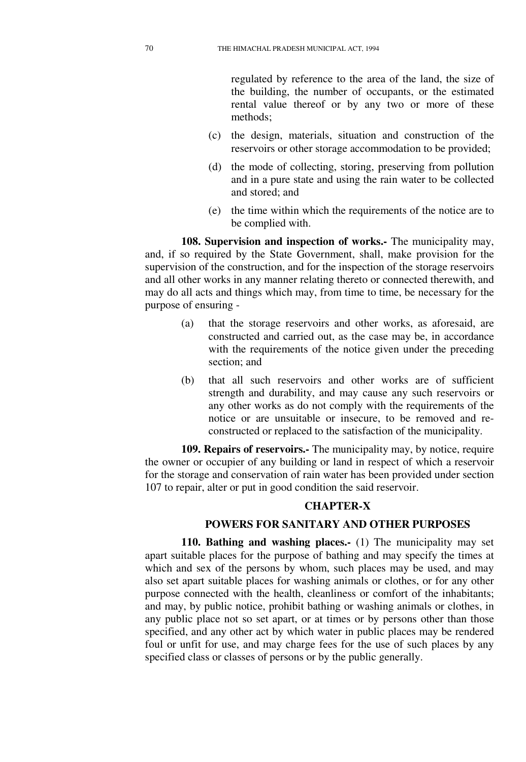regulated by reference to the area of the land, the size of the building, the number of occupants, or the estimated rental value thereof or by any two or more of these methods;

(c) the design, materials, situation and construction of the reservoirs or other storage accommodation to be provided;

(d) the mode of collecting, storing, preserving from pollution and in a pure state and using the rain water to be collected and stored; and

(e) the time within which the requirements of the notice are to be complied with.

**108. Supervision and inspection of works.-** The municipality may, and, if so required by the State Government, shall, make provision for the supervision of the construction, and for the inspection of the storage reservoirs and all other works in any manner relating thereto or connected therewith, and may do all acts and things which may, from time to time, be necessary for the purpose of ensuring -

(a) that the storage reservoirs and other works, as aforesaid, are constructed and carried out, as the case may be, in accordance with the requirements of the notice given under the preceding section; and

(b) that all such reservoirs and other works are of sufficient strength and durability, and may cause any such reservoirs or any other works as do not comply with the requirements of the notice or are unsuitable or insecure, to be removed and re-constructed or replaced to the satisfaction of the municipality.

**109. Repairs of reservoirs.-** The municipality may, by notice, require the owner or occupier of any building or land in respect of which a reservoir for the storage and conservation of rain water has been provided under section 107 to repair, alter or put in good condition the said reservoir.

## CHAPTER-X

## POWERS FOR SANITARY AND OTHER PURPOSES

**110. Bathing and washing places.-** (1) The municipality may set apart suitable places for the purpose of bathing and may specify the times at which and sex of the persons by whom, such places may be used, and may also set apart suitable places for washing animals or clothes, or for any other purpose connected with the health, cleanliness or comfort of the inhabitants; and may, by public notice, prohibit bathing or washing animals or clothes, in any public place not so set apart, or at times or by persons other than those specified, and any other act by which water in public places may be rendered foul or unfit for use, and may charge fees for the use of such places by any specified class or classes of persons or by the public generally.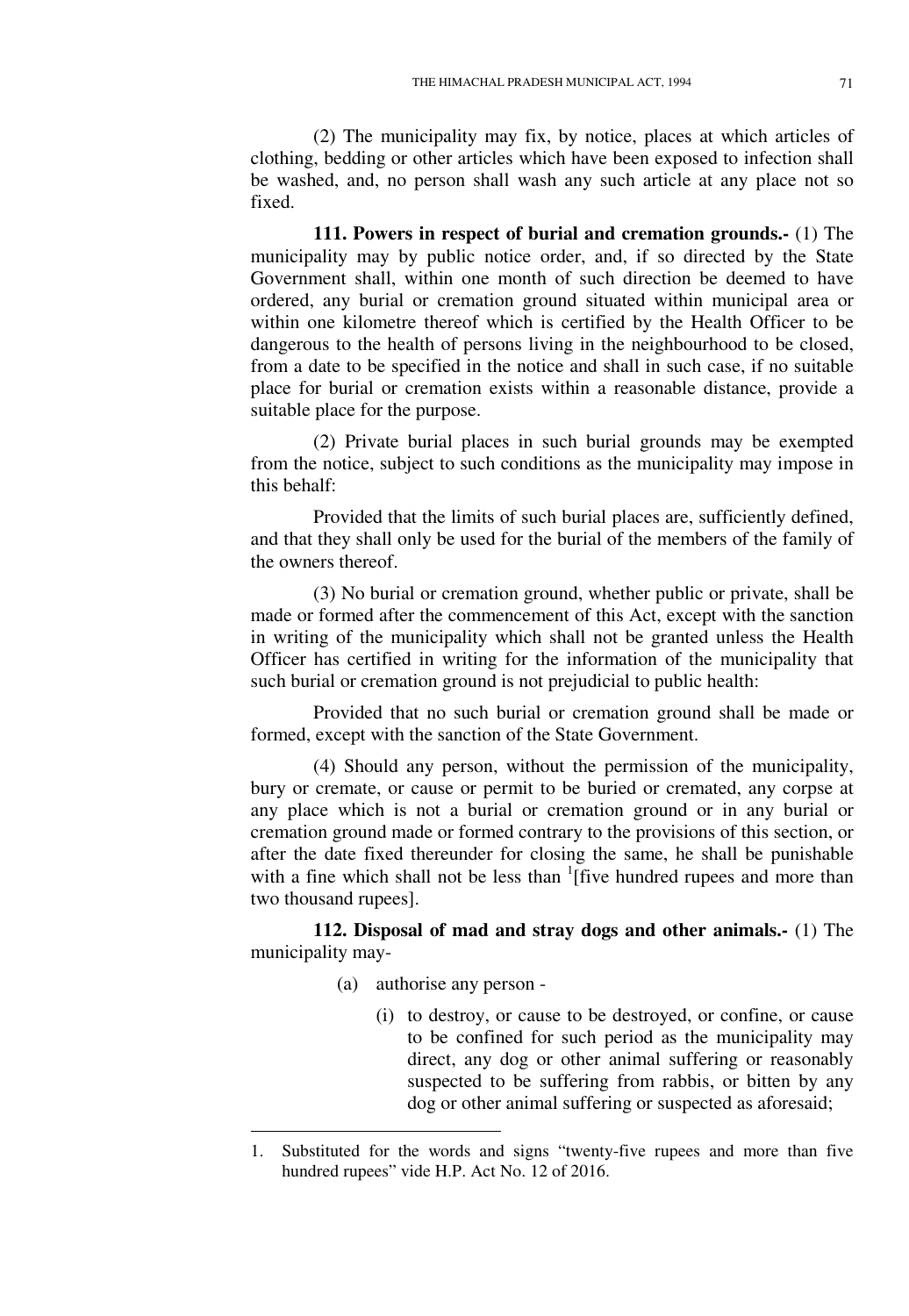(2) The municipality may fix, by notice, places at which articles of clothing, bedding or other articles which have been exposed to infection shall be washed, and, no person shall wash any such article at any place not so fixed.

**111. Powers in respect of burial and cremation grounds.-** (1) The municipality may by public notice order, and, if so directed by the State Government shall, within one month of such direction be deemed to have ordered, any burial or cremation ground situated within municipal area or within one kilometre thereof which is certified by the Health Officer to be dangerous to the health of persons living in the neighbourhood to be closed, from a date to be specified in the notice and shall in such case, if no suitable place for burial or cremation exists within a reasonable distance, provide a suitable place for the purpose.

(2) Private burial places in such burial grounds may be exempted from the notice, subject to such conditions as the municipality may impose in this behalf:

Provided that the limits of such burial places are, sufficiently defined, and that they shall only be used for the burial of the members of the family of the owners thereof.

(3) No burial or cremation ground, whether public or private, shall be made or formed after the commencement of this Act, except with the sanction in writing of the municipality which shall not be granted unless the Health Officer has certified in writing for the information of the municipality that such burial or cremation ground is not prejudicial to public health:

Provided that no such burial or cremation ground shall be made or formed, except with the sanction of the State Government.

(4) Should any person, without the permission of the municipality, bury or cremate, or cause or permit to be buried or cremated, any corpse at any place which is not a burial or cremation ground or in any burial or cremation ground made or formed contrary to the provisions of this section, or after the date fixed thereunder for closing the same, he shall be punishable with a fine which shall not be less than [1][five hundred rupees and more than two thousand rupees].

**112. Disposal of mad and stray dogs and other animals.-** (1) The municipality may-

(a) authorise any person -

(i) to destroy, or cause to be destroyed, or confine, or cause to be confined for such period as the municipality may direct, any dog or other animal suffering or reasonably suspected to be suffering from rabbis, or bitten by any dog or other animal suffering or suspected as aforesaid;

---

1. Substituted for the words and signs "twenty-five rupees and more than five hundred rupees" vide H.P. Act No. 12 of 2016.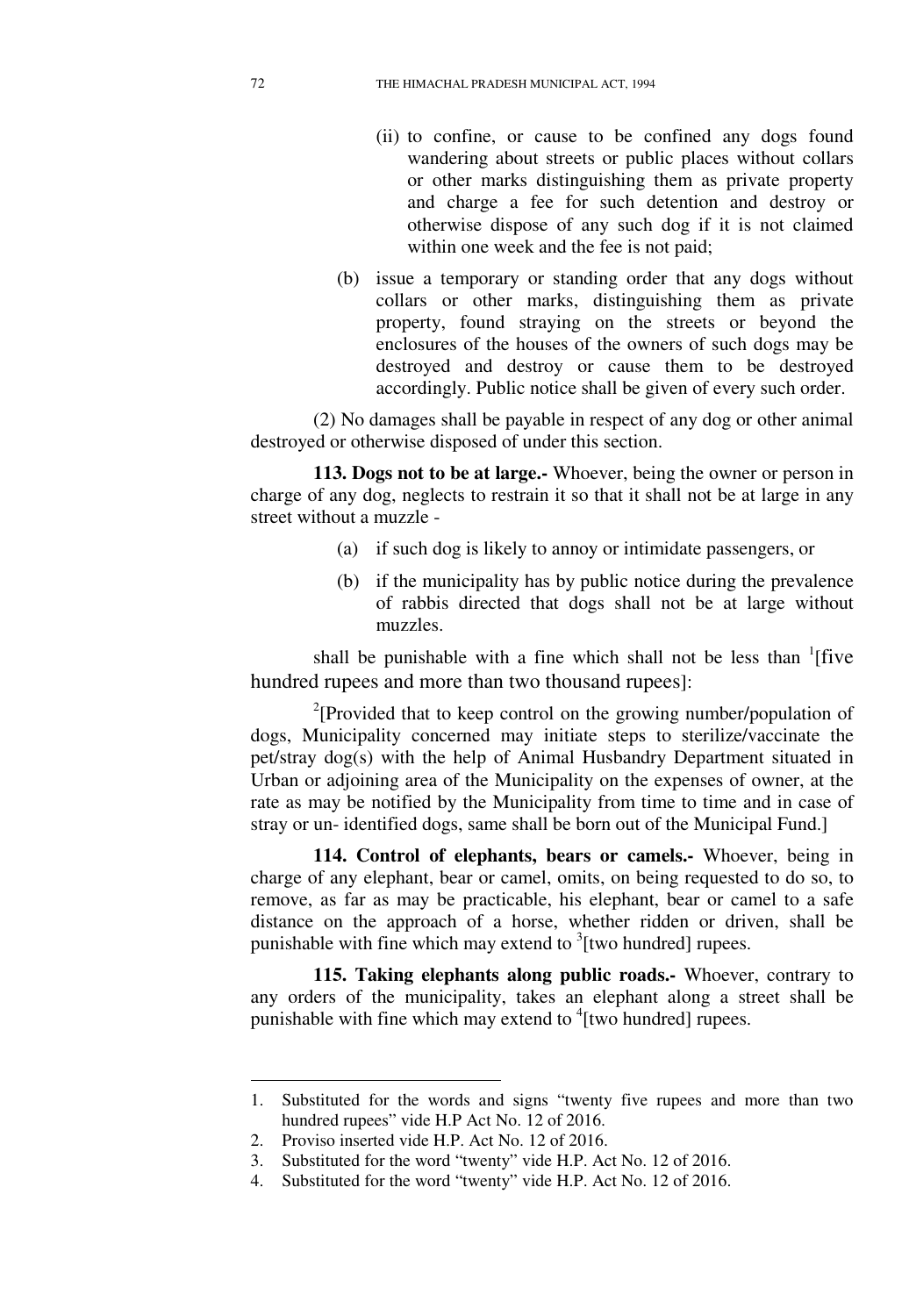(ii) to confine, or cause to be confined any dogs found wandering about streets or public places without collars or other marks distinguishing them as private property and charge a fee for such detention and destroy or otherwise dispose of any such dog if it is not claimed within one week and the fee is not paid;

(b) issue a temporary or standing order that any dogs without collars or other marks, distinguishing them as private property, found straying on the streets or beyond the enclosures of the houses of the owners of such dogs may be destroyed and destroy or cause them to be destroyed accordingly. Public notice shall be given of every such order.

(2) No damages shall be payable in respect of any dog or other animal destroyed or otherwise disposed of under this section.

**113. Dogs not to be at large.-** Whoever, being the owner or person in charge of any dog, neglects to restrain it so that it shall not be at large in any street without a muzzle -

(a) if such dog is likely to annoy or intimidate passengers, or

(b) if the municipality has by public notice during the prevalence of rabbis directed that dogs shall not be at large without muzzles.

shall be punishable with a fine which shall not be less than [1][five hundred rupees and more than two thousand rupees]:

[2][Provided that to keep control on the growing number/population of dogs, Municipality concerned may initiate steps to sterilize/vaccinate the pet/stray dog(s) with the help of Animal Husbandry Department situated in Urban or adjoining area of the Municipality on the expenses of owner, at the rate as may be notified by the Municipality from time to time and in case of stray or un- identified dogs, same shall be born out of the Municipal Fund.]

**114. Control of elephants, bears or camels.-** Whoever, being in charge of any elephant, bear or camel, omits, on being requested to do so, to remove, as far as may be practicable, his elephant, bear or camel to a safe distance on the approach of a horse, whether ridden or driven, shall be punishable with fine which may extend to [3][two hundred] rupees.

**115. Taking elephants along public roads.-** Whoever, contrary to any orders of the municipality, takes an elephant along a street shall be punishable with fine which may extend to [4][two hundred] rupees.

---

1. Substituted for the words and signs "twenty five rupees and more than two hundred rupees" vide H.P Act No. 12 of 2016.
2. Proviso inserted vide H.P. Act No. 12 of 2016.
3. Substituted for the word "twenty" vide H.P. Act No. 12 of 2016.
4. Substituted for the word "twenty" vide H.P. Act No. 12 of 2016.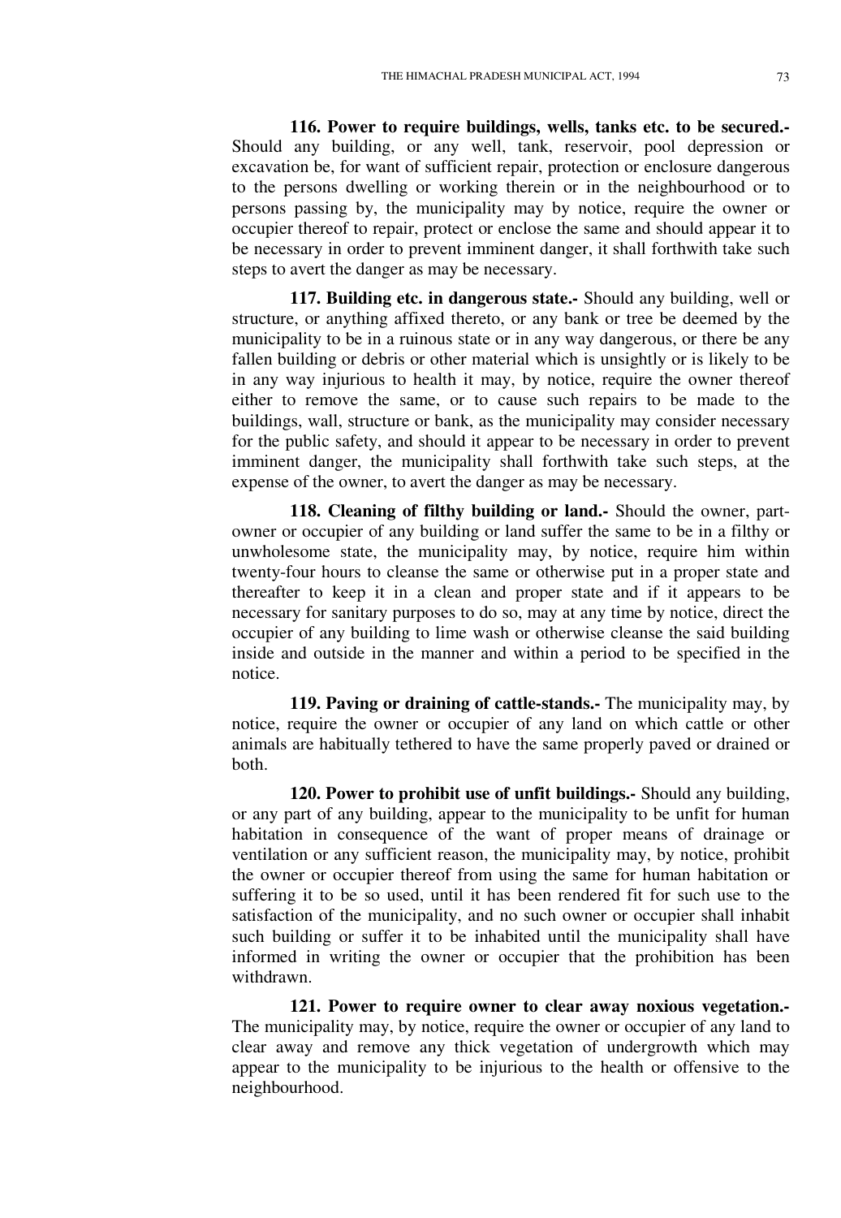**116. Power to require buildings, wells, tanks etc. to be secured.-** Should any building, or any well, tank, reservoir, pool depression or excavation be, for want of sufficient repair, protection or enclosure dangerous to the persons dwelling or working therein or in the neighbourhood or to persons passing by, the municipality may by notice, require the owner or occupier thereof to repair, protect or enclose the same and should appear it to be necessary in order to prevent imminent danger, it shall forthwith take such steps to avert the danger as may be necessary.

**117. Building etc. in dangerous state.-** Should any building, well or structure, or anything affixed thereto, or any bank or tree be deemed by the municipality to be in a ruinous state or in any way dangerous, or there be any fallen building or debris or other material which is unsightly or is likely to be in any way injurious to health it may, by notice, require the owner thereof either to remove the same, or to cause such repairs to be made to the buildings, wall, structure or bank, as the municipality may consider necessary for the public safety, and should it appear to be necessary in order to prevent imminent danger, the municipality shall forthwith take such steps, at the expense of the owner, to avert the danger as may be necessary.

**118. Cleaning of filthy building or land.-** Should the owner, part-owner or occupier of any building or land suffer the same to be in a filthy or unwholesome state, the municipality may, by notice, require him within twenty-four hours to cleanse the same or otherwise put in a proper state and thereafter to keep it in a clean and proper state and if it appears to be necessary for sanitary purposes to do so, may at any time by notice, direct the occupier of any building to lime wash or otherwise cleanse the said building inside and outside in the manner and within a period to be specified in the notice.

**119. Paving or draining of cattle-stands.-** The municipality may, by notice, require the owner or occupier of any land on which cattle or other animals are habitually tethered to have the same properly paved or drained or both.

**120. Power to prohibit use of unfit buildings.-** Should any building, or any part of any building, appear to the municipality to be unfit for human habitation in consequence of the want of proper means of drainage or ventilation or any sufficient reason, the municipality may, by notice, prohibit the owner or occupier thereof from using the same for human habitation or suffering it to be so used, until it has been rendered fit for such use to the satisfaction of the municipality, and no such owner or occupier shall inhabit such building or suffer it to be inhabited until the municipality shall have informed in writing the owner or occupier that the prohibition has been withdrawn.

**121. Power to require owner to clear away noxious vegetation.-** The municipality may, by notice, require the owner or occupier of any land to clear away and remove any thick vegetation of undergrowth which may appear to the municipality to be injurious to the health or offensive to the neighbourhood.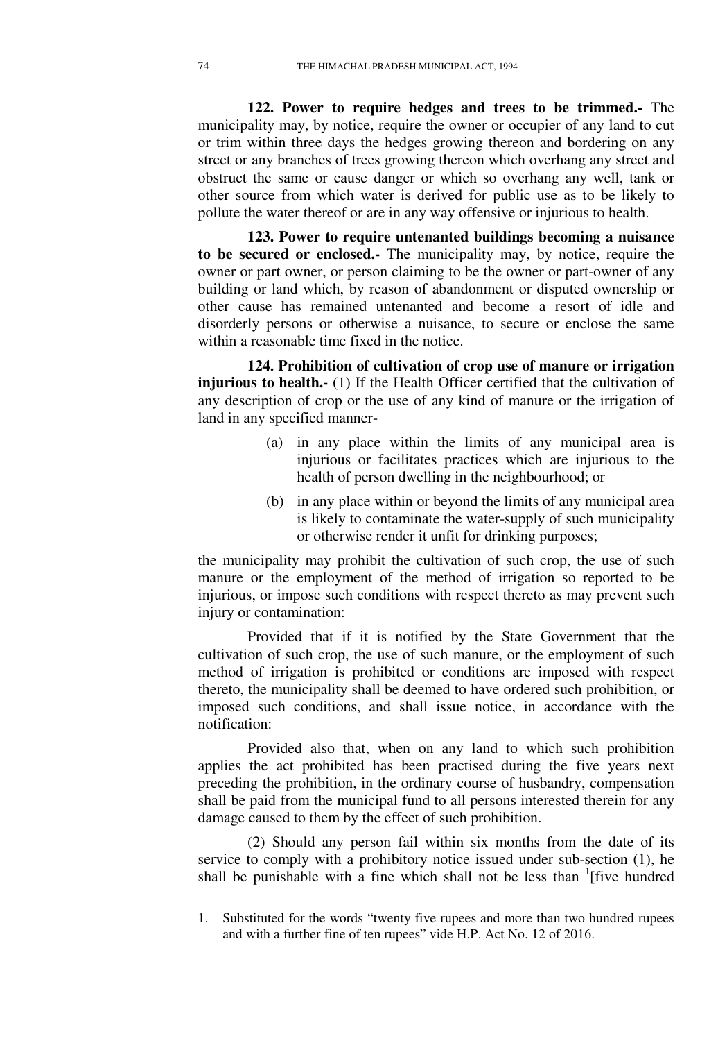**122. Power to require hedges and trees to be trimmed.-** The municipality may, by notice, require the owner or occupier of any land to cut or trim within three days the hedges growing thereon and bordering on any street or any branches of trees growing thereon which overhang any street and obstruct the same or cause danger or which so overhang any well, tank or other source from which water is derived for public use as to be likely to pollute the water thereof or are in any way offensive or injurious to health.

**123. Power to require untenanted buildings becoming a nuisance to be secured or enclosed.-** The municipality may, by notice, require the owner or part owner, or person claiming to be the owner or part-owner of any building or land which, by reason of abandonment or disputed ownership or other cause has remained untenanted and become a resort of idle and disorderly persons or otherwise a nuisance, to secure or enclose the same within a reasonable time fixed in the notice.

**124. Prohibition of cultivation of crop use of manure or irrigation injurious to health.-** (1) If the Health Officer certified that the cultivation of any description of crop or the use of any kind of manure or the irrigation of land in any specified manner-

(a) in any place within the limits of any municipal area is injurious or facilitates practices which are injurious to the health of person dwelling in the neighbourhood; or

(b) in any place within or beyond the limits of any municipal area is likely to contaminate the water-supply of such municipality or otherwise render it unfit for drinking purposes;

the municipality may prohibit the cultivation of such crop, the use of such manure or the employment of the method of irrigation so reported to be injurious, or impose such conditions with respect thereto as may prevent such injury or contamination:

Provided that if it is notified by the State Government that the cultivation of such crop, the use of such manure, or the employment of such method of irrigation is prohibited or conditions are imposed with respect thereto, the municipality shall be deemed to have ordered such prohibition, or imposed such conditions, and shall issue notice, in accordance with the notification:

Provided also that, when on any land to which such prohibition applies the act prohibited has been practised during the five years next preceding the prohibition, in the ordinary course of husbandry, compensation shall be paid from the municipal fund to all persons interested therein for any damage caused to them by the effect of such prohibition.

(2) Should any person fail within six months from the date of its service to comply with a prohibitory notice issued under sub-section (1), he shall be punishable with a fine which shall not be less than [1][five hundred

---

1. Substituted for the words "twenty five rupees and more than two hundred rupees and with a further fine of ten rupees" vide H.P. Act No. 12 of 2016.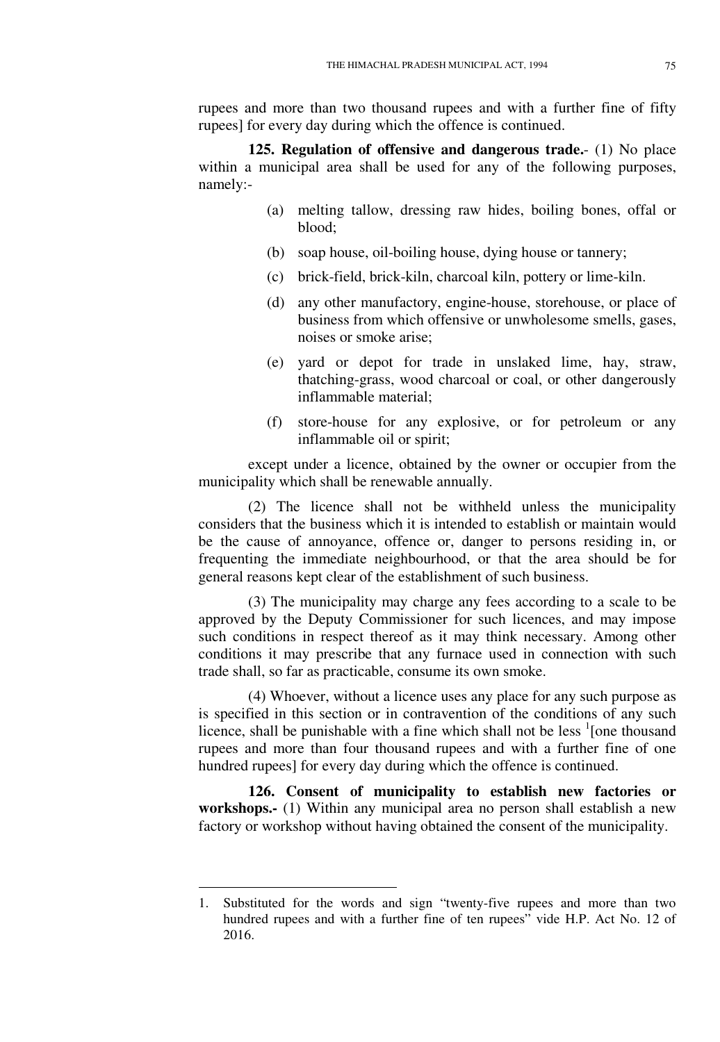rupees and more than two thousand rupees and with a further fine of fifty rupees] for every day during which the offence is continued.

**125. Regulation of offensive and dangerous trade.**- (1) No place within a municipal area shall be used for any of the following purposes, namely:-

(a) melting tallow, dressing raw hides, boiling bones, offal or blood;

(b) soap house, oil-boiling house, dying house or tannery;

(c) brick-field, brick-kiln, charcoal kiln, pottery or lime-kiln.

(d) any other manufactory, engine-house, storehouse, or place of business from which offensive or unwholesome smells, gases, noises or smoke arise;

(e) yard or depot for trade in unslaked lime, hay, straw, thatching-grass, wood charcoal or coal, or other dangerously inflammable material;

(f) store-house for any explosive, or for petroleum or any inflammable oil or spirit;

except under a licence, obtained by the owner or occupier from the municipality which shall be renewable annually.

(2) The licence shall not be withheld unless the municipality considers that the business which it is intended to establish or maintain would be the cause of annoyance, offence or, danger to persons residing in, or frequenting the immediate neighbourhood, or that the area should be for general reasons kept clear of the establishment of such business.

(3) The municipality may charge any fees according to a scale to be approved by the Deputy Commissioner for such licences, and may impose such conditions in respect thereof as it may think necessary. Among other conditions it may prescribe that any furnace used in connection with such trade shall, so far as practicable, consume its own smoke.

(4) Whoever, without a licence uses any place for any such purpose as is specified in this section or in contravention of the conditions of any such licence, shall be punishable with a fine which shall not be less [1][one thousand rupees and more than four thousand rupees and with a further fine of one hundred rupees] for every day during which the offence is continued.

**126. Consent of municipality to establish new factories or workshops.-** (1) Within any municipal area no person shall establish a new factory or workshop without having obtained the consent of the municipality.

---

1. Substituted for the words and sign "twenty-five rupees and more than two hundred rupees and with a further fine of ten rupees" vide H.P. Act No. 12 of 2016.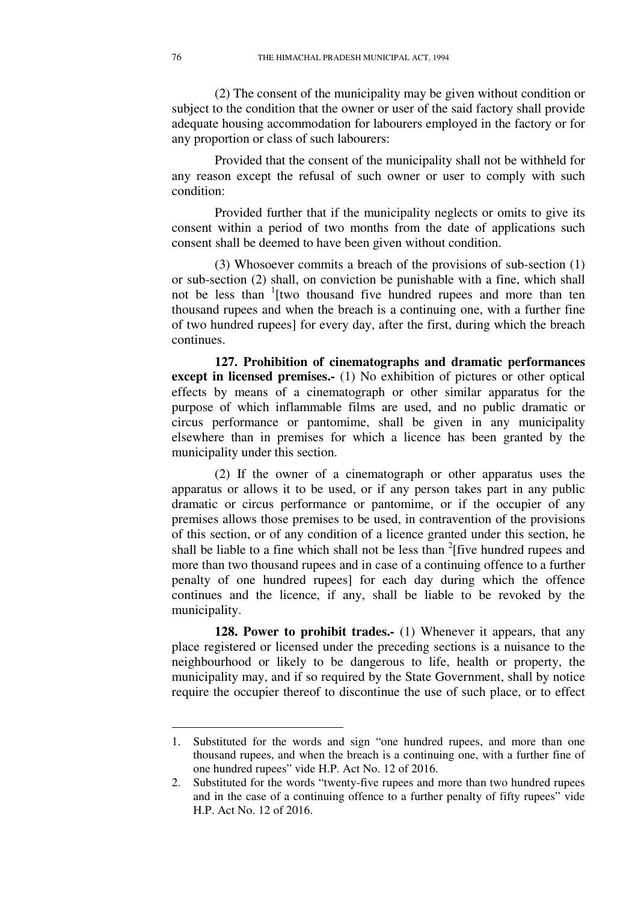(2) The consent of the municipality may be given without condition or subject to the condition that the owner or user of the said factory shall provide adequate housing accommodation for labourers employed in the factory or for any proportion or class of such labourers:

Provided that the consent of the municipality shall not be withheld for any reason except the refusal of such owner or user to comply with such condition:

Provided further that if the municipality neglects or omits to give its consent within a period of two months from the date of applications such consent shall be deemed to have been given without condition.

(3) Whosoever commits a breach of the provisions of sub-section (1) or sub-section (2) shall, on conviction be punishable with a fine, which shall not be less than [1][two thousand five hundred rupees and more than ten thousand rupees and when the breach is a continuing one, with a further fine of two hundred rupees] for every day, after the first, during which the breach continues.

**127. Prohibition of cinematographs and dramatic performances except in licensed premises.-** (1) No exhibition of pictures or other optical effects by means of a cinematograph or other similar apparatus for the purpose of which inflammable films are used, and no public dramatic or circus performance or pantomime, shall be given in any municipality elsewhere than in premises for which a licence has been granted by the municipality under this section.

(2) If the owner of a cinematograph or other apparatus uses the apparatus or allows it to be used, or if any person takes part in any public dramatic or circus performance or pantomime, or if the occupier of any premises allows those premises to be used, in contravention of the provisions of this section, or of any condition of a licence granted under this section, he shall be liable to a fine which shall not be less than [2][five hundred rupees and more than two thousand rupees and in case of a continuing offence to a further penalty of one hundred rupees] for each day during which the offence continues and the licence, if any, shall be liable to be revoked by the municipality.

**128. Power to prohibit trades.-** (1) Whenever it appears, that any place registered or licensed under the preceding sections is a nuisance to the neighbourhood or likely to be dangerous to life, health or property, the municipality may, and if so required by the State Government, shall by notice require the occupier thereof to discontinue the use of such place, or to effect

---

1. Substituted for the words and sign "one hundred rupees, and more than one thousand rupees, and when the breach is a continuing one, with a further fine of one hundred rupees" vide H.P. Act No. 12 of 2016.
2. Substituted for the words "twenty-five rupees and more than two hundred rupees and in the case of a continuing offence to a further penalty of fifty rupees" vide H.P. Act No. 12 of 2016.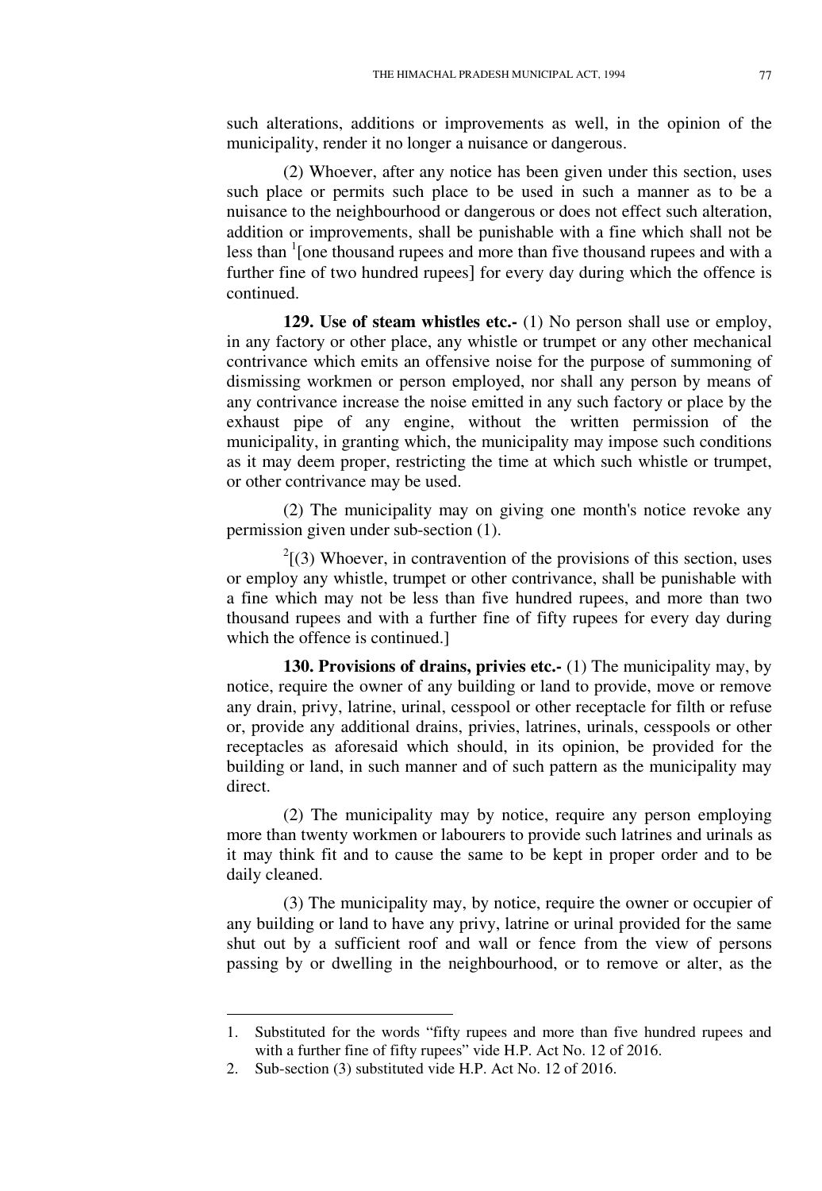such alterations, additions or improvements as well, in the opinion of the municipality, render it no longer a nuisance or dangerous.

(2) Whoever, after any notice has been given under this section, uses such place or permits such place to be used in such a manner as to be a nuisance to the neighbourhood or dangerous or does not effect such alteration, addition or improvements, shall be punishable with a fine which shall not be less than [1][one thousand rupees and more than five thousand rupees and with a further fine of two hundred rupees] for every day during which the offence is continued.

**129. Use of steam whistles etc.-** (1) No person shall use or employ, in any factory or other place, any whistle or trumpet or any other mechanical contrivance which emits an offensive noise for the purpose of summoning of dismissing workmen or person employed, nor shall any person by means of any contrivance increase the noise emitted in any such factory or place by the exhaust pipe of any engine, without the written permission of the municipality, in granting which, the municipality may impose such conditions as it may deem proper, restricting the time at which such whistle or trumpet, or other contrivance may be used.

(2) The municipality may on giving one month's notice revoke any permission given under sub-section (1).

[2][(3) Whoever, in contravention of the provisions of this section, uses or employ any whistle, trumpet or other contrivance, shall be punishable with a fine which may not be less than five hundred rupees, and more than two thousand rupees and with a further fine of fifty rupees for every day during which the offence is continued.]

**130. Provisions of drains, privies etc.-** (1) The municipality may, by notice, require the owner of any building or land to provide, move or remove any drain, privy, latrine, urinal, cesspool or other receptacle for filth or refuse or, provide any additional drains, privies, latrines, urinals, cesspools or other receptacles as aforesaid which should, in its opinion, be provided for the building or land, in such manner and of such pattern as the municipality may direct.

(2) The municipality may by notice, require any person employing more than twenty workmen or labourers to provide such latrines and urinals as it may think fit and to cause the same to be kept in proper order and to be daily cleaned.

(3) The municipality may, by notice, require the owner or occupier of any building or land to have any privy, latrine or urinal provided for the same shut out by a sufficient roof and wall or fence from the view of persons passing by or dwelling in the neighbourhood, or to remove or alter, as the

---

1. Substituted for the words "fifty rupees and more than five hundred rupees and with a further fine of fifty rupees" vide H.P. Act No. 12 of 2016.
2. Sub-section (3) substituted vide H.P. Act No. 12 of 2016.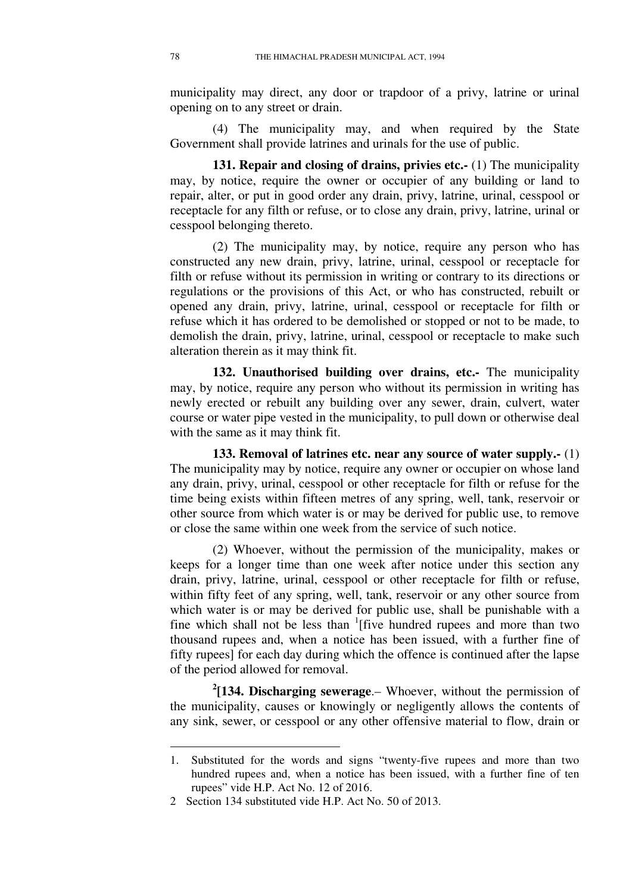municipality may direct, any door or trapdoor of a privy, latrine or urinal opening on to any street or drain.

(4) The municipality may, and when required by the State Government shall provide latrines and urinals for the use of public.

**131. Repair and closing of drains, privies etc.-** (1) The municipality may, by notice, require the owner or occupier of any building or land to repair, alter, or put in good order any drain, privy, latrine, urinal, cesspool or receptacle for any filth or refuse, or to close any drain, privy, latrine, urinal or cesspool belonging thereto.

(2) The municipality may, by notice, require any person who has constructed any new drain, privy, latrine, urinal, cesspool or receptacle for filth or refuse without its permission in writing or contrary to its directions or regulations or the provisions of this Act, or who has constructed, rebuilt or opened any drain, privy, latrine, urinal, cesspool or receptacle for filth or refuse which it has ordered to be demolished or stopped or not to be made, to demolish the drain, privy, latrine, urinal, cesspool or receptacle to make such alteration therein as it may think fit.

**132. Unauthorised building over drains, etc.-** The municipality may, by notice, require any person who without its permission in writing has newly erected or rebuilt any building over any sewer, drain, culvert, water course or water pipe vested in the municipality, to pull down or otherwise deal with the same as it may think fit.

**133. Removal of latrines etc. near any source of water supply.-** (1) The municipality may by notice, require any owner or occupier on whose land any drain, privy, urinal, cesspool or other receptacle for filth or refuse for the time being exists within fifteen metres of any spring, well, tank, reservoir or other source from which water is or may be derived for public use, to remove or close the same within one week from the service of such notice.

(2) Whoever, without the permission of the municipality, makes or keeps for a longer time than one week after notice under this section any drain, privy, latrine, urinal, cesspool or other receptacle for filth or refuse, within fifty feet of any spring, well, tank, reservoir or any other source from which water is or may be derived for public use, shall be punishable with a fine which shall not be less than [1][five hundred rupees and more than two thousand rupees and, when a notice has been issued, with a further fine of fifty rupees] for each day during which the offence is continued after the lapse of the period allowed for removal.

[2][**134. Discharging sewerage**.– Whoever, without the permission of the municipality, causes or knowingly or negligently allows the contents of any sink, sewer, or cesspool or any other offensive material to flow, drain or

---

1. Substituted for the words and signs "twenty-five rupees and more than two hundred rupees and, when a notice has been issued, with a further fine of ten rupees" vide H.P. Act No. 12 of 2016.
2 Section 134 substituted vide H.P. Act No. 50 of 2013.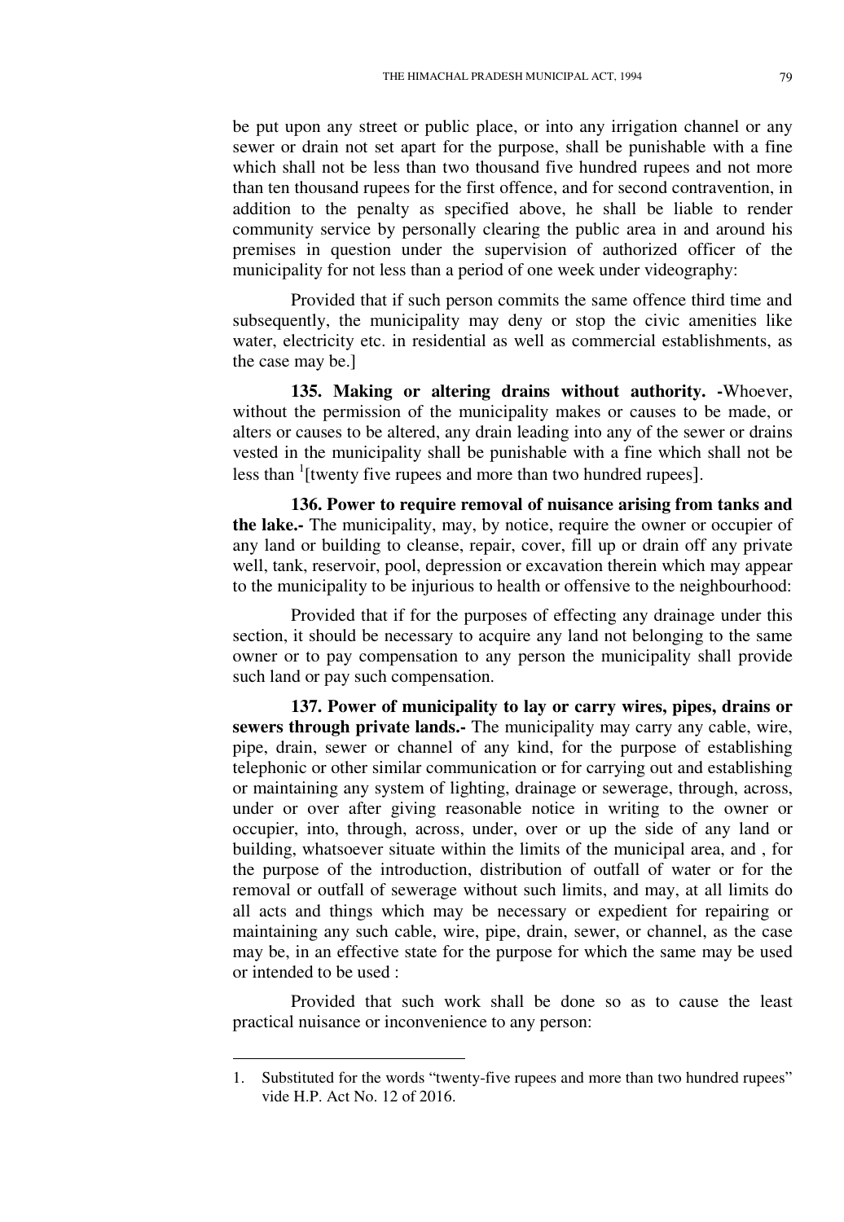be put upon any street or public place, or into any irrigation channel or any sewer or drain not set apart for the purpose, shall be punishable with a fine which shall not be less than two thousand five hundred rupees and not more than ten thousand rupees for the first offence, and for second contravention, in addition to the penalty as specified above, he shall be liable to render community service by personally clearing the public area in and around his premises in question under the supervision of authorized officer of the municipality for not less than a period of one week under videography:

Provided that if such person commits the same offence third time and subsequently, the municipality may deny or stop the civic amenities like water, electricity etc. in residential as well as commercial establishments, as the case may be.]

**135. Making or altering drains without authority.** -Whoever, without the permission of the municipality makes or causes to be made, or alters or causes to be altered, any drain leading into any of the sewer or drains vested in the municipality shall be punishable with a fine which shall not be less than [1][twenty five rupees and more than two hundred rupees].

**136. Power to require removal of nuisance arising from tanks and the lake.-** The municipality, may, by notice, require the owner or occupier of any land or building to cleanse, repair, cover, fill up or drain off any private well, tank, reservoir, pool, depression or excavation therein which may appear to the municipality to be injurious to health or offensive to the neighbourhood:

Provided that if for the purposes of effecting any drainage under this section, it should be necessary to acquire any land not belonging to the same owner or to pay compensation to any person the municipality shall provide such land or pay such compensation.

**137. Power of municipality to lay or carry wires, pipes, drains or sewers through private lands.-** The municipality may carry any cable, wire, pipe, drain, sewer or channel of any kind, for the purpose of establishing telephonic or other similar communication or for carrying out and establishing or maintaining any system of lighting, drainage or sewerage, through, across, under or over after giving reasonable notice in writing to the owner or occupier, into, through, across, under, over or up the side of any land or building, whatsoever situate within the limits of the municipal area, and , for the purpose of the introduction, distribution of outfall of water or for the removal or outfall of sewerage without such limits, and may, at all limits do all acts and things which may be necessary or expedient for repairing or maintaining any such cable, wire, pipe, drain, sewer, or channel, as the case may be, in an effective state for the purpose for which the same may be used or intended to be used :

Provided that such work shall be done so as to cause the least practical nuisance or inconvenience to any person:

---

1. Substituted for the words "twenty-five rupees and more than two hundred rupees" vide H.P. Act No. 12 of 2016.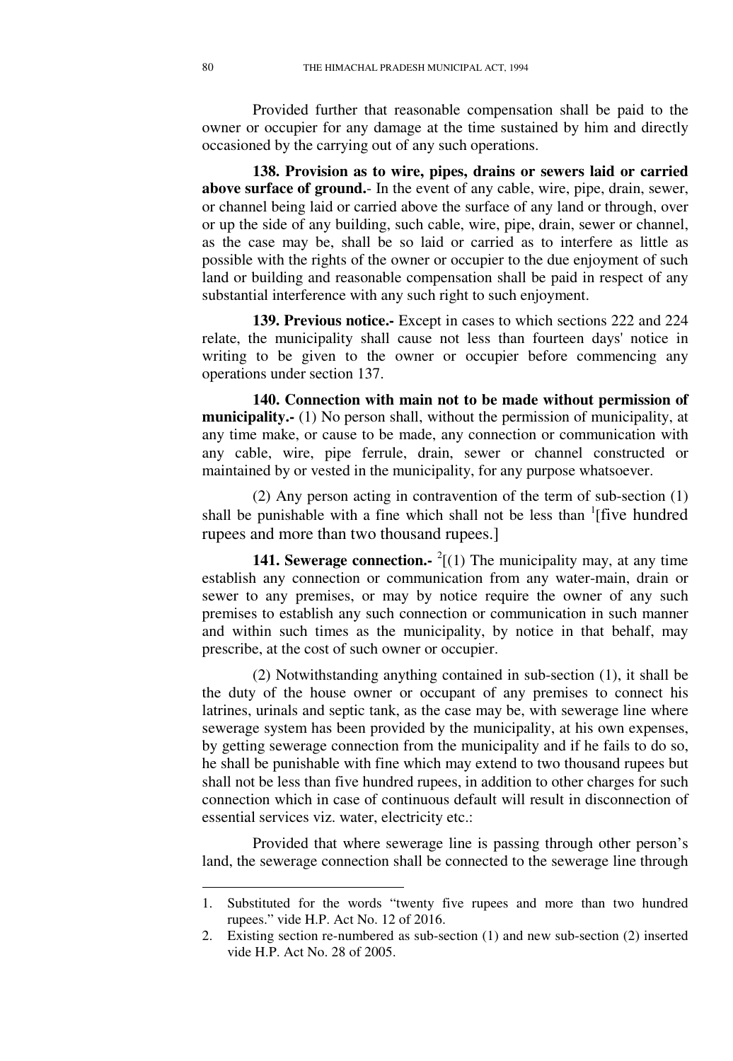Provided further that reasonable compensation shall be paid to the owner or occupier for any damage at the time sustained by him and directly occasioned by the carrying out of any such operations.

**138. Provision as to wire, pipes, drains or sewers laid or carried above surface of ground.**- In the event of any cable, wire, pipe, drain, sewer, or channel being laid or carried above the surface of any land or through, over or up the side of any building, such cable, wire, pipe, drain, sewer or channel, as the case may be, shall be so laid or carried as to interfere as little as possible with the rights of the owner or occupier to the due enjoyment of such land or building and reasonable compensation shall be paid in respect of any substantial interference with any such right to such enjoyment.

**139. Previous notice.-** Except in cases to which sections 222 and 224 relate, the municipality shall cause not less than fourteen days' notice in writing to be given to the owner or occupier before commencing any operations under section 137.

**140. Connection with main not to be made without permission of municipality.-** (1) No person shall, without the permission of municipality, at any time make, or cause to be made, any connection or communication with any cable, wire, pipe ferrule, drain, sewer or channel constructed or maintained by or vested in the municipality, for any purpose whatsoever.

(2) Any person acting in contravention of the term of sub-section (1) shall be punishable with a fine which shall not be less than [1][five hundred rupees and more than two thousand rupees.]

**141. Sewerage connection.-** [2][(1) The municipality may, at any time establish any connection or communication from any water-main, drain or sewer to any premises, or may by notice require the owner of any such premises to establish any such connection or communication in such manner and within such times as the municipality, by notice in that behalf, may prescribe, at the cost of such owner or occupier.

(2) Notwithstanding anything contained in sub-section (1), it shall be the duty of the house owner or occupant of any premises to connect his latrines, urinals and septic tank, as the case may be, with sewerage line where sewerage system has been provided by the municipality, at his own expenses, by getting sewerage connection from the municipality and if he fails to do so, he shall be punishable with fine which may extend to two thousand rupees but shall not be less than five hundred rupees, in addition to other charges for such connection which in case of continuous default will result in disconnection of essential services viz. water, electricity etc.:

Provided that where sewerage line is passing through other person's land, the sewerage connection shall be connected to the sewerage line through

---

1. Substituted for the words "twenty five rupees and more than two hundred rupees." vide H.P. Act No. 12 of 2016.
2. Existing section re-numbered as sub-section (1) and new sub-section (2) inserted vide H.P. Act No. 28 of 2005.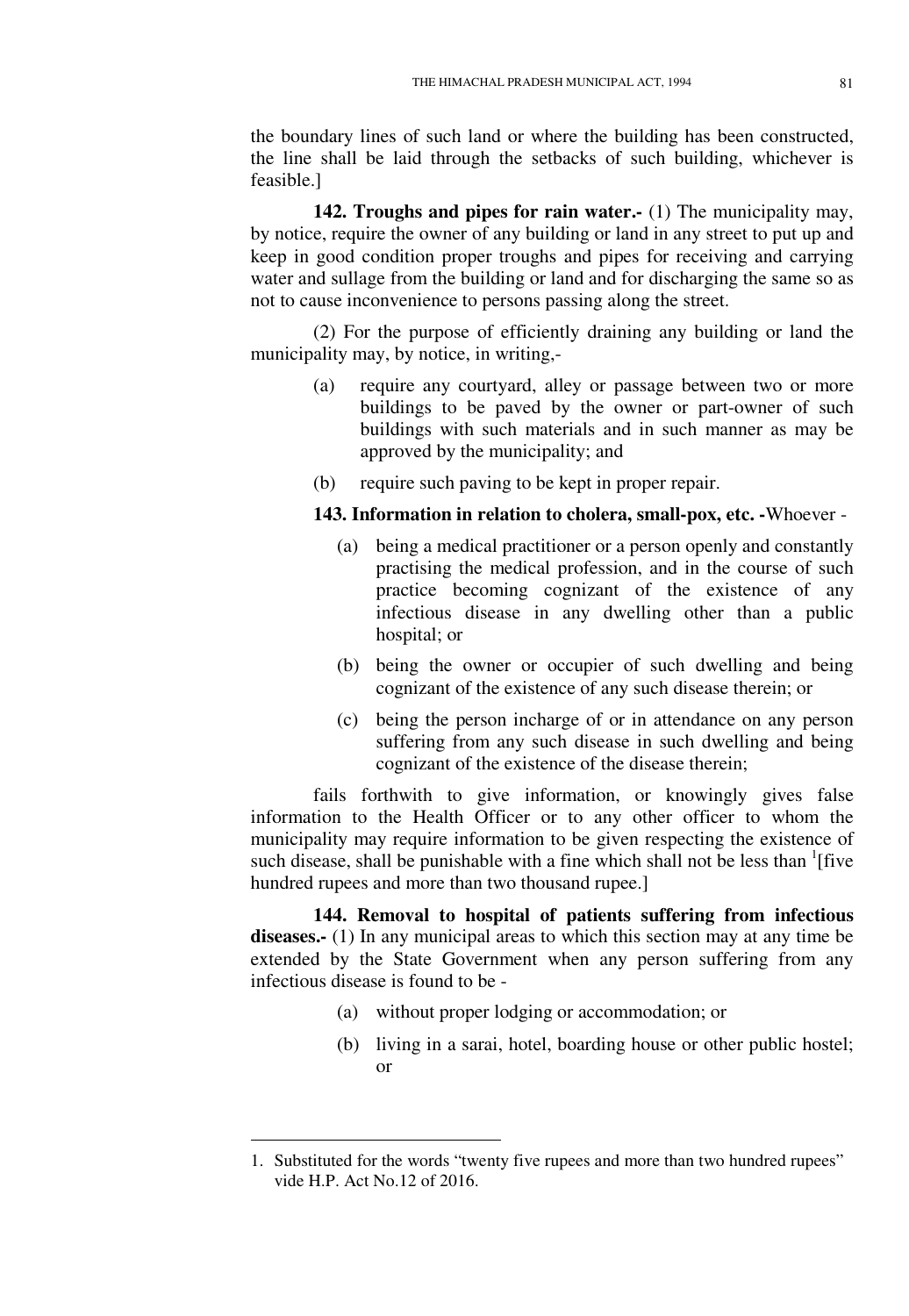the boundary lines of such land or where the building has been constructed, the line shall be laid through the setbacks of such building, whichever is feasible.]

**142. Troughs and pipes for rain water.-** (1) The municipality may, by notice, require the owner of any building or land in any street to put up and keep in good condition proper troughs and pipes for receiving and carrying water and sullage from the building or land and for discharging the same so as not to cause inconvenience to persons passing along the street.

(2) For the purpose of efficiently draining any building or land the municipality may, by notice, in writing,-

(a) require any courtyard, alley or passage between two or more buildings to be paved by the owner or part-owner of such buildings with such materials and in such manner as may be approved by the municipality; and

(b) require such paving to be kept in proper repair.

**143. Information in relation to cholera, small-pox, etc. -**Whoever -

(a) being a medical practitioner or a person openly and constantly practising the medical profession, and in the course of such practice becoming cognizant of the existence of any infectious disease in any dwelling other than a public hospital; or

(b) being the owner or occupier of such dwelling and being cognizant of the existence of any such disease therein; or

(c) being the person incharge of or in attendance on any person suffering from any such disease in such dwelling and being cognizant of the existence of the disease therein;

fails forthwith to give information, or knowingly gives false information to the Health Officer or to any other officer to whom the municipality may require information to be given respecting the existence of such disease, shall be punishable with a fine which shall not be less than [1][five hundred rupees and more than two thousand rupee.]

**144. Removal to hospital of patients suffering from infectious diseases.-** (1) In any municipal areas to which this section may at any time be extended by the State Government when any person suffering from any infectious disease is found to be -

(a) without proper lodging or accommodation; or

(b) living in a sarai, hotel, boarding house or other public hostel; or

---

1. Substituted for the words "twenty five rupees and more than two hundred rupees" vide H.P. Act No.12 of 2016.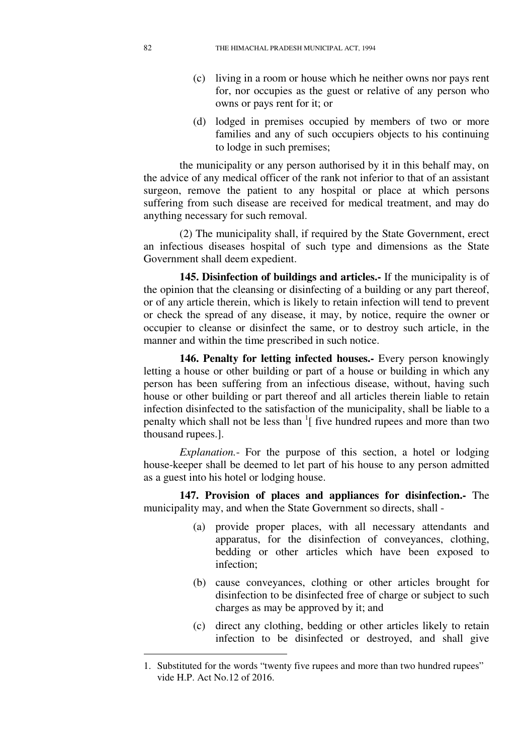(c) living in a room or house which he neither owns nor pays rent for, nor occupies as the guest or relative of any person who owns or pays rent for it; or

(d) lodged in premises occupied by members of two or more families and any of such occupiers objects to his continuing to lodge in such premises;

the municipality or any person authorised by it in this behalf may, on the advice of any medical officer of the rank not inferior to that of an assistant surgeon, remove the patient to any hospital or place at which persons suffering from such disease are received for medical treatment, and may do anything necessary for such removal.

(2) The municipality shall, if required by the State Government, erect an infectious diseases hospital of such type and dimensions as the State Government shall deem expedient.

**145. Disinfection of buildings and articles.-** If the municipality is of the opinion that the cleansing or disinfecting of a building or any part thereof, or of any article therein, which is likely to retain infection will tend to prevent or check the spread of any disease, it may, by notice, require the owner or occupier to cleanse or disinfect the same, or to destroy such article, in the manner and within the time prescribed in such notice.

**146. Penalty for letting infected houses.-** Every person knowingly letting a house or other building or part of a house or building in which any person has been suffering from an infectious disease, without, having such house or other building or part thereof and all articles therein liable to retain infection disinfected to the satisfaction of the municipality, shall be liable to a penalty which shall not be less than [1][ five hundred rupees and more than two thousand rupees.].

*Explanation.-* For the purpose of this section, a hotel or lodging house-keeper shall be deemed to let part of his house to any person admitted as a guest into his hotel or lodging house.

**147. Provision of places and appliances for disinfection.-** The municipality may, and when the State Government so directs, shall -

(a) provide proper places, with all necessary attendants and apparatus, for the disinfection of conveyances, clothing, bedding or other articles which have been exposed to infection;

(b) cause conveyances, clothing or other articles brought for disinfection to be disinfected free of charge or subject to such charges as may be approved by it; and

(c) direct any clothing, bedding or other articles likely to retain infection to be disinfected or destroyed, and shall give

---

1. Substituted for the words "twenty five rupees and more than two hundred rupees" vide H.P. Act No.12 of 2016.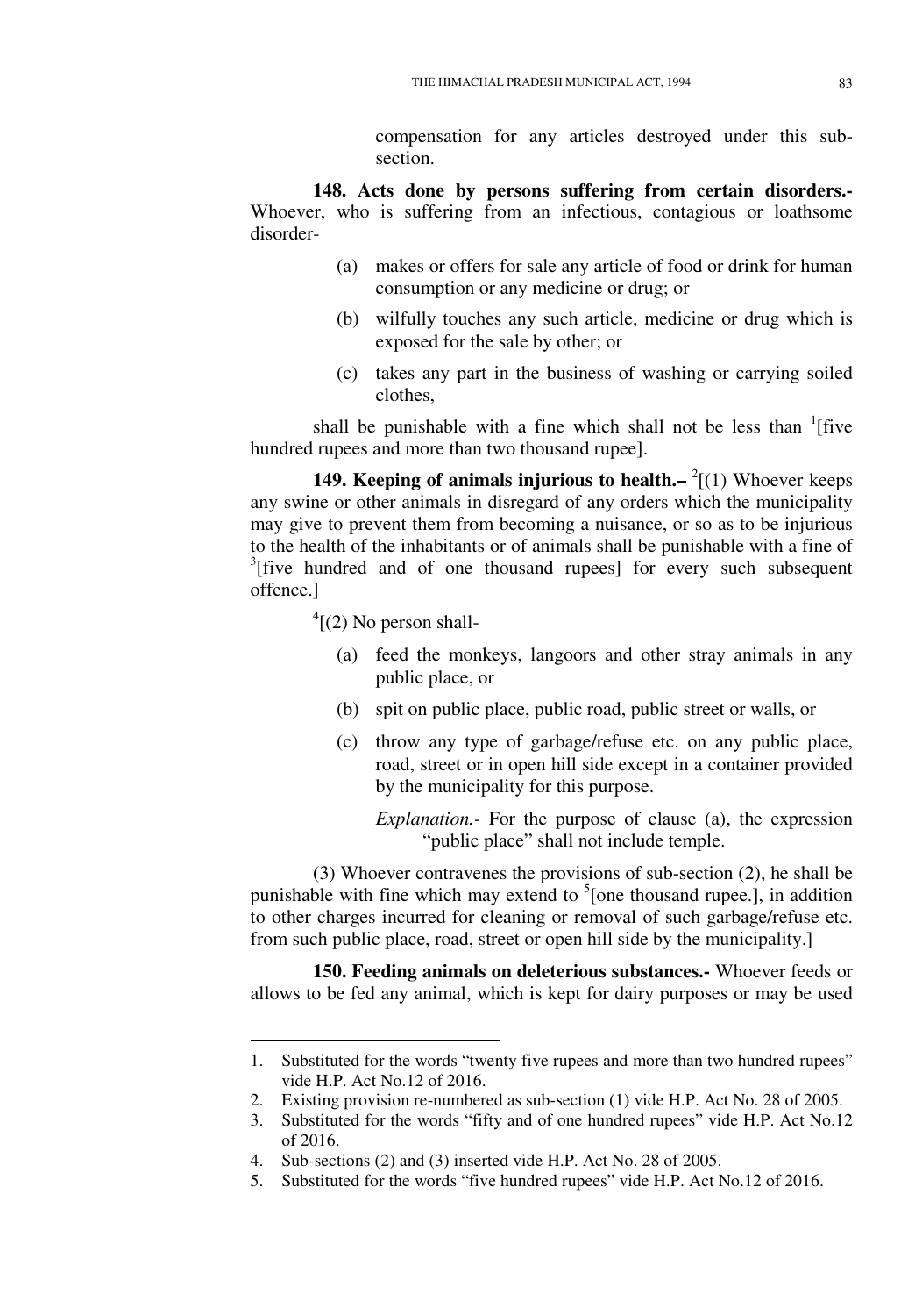compensation for any articles destroyed under this sub-section.

**148. Acts done by persons suffering from certain disorders.-** Whoever, who is suffering from an infectious, contagious or loathsome disorder-

(a) makes or offers for sale any article of food or drink for human consumption or any medicine or drug; or

(b) wilfully touches any such article, medicine or drug which is exposed for the sale by other; or

(c) takes any part in the business of washing or carrying soiled clothes,

shall be punishable with a fine which shall not be less than [1][five hundred rupees and more than two thousand rupee].

**149. Keeping of animals injurious to health.–** [2][(1) Whoever keeps any swine or other animals in disregard of any orders which the municipality may give to prevent them from becoming a nuisance, or so as to be injurious to the health of the inhabitants or of animals shall be punishable with a fine of [3][five hundred and of one thousand rupees] for every such subsequent offence.]

[4][(2) No person shall-

(a) feed the monkeys, langoors and other stray animals in any public place, or

(b) spit on public place, public road, public street or walls, or

(c) throw any type of garbage/refuse etc. on any public place, road, street or in open hill side except in a container provided by the municipality for this purpose.

*Explanation.-* For the purpose of clause (a), the expression "public place" shall not include temple.

(3) Whoever contravenes the provisions of sub-section (2), he shall be punishable with fine which may extend to [5][one thousand rupee.], in addition to other charges incurred for cleaning or removal of such garbage/refuse etc. from such public place, road, street or open hill side by the municipality.]

**150. Feeding animals on deleterious substances.-** Whoever feeds or allows to be fed any animal, which is kept for dairy purposes or may be used

---

1. Substituted for the words "twenty five rupees and more than two hundred rupees" vide H.P. Act No.12 of 2016.
2. Existing provision re-numbered as sub-section (1) vide H.P. Act No. 28 of 2005.
3. Substituted for the words "fifty and of one hundred rupees" vide H.P. Act No.12 of 2016.
4. Sub-sections (2) and (3) inserted vide H.P. Act No. 28 of 2005.
5. Substituted for the words "five hundred rupees" vide H.P. Act No.12 of 2016.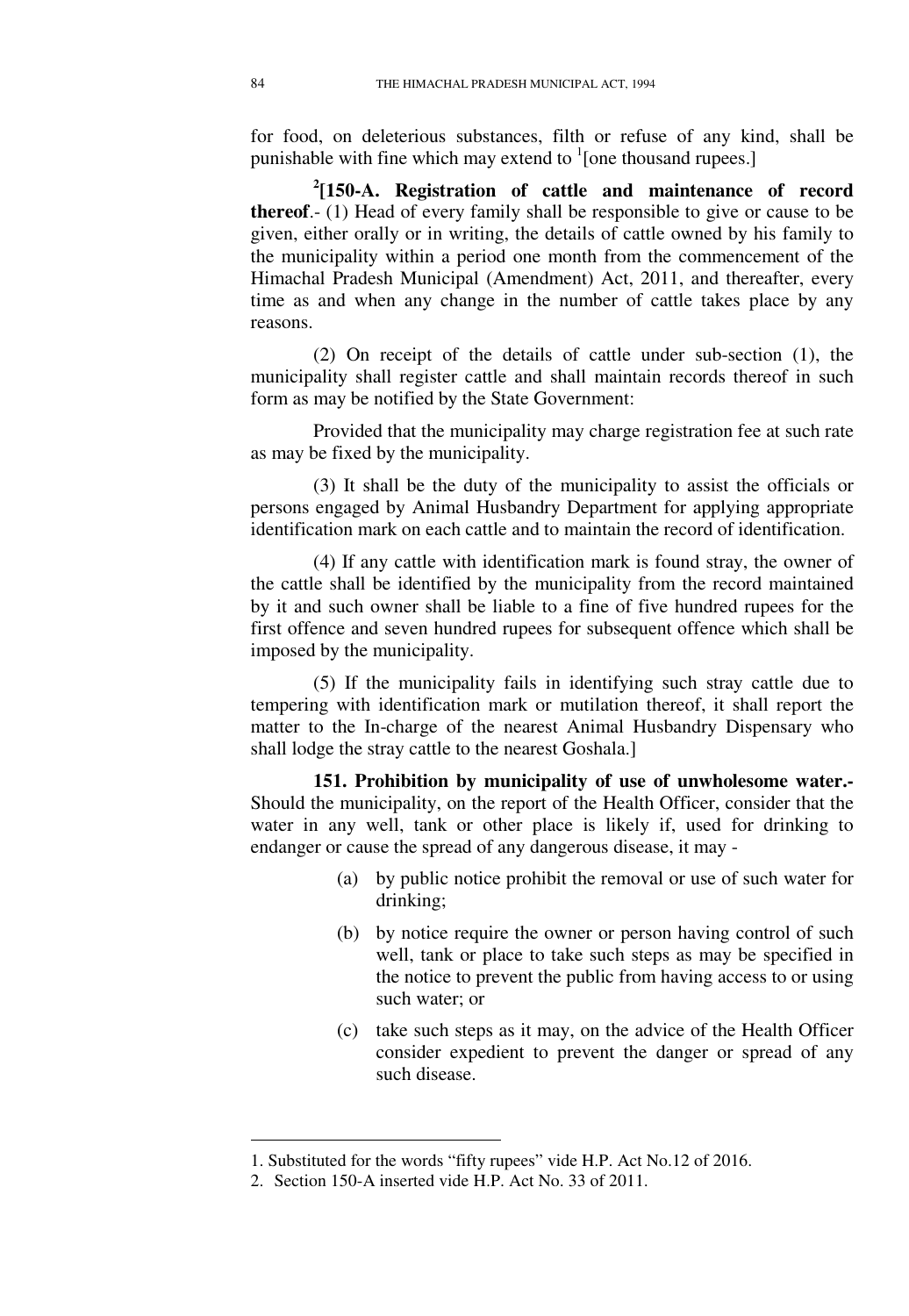for food, on deleterious substances, filth or refuse of any kind, shall be punishable with fine which may extend to [1][one thousand rupees.]

[2][**150-A. Registration of cattle and maintenance of record thereof**.- (1) Head of every family shall be responsible to give or cause to be given, either orally or in writing, the details of cattle owned by his family to the municipality within a period one month from the commencement of the Himachal Pradesh Municipal (Amendment) Act, 2011, and thereafter, every time as and when any change in the number of cattle takes place by any reasons.

(2) On receipt of the details of cattle under sub-section (1), the municipality shall register cattle and shall maintain records thereof in such form as may be notified by the State Government:

Provided that the municipality may charge registration fee at such rate as may be fixed by the municipality.

(3) It shall be the duty of the municipality to assist the officials or persons engaged by Animal Husbandry Department for applying appropriate identification mark on each cattle and to maintain the record of identification.

(4) If any cattle with identification mark is found stray, the owner of the cattle shall be identified by the municipality from the record maintained by it and such owner shall be liable to a fine of five hundred rupees for the first offence and seven hundred rupees for subsequent offence which shall be imposed by the municipality.

(5) If the municipality fails in identifying such stray cattle due to tempering with identification mark or mutilation thereof, it shall report the matter to the In-charge of the nearest Animal Husbandry Dispensary who shall lodge the stray cattle to the nearest Goshala.]

**151. Prohibition by municipality of use of unwholesome water.-** Should the municipality, on the report of the Health Officer, consider that the water in any well, tank or other place is likely if, used for drinking to endanger or cause the spread of any dangerous disease, it may -

(a) by public notice prohibit the removal or use of such water for drinking;

(b) by notice require the owner or person having control of such well, tank or place to take such steps as may be specified in the notice to prevent the public from having access to or using such water; or

(c) take such steps as it may, on the advice of the Health Officer consider expedient to prevent the danger or spread of any such disease.

---

1. Substituted for the words "fifty rupees" vide H.P. Act No.12 of 2016.
2. Section 150-A inserted vide H.P. Act No. 33 of 2011.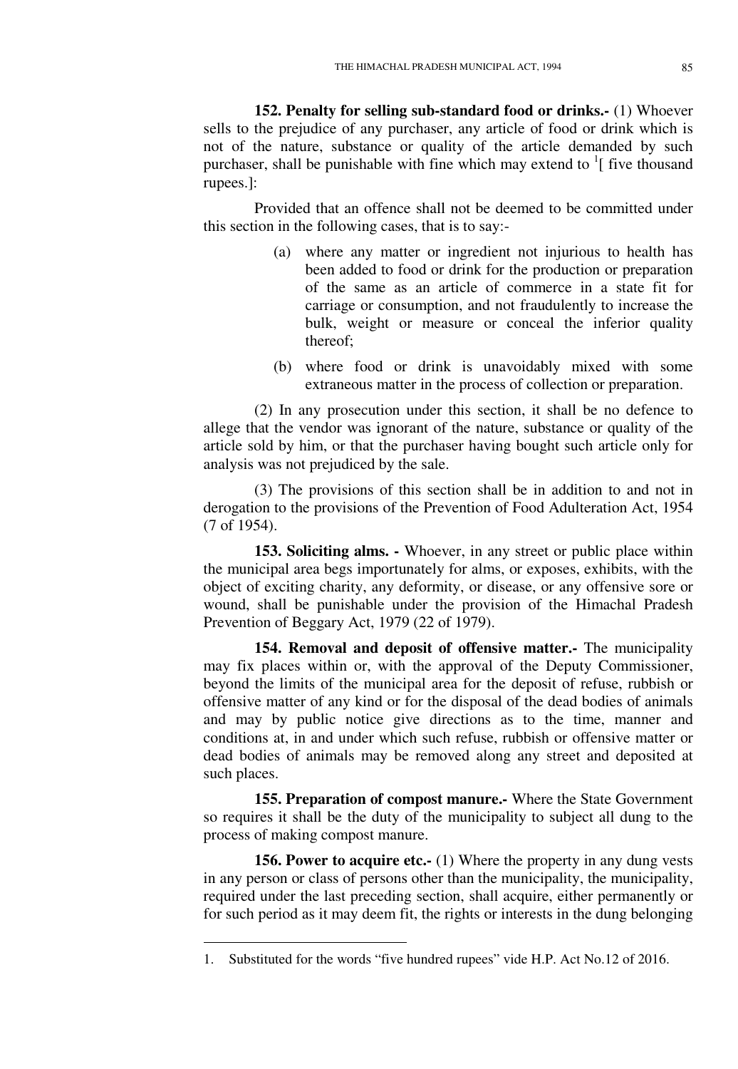**152. Penalty for selling sub-standard food or drinks.-** (1) Whoever sells to the prejudice of any purchaser, any article of food or drink which is not of the nature, substance or quality of the article demanded by such purchaser, shall be punishable with fine which may extend to [1][ five thousand rupees.]:

Provided that an offence shall not be deemed to be committed under this section in the following cases, that is to say:-

(a) where any matter or ingredient not injurious to health has been added to food or drink for the production or preparation of the same as an article of commerce in a state fit for carriage or consumption, and not fraudulently to increase the bulk, weight or measure or conceal the inferior quality thereof;

(b) where food or drink is unavoidably mixed with some extraneous matter in the process of collection or preparation.

(2) In any prosecution under this section, it shall be no defence to allege that the vendor was ignorant of the nature, substance or quality of the article sold by him, or that the purchaser having bought such article only for analysis was not prejudiced by the sale.

(3) The provisions of this section shall be in addition to and not in derogation to the provisions of the Prevention of Food Adulteration Act, 1954 (7 of 1954).

**153. Soliciting alms. -** Whoever, in any street or public place within the municipal area begs importunately for alms, or exposes, exhibits, with the object of exciting charity, any deformity, or disease, or any offensive sore or wound, shall be punishable under the provision of the Himachal Pradesh Prevention of Beggary Act, 1979 (22 of 1979).

**154. Removal and deposit of offensive matter.-** The municipality may fix places within or, with the approval of the Deputy Commissioner, beyond the limits of the municipal area for the deposit of refuse, rubbish or offensive matter of any kind or for the disposal of the dead bodies of animals and may by public notice give directions as to the time, manner and conditions at, in and under which such refuse, rubbish or offensive matter or dead bodies of animals may be removed along any street and deposited at such places.

**155. Preparation of compost manure.-** Where the State Government so requires it shall be the duty of the municipality to subject all dung to the process of making compost manure.

**156. Power to acquire etc.-** (1) Where the property in any dung vests in any person or class of persons other than the municipality, the municipality, required under the last preceding section, shall acquire, either permanently or for such period as it may deem fit, the rights or interests in the dung belonging

---

1. Substituted for the words "five hundred rupees" vide H.P. Act No.12 of 2016.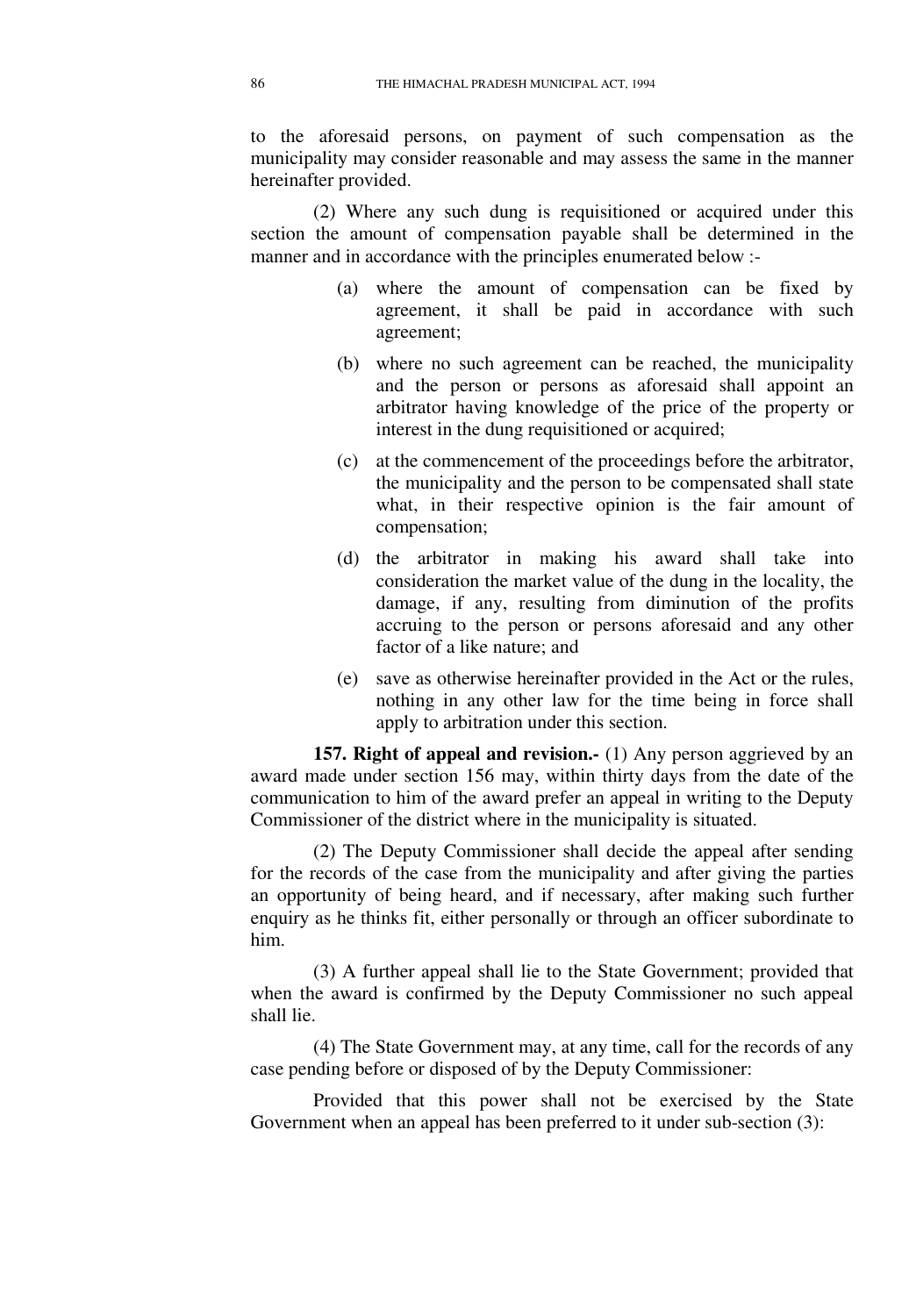to the aforesaid persons, on payment of such compensation as the municipality may consider reasonable and may assess the same in the manner hereinafter provided.

(2) Where any such dung is requisitioned or acquired under this section the amount of compensation payable shall be determined in the manner and in accordance with the principles enumerated below :-

(a) where the amount of compensation can be fixed by agreement, it shall be paid in accordance with such agreement;

(b) where no such agreement can be reached, the municipality and the person or persons as aforesaid shall appoint an arbitrator having knowledge of the price of the property or interest in the dung requisitioned or acquired;

(c) at the commencement of the proceedings before the arbitrator, the municipality and the person to be compensated shall state what, in their respective opinion is the fair amount of compensation;

(d) the arbitrator in making his award shall take into consideration the market value of the dung in the locality, the damage, if any, resulting from diminution of the profits accruing to the person or persons aforesaid and any other factor of a like nature; and

(e) save as otherwise hereinafter provided in the Act or the rules, nothing in any other law for the time being in force shall apply to arbitration under this section.

**157. Right of appeal and revision.-** (1) Any person aggrieved by an award made under section 156 may, within thirty days from the date of the communication to him of the award prefer an appeal in writing to the Deputy Commissioner of the district where in the municipality is situated.

(2) The Deputy Commissioner shall decide the appeal after sending for the records of the case from the municipality and after giving the parties an opportunity of being heard, and if necessary, after making such further enquiry as he thinks fit, either personally or through an officer subordinate to him.

(3) A further appeal shall lie to the State Government; provided that when the award is confirmed by the Deputy Commissioner no such appeal shall lie.

(4) The State Government may, at any time, call for the records of any case pending before or disposed of by the Deputy Commissioner:

Provided that this power shall not be exercised by the State Government when an appeal has been preferred to it under sub-section (3):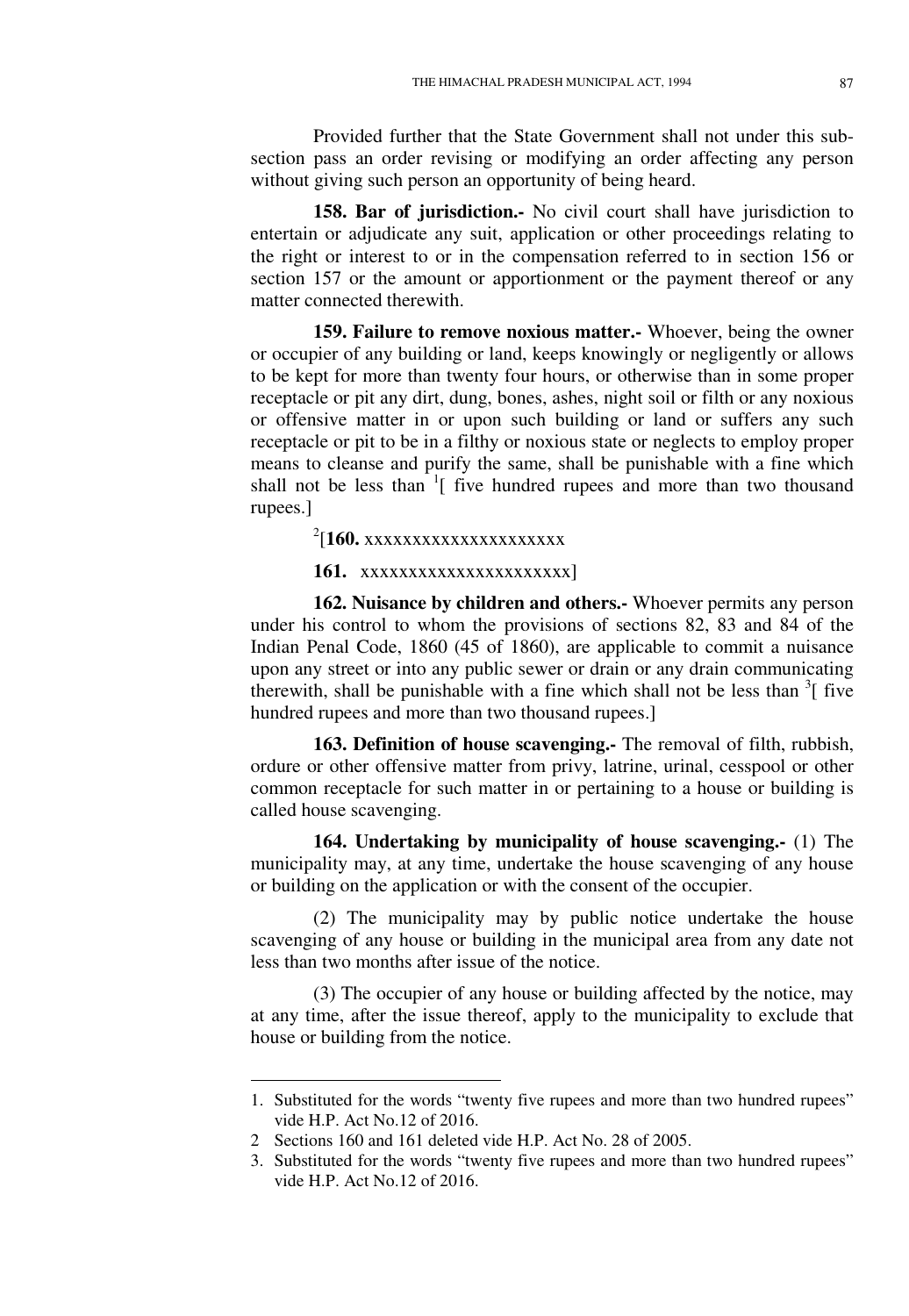Provided further that the State Government shall not under this sub-section pass an order revising or modifying an order affecting any person without giving such person an opportunity of being heard.

**158. Bar of jurisdiction.-** No civil court shall have jurisdiction to entertain or adjudicate any suit, application or other proceedings relating to the right or interest to or in the compensation referred to in section 156 or section 157 or the amount or apportionment or the payment thereof or any matter connected therewith.

**159. Failure to remove noxious matter.-** Whoever, being the owner or occupier of any building or land, keeps knowingly or negligently or allows to be kept for more than twenty four hours, or otherwise than in some proper receptacle or pit any dirt, dung, bones, ashes, night soil or filth or any noxious or offensive matter in or upon such building or land or suffers any such receptacle or pit to be in a filthy or noxious state or neglects to employ proper means to cleanse and purify the same, shall be punishable with a fine which shall not be less than [1][ five hundred rupees and more than two thousand rupees.]

[2][**160.** xxxxxxxxxxxxxxxxxxxxx

**161.** xxxxxxxxxxxxxxxxxxxxxx]

**162. Nuisance by children and others.-** Whoever permits any person under his control to whom the provisions of sections 82, 83 and 84 of the Indian Penal Code, 1860 (45 of 1860), are applicable to commit a nuisance upon any street or into any public sewer or drain or any drain communicating therewith, shall be punishable with a fine which shall not be less than [3][ five hundred rupees and more than two thousand rupees.]

**163. Definition of house scavenging.-** The removal of filth, rubbish, ordure or other offensive matter from privy, latrine, urinal, cesspool or other common receptacle for such matter in or pertaining to a house or building is called house scavenging.

**164. Undertaking by municipality of house scavenging.-** (1) The municipality may, at any time, undertake the house scavenging of any house or building on the application or with the consent of the occupier.

(2) The municipality may by public notice undertake the house scavenging of any house or building in the municipal area from any date not less than two months after issue of the notice.

(3) The occupier of any house or building affected by the notice, may at any time, after the issue thereof, apply to the municipality to exclude that house or building from the notice.

---

1. Substituted for the words "twenty five rupees and more than two hundred rupees" vide H.P. Act No.12 of 2016.
2. Sections 160 and 161 deleted vide H.P. Act No. 28 of 2005.
3. Substituted for the words "twenty five rupees and more than two hundred rupees" vide H.P. Act No.12 of 2016.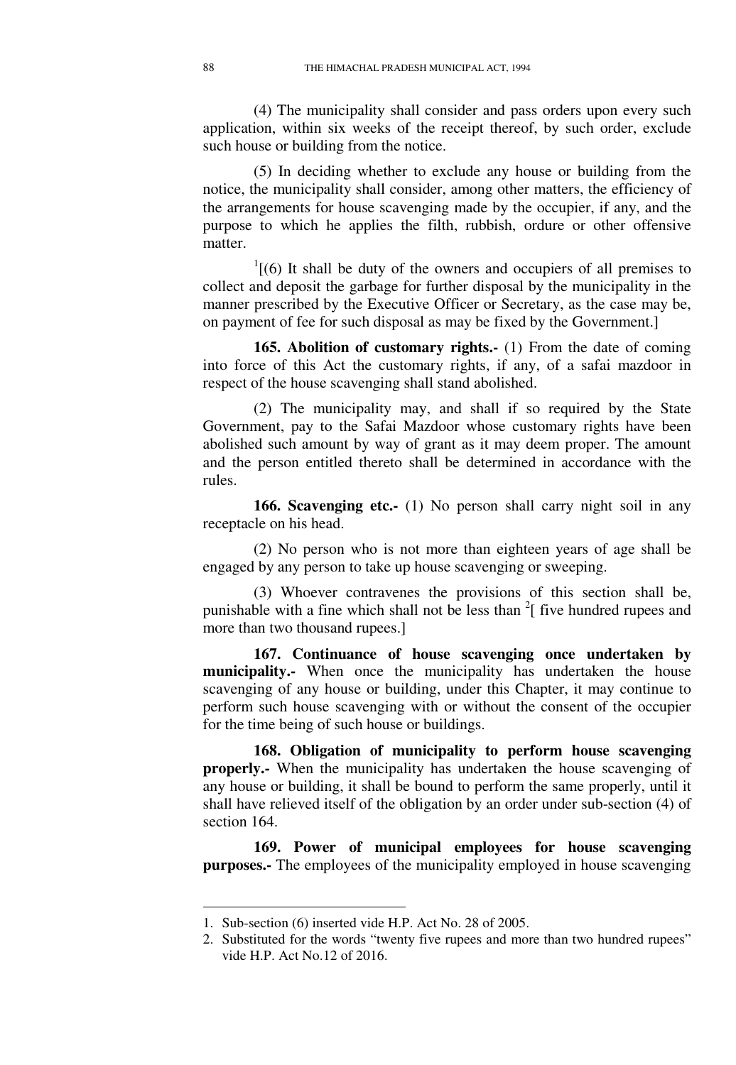(4) The municipality shall consider and pass orders upon every such application, within six weeks of the receipt thereof, by such order, exclude such house or building from the notice.

(5) In deciding whether to exclude any house or building from the notice, the municipality shall consider, among other matters, the efficiency of the arrangements for house scavenging made by the occupier, if any, and the purpose to which he applies the filth, rubbish, ordure or other offensive matter.

[1][(6) It shall be duty of the owners and occupiers of all premises to collect and deposit the garbage for further disposal by the municipality in the manner prescribed by the Executive Officer or Secretary, as the case may be, on payment of fee for such disposal as may be fixed by the Government.]

**165. Abolition of customary rights.-** (1) From the date of coming into force of this Act the customary rights, if any, of a safai mazdoor in respect of the house scavenging shall stand abolished.

(2) The municipality may, and shall if so required by the State Government, pay to the Safai Mazdoor whose customary rights have been abolished such amount by way of grant as it may deem proper. The amount and the person entitled thereto shall be determined in accordance with the rules.

**166. Scavenging etc.-** (1) No person shall carry night soil in any receptacle on his head.

(2) No person who is not more than eighteen years of age shall be engaged by any person to take up house scavenging or sweeping.

(3) Whoever contravenes the provisions of this section shall be, punishable with a fine which shall not be less than [2][ five hundred rupees and more than two thousand rupees.]

**167. Continuance of house scavenging once undertaken by municipality.-** When once the municipality has undertaken the house scavenging of any house or building, under this Chapter, it may continue to perform such house scavenging with or without the consent of the occupier for the time being of such house or buildings.

**168. Obligation of municipality to perform house scavenging properly.-** When the municipality has undertaken the house scavenging of any house or building, it shall be bound to perform the same properly, until it shall have relieved itself of the obligation by an order under sub-section (4) of section 164.

**169. Power of municipal employees for house scavenging purposes.-** The employees of the municipality employed in house scavenging

---

1. Sub-section (6) inserted vide H.P. Act No. 28 of 2005.
2. Substituted for the words "twenty five rupees and more than two hundred rupees" vide H.P. Act No.12 of 2016.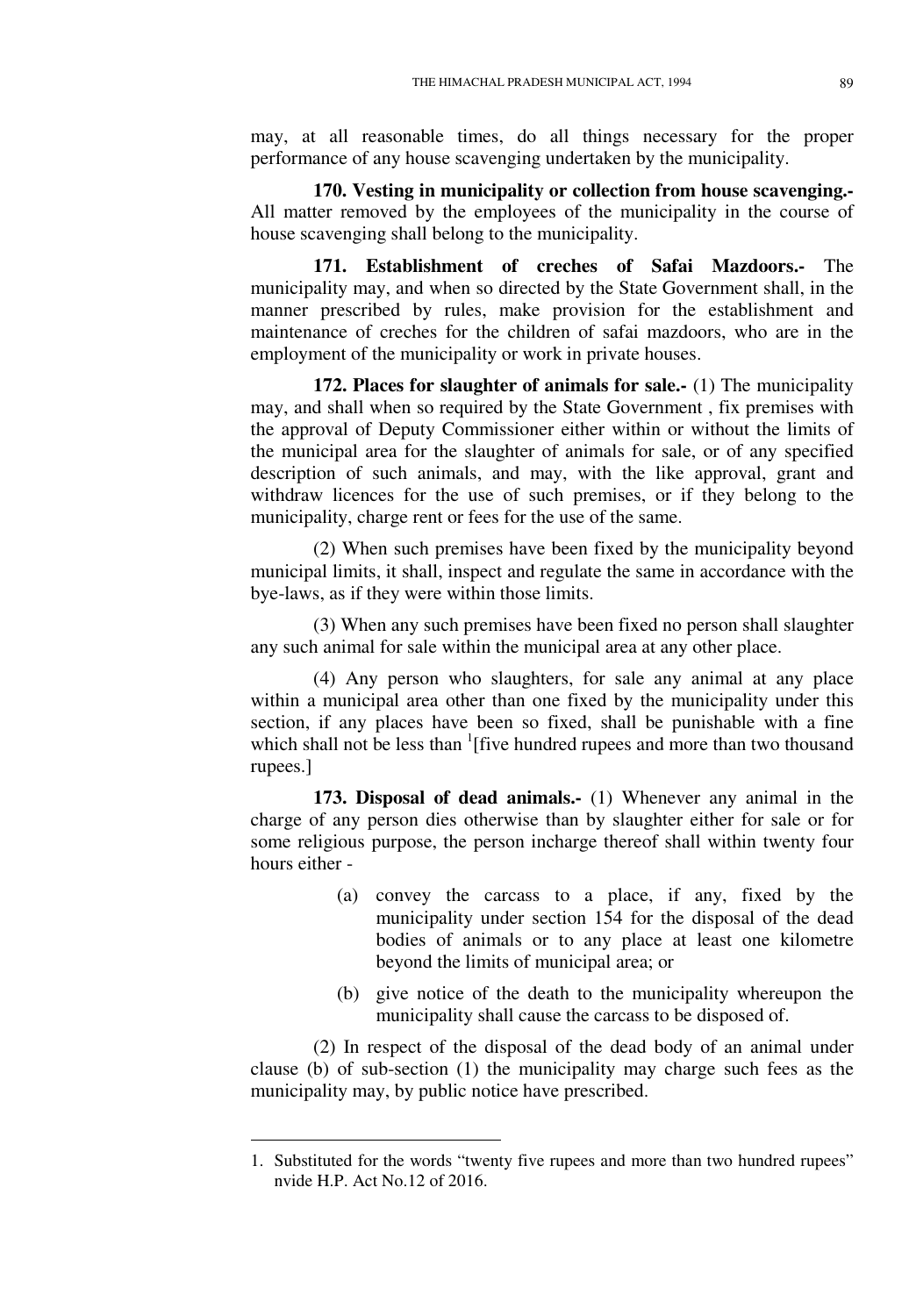may, at all reasonable times, do all things necessary for the proper performance of any house scavenging undertaken by the municipality.

**170. Vesting in municipality or collection from house scavenging.-** All matter removed by the employees of the municipality in the course of house scavenging shall belong to the municipality.

**171. Establishment of creches of Safai Mazdoors.-** The municipality may, and when so directed by the State Government shall, in the manner prescribed by rules, make provision for the establishment and maintenance of creches for the children of safai mazdoors, who are in the employment of the municipality or work in private houses.

**172. Places for slaughter of animals for sale.-** (1) The municipality may, and shall when so required by the State Government , fix premises with the approval of Deputy Commissioner either within or without the limits of the municipal area for the slaughter of animals for sale, or of any specified description of such animals, and may, with the like approval, grant and withdraw licences for the use of such premises, or if they belong to the municipality, charge rent or fees for the use of the same.

(2) When such premises have been fixed by the municipality beyond municipal limits, it shall, inspect and regulate the same in accordance with the bye-laws, as if they were within those limits.

(3) When any such premises have been fixed no person shall slaughter any such animal for sale within the municipal area at any other place.

(4) Any person who slaughters, for sale any animal at any place within a municipal area other than one fixed by the municipality under this section, if any places have been so fixed, shall be punishable with a fine which shall not be less than [1][five hundred rupees and more than two thousand rupees.]

**173. Disposal of dead animals.-** (1) Whenever any animal in the charge of any person dies otherwise than by slaughter either for sale or for some religious purpose, the person incharge thereof shall within twenty four hours either -

(a) convey the carcass to a place, if any, fixed by the municipality under section 154 for the disposal of the dead bodies of animals or to any place at least one kilometre beyond the limits of municipal area; or

(b) give notice of the death to the municipality whereupon the municipality shall cause the carcass to be disposed of.

(2) In respect of the disposal of the dead body of an animal under clause (b) of sub-section (1) the municipality may charge such fees as the municipality may, by public notice have prescribed.

---

1. Substituted for the words "twenty five rupees and more than two hundred rupees" nvide H.P. Act No.12 of 2016.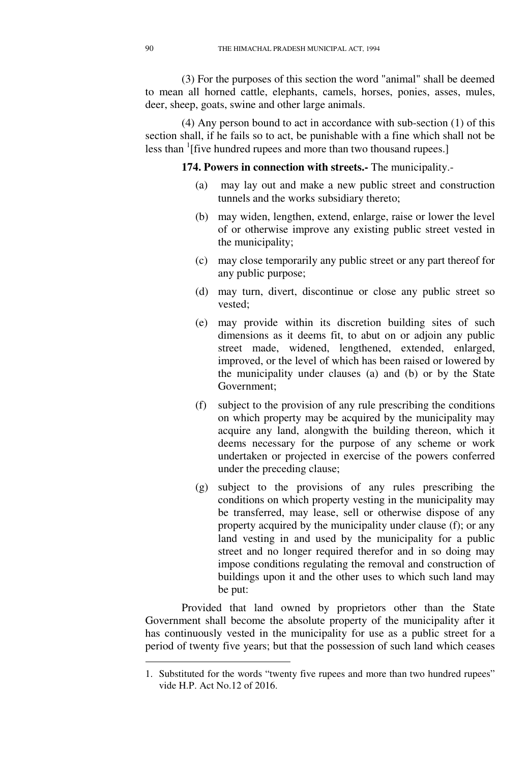(3) For the purposes of this section the word "animal" shall be deemed to mean all horned cattle, elephants, camels, horses, ponies, asses, mules, deer, sheep, goats, swine and other large animals.

(4) Any person bound to act in accordance with sub-section (1) of this section shall, if he fails so to act, be punishable with a fine which shall not be less than [1][five hundred rupees and more than two thousand rupees.]

**174. Powers in connection with streets.-** The municipality.-

(a) may lay out and make a new public street and construction tunnels and the works subsidiary thereto;

(b) may widen, lengthen, extend, enlarge, raise or lower the level of or otherwise improve any existing public street vested in the municipality;

(c) may close temporarily any public street or any part thereof for any public purpose;

(d) may turn, divert, discontinue or close any public street so vested;

(e) may provide within its discretion building sites of such dimensions as it deems fit, to abut on or adjoin any public street made, widened, lengthened, extended, enlarged, improved, or the level of which has been raised or lowered by the municipality under clauses (a) and (b) or by the State Government;

(f) subject to the provision of any rule prescribing the conditions on which property may be acquired by the municipality may acquire any land, alongwith the building thereon, which it deems necessary for the purpose of any scheme or work undertaken or projected in exercise of the powers conferred under the preceding clause;

(g) subject to the provisions of any rules prescribing the conditions on which property vesting in the municipality may be transferred, may lease, sell or otherwise dispose of any property acquired by the municipality under clause (f); or any land vesting in and used by the municipality for a public street and no longer required therefor and in so doing may impose conditions regulating the removal and construction of buildings upon it and the other uses to which such land may be put:

Provided that land owned by proprietors other than the State Government shall become the absolute property of the municipality after it has continuously vested in the municipality for use as a public street for a period of twenty five years; but that the possession of such land which ceases

---

1. Substituted for the words "twenty five rupees and more than two hundred rupees" vide H.P. Act No.12 of 2016.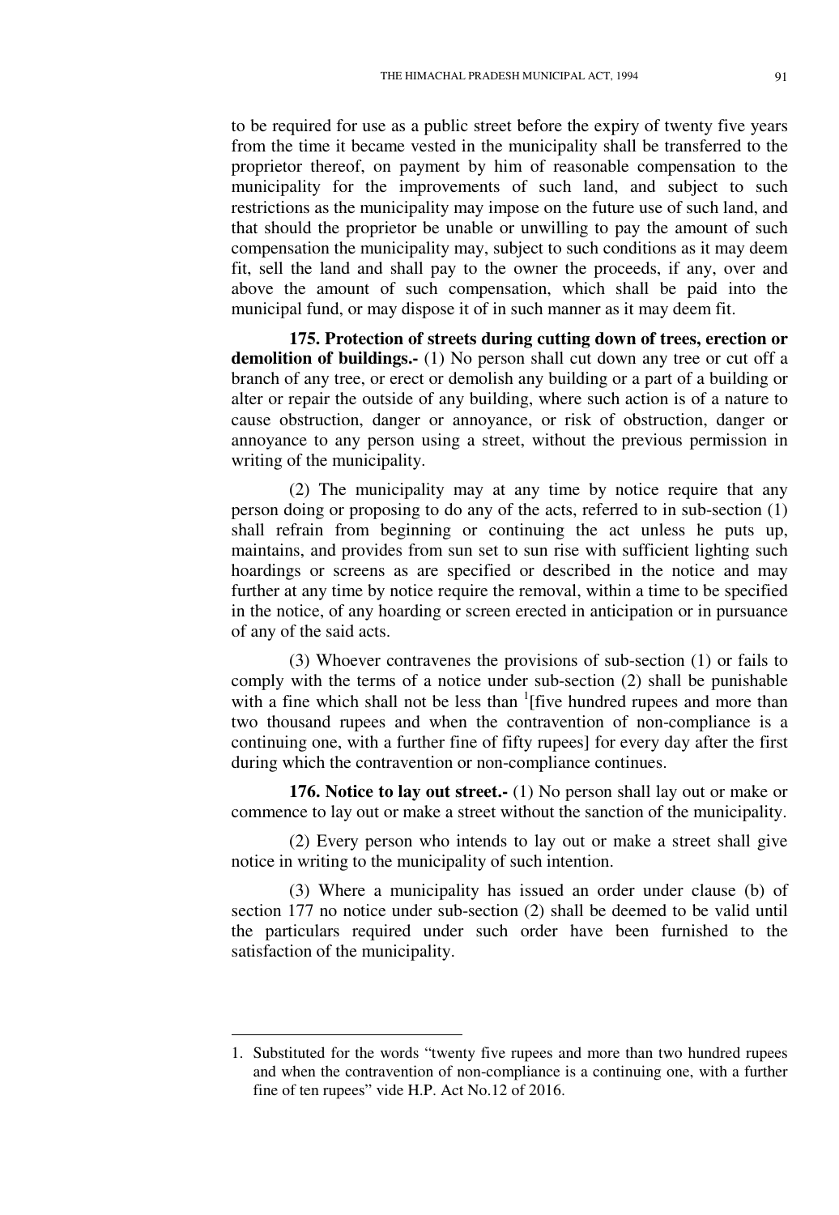to be required for use as a public street before the expiry of twenty five years from the time it became vested in the municipality shall be transferred to the proprietor thereof, on payment by him of reasonable compensation to the municipality for the improvements of such land, and subject to such restrictions as the municipality may impose on the future use of such land, and that should the proprietor be unable or unwilling to pay the amount of such compensation the municipality may, subject to such conditions as it may deem fit, sell the land and shall pay to the owner the proceeds, if any, over and above the amount of such compensation, which shall be paid into the municipal fund, or may dispose it of in such manner as it may deem fit.

**175. Protection of streets during cutting down of trees, erection or demolition of buildings.-** (1) No person shall cut down any tree or cut off a branch of any tree, or erect or demolish any building or a part of a building or alter or repair the outside of any building, where such action is of a nature to cause obstruction, danger or annoyance, or risk of obstruction, danger or annoyance to any person using a street, without the previous permission in writing of the municipality.

(2) The municipality may at any time by notice require that any person doing or proposing to do any of the acts, referred to in sub-section (1) shall refrain from beginning or continuing the act unless he puts up, maintains, and provides from sun set to sun rise with sufficient lighting such hoardings or screens as are specified or described in the notice and may further at any time by notice require the removal, within a time to be specified in the notice, of any hoarding or screen erected in anticipation or in pursuance of any of the said acts.

(3) Whoever contravenes the provisions of sub-section (1) or fails to comply with the terms of a notice under sub-section (2) shall be punishable with a fine which shall not be less than [1][five hundred rupees and more than two thousand rupees and when the contravention of non-compliance is a continuing one, with a further fine of fifty rupees] for every day after the first during which the contravention or non-compliance continues.

**176. Notice to lay out street.-** (1) No person shall lay out or make or commence to lay out or make a street without the sanction of the municipality.

(2) Every person who intends to lay out or make a street shall give notice in writing to the municipality of such intention.

(3) Where a municipality has issued an order under clause (b) of section 177 no notice under sub-section (2) shall be deemed to be valid until the particulars required under such order have been furnished to the satisfaction of the municipality.

---

1. Substituted for the words "twenty five rupees and more than two hundred rupees and when the contravention of non-compliance is a continuing one, with a further fine of ten rupees" vide H.P. Act No.12 of 2016.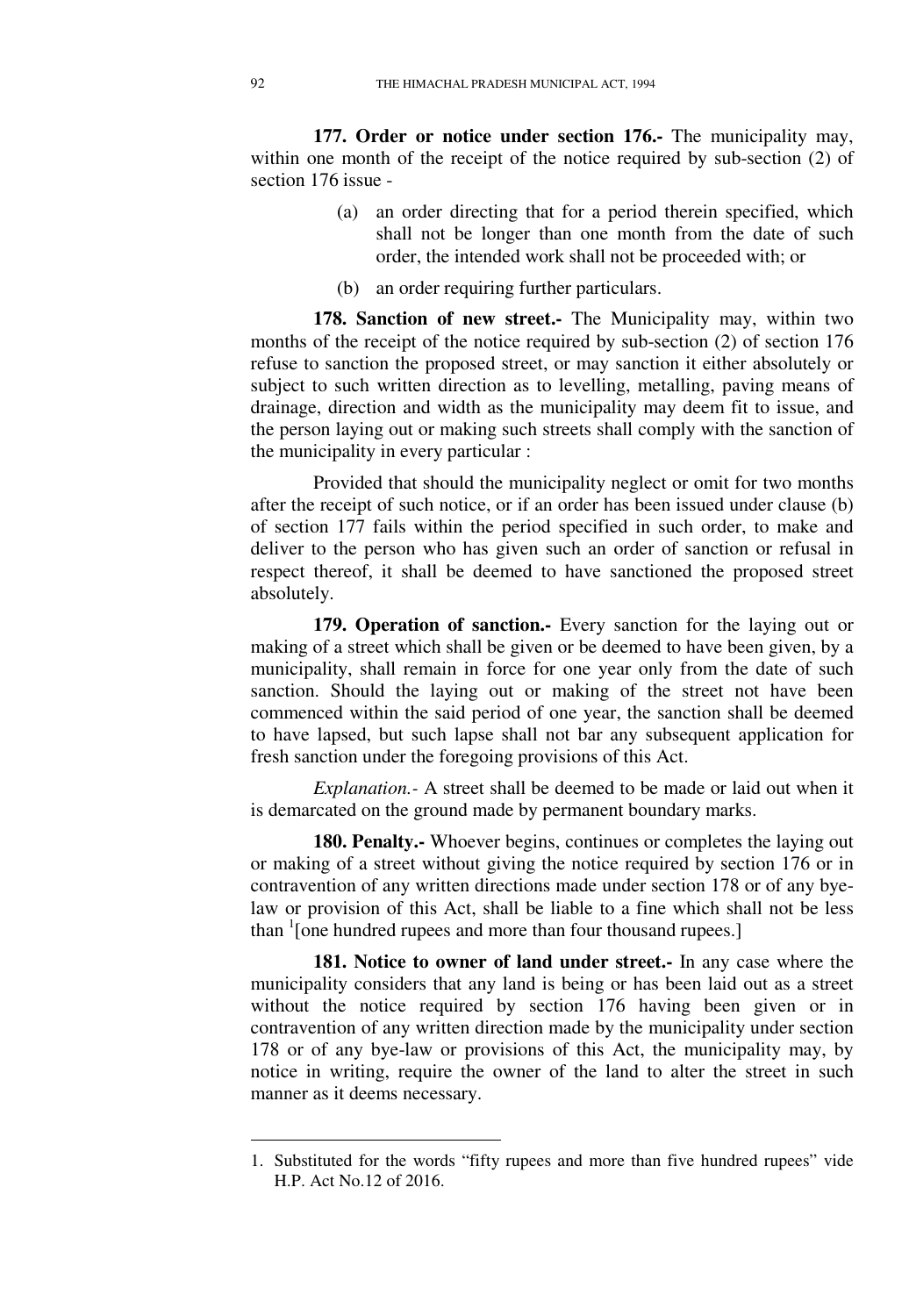**177. Order or notice under section 176.-** The municipality may, within one month of the receipt of the notice required by sub-section (2) of section 176 issue -

(a) an order directing that for a period therein specified, which shall not be longer than one month from the date of such order, the intended work shall not be proceeded with; or

(b) an order requiring further particulars.

**178. Sanction of new street.-** The Municipality may, within two months of the receipt of the notice required by sub-section (2) of section 176 refuse to sanction the proposed street, or may sanction it either absolutely or subject to such written direction as to levelling, metalling, paving means of drainage, direction and width as the municipality may deem fit to issue, and the person laying out or making such streets shall comply with the sanction of the municipality in every particular :

Provided that should the municipality neglect or omit for two months after the receipt of such notice, or if an order has been issued under clause (b) of section 177 fails within the period specified in such order, to make and deliver to the person who has given such an order of sanction or refusal in respect thereof, it shall be deemed to have sanctioned the proposed street absolutely.

**179. Operation of sanction.-** Every sanction for the laying out or making of a street which shall be given or be deemed to have been given, by a municipality, shall remain in force for one year only from the date of such sanction. Should the laying out or making of the street not have been commenced within the said period of one year, the sanction shall be deemed to have lapsed, but such lapse shall not bar any subsequent application for fresh sanction under the foregoing provisions of this Act.

*Explanation.-* A street shall be deemed to be made or laid out when it is demarcated on the ground made by permanent boundary marks.

**180. Penalty.-** Whoever begins, continues or completes the laying out or making of a street without giving the notice required by section 176 or in contravention of any written directions made under section 178 or of any bye-law or provision of this Act, shall be liable to a fine which shall not be less than [1][one hundred rupees and more than four thousand rupees.]

**181. Notice to owner of land under street.-** In any case where the municipality considers that any land is being or has been laid out as a street without the notice required by section 176 having been given or in contravention of any written direction made by the municipality under section 178 or of any bye-law or provisions of this Act, the municipality may, by notice in writing, require the owner of the land to alter the street in such manner as it deems necessary.

---

1. Substituted for the words "fifty rupees and more than five hundred rupees" vide H.P. Act No.12 of 2016.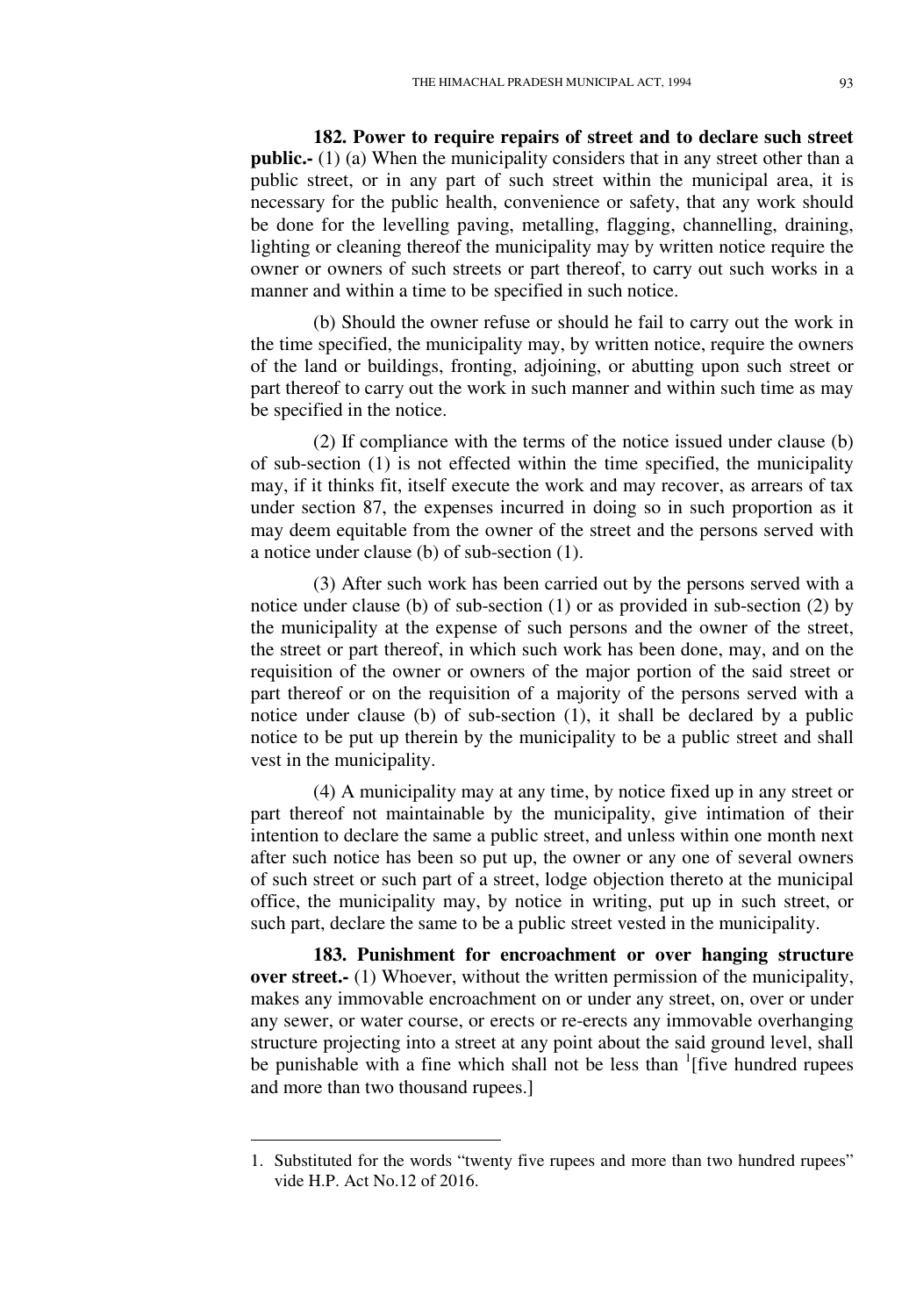**182. Power to require repairs of street and to declare such street public.-** (1) (a) When the municipality considers that in any street other than a public street, or in any part of such street within the municipal area, it is necessary for the public health, convenience or safety, that any work should be done for the levelling paving, metalling, flagging, channelling, draining, lighting or cleaning thereof the municipality may by written notice require the owner or owners of such streets or part thereof, to carry out such works in a manner and within a time to be specified in such notice.

(b) Should the owner refuse or should he fail to carry out the work in the time specified, the municipality may, by written notice, require the owners of the land or buildings, fronting, adjoining, or abutting upon such street or part thereof to carry out the work in such manner and within such time as may be specified in the notice.

(2) If compliance with the terms of the notice issued under clause (b) of sub-section (1) is not effected within the time specified, the municipality may, if it thinks fit, itself execute the work and may recover, as arrears of tax under section 87, the expenses incurred in doing so in such proportion as it may deem equitable from the owner of the street and the persons served with a notice under clause (b) of sub-section (1).

(3) After such work has been carried out by the persons served with a notice under clause (b) of sub-section (1) or as provided in sub-section (2) by the municipality at the expense of such persons and the owner of the street, the street or part thereof, in which such work has been done, may, and on the requisition of the owner or owners of the major portion of the said street or part thereof or on the requisition of a majority of the persons served with a notice under clause (b) of sub-section (1), it shall be declared by a public notice to be put up therein by the municipality to be a public street and shall vest in the municipality.

(4) A municipality may at any time, by notice fixed up in any street or part thereof not maintainable by the municipality, give intimation of their intention to declare the same a public street, and unless within one month next after such notice has been so put up, the owner or any one of several owners of such street or such part of a street, lodge objection thereto at the municipal office, the municipality may, by notice in writing, put up in such street, or such part, declare the same to be a public street vested in the municipality.

**183. Punishment for encroachment or over hanging structure over street.-** (1) Whoever, without the written permission of the municipality, makes any immovable encroachment on or under any street, on, over or under any sewer, or water course, or erects or re-erects any immovable overhanging structure projecting into a street at any point about the said ground level, shall be punishable with a fine which shall not be less than [1][five hundred rupees and more than two thousand rupees.]

---

1. Substituted for the words "twenty five rupees and more than two hundred rupees" vide H.P. Act No.12 of 2016.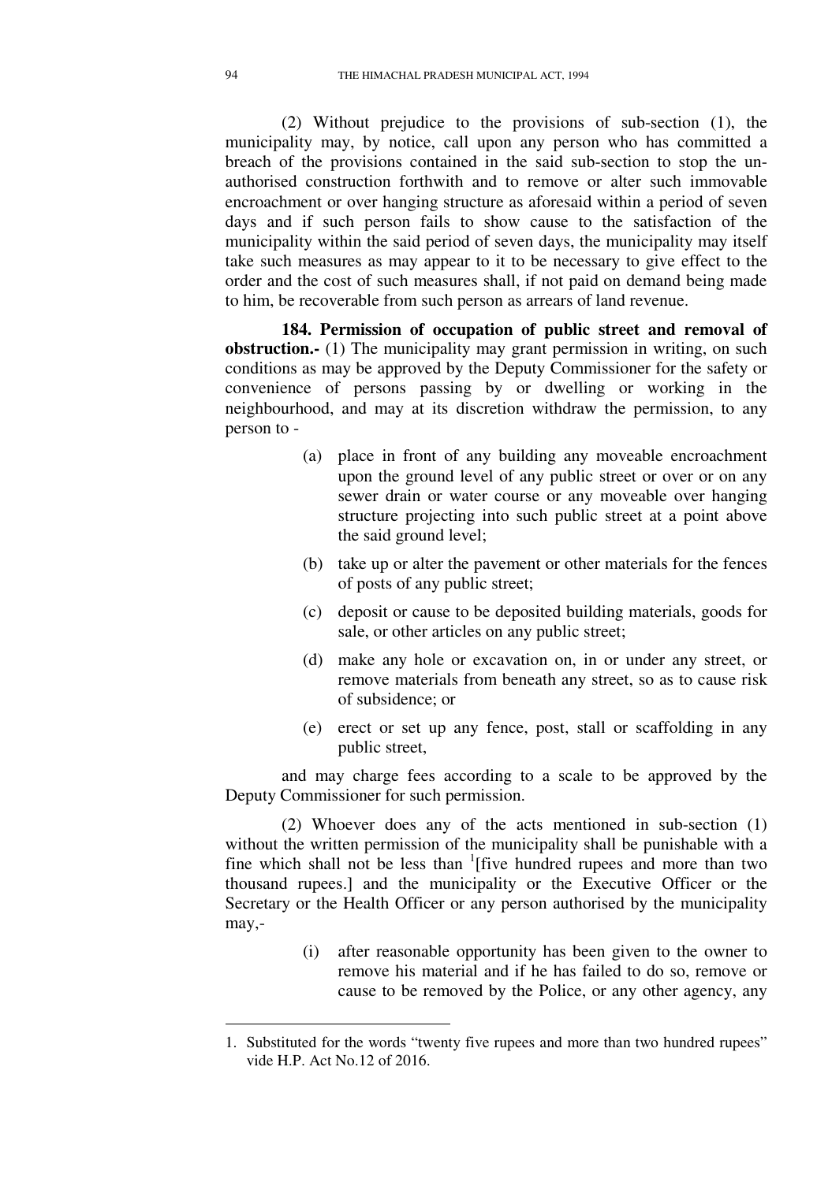(2) Without prejudice to the provisions of sub-section (1), the municipality may, by notice, call upon any person who has committed a breach of the provisions contained in the said sub-section to stop the un-authorised construction forthwith and to remove or alter such immovable encroachment or over hanging structure as aforesaid within a period of seven days and if such person fails to show cause to the satisfaction of the municipality within the said period of seven days, the municipality may itself take such measures as may appear to it to be necessary to give effect to the order and the cost of such measures shall, if not paid on demand being made to him, be recoverable from such person as arrears of land revenue.

**184. Permission of occupation of public street and removal of obstruction.-** (1) The municipality may grant permission in writing, on such conditions as may be approved by the Deputy Commissioner for the safety or convenience of persons passing by or dwelling or working in the neighbourhood, and may at its discretion withdraw the permission, to any person to -

(a) place in front of any building any moveable encroachment upon the ground level of any public street or over or on any sewer drain or water course or any moveable over hanging structure projecting into such public street at a point above the said ground level;

(b) take up or alter the pavement or other materials for the fences of posts of any public street;

(c) deposit or cause to be deposited building materials, goods for sale, or other articles on any public street;

(d) make any hole or excavation on, in or under any street, or remove materials from beneath any street, so as to cause risk of subsidence; or

(e) erect or set up any fence, post, stall or scaffolding in any public street,

and may charge fees according to a scale to be approved by the Deputy Commissioner for such permission.

(2) Whoever does any of the acts mentioned in sub-section (1) without the written permission of the municipality shall be punishable with a fine which shall not be less than [1][five hundred rupees and more than two thousand rupees.] and the municipality or the Executive Officer or the Secretary or the Health Officer or any person authorised by the municipality may,-

(i) after reasonable opportunity has been given to the owner to remove his material and if he has failed to do so, remove or cause to be removed by the Police, or any other agency, any

---

1. Substituted for the words "twenty five rupees and more than two hundred rupees" vide H.P. Act No.12 of 2016.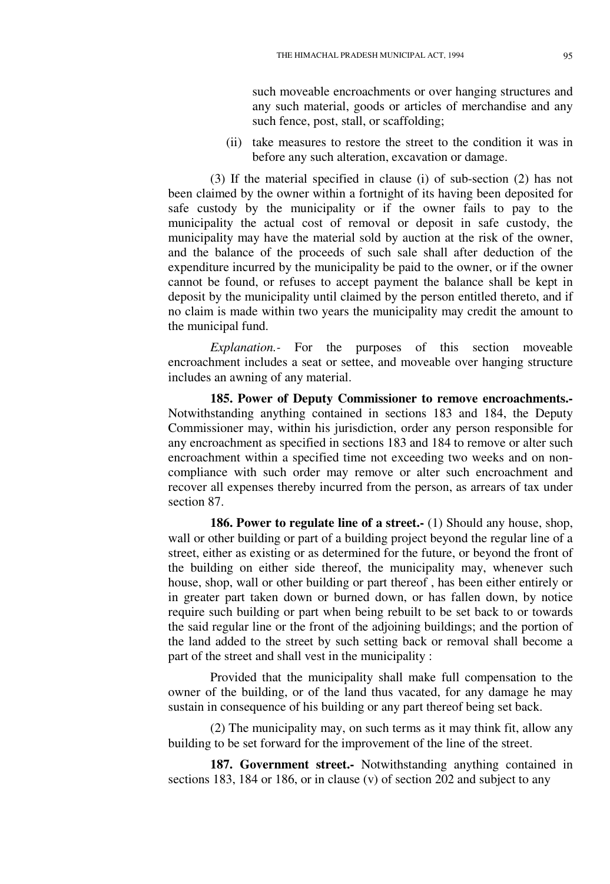such moveable encroachments or over hanging structures and any such material, goods or articles of merchandise and any such fence, post, stall, or scaffolding;

(ii) take measures to restore the street to the condition it was in before any such alteration, excavation or damage.

(3) If the material specified in clause (i) of sub-section (2) has not been claimed by the owner within a fortnight of its having been deposited for safe custody by the municipality or if the owner fails to pay to the municipality the actual cost of removal or deposit in safe custody, the municipality may have the material sold by auction at the risk of the owner, and the balance of the proceeds of such sale shall after deduction of the expenditure incurred by the municipality be paid to the owner, or if the owner cannot be found, or refuses to accept payment the balance shall be kept in deposit by the municipality until claimed by the person entitled thereto, and if no claim is made within two years the municipality may credit the amount to the municipal fund.

*Explanation.-* For the purposes of this section moveable encroachment includes a seat or settee, and moveable over hanging structure includes an awning of any material.

**185. Power of Deputy Commissioner to remove encroachments.-** Notwithstanding anything contained in sections 183 and 184, the Deputy Commissioner may, within his jurisdiction, order any person responsible for any encroachment as specified in sections 183 and 184 to remove or alter such encroachment within a specified time not exceeding two weeks and on non-compliance with such order may remove or alter such encroachment and recover all expenses thereby incurred from the person, as arrears of tax under section 87.

**186. Power to regulate line of a street.-** (1) Should any house, shop, wall or other building or part of a building project beyond the regular line of a street, either as existing or as determined for the future, or beyond the front of the building on either side thereof, the municipality may, whenever such house, shop, wall or other building or part thereof , has been either entirely or in greater part taken down or burned down, or has fallen down, by notice require such building or part when being rebuilt to be set back to or towards the said regular line or the front of the adjoining buildings; and the portion of the land added to the street by such setting back or removal shall become a part of the street and shall vest in the municipality :

Provided that the municipality shall make full compensation to the owner of the building, or of the land thus vacated, for any damage he may sustain in consequence of his building or any part thereof being set back.

(2) The municipality may, on such terms as it may think fit, allow any building to be set forward for the improvement of the line of the street.

**187. Government street.-** Notwithstanding anything contained in sections 183, 184 or 186, or in clause (v) of section 202 and subject to any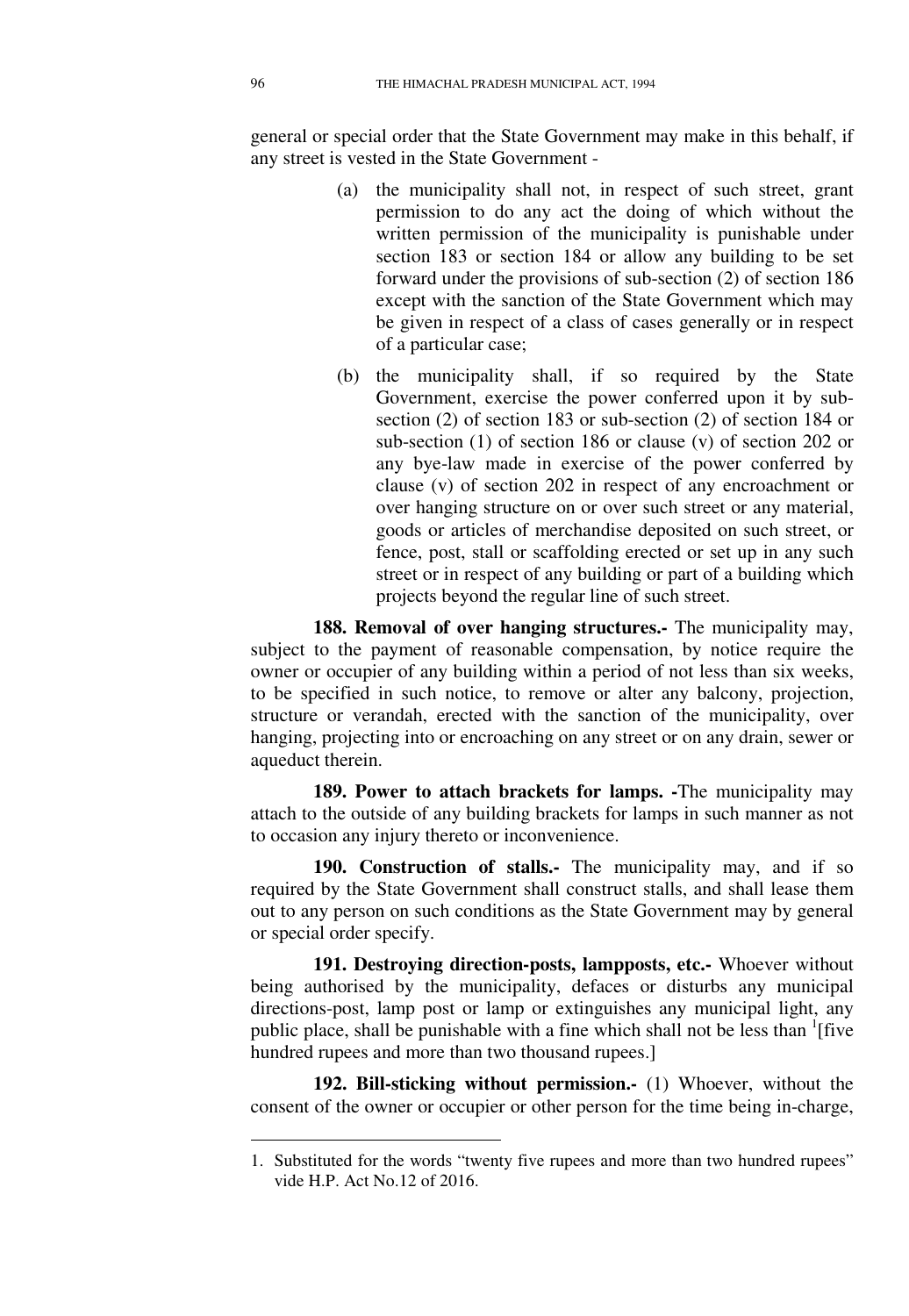general or special order that the State Government may make in this behalf, if any street is vested in the State Government -

(a) the municipality shall not, in respect of such street, grant permission to do any act the doing of which without the written permission of the municipality is punishable under section 183 or section 184 or allow any building to be set forward under the provisions of sub-section (2) of section 186 except with the sanction of the State Government which may be given in respect of a class of cases generally or in respect of a particular case;

(b) the municipality shall, if so required by the State Government, exercise the power conferred upon it by sub-section (2) of section 183 or sub-section (2) of section 184 or sub-section (1) of section 186 or clause (v) of section 202 or any bye-law made in exercise of the power conferred by clause (v) of section 202 in respect of any encroachment or over hanging structure on or over such street or any material, goods or articles of merchandise deposited on such street, or fence, post, stall or scaffolding erected or set up in any such street or in respect of any building or part of a building which projects beyond the regular line of such street.

**188. Removal of over hanging structures.-** The municipality may, subject to the payment of reasonable compensation, by notice require the owner or occupier of any building within a period of not less than six weeks, to be specified in such notice, to remove or alter any balcony, projection, structure or verandah, erected with the sanction of the municipality, over hanging, projecting into or encroaching on any street or on any drain, sewer or aqueduct therein.

**189. Power to attach brackets for lamps. -**The municipality may attach to the outside of any building brackets for lamps in such manner as not to occasion any injury thereto or inconvenience.

**190. Construction of stalls.-** The municipality may, and if so required by the State Government shall construct stalls, and shall lease them out to any person on such conditions as the State Government may by general or special order specify.

**191. Destroying direction-posts, lampposts, etc.-** Whoever without being authorised by the municipality, defaces or disturbs any municipal directions-post, lamp post or lamp or extinguishes any municipal light, any public place, shall be punishable with a fine which shall not be less than [1][five hundred rupees and more than two thousand rupees.]

**192. Bill-sticking without permission.-** (1) Whoever, without the consent of the owner or occupier or other person for the time being in-charge,

---

1. Substituted for the words "twenty five rupees and more than two hundred rupees" vide H.P. Act No.12 of 2016.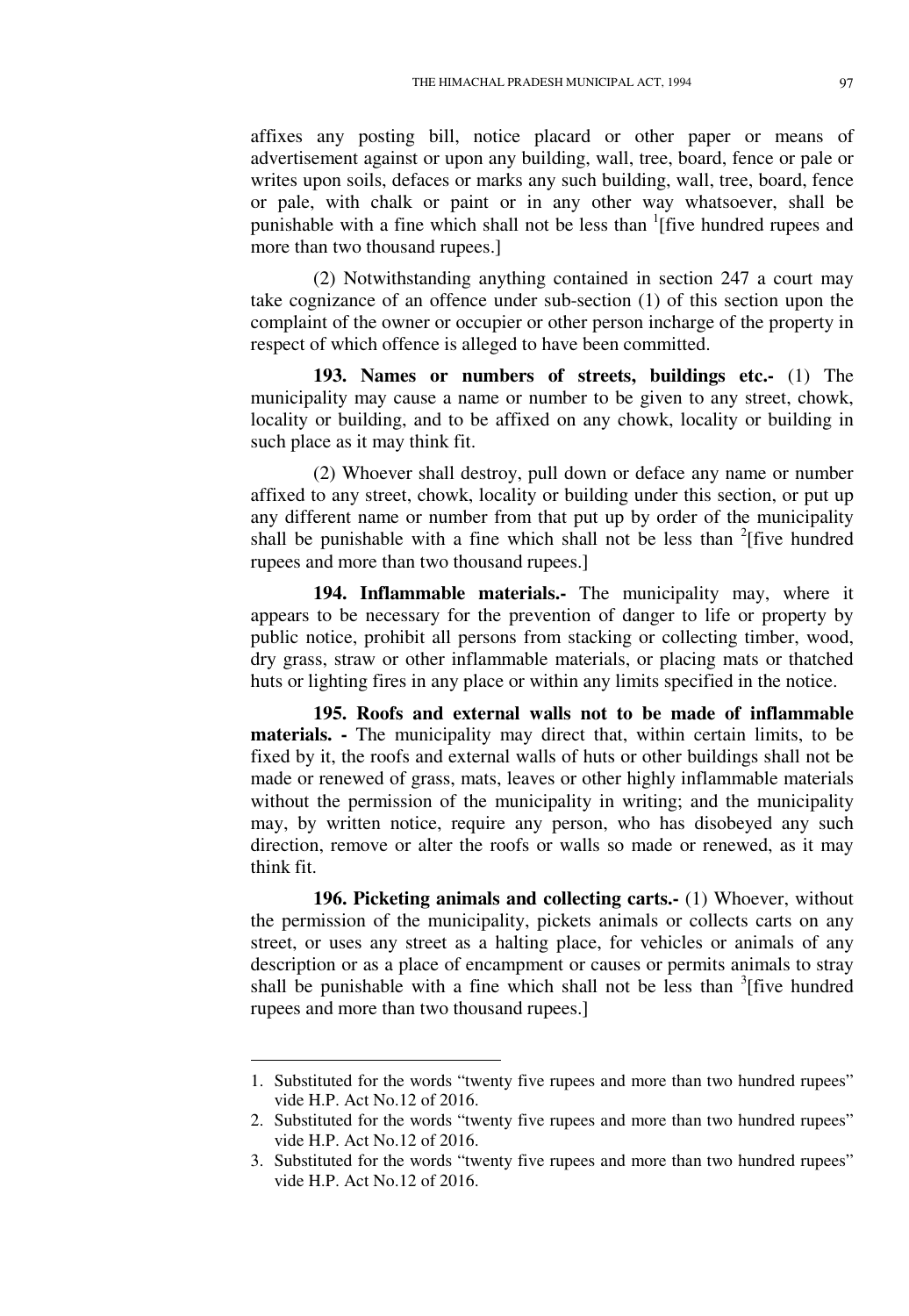affixes any posting bill, notice placard or other paper or means of advertisement against or upon any building, wall, tree, board, fence or pale or writes upon soils, defaces or marks any such building, wall, tree, board, fence or pale, with chalk or paint or in any other way whatsoever, shall be punishable with a fine which shall not be less than [1][five hundred rupees and more than two thousand rupees.]

(2) Notwithstanding anything contained in section 247 a court may take cognizance of an offence under sub-section (1) of this section upon the complaint of the owner or occupier or other person incharge of the property in respect of which offence is alleged to have been committed.

**193. Names or numbers of streets, buildings etc.-** (1) The municipality may cause a name or number to be given to any street, chowk, locality or building, and to be affixed on any chowk, locality or building in such place as it may think fit.

(2) Whoever shall destroy, pull down or deface any name or number affixed to any street, chowk, locality or building under this section, or put up any different name or number from that put up by order of the municipality shall be punishable with a fine which shall not be less than [2][five hundred rupees and more than two thousand rupees.]

**194. Inflammable materials.-** The municipality may, where it appears to be necessary for the prevention of danger to life or property by public notice, prohibit all persons from stacking or collecting timber, wood, dry grass, straw or other inflammable materials, or placing mats or thatched huts or lighting fires in any place or within any limits specified in the notice.

**195. Roofs and external walls not to be made of inflammable materials. -** The municipality may direct that, within certain limits, to be fixed by it, the roofs and external walls of huts or other buildings shall not be made or renewed of grass, mats, leaves or other highly inflammable materials without the permission of the municipality in writing; and the municipality may, by written notice, require any person, who has disobeyed any such direction, remove or alter the roofs or walls so made or renewed, as it may think fit.

**196. Picketing animals and collecting carts.-** (1) Whoever, without the permission of the municipality, pickets animals or collects carts on any street, or uses any street as a halting place, for vehicles or animals of any description or as a place of encampment or causes or permits animals to stray shall be punishable with a fine which shall not be less than [3][five hundred rupees and more than two thousand rupees.]

---

1. Substituted for the words "twenty five rupees and more than two hundred rupees" vide H.P. Act No.12 of 2016.
2. Substituted for the words "twenty five rupees and more than two hundred rupees" vide H.P. Act No.12 of 2016.
3. Substituted for the words "twenty five rupees and more than two hundred rupees" vide H.P. Act No.12 of 2016.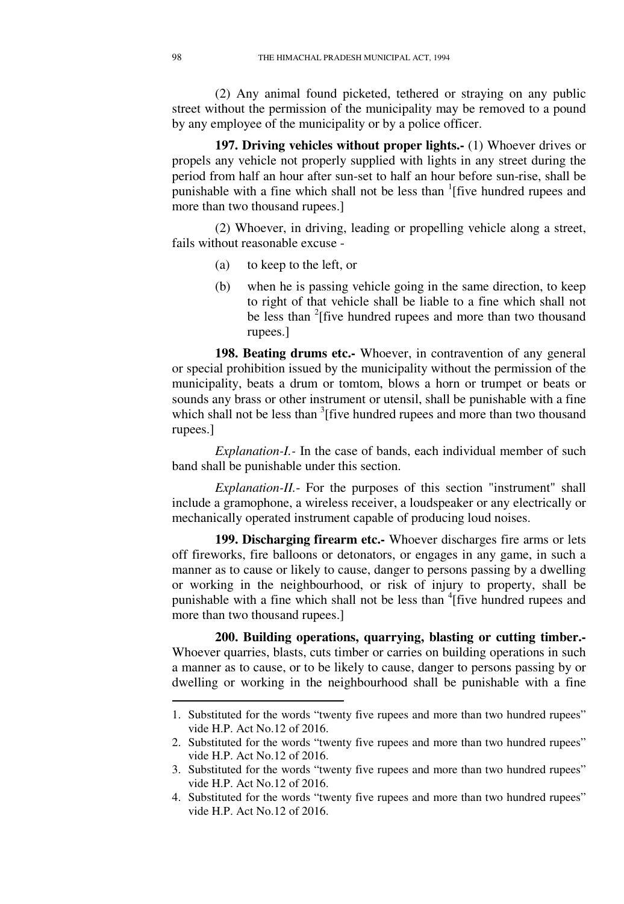(2) Any animal found picketed, tethered or straying on any public street without the permission of the municipality may be removed to a pound by any employee of the municipality or by a police officer.

**197. Driving vehicles without proper lights.-** (1) Whoever drives or propels any vehicle not properly supplied with lights in any street during the period from half an hour after sun-set to half an hour before sun-rise, shall be punishable with a fine which shall not be less than [1][five hundred rupees and more than two thousand rupees.]

(2) Whoever, in driving, leading or propelling vehicle along a street, fails without reasonable excuse -

(a) to keep to the left, or

(b) when he is passing vehicle going in the same direction, to keep to right of that vehicle shall be liable to a fine which shall not be less than [2][five hundred rupees and more than two thousand rupees.]

**198. Beating drums etc.-** Whoever, in contravention of any general or special prohibition issued by the municipality without the permission of the municipality, beats a drum or tomtom, blows a horn or trumpet or beats or sounds any brass or other instrument or utensil, shall be punishable with a fine which shall not be less than [3][five hundred rupees and more than two thousand rupees.]

*Explanation-I.-* In the case of bands, each individual member of such band shall be punishable under this section.

*Explanation-II.-* For the purposes of this section "instrument" shall include a gramophone, a wireless receiver, a loudspeaker or any electrically or mechanically operated instrument capable of producing loud noises.

**199. Discharging firearm etc.-** Whoever discharges fire arms or lets off fireworks, fire balloons or detonators, or engages in any game, in such a manner as to cause or likely to cause, danger to persons passing by a dwelling or working in the neighbourhood, or risk of injury to property, shall be punishable with a fine which shall not be less than [4][five hundred rupees and more than two thousand rupees.]

**200. Building operations, quarrying, blasting or cutting timber.-** Whoever quarries, blasts, cuts timber or carries on building operations in such a manner as to cause, or to be likely to cause, danger to persons passing by or dwelling or working in the neighbourhood shall be punishable with a fine

---

1. Substituted for the words "twenty five rupees and more than two hundred rupees" vide H.P. Act No.12 of 2016.
2. Substituted for the words "twenty five rupees and more than two hundred rupees" vide H.P. Act No.12 of 2016.
3. Substituted for the words "twenty five rupees and more than two hundred rupees" vide H.P. Act No.12 of 2016.
4. Substituted for the words "twenty five rupees and more than two hundred rupees" vide H.P. Act No.12 of 2016.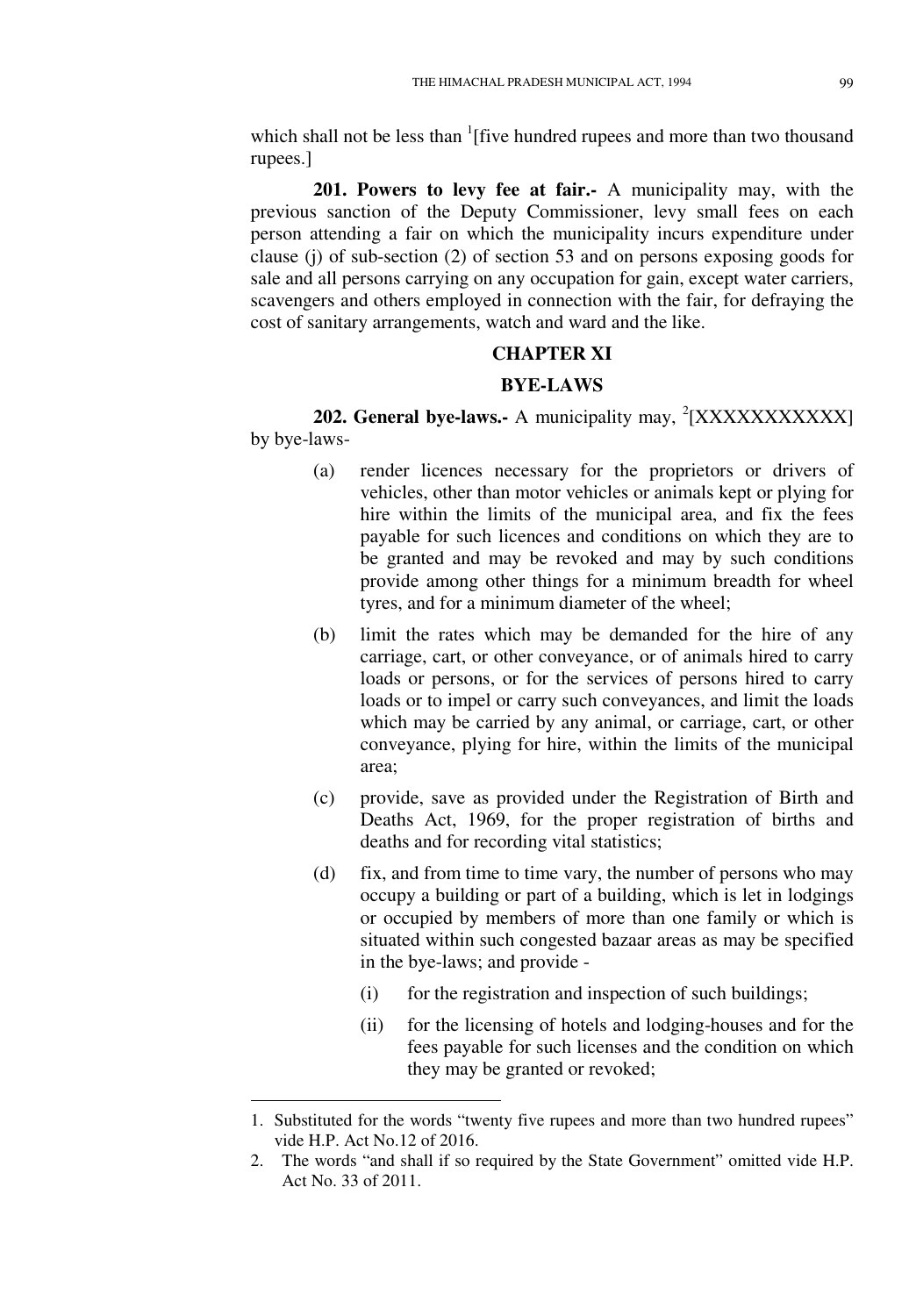which shall not be less than [1][five hundred rupees and more than two thousand rupees.]

**201. Powers to levy fee at fair.-** A municipality may, with the previous sanction of the Deputy Commissioner, levy small fees on each person attending a fair on which the municipality incurs expenditure under clause (j) of sub-section (2) of section 53 and on persons exposing goods for sale and all persons carrying on any occupation for gain, except water carriers, scavengers and others employed in connection with the fair, for defraying the cost of sanitary arrangements, watch and ward and the like.

## CHAPTER XI

## BYE-LAWS

**202. General bye-laws.-** A municipality may, [2][XXXXXXXXXXX] by bye-laws-

(a) render licences necessary for the proprietors or drivers of vehicles, other than motor vehicles or animals kept or plying for hire within the limits of the municipal area, and fix the fees payable for such licences and conditions on which they are to be granted and may be revoked and may by such conditions provide among other things for a minimum breadth for wheel tyres, and for a minimum diameter of the wheel;

(b) limit the rates which may be demanded for the hire of any carriage, cart, or other conveyance, or of animals hired to carry loads or persons, or for the services of persons hired to carry loads or to impel or carry such conveyances, and limit the loads which may be carried by any animal, or carriage, cart, or other conveyance, plying for hire, within the limits of the municipal area;

(c) provide, save as provided under the Registration of Birth and Deaths Act, 1969, for the proper registration of births and deaths and for recording vital statistics;

(d) fix, and from time to time vary, the number of persons who may occupy a building or part of a building, which is let in lodgings or occupied by members of more than one family or which is situated within such congested bazaar areas as may be specified in the bye-laws; and provide -

(i) for the registration and inspection of such buildings;

(ii) for the licensing of hotels and lodging-houses and for the fees payable for such licenses and the condition on which they may be granted or revoked;

---

1. Substituted for the words "twenty five rupees and more than two hundred rupees" vide H.P. Act No.12 of 2016.
2. The words "and shall if so required by the State Government" omitted vide H.P. Act No. 33 of 2011.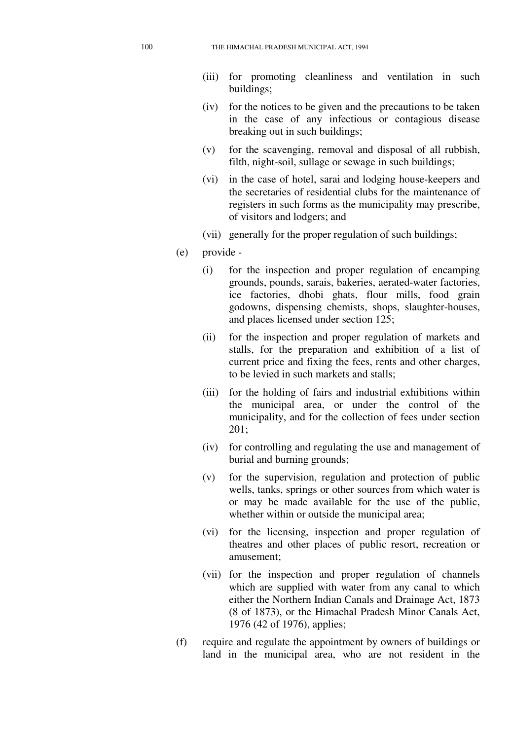(iii) for promoting cleanliness and ventilation in such buildings;

(iv) for the notices to be given and the precautions to be taken in the case of any infectious or contagious disease breaking out in such buildings;

(v) for the scavenging, removal and disposal of all rubbish, filth, night-soil, sullage or sewage in such buildings;

(vi) in the case of hotel, sarai and lodging house-keepers and the secretaries of residential clubs for the maintenance of registers in such forms as the municipality may prescribe, of visitors and lodgers; and

(vii) generally for the proper regulation of such buildings;

(e) provide -

(i) for the inspection and proper regulation of encamping grounds, pounds, sarais, bakeries, aerated-water factories, ice factories, dhobi ghats, flour mills, food grain godowns, dispensing chemists, shops, slaughter-houses, and places licensed under section 125;

(ii) for the inspection and proper regulation of markets and stalls, for the preparation and exhibition of a list of current price and fixing the fees, rents and other charges, to be levied in such markets and stalls;

(iii) for the holding of fairs and industrial exhibitions within the municipal area, or under the control of the municipality, and for the collection of fees under section 201;

(iv) for controlling and regulating the use and management of burial and burning grounds;

(v) for the supervision, regulation and protection of public wells, tanks, springs or other sources from which water is or may be made available for the use of the public, whether within or outside the municipal area;

(vi) for the licensing, inspection and proper regulation of theatres and other places of public resort, recreation or amusement;

(vii) for the inspection and proper regulation of channels which are supplied with water from any canal to which either the Northern Indian Canals and Drainage Act, 1873 (8 of 1873), or the Himachal Pradesh Minor Canals Act, 1976 (42 of 1976), applies;

(f) require and regulate the appointment by owners of buildings or land in the municipal area, who are not resident in the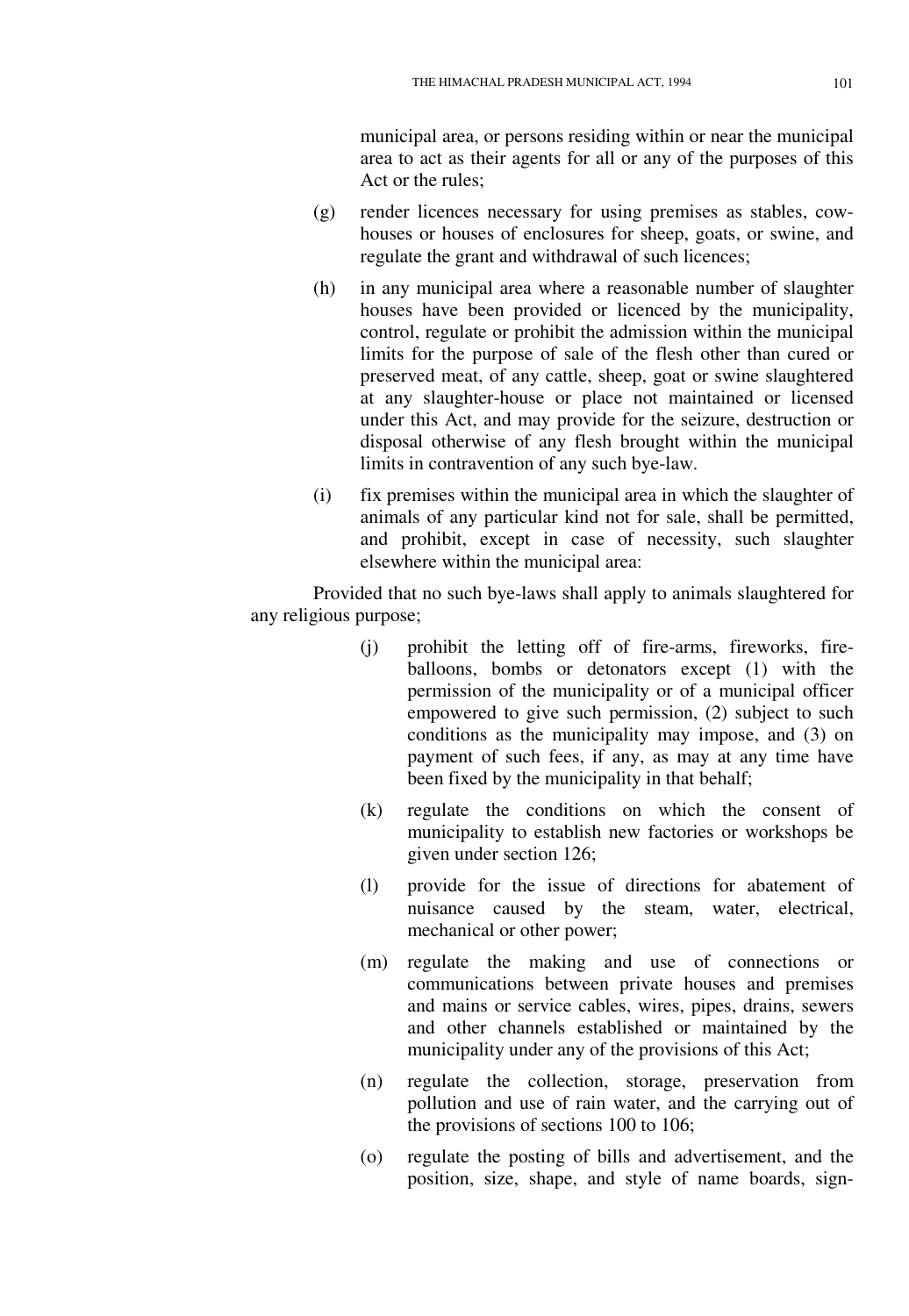municipal area, or persons residing within or near the municipal area to act as their agents for all or any of the purposes of this Act or the rules;

(g) render licences necessary for using premises as stables, cow-houses or houses of enclosures for sheep, goats, or swine, and regulate the grant and withdrawal of such licences;

(h) in any municipal area where a reasonable number of slaughter houses have been provided or licenced by the municipality, control, regulate or prohibit the admission within the municipal limits for the purpose of sale of the flesh other than cured or preserved meat, of any cattle, sheep, goat or swine slaughtered at any slaughter-house or place not maintained or licensed under this Act, and may provide for the seizure, destruction or disposal otherwise of any flesh brought within the municipal limits in contravention of any such bye-law.

(i) fix premises within the municipal area in which the slaughter of animals of any particular kind not for sale, shall be permitted, and prohibit, except in case of necessity, such slaughter elsewhere within the municipal area:

Provided that no such bye-laws shall apply to animals slaughtered for any religious purpose;

(j) prohibit the letting off of fire-arms, fireworks, fire-balloons, bombs or detonators except (1) with the permission of the municipality or of a municipal officer empowered to give such permission, (2) subject to such conditions as the municipality may impose, and (3) on payment of such fees, if any, as may at any time have been fixed by the municipality in that behalf;

(k) regulate the conditions on which the consent of municipality to establish new factories or workshops be given under section 126;

(l) provide for the issue of directions for abatement of nuisance caused by the steam, water, electrical, mechanical or other power;

(m) regulate the making and use of connections or communications between private houses and premises and mains or service cables, wires, pipes, drains, sewers and other channels established or maintained by the municipality under any of the provisions of this Act;

(n) regulate the collection, storage, preservation from pollution and use of rain water, and the carrying out of the provisions of sections 100 to 106;

(o) regulate the posting of bills and advertisement, and the position, size, shape, and style of name boards, sign-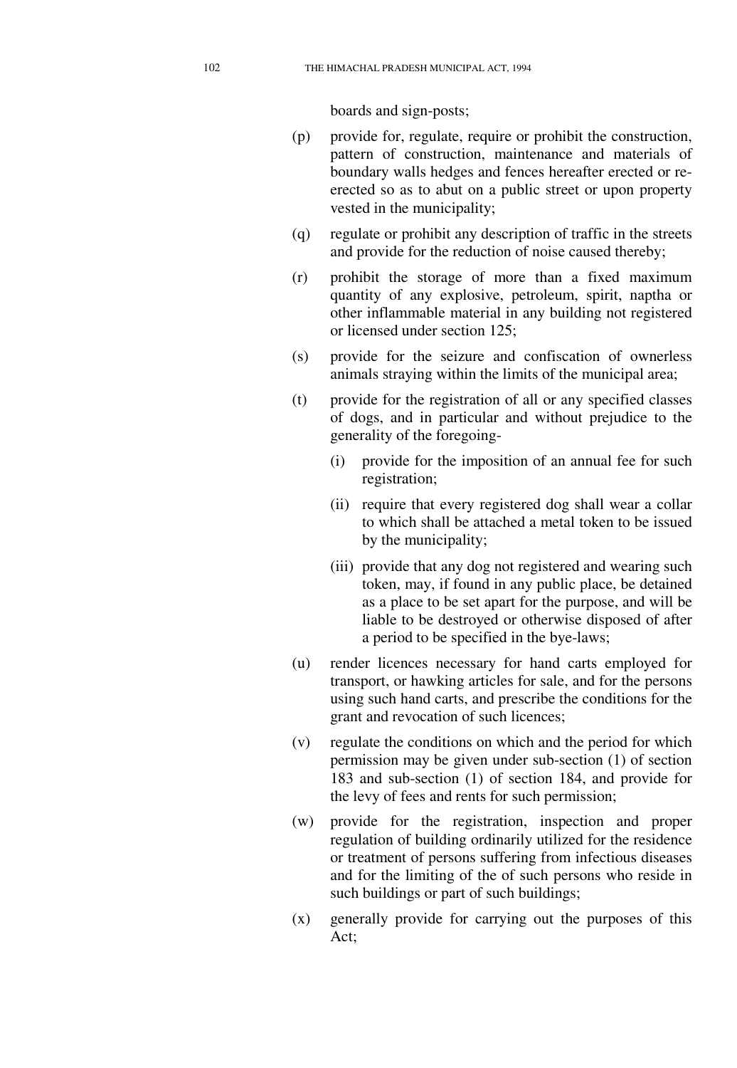boards and sign-posts;

(p) provide for, regulate, require or prohibit the construction, pattern of construction, maintenance and materials of boundary walls hedges and fences hereafter erected or re-erected so as to abut on a public street or upon property vested in the municipality;

(q) regulate or prohibit any description of traffic in the streets and provide for the reduction of noise caused thereby;

(r) prohibit the storage of more than a fixed maximum quantity of any explosive, petroleum, spirit, naptha or other inflammable material in any building not registered or licensed under section 125;

(s) provide for the seizure and confiscation of ownerless animals straying within the limits of the municipal area;

(t) provide for the registration of all or any specified classes of dogs, and in particular and without prejudice to the generality of the foregoing-

  (i) provide for the imposition of an annual fee for such registration;

  (ii) require that every registered dog shall wear a collar to which shall be attached a metal token to be issued by the municipality;

  (iii) provide that any dog not registered and wearing such token, may, if found in any public place, be detained as a place to be set apart for the purpose, and will be liable to be destroyed or otherwise disposed of after a period to be specified in the bye-laws;

(u) render licences necessary for hand carts employed for transport, or hawking articles for sale, and for the persons using such hand carts, and prescribe the conditions for the grant and revocation of such licences;

(v) regulate the conditions on which and the period for which permission may be given under sub-section (1) of section 183 and sub-section (1) of section 184, and provide for the levy of fees and rents for such permission;

(w) provide for the registration, inspection and proper regulation of building ordinarily utilized for the residence or treatment of persons suffering from infectious diseases and for the limiting of the of such persons who reside in such buildings or part of such buildings;

(x) generally provide for carrying out the purposes of this Act;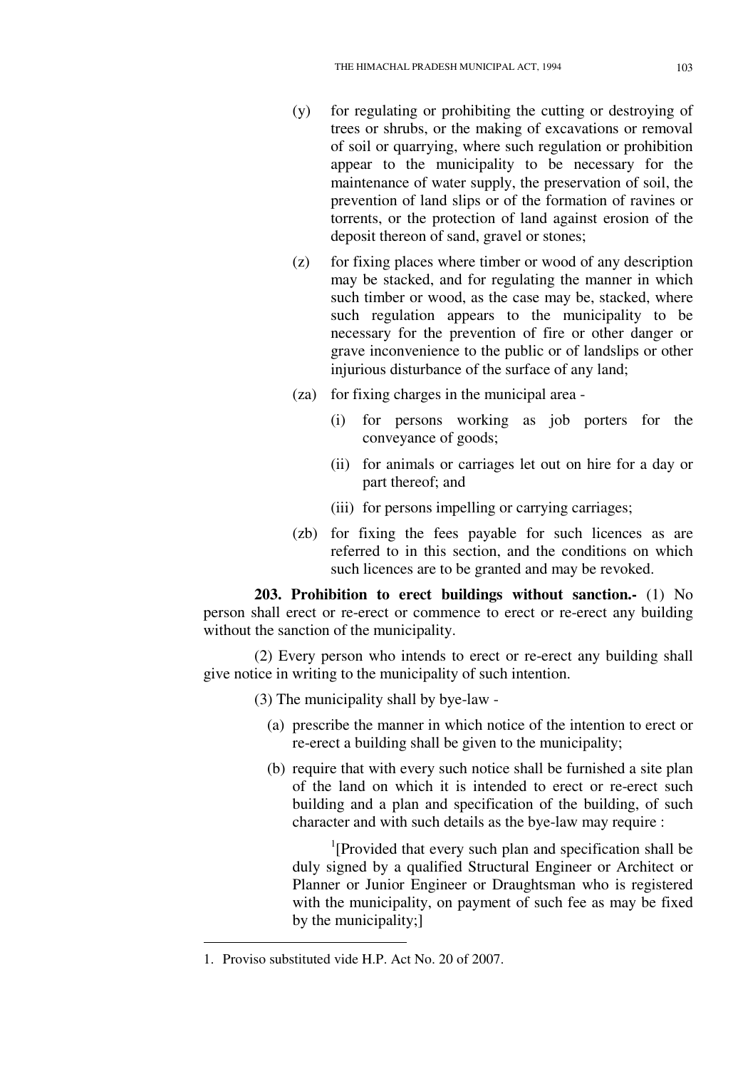(y) for regulating or prohibiting the cutting or destroying of trees or shrubs, or the making of excavations or removal of soil or quarrying, where such regulation or prohibition appear to the municipality to be necessary for the maintenance of water supply, the preservation of soil, the prevention of land slips or of the formation of ravines or torrents, or the protection of land against erosion of the deposit thereon of sand, gravel or stones;

(z) for fixing places where timber or wood of any description may be stacked, and for regulating the manner in which such timber or wood, as the case may be, stacked, where such regulation appears to the municipality to be necessary for the prevention of fire or other danger or grave inconvenience to the public or of landslips or other injurious disturbance of the surface of any land;

(za) for fixing charges in the municipal area -

(i) for persons working as job porters for the conveyance of goods;

(ii) for animals or carriages let out on hire for a day or part thereof; and

(iii) for persons impelling or carrying carriages;

(zb) for fixing the fees payable for such licences as are referred to in this section, and the conditions on which such licences are to be granted and may be revoked.

**203. Prohibition to erect buildings without sanction.-** (1) No person shall erect or re-erect or commence to erect or re-erect any building without the sanction of the municipality.

(2) Every person who intends to erect or re-erect any building shall give notice in writing to the municipality of such intention.

(3) The municipality shall by bye-law -

(a) prescribe the manner in which notice of the intention to erect or re-erect a building shall be given to the municipality;

(b) require that with every such notice shall be furnished a site plan of the land on which it is intended to erect or re-erect such building and a plan and specification of the building, of such character and with such details as the bye-law may require :

[1][Provided that every such plan and specification shall be duly signed by a qualified Structural Engineer or Architect or Planner or Junior Engineer or Draughtsman who is registered with the municipality, on payment of such fee as may be fixed by the municipality;]

---

1. Proviso substituted vide H.P. Act No. 20 of 2007.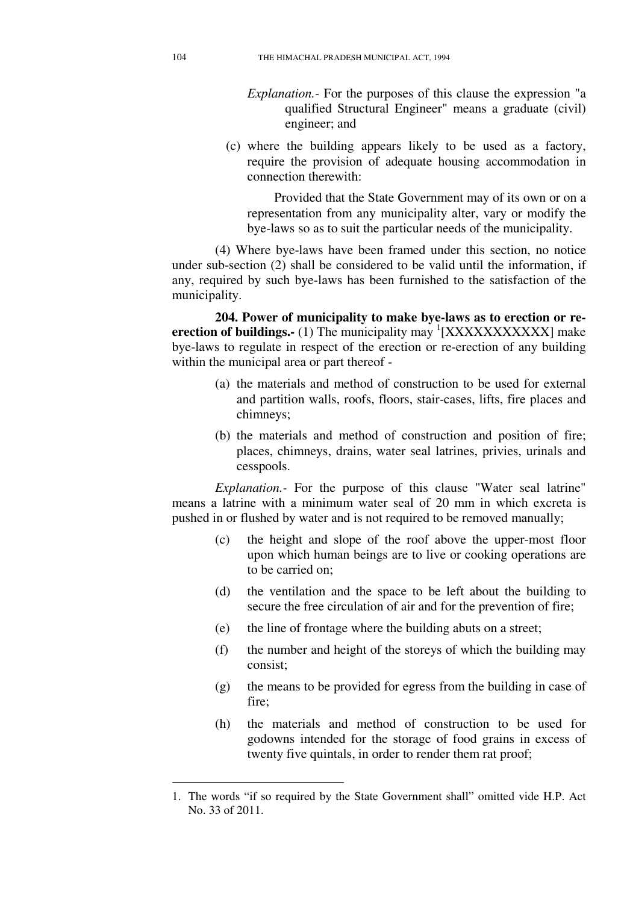*Explanation.-* For the purposes of this clause the expression "a qualified Structural Engineer" means a graduate (civil) engineer; and

(c) where the building appears likely to be used as a factory, require the provision of adequate housing accommodation in connection therewith:

Provided that the State Government may of its own or on a representation from any municipality alter, vary or modify the bye-laws so as to suit the particular needs of the municipality.

(4) Where bye-laws have been framed under this section, no notice under sub-section (2) shall be considered to be valid until the information, if any, required by such bye-laws has been furnished to the satisfaction of the municipality.

**204. Power of municipality to make bye-laws as to erection or re-erection of buildings.-** (1) The municipality may [1][XXXXXXXXXXX] make bye-laws to regulate in respect of the erection or re-erection of any building within the municipal area or part thereof -

(a) the materials and method of construction to be used for external and partition walls, roofs, floors, stair-cases, lifts, fire places and chimneys;

(b) the materials and method of construction and position of fire; places, chimneys, drains, water seal latrines, privies, urinals and cesspools.

*Explanation.-* For the purpose of this clause "Water seal latrine" means a latrine with a minimum water seal of 20 mm in which excreta is pushed in or flushed by water and is not required to be removed manually;

(c) the height and slope of the roof above the upper-most floor upon which human beings are to live or cooking operations are to be carried on;

(d) the ventilation and the space to be left about the building to secure the free circulation of air and for the prevention of fire;

(e) the line of frontage where the building abuts on a street;

(f) the number and height of the storeys of which the building may consist;

(g) the means to be provided for egress from the building in case of fire;

(h) the materials and method of construction to be used for godowns intended for the storage of food grains in excess of twenty five quintals, in order to render them rat proof;

---

1. The words "if so required by the State Government shall" omitted vide H.P. Act No. 33 of 2011.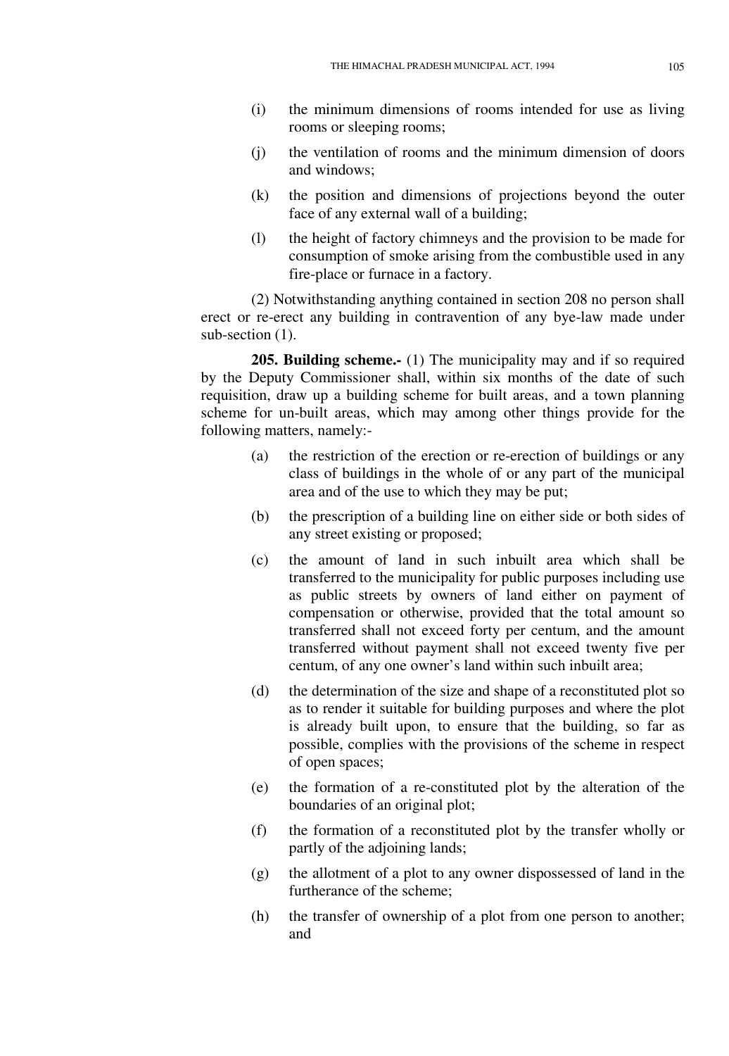(i) the minimum dimensions of rooms intended for use as living rooms or sleeping rooms;

(j) the ventilation of rooms and the minimum dimension of doors and windows;

(k) the position and dimensions of projections beyond the outer face of any external wall of a building;

(l) the height of factory chimneys and the provision to be made for consumption of smoke arising from the combustible used in any fire-place or furnace in a factory.

(2) Notwithstanding anything contained in section 208 no person shall erect or re-erect any building in contravention of any bye-law made under sub-section (1).

**205. Building scheme.-** (1) The municipality may and if so required by the Deputy Commissioner shall, within six months of the date of such requisition, draw up a building scheme for built areas, and a town planning scheme for un-built areas, which may among other things provide for the following matters, namely:-

(a) the restriction of the erection or re-erection of buildings or any class of buildings in the whole of or any part of the municipal area and of the use to which they may be put;

(b) the prescription of a building line on either side or both sides of any street existing or proposed;

(c) the amount of land in such inbuilt area which shall be transferred to the municipality for public purposes including use as public streets by owners of land either on payment of compensation or otherwise, provided that the total amount so transferred shall not exceed forty per centum, and the amount transferred without payment shall not exceed twenty five per centum, of any one owner's land within such inbuilt area;

(d) the determination of the size and shape of a reconstituted plot so as to render it suitable for building purposes and where the plot is already built upon, to ensure that the building, so far as possible, complies with the provisions of the scheme in respect of open spaces;

(e) the formation of a re-constituted plot by the alteration of the boundaries of an original plot;

(f) the formation of a reconstituted plot by the transfer wholly or partly of the adjoining lands;

(g) the allotment of a plot to any owner dispossessed of land in the furtherance of the scheme;

(h) the transfer of ownership of a plot from one person to another; and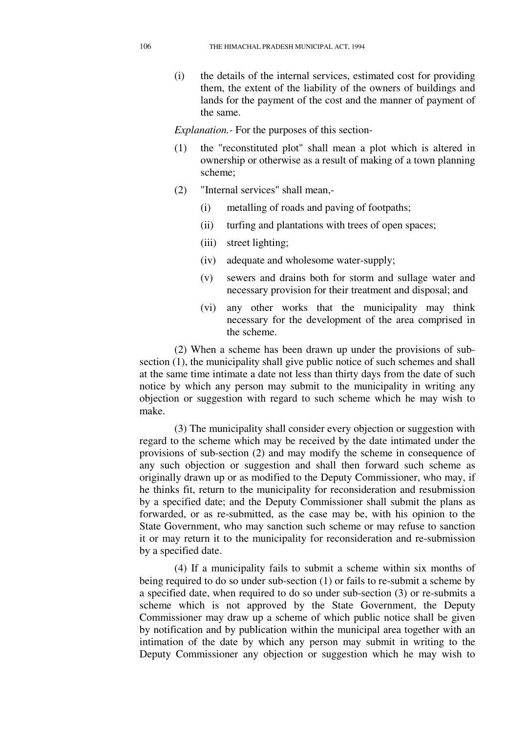(i) the details of the internal services, estimated cost for providing them, the extent of the liability of the owners of buildings and lands for the payment of the cost and the manner of payment of the same.

*Explanation.-* For the purposes of this section-

(1) the "reconstituted plot" shall mean a plot which is altered in ownership or otherwise as a result of making of a town planning scheme;

(2) "Internal services" shall mean,-

   (i) metalling of roads and paving of footpaths;

   (ii) turfing and plantations with trees of open spaces;

   (iii) street lighting;

   (iv) adequate and wholesome water-supply;

   (v) sewers and drains both for storm and sullage water and necessary provision for their treatment and disposal; and

   (vi) any other works that the municipality may think necessary for the development of the area comprised in the scheme.

(2) When a scheme has been drawn up under the provisions of sub-section (1), the municipality shall give public notice of such schemes and shall at the same time intimate a date not less than thirty days from the date of such notice by which any person may submit to the municipality in writing any objection or suggestion with regard to such scheme which he may wish to make.

(3) The municipality shall consider every objection or suggestion with regard to the scheme which may be received by the date intimated under the provisions of sub-section (2) and may modify the scheme in consequence of any such objection or suggestion and shall then forward such scheme as originally drawn up or as modified to the Deputy Commissioner, who may, if he thinks fit, return to the municipality for reconsideration and resubmission by a specified date; and the Deputy Commissioner shall submit the plans as forwarded, or as re-submitted, as the case may be, with his opinion to the State Government, who may sanction such scheme or may refuse to sanction it or may return it to the municipality for reconsideration and re-submission by a specified date.

(4) If a municipality fails to submit a scheme within six months of being required to do so under sub-section (1) or fails to re-submit a scheme by a specified date, when required to do so under sub-section (3) or re-submits a scheme which is not approved by the State Government, the Deputy Commissioner may draw up a scheme of which public notice shall be given by notification and by publication within the municipal area together with an intimation of the date by which any person may submit in writing to the Deputy Commissioner any objection or suggestion which he may wish to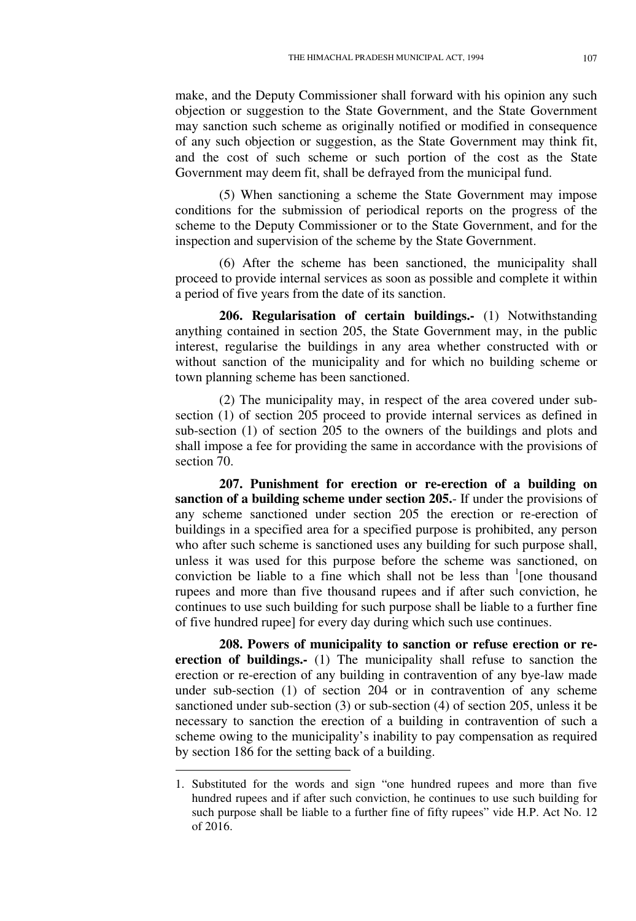make, and the Deputy Commissioner shall forward with his opinion any such objection or suggestion to the State Government, and the State Government may sanction such scheme as originally notified or modified in consequence of any such objection or suggestion, as the State Government may think fit, and the cost of such scheme or such portion of the cost as the State Government may deem fit, shall be defrayed from the municipal fund.

(5) When sanctioning a scheme the State Government may impose conditions for the submission of periodical reports on the progress of the scheme to the Deputy Commissioner or to the State Government, and for the inspection and supervision of the scheme by the State Government.

(6) After the scheme has been sanctioned, the municipality shall proceed to provide internal services as soon as possible and complete it within a period of five years from the date of its sanction.

**206. Regularisation of certain buildings.-** (1) Notwithstanding anything contained in section 205, the State Government may, in the public interest, regularise the buildings in any area whether constructed with or without sanction of the municipality and for which no building scheme or town planning scheme has been sanctioned.

(2) The municipality may, in respect of the area covered under sub-section (1) of section 205 proceed to provide internal services as defined in sub-section (1) of section 205 to the owners of the buildings and plots and shall impose a fee for providing the same in accordance with the provisions of section 70.

**207. Punishment for erection or re-erection of a building on sanction of a building scheme under section 205.**- If under the provisions of any scheme sanctioned under section 205 the erection or re-erection of buildings in a specified area for a specified purpose is prohibited, any person who after such scheme is sanctioned uses any building for such purpose shall, unless it was used for this purpose before the scheme was sanctioned, on conviction be liable to a fine which shall not be less than [1][one thousand rupees and more than five thousand rupees and if after such conviction, he continues to use such building for such purpose shall be liable to a further fine of five hundred rupee] for every day during which such use continues.

**208. Powers of municipality to sanction or refuse erection or re-erection of buildings.-** (1) The municipality shall refuse to sanction the erection or re-erection of any building in contravention of any bye-law made under sub-section (1) of section 204 or in contravention of any scheme sanctioned under sub-section (3) or sub-section (4) of section 205, unless it be necessary to sanction the erection of a building in contravention of such a scheme owing to the municipality's inability to pay compensation as required by section 186 for the setting back of a building.

---

1. Substituted for the words and sign "one hundred rupees and more than five hundred rupees and if after such conviction, he continues to use such building for such purpose shall be liable to a further fine of fifty rupees" vide H.P. Act No. 12 of 2016.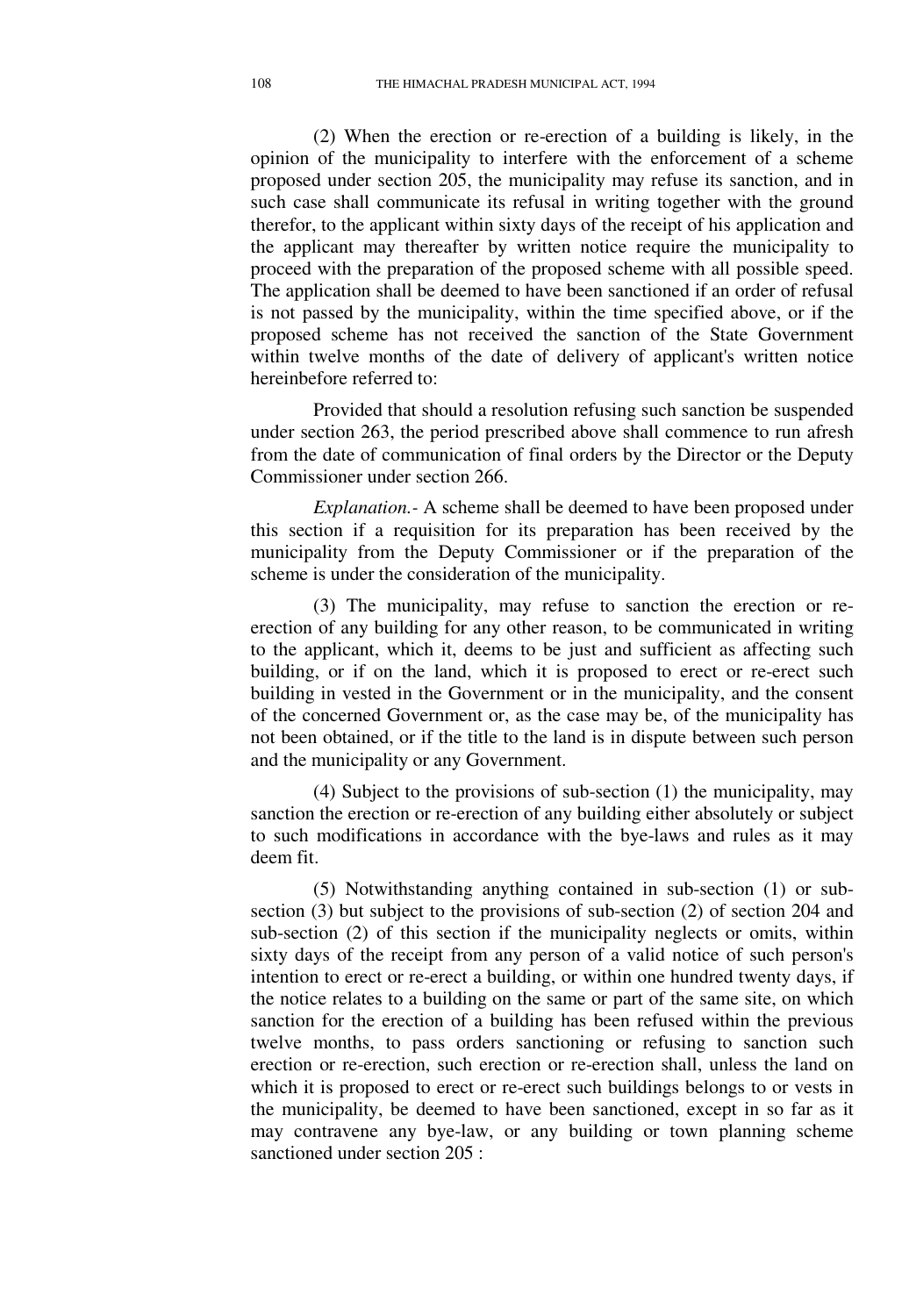(2) When the erection or re-erection of a building is likely, in the opinion of the municipality to interfere with the enforcement of a scheme proposed under section 205, the municipality may refuse its sanction, and in such case shall communicate its refusal in writing together with the ground therefor, to the applicant within sixty days of the receipt of his application and the applicant may thereafter by written notice require the municipality to proceed with the preparation of the proposed scheme with all possible speed. The application shall be deemed to have been sanctioned if an order of refusal is not passed by the municipality, within the time specified above, or if the proposed scheme has not received the sanction of the State Government within twelve months of the date of delivery of applicant's written notice hereinbefore referred to:

Provided that should a resolution refusing such sanction be suspended under section 263, the period prescribed above shall commence to run afresh from the date of communication of final orders by the Director or the Deputy Commissioner under section 266.

*Explanation.-* A scheme shall be deemed to have been proposed under this section if a requisition for its preparation has been received by the municipality from the Deputy Commissioner or if the preparation of the scheme is under the consideration of the municipality.

(3) The municipality, may refuse to sanction the erection or re-erection of any building for any other reason, to be communicated in writing to the applicant, which it, deems to be just and sufficient as affecting such building, or if on the land, which it is proposed to erect or re-erect such building in vested in the Government or in the municipality, and the consent of the concerned Government or, as the case may be, of the municipality has not been obtained, or if the title to the land is in dispute between such person and the municipality or any Government.

(4) Subject to the provisions of sub-section (1) the municipality, may sanction the erection or re-erection of any building either absolutely or subject to such modifications in accordance with the bye-laws and rules as it may deem fit.

(5) Notwithstanding anything contained in sub-section (1) or sub-section (3) but subject to the provisions of sub-section (2) of section 204 and sub-section (2) of this section if the municipality neglects or omits, within sixty days of the receipt from any person of a valid notice of such person's intention to erect or re-erect a building, or within one hundred twenty days, if the notice relates to a building on the same or part of the same site, on which sanction for the erection of a building has been refused within the previous twelve months, to pass orders sanctioning or refusing to sanction such erection or re-erection, such erection or re-erection shall, unless the land on which it is proposed to erect or re-erect such buildings belongs to or vests in the municipality, be deemed to have been sanctioned, except in so far as it may contravene any bye-law, or any building or town planning scheme sanctioned under section 205 :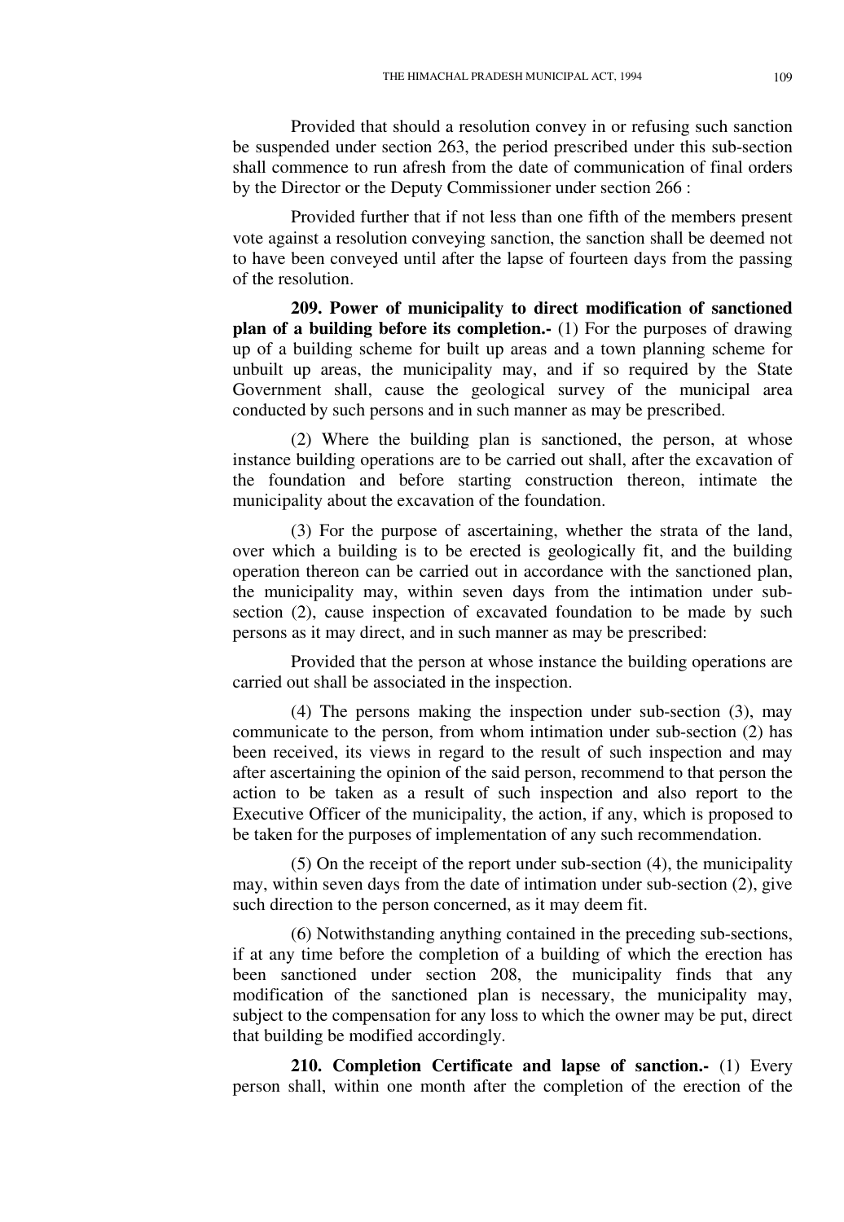Provided that should a resolution convey in or refusing such sanction be suspended under section 263, the period prescribed under this sub-section shall commence to run afresh from the date of communication of final orders by the Director or the Deputy Commissioner under section 266 :

Provided further that if not less than one fifth of the members present vote against a resolution conveying sanction, the sanction shall be deemed not to have been conveyed until after the lapse of fourteen days from the passing of the resolution.

**209. Power of municipality to direct modification of sanctioned plan of a building before its completion.-** (1) For the purposes of drawing up of a building scheme for built up areas and a town planning scheme for unbuilt up areas, the municipality may, and if so required by the State Government shall, cause the geological survey of the municipal area conducted by such persons and in such manner as may be prescribed.

(2) Where the building plan is sanctioned, the person, at whose instance building operations are to be carried out shall, after the excavation of the foundation and before starting construction thereon, intimate the municipality about the excavation of the foundation.

(3) For the purpose of ascertaining, whether the strata of the land, over which a building is to be erected is geologically fit, and the building operation thereon can be carried out in accordance with the sanctioned plan, the municipality may, within seven days from the intimation under sub-section (2), cause inspection of excavated foundation to be made by such persons as it may direct, and in such manner as may be prescribed:

Provided that the person at whose instance the building operations are carried out shall be associated in the inspection.

(4) The persons making the inspection under sub-section (3), may communicate to the person, from whom intimation under sub-section (2) has been received, its views in regard to the result of such inspection and may after ascertaining the opinion of the said person, recommend to that person the action to be taken as a result of such inspection and also report to the Executive Officer of the municipality, the action, if any, which is proposed to be taken for the purposes of implementation of any such recommendation.

(5) On the receipt of the report under sub-section (4), the municipality may, within seven days from the date of intimation under sub-section (2), give such direction to the person concerned, as it may deem fit.

(6) Notwithstanding anything contained in the preceding sub-sections, if at any time before the completion of a building of which the erection has been sanctioned under section 208, the municipality finds that any modification of the sanctioned plan is necessary, the municipality may, subject to the compensation for any loss to which the owner may be put, direct that building be modified accordingly.

**210. Completion Certificate and lapse of sanction.-** (1) Every person shall, within one month after the completion of the erection of the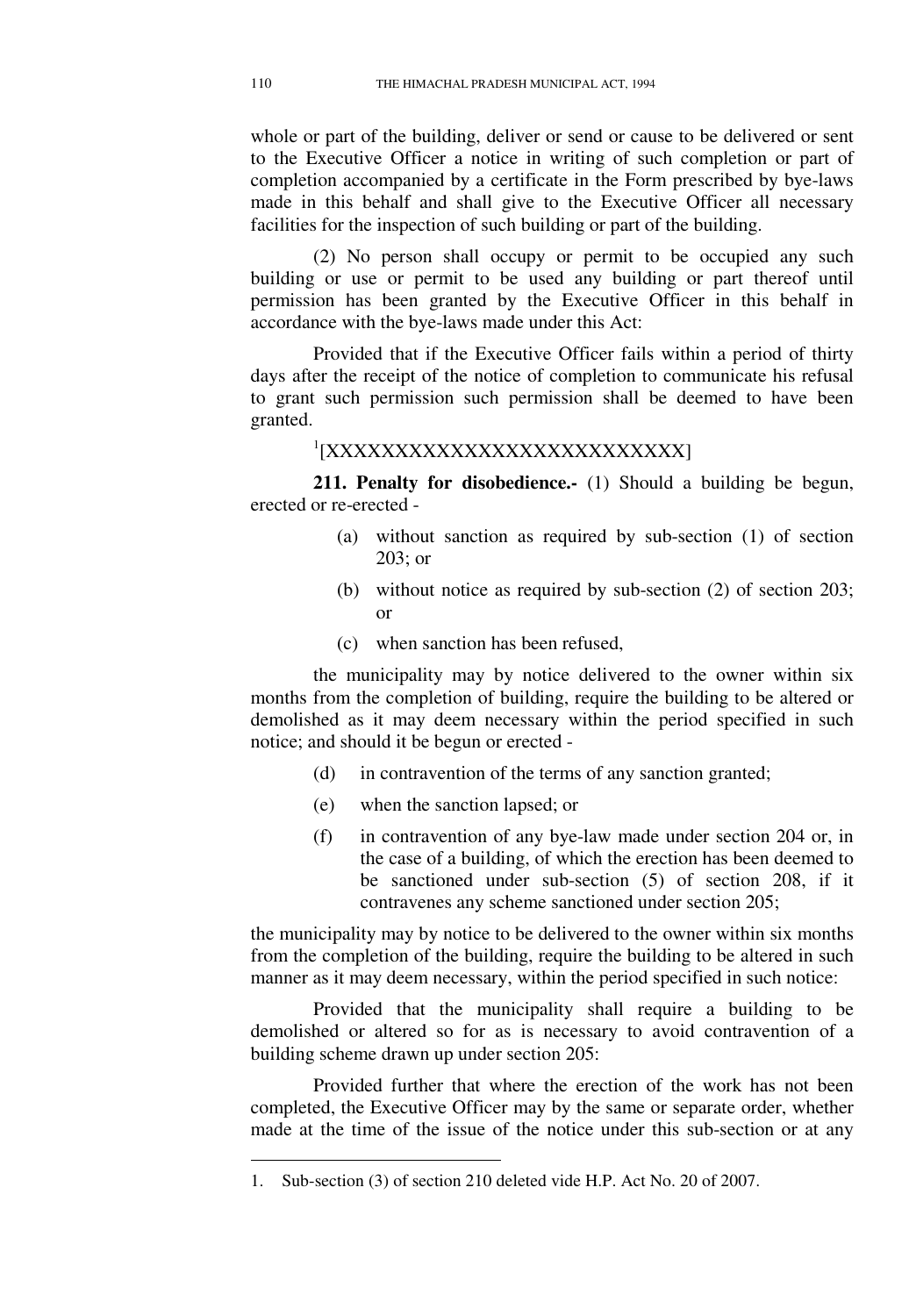whole or part of the building, deliver or send or cause to be delivered or sent to the Executive Officer a notice in writing of such completion or part of completion accompanied by a certificate in the Form prescribed by bye-laws made in this behalf and shall give to the Executive Officer all necessary facilities for the inspection of such building or part of the building.

(2) No person shall occupy or permit to be occupied any such building or use or permit to be used any building or part thereof until permission has been granted by the Executive Officer in this behalf in accordance with the bye-laws made under this Act:

Provided that if the Executive Officer fails within a period of thirty days after the receipt of the notice of completion to communicate his refusal to grant such permission such permission shall be deemed to have been granted.

[1][XXXXXXXXXXXXXXXXXXXXXXXXXXX]

**211. Penalty for disobedience.-** (1) Should a building be begun, erected or re-erected -

(a) without sanction as required by sub-section (1) of section 203; or

(b) without notice as required by sub-section (2) of section 203; or

(c) when sanction has been refused,

the municipality may by notice delivered to the owner within six months from the completion of building, require the building to be altered or demolished as it may deem necessary within the period specified in such notice; and should it be begun or erected -

(d) in contravention of the terms of any sanction granted;

(e) when the sanction lapsed; or

(f) in contravention of any bye-law made under section 204 or, in the case of a building, of which the erection has been deemed to be sanctioned under sub-section (5) of section 208, if it contravenes any scheme sanctioned under section 205;

the municipality may by notice to be delivered to the owner within six months from the completion of the building, require the building to be altered in such manner as it may deem necessary, within the period specified in such notice:

Provided that the municipality shall require a building to be demolished or altered so for as is necessary to avoid contravention of a building scheme drawn up under section 205:

Provided further that where the erection of the work has not been completed, the Executive Officer may by the same or separate order, whether made at the time of the issue of the notice under this sub-section or at any

---

1. Sub-section (3) of section 210 deleted vide H.P. Act No. 20 of 2007.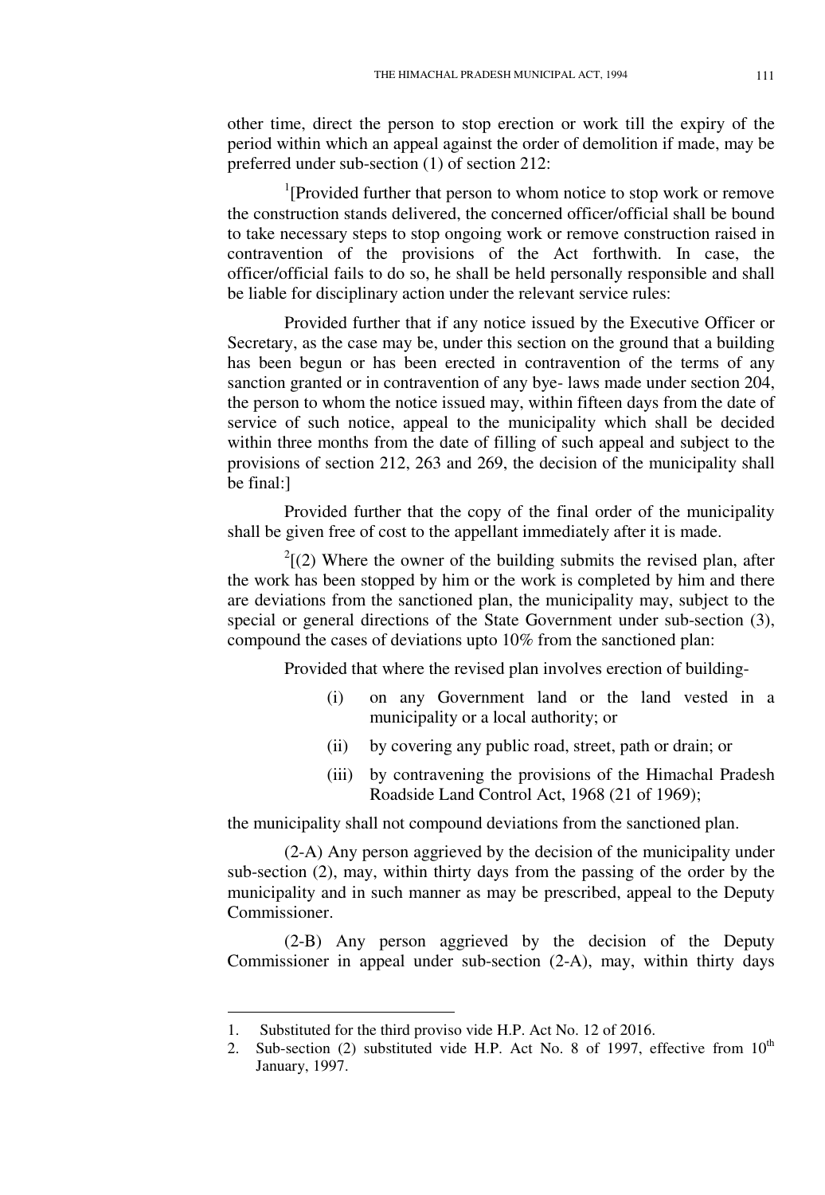other time, direct the person to stop erection or work till the expiry of the period within which an appeal against the order of demolition if made, may be preferred under sub-section (1) of section 212:

[1][Provided further that person to whom notice to stop work or remove the construction stands delivered, the concerned officer/official shall be bound to take necessary steps to stop ongoing work or remove construction raised in contravention of the provisions of the Act forthwith. In case, the officer/official fails to do so, he shall be held personally responsible and shall be liable for disciplinary action under the relevant service rules:

Provided further that if any notice issued by the Executive Officer or Secretary, as the case may be, under this section on the ground that a building has been begun or has been erected in contravention of the terms of any sanction granted or in contravention of any bye- laws made under section 204, the person to whom the notice issued may, within fifteen days from the date of service of such notice, appeal to the municipality which shall be decided within three months from the date of filling of such appeal and subject to the provisions of section 212, 263 and 269, the decision of the municipality shall be final:]

Provided further that the copy of the final order of the municipality shall be given free of cost to the appellant immediately after it is made.

[2][(2) Where the owner of the building submits the revised plan, after the work has been stopped by him or the work is completed by him and there are deviations from the sanctioned plan, the municipality may, subject to the special or general directions of the State Government under sub-section (3), compound the cases of deviations upto 10% from the sanctioned plan:

Provided that where the revised plan involves erection of building-

(i) on any Government land or the land vested in a municipality or a local authority; or

(ii) by covering any public road, street, path or drain; or

(iii) by contravening the provisions of the Himachal Pradesh Roadside Land Control Act, 1968 (21 of 1969);

the municipality shall not compound deviations from the sanctioned plan.

(2-A) Any person aggrieved by the decision of the municipality under sub-section (2), may, within thirty days from the passing of the order by the municipality and in such manner as may be prescribed, appeal to the Deputy Commissioner.

(2-B) Any person aggrieved by the decision of the Deputy Commissioner in appeal under sub-section (2-A), may, within thirty days

---

1. Substituted for the third proviso vide H.P. Act No. 12 of 2016.
2. Sub-section (2) substituted vide H.P. Act No. 8 of 1997, effective from 10th January, 1997.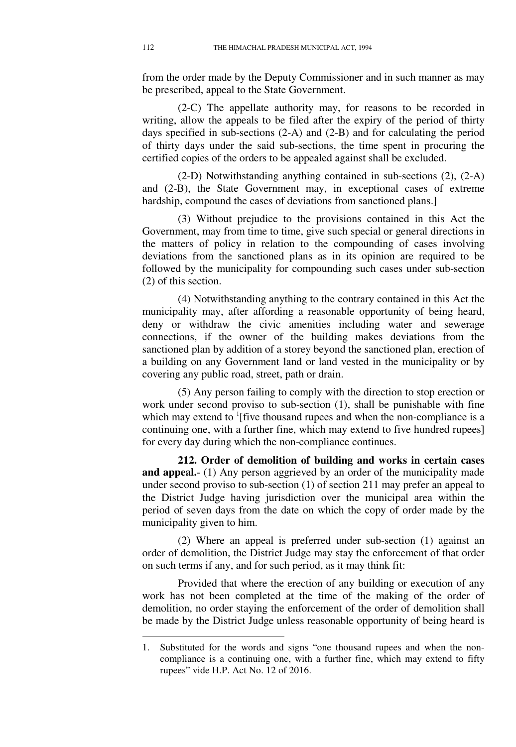from the order made by the Deputy Commissioner and in such manner as may be prescribed, appeal to the State Government.

(2-C) The appellate authority may, for reasons to be recorded in writing, allow the appeals to be filed after the expiry of the period of thirty days specified in sub-sections (2-A) and (2-B) and for calculating the period of thirty days under the said sub-sections, the time spent in procuring the certified copies of the orders to be appealed against shall be excluded.

(2-D) Notwithstanding anything contained in sub-sections (2), (2-A) and (2-B), the State Government may, in exceptional cases of extreme hardship, compound the cases of deviations from sanctioned plans.]

(3) Without prejudice to the provisions contained in this Act the Government, may from time to time, give such special or general directions in the matters of policy in relation to the compounding of cases involving deviations from the sanctioned plans as in its opinion are required to be followed by the municipality for compounding such cases under sub-section (2) of this section.

(4) Notwithstanding anything to the contrary contained in this Act the municipality may, after affording a reasonable opportunity of being heard, deny or withdraw the civic amenities including water and sewerage connections, if the owner of the building makes deviations from the sanctioned plan by addition of a storey beyond the sanctioned plan, erection of a building on any Government land or land vested in the municipality or by covering any public road, street, path or drain.

(5) Any person failing to comply with the direction to stop erection or work under second proviso to sub-section (1), shall be punishable with fine which may extend to [1][five thousand rupees and when the non-compliance is a continuing one, with a further fine, which may extend to five hundred rupees] for every day during which the non-compliance continues.

**212. Order of demolition of building and works in certain cases and appeal.**- (1) Any person aggrieved by an order of the municipality made under second proviso to sub-section (1) of section 211 may prefer an appeal to the District Judge having jurisdiction over the municipal area within the period of seven days from the date on which the copy of order made by the municipality given to him.

(2) Where an appeal is preferred under sub-section (1) against an order of demolition, the District Judge may stay the enforcement of that order on such terms if any, and for such period, as it may think fit:

Provided that where the erection of any building or execution of any work has not been completed at the time of the making of the order of demolition, no order staying the enforcement of the order of demolition shall be made by the District Judge unless reasonable opportunity of being heard is

---

1. Substituted for the words and signs "one thousand rupees and when the non-compliance is a continuing one, with a further fine, which may extend to fifty rupees" vide H.P. Act No. 12 of 2016.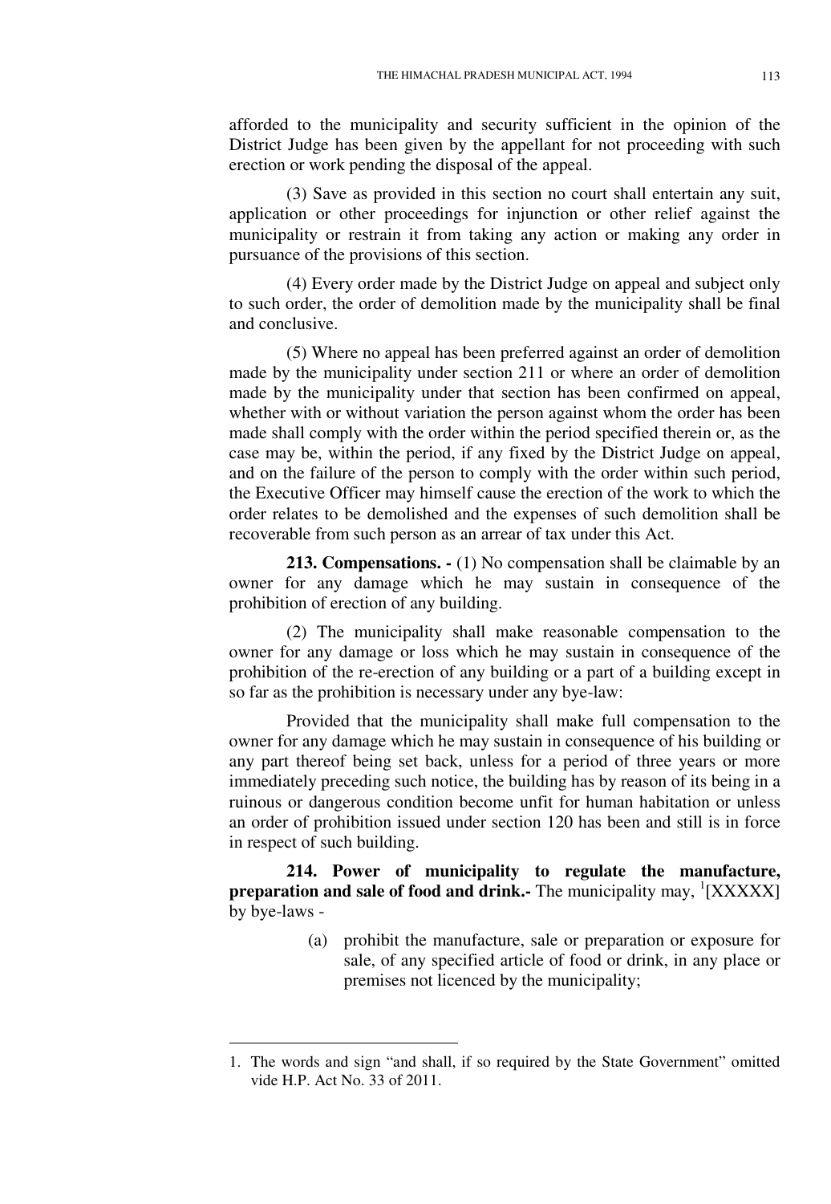afforded to the municipality and security sufficient in the opinion of the District Judge has been given by the appellant for not proceeding with such erection or work pending the disposal of the appeal.

(3) Save as provided in this section no court shall entertain any suit, application or other proceedings for injunction or other relief against the municipality or restrain it from taking any action or making any order in pursuance of the provisions of this section.

(4) Every order made by the District Judge on appeal and subject only to such order, the order of demolition made by the municipality shall be final and conclusive.

(5) Where no appeal has been preferred against an order of demolition made by the municipality under section 211 or where an order of demolition made by the municipality under that section has been confirmed on appeal, whether with or without variation the person against whom the order has been made shall comply with the order within the period specified therein or, as the case may be, within the period, if any fixed by the District Judge on appeal, and on the failure of the person to comply with the order within such period, the Executive Officer may himself cause the erection of the work to which the order relates to be demolished and the expenses of such demolition shall be recoverable from such person as an arrear of tax under this Act.

**213. Compensations. -** (1) No compensation shall be claimable by an owner for any damage which he may sustain in consequence of the prohibition of erection of any building.

(2) The municipality shall make reasonable compensation to the owner for any damage or loss which he may sustain in consequence of the prohibition of the re-erection of any building or a part of a building except in so far as the prohibition is necessary under any bye-law:

Provided that the municipality shall make full compensation to the owner for any damage which he may sustain in consequence of his building or any part thereof being set back, unless for a period of three years or more immediately preceding such notice, the building has by reason of its being in a ruinous or dangerous condition become unfit for human habitation or unless an order of prohibition issued under section 120 has been and still is in force in respect of such building.

**214. Power of municipality to regulate the manufacture, preparation and sale of food and drink.-** The municipality may, [1][XXXXX] by bye-laws -

(a) prohibit the manufacture, sale or preparation or exposure for sale, of any specified article of food or drink, in any place or premises not licenced by the municipality;

---

1. The words and sign "and shall, if so required by the State Government" omitted vide H.P. Act No. 33 of 2011.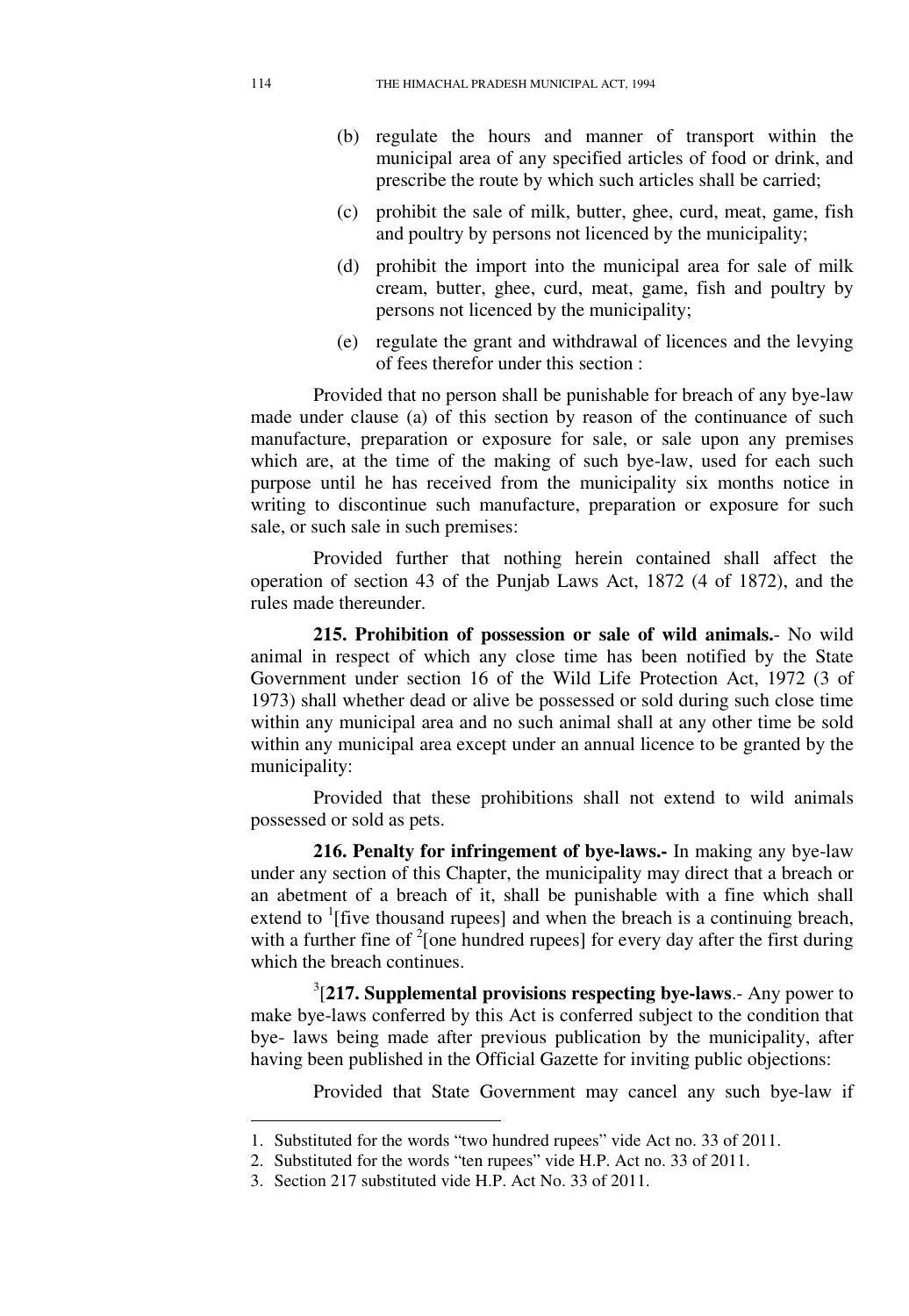(b) regulate the hours and manner of transport within the municipal area of any specified articles of food or drink, and prescribe the route by which such articles shall be carried;

(c) prohibit the sale of milk, butter, ghee, curd, meat, game, fish and poultry by persons not licenced by the municipality;

(d) prohibit the import into the municipal area for sale of milk cream, butter, ghee, curd, meat, game, fish and poultry by persons not licenced by the municipality;

(e) regulate the grant and withdrawal of licences and the levying of fees therefor under this section :

Provided that no person shall be punishable for breach of any bye-law made under clause (a) of this section by reason of the continuance of such manufacture, preparation or exposure for sale, or sale upon any premises which are, at the time of the making of such bye-law, used for each such purpose until he has received from the municipality six months notice in writing to discontinue such manufacture, preparation or exposure for such sale, or such sale in such premises:

Provided further that nothing herein contained shall affect the operation of section 43 of the Punjab Laws Act, 1872 (4 of 1872), and the rules made thereunder.

**215. Prohibition of possession or sale of wild animals.**- No wild animal in respect of which any close time has been notified by the State Government under section 16 of the Wild Life Protection Act, 1972 (3 of 1973) shall whether dead or alive be possessed or sold during such close time within any municipal area and no such animal shall at any other time be sold within any municipal area except under an annual licence to be granted by the municipality:

Provided that these prohibitions shall not extend to wild animals possessed or sold as pets.

**216. Penalty for infringement of bye-laws.-** In making any bye-law under any section of this Chapter, the municipality may direct that a breach or an abetment of a breach of it, shall be punishable with a fine which shall extend to [1][five thousand rupees] and when the breach is a continuing breach, with a further fine of [2][one hundred rupees] for every day after the first during which the breach continues.

[3][**217. Supplemental provisions respecting bye-laws**.- Any power to make bye-laws conferred by this Act is conferred subject to the condition that bye- laws being made after previous publication by the municipality, after having been published in the Official Gazette for inviting public objections:

Provided that State Government may cancel any such bye-law if

---

1. Substituted for the words "two hundred rupees" vide Act no. 33 of 2011.
2. Substituted for the words "ten rupees" vide H.P. Act no. 33 of 2011.
3. Section 217 substituted vide H.P. Act No. 33 of 2011.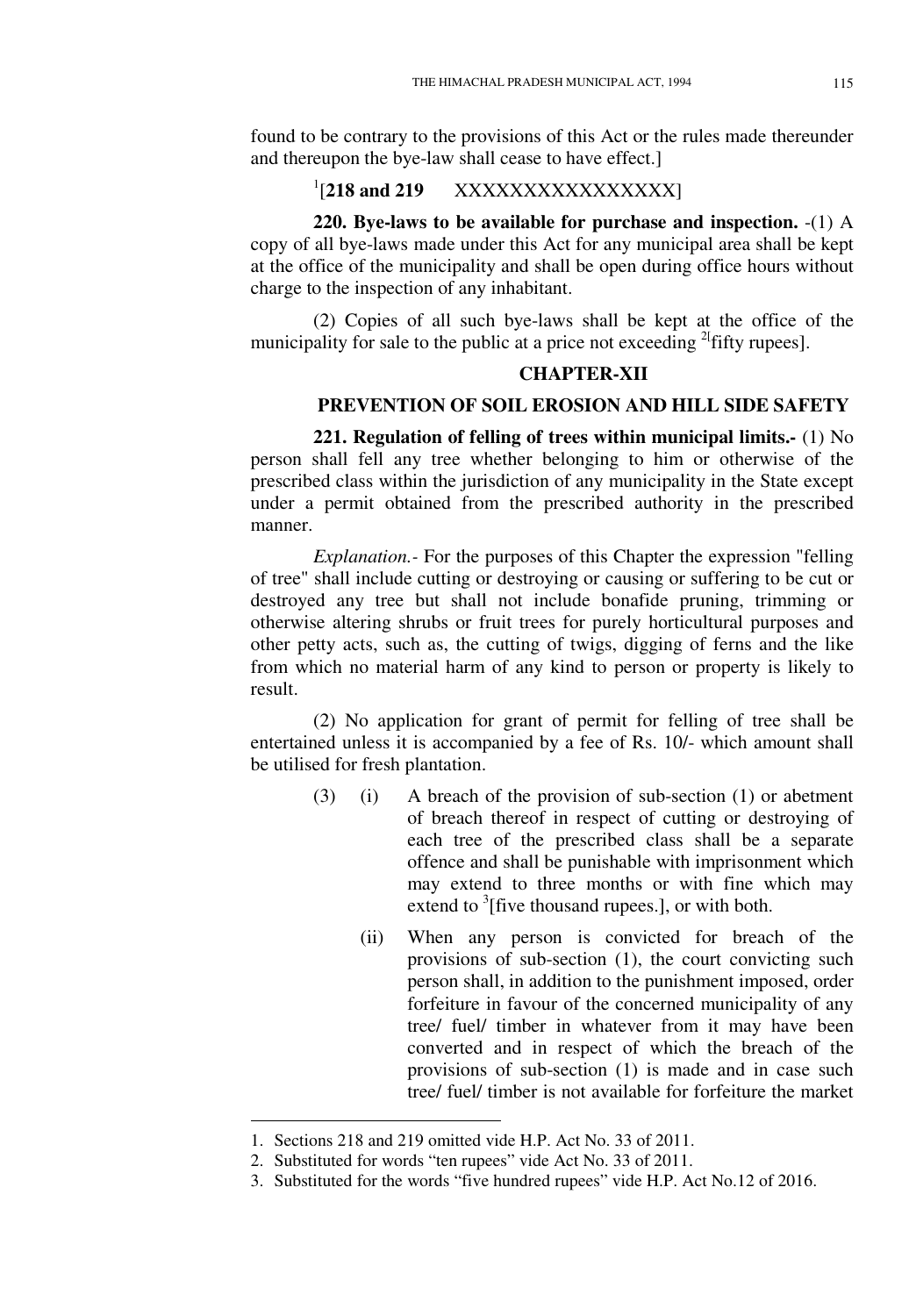found to be contrary to the provisions of this Act or the rules made thereunder and thereupon the bye-law shall cease to have effect.]

[1][**218 and 219** XXXXXXXXXXXXXXXX]

**220. Bye-laws to be available for purchase and inspection.** -(1) A copy of all bye-laws made under this Act for any municipal area shall be kept at the office of the municipality and shall be open during office hours without charge to the inspection of any inhabitant.

(2) Copies of all such bye-laws shall be kept at the office of the municipality for sale to the public at a price not exceeding [2][fifty rupees].

## CHAPTER-XII

## PREVENTION OF SOIL EROSION AND HILL SIDE SAFETY

**221. Regulation of felling of trees within municipal limits.-** (1) No person shall fell any tree whether belonging to him or otherwise of the prescribed class within the jurisdiction of any municipality in the State except under a permit obtained from the prescribed authority in the prescribed manner.

*Explanation.-* For the purposes of this Chapter the expression "felling of tree" shall include cutting or destroying or causing or suffering to be cut or destroyed any tree but shall not include bonafide pruning, trimming or otherwise altering shrubs or fruit trees for purely horticultural purposes and other petty acts, such as, the cutting of twigs, digging of ferns and the like from which no material harm of any kind to person or property is likely to result.

(2) No application for grant of permit for felling of tree shall be entertained unless it is accompanied by a fee of Rs. 10/- which amount shall be utilised for fresh plantation.

(3) (i) A breach of the provision of sub-section (1) or abetment of breach thereof in respect of cutting or destroying of each tree of the prescribed class shall be a separate offence and shall be punishable with imprisonment which may extend to three months or with fine which may extend to [3][five thousand rupees.], or with both.

(ii) When any person is convicted for breach of the provisions of sub-section (1), the court convicting such person shall, in addition to the punishment imposed, order forfeiture in favour of the concerned municipality of any tree/ fuel/ timber in whatever from it may have been converted and in respect of which the breach of the provisions of sub-section (1) is made and in case such tree/ fuel/ timber is not available for forfeiture the market

---

1. Sections 218 and 219 omitted vide H.P. Act No. 33 of 2011.
2. Substituted for words "ten rupees" vide Act No. 33 of 2011.
3. Substituted for the words "five hundred rupees" vide H.P. Act No.12 of 2016.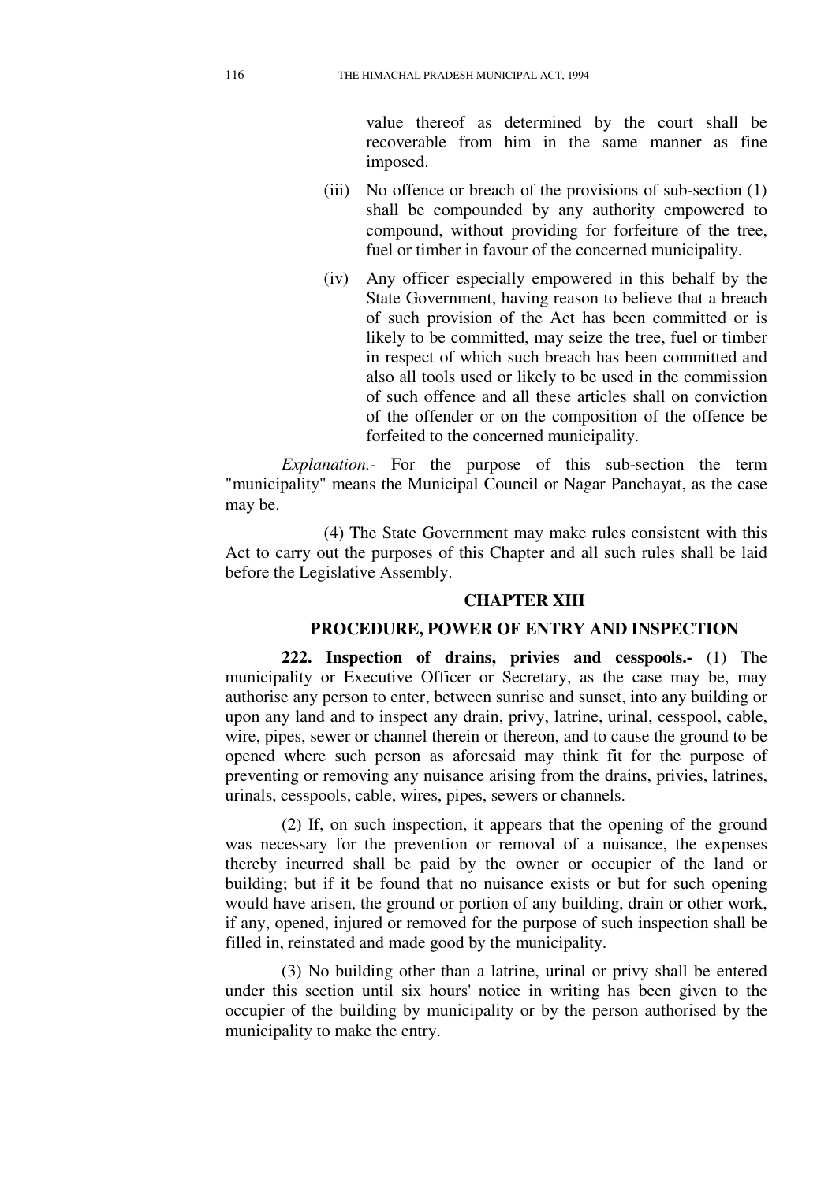value thereof as determined by the court shall be recoverable from him in the same manner as fine imposed.

(iii) No offence or breach of the provisions of sub-section (1) shall be compounded by any authority empowered to compound, without providing for forfeiture of the tree, fuel or timber in favour of the concerned municipality.

(iv) Any officer especially empowered in this behalf by the State Government, having reason to believe that a breach of such provision of the Act has been committed or is likely to be committed, may seize the tree, fuel or timber in respect of which such breach has been committed and also all tools used or likely to be used in the commission of such offence and all these articles shall on conviction of the offender or on the composition of the offence be forfeited to the concerned municipality.

*Explanation.-* For the purpose of this sub-section the term "municipality" means the Municipal Council or Nagar Panchayat, as the case may be.

(4) The State Government may make rules consistent with this Act to carry out the purposes of this Chapter and all such rules shall be laid before the Legislative Assembly.

## CHAPTER XIII

## PROCEDURE, POWER OF ENTRY AND INSPECTION

**222. Inspection of drains, privies and cesspools.-** (1) The municipality or Executive Officer or Secretary, as the case may be, may authorise any person to enter, between sunrise and sunset, into any building or upon any land and to inspect any drain, privy, latrine, urinal, cesspool, cable, wire, pipes, sewer or channel therein or thereon, and to cause the ground to be opened where such person as aforesaid may think fit for the purpose of preventing or removing any nuisance arising from the drains, privies, latrines, urinals, cesspools, cable, wires, pipes, sewers or channels.

(2) If, on such inspection, it appears that the opening of the ground was necessary for the prevention or removal of a nuisance, the expenses thereby incurred shall be paid by the owner or occupier of the land or building; but if it be found that no nuisance exists or but for such opening would have arisen, the ground or portion of any building, drain or other work, if any, opened, injured or removed for the purpose of such inspection shall be filled in, reinstated and made good by the municipality.

(3) No building other than a latrine, urinal or privy shall be entered under this section until six hours' notice in writing has been given to the occupier of the building by municipality or by the person authorised by the municipality to make the entry.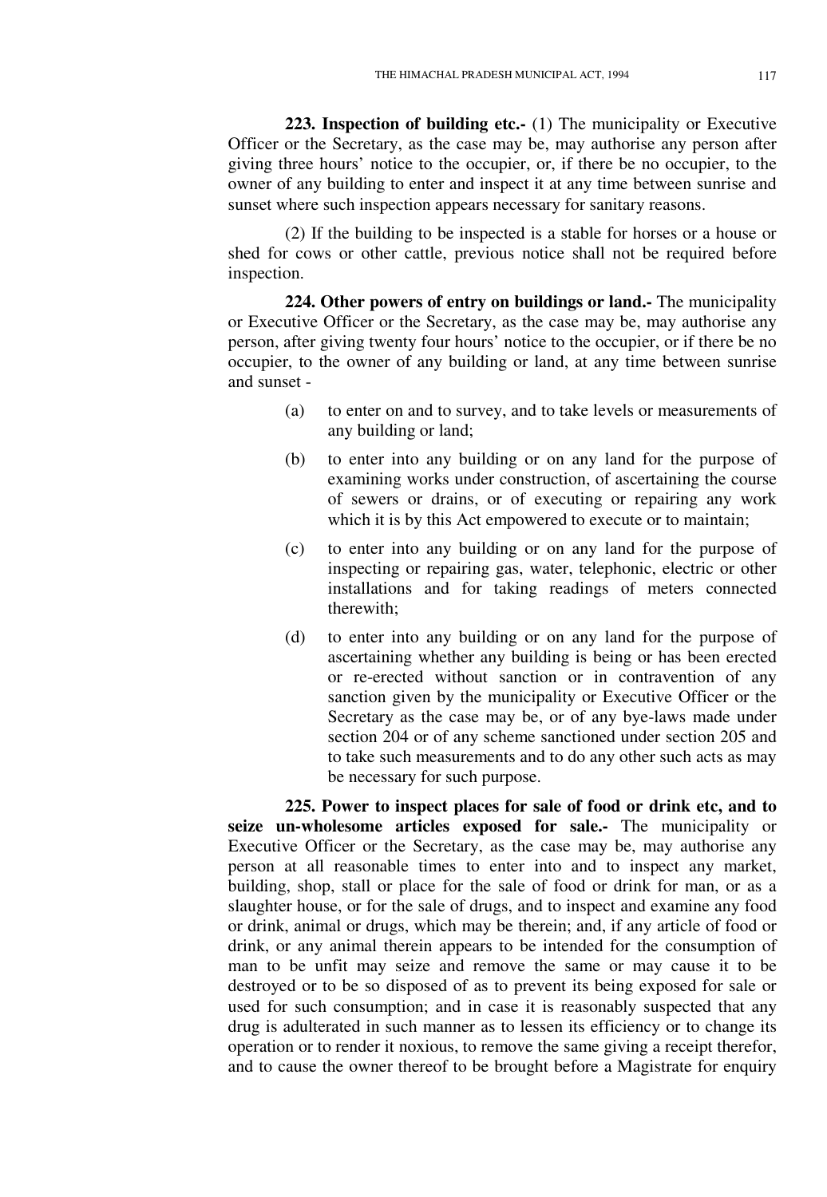**223. Inspection of building etc.-** (1) The municipality or Executive Officer or the Secretary, as the case may be, may authorise any person after giving three hours' notice to the occupier, or, if there be no occupier, to the owner of any building to enter and inspect it at any time between sunrise and sunset where such inspection appears necessary for sanitary reasons.

(2) If the building to be inspected is a stable for horses or a house or shed for cows or other cattle, previous notice shall not be required before inspection.

**224. Other powers of entry on buildings or land.-** The municipality or Executive Officer or the Secretary, as the case may be, may authorise any person, after giving twenty four hours' notice to the occupier, or if there be no occupier, to the owner of any building or land, at any time between sunrise and sunset -

(a) to enter on and to survey, and to take levels or measurements of any building or land;

(b) to enter into any building or on any land for the purpose of examining works under construction, of ascertaining the course of sewers or drains, or of executing or repairing any work which it is by this Act empowered to execute or to maintain;

(c) to enter into any building or on any land for the purpose of inspecting or repairing gas, water, telephonic, electric or other installations and for taking readings of meters connected therewith;

(d) to enter into any building or on any land for the purpose of ascertaining whether any building is being or has been erected or re-erected without sanction or in contravention of any sanction given by the municipality or Executive Officer or the Secretary as the case may be, or of any bye-laws made under section 204 or of any scheme sanctioned under section 205 and to take such measurements and to do any other such acts as may be necessary for such purpose.

**225. Power to inspect places for sale of food or drink etc, and to seize un-wholesome articles exposed for sale.-** The municipality or Executive Officer or the Secretary, as the case may be, may authorise any person at all reasonable times to enter into and to inspect any market, building, shop, stall or place for the sale of food or drink for man, or as a slaughter house, or for the sale of drugs, and to inspect and examine any food or drink, animal or drugs, which may be therein; and, if any article of food or drink, or any animal therein appears to be intended for the consumption of man to be unfit may seize and remove the same or may cause it to be destroyed or to be so disposed of as to prevent its being exposed for sale or used for such consumption; and in case it is reasonably suspected that any drug is adulterated in such manner as to lessen its efficiency or to change its operation or to render it noxious, to remove the same giving a receipt therefor, and to cause the owner thereof to be brought before a Magistrate for enquiry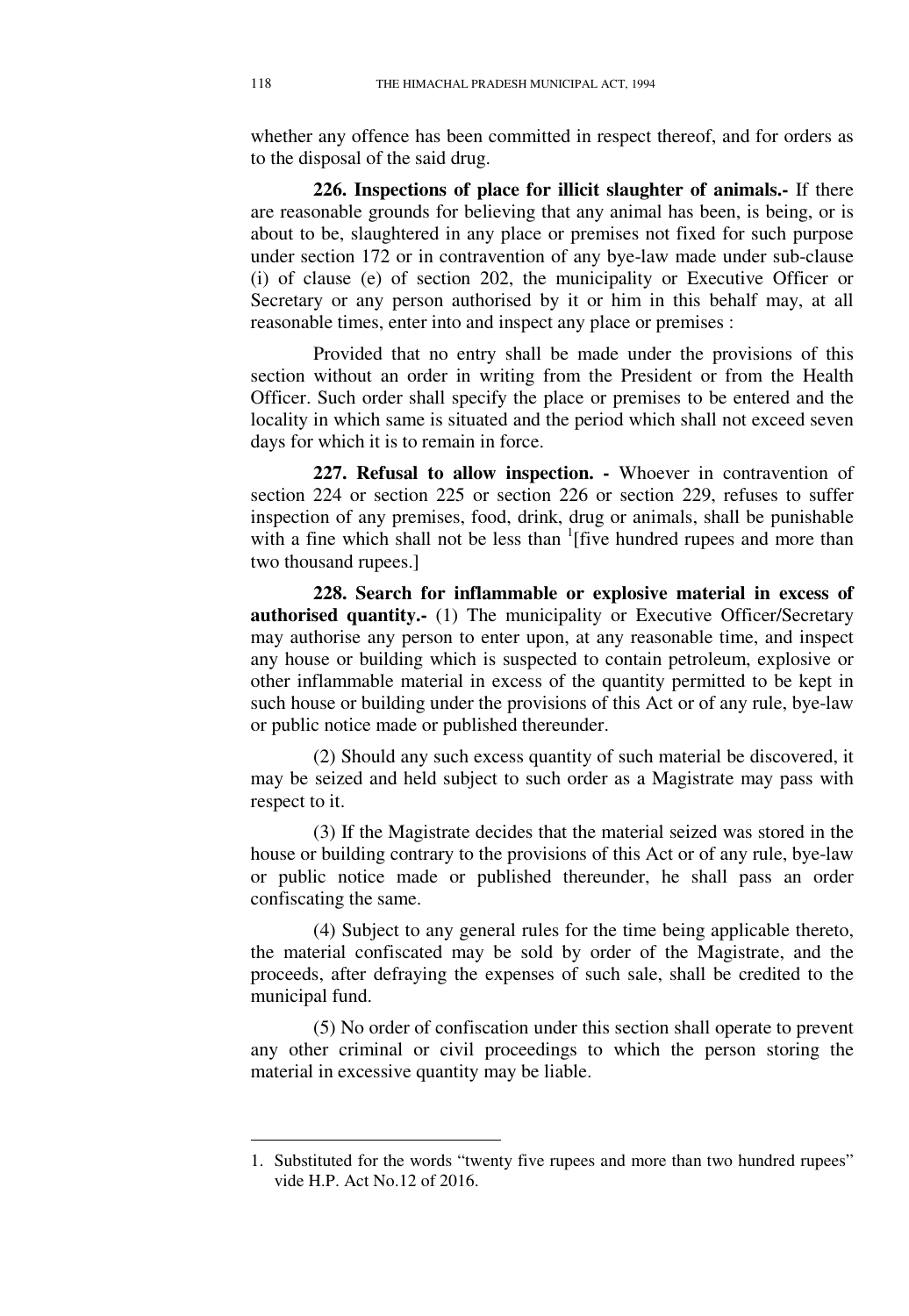whether any offence has been committed in respect thereof, and for orders as to the disposal of the said drug.

**226. Inspections of place for illicit slaughter of animals.-** If there are reasonable grounds for believing that any animal has been, is being, or is about to be, slaughtered in any place or premises not fixed for such purpose under section 172 or in contravention of any bye-law made under sub-clause (i) of clause (e) of section 202, the municipality or Executive Officer or Secretary or any person authorised by it or him in this behalf may, at all reasonable times, enter into and inspect any place or premises :

Provided that no entry shall be made under the provisions of this section without an order in writing from the President or from the Health Officer. Such order shall specify the place or premises to be entered and the locality in which same is situated and the period which shall not exceed seven days for which it is to remain in force.

**227. Refusal to allow inspection. -** Whoever in contravention of section 224 or section 225 or section 226 or section 229, refuses to suffer inspection of any premises, food, drink, drug or animals, shall be punishable with a fine which shall not be less than [1][five hundred rupees and more than two thousand rupees.]

**228. Search for inflammable or explosive material in excess of authorised quantity.-** (1) The municipality or Executive Officer/Secretary may authorise any person to enter upon, at any reasonable time, and inspect any house or building which is suspected to contain petroleum, explosive or other inflammable material in excess of the quantity permitted to be kept in such house or building under the provisions of this Act or of any rule, bye-law or public notice made or published thereunder.

(2) Should any such excess quantity of such material be discovered, it may be seized and held subject to such order as a Magistrate may pass with respect to it.

(3) If the Magistrate decides that the material seized was stored in the house or building contrary to the provisions of this Act or of any rule, bye-law or public notice made or published thereunder, he shall pass an order confiscating the same.

(4) Subject to any general rules for the time being applicable thereto, the material confiscated may be sold by order of the Magistrate, and the proceeds, after defraying the expenses of such sale, shall be credited to the municipal fund.

(5) No order of confiscation under this section shall operate to prevent any other criminal or civil proceedings to which the person storing the material in excessive quantity may be liable.

---

1. Substituted for the words "twenty five rupees and more than two hundred rupees" vide H.P. Act No.12 of 2016.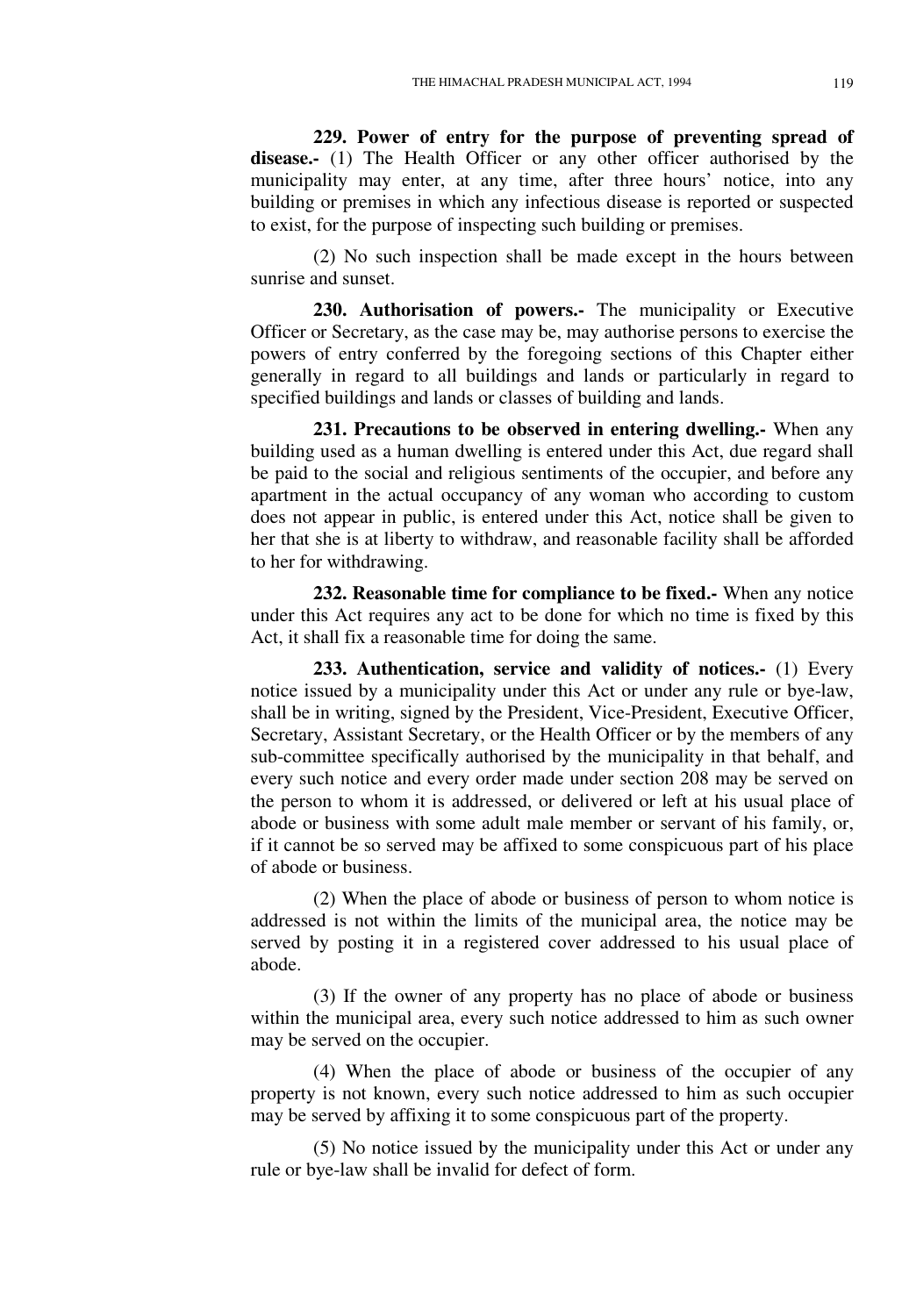**229. Power of entry for the purpose of preventing spread of disease.-** (1) The Health Officer or any other officer authorised by the municipality may enter, at any time, after three hours' notice, into any building or premises in which any infectious disease is reported or suspected to exist, for the purpose of inspecting such building or premises.

(2) No such inspection shall be made except in the hours between sunrise and sunset.

**230. Authorisation of powers.-** The municipality or Executive Officer or Secretary, as the case may be, may authorise persons to exercise the powers of entry conferred by the foregoing sections of this Chapter either generally in regard to all buildings and lands or particularly in regard to specified buildings and lands or classes of building and lands.

**231. Precautions to be observed in entering dwelling.-** When any building used as a human dwelling is entered under this Act, due regard shall be paid to the social and religious sentiments of the occupier, and before any apartment in the actual occupancy of any woman who according to custom does not appear in public, is entered under this Act, notice shall be given to her that she is at liberty to withdraw, and reasonable facility shall be afforded to her for withdrawing.

**232. Reasonable time for compliance to be fixed.-** When any notice under this Act requires any act to be done for which no time is fixed by this Act, it shall fix a reasonable time for doing the same.

**233. Authentication, service and validity of notices.-** (1) Every notice issued by a municipality under this Act or under any rule or bye-law, shall be in writing, signed by the President, Vice-President, Executive Officer, Secretary, Assistant Secretary, or the Health Officer or by the members of any sub-committee specifically authorised by the municipality in that behalf, and every such notice and every order made under section 208 may be served on the person to whom it is addressed, or delivered or left at his usual place of abode or business with some adult male member or servant of his family, or, if it cannot be so served may be affixed to some conspicuous part of his place of abode or business.

(2) When the place of abode or business of person to whom notice is addressed is not within the limits of the municipal area, the notice may be served by posting it in a registered cover addressed to his usual place of abode.

(3) If the owner of any property has no place of abode or business within the municipal area, every such notice addressed to him as such owner may be served on the occupier.

(4) When the place of abode or business of the occupier of any property is not known, every such notice addressed to him as such occupier may be served by affixing it to some conspicuous part of the property.

(5) No notice issued by the municipality under this Act or under any rule or bye-law shall be invalid for defect of form.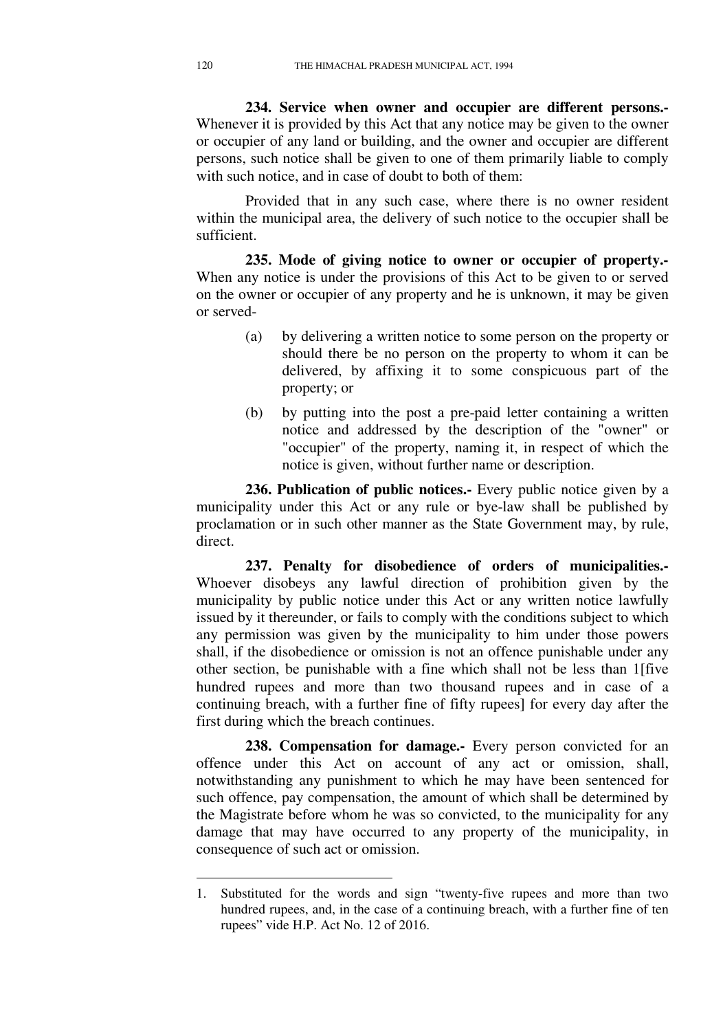**234. Service when owner and occupier are different persons.-** Whenever it is provided by this Act that any notice may be given to the owner or occupier of any land or building, and the owner and occupier are different persons, such notice shall be given to one of them primarily liable to comply with such notice, and in case of doubt to both of them:

Provided that in any such case, where there is no owner resident within the municipal area, the delivery of such notice to the occupier shall be sufficient.

**235. Mode of giving notice to owner or occupier of property.-** When any notice is under the provisions of this Act to be given to or served on the owner or occupier of any property and he is unknown, it may be given or served-

(a) by delivering a written notice to some person on the property or should there be no person on the property to whom it can be delivered, by affixing it to some conspicuous part of the property; or

(b) by putting into the post a pre-paid letter containing a written notice and addressed by the description of the "owner" or "occupier" of the property, naming it, in respect of which the notice is given, without further name or description.

**236. Publication of public notices.-** Every public notice given by a municipality under this Act or any rule or bye-law shall be published by proclamation or in such other manner as the State Government may, by rule, direct.

**237. Penalty for disobedience of orders of municipalities.-** Whoever disobeys any lawful direction of prohibition given by the municipality by public notice under this Act or any written notice lawfully issued by it thereunder, or fails to comply with the conditions subject to which any permission was given by the municipality to him under those powers shall, if the disobedience or omission is not an offence punishable under any other section, be punishable with a fine which shall not be less than 1[five hundred rupees and more than two thousand rupees and in case of a continuing breach, with a further fine of fifty rupees] for every day after the first during which the breach continues.

**238. Compensation for damage.-** Every person convicted for an offence under this Act on account of any act or omission, shall, notwithstanding any punishment to which he may have been sentenced for such offence, pay compensation, the amount of which shall be determined by the Magistrate before whom he was so convicted, to the municipality for any damage that may have occurred to any property of the municipality, in consequence of such act or omission.

---

1. Substituted for the words and sign "twenty-five rupees and more than two hundred rupees, and, in the case of a continuing breach, with a further fine of ten rupees" vide H.P. Act No. 12 of 2016.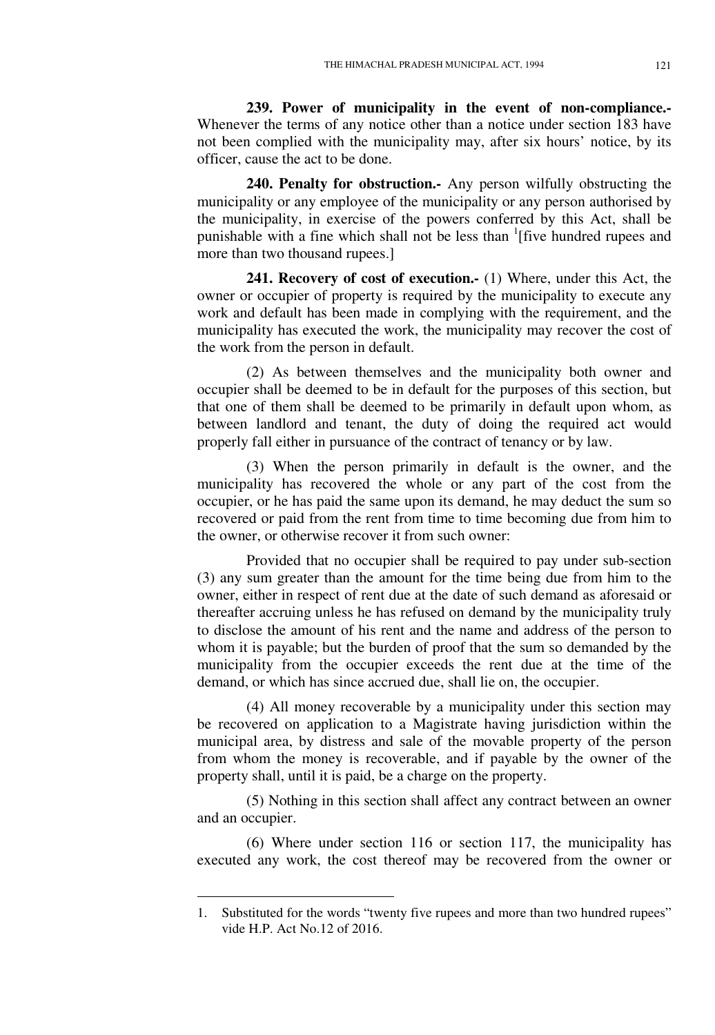**239. Power of municipality in the event of non-compliance.-** Whenever the terms of any notice other than a notice under section 183 have not been complied with the municipality may, after six hours' notice, by its officer, cause the act to be done.

**240. Penalty for obstruction.-** Any person wilfully obstructing the municipality or any employee of the municipality or any person authorised by the municipality, in exercise of the powers conferred by this Act, shall be punishable with a fine which shall not be less than [1][five hundred rupees and more than two thousand rupees.]

**241. Recovery of cost of execution.-** (1) Where, under this Act, the owner or occupier of property is required by the municipality to execute any work and default has been made in complying with the requirement, and the municipality has executed the work, the municipality may recover the cost of the work from the person in default.

(2) As between themselves and the municipality both owner and occupier shall be deemed to be in default for the purposes of this section, but that one of them shall be deemed to be primarily in default upon whom, as between landlord and tenant, the duty of doing the required act would properly fall either in pursuance of the contract of tenancy or by law.

(3) When the person primarily in default is the owner, and the municipality has recovered the whole or any part of the cost from the occupier, or he has paid the same upon its demand, he may deduct the sum so recovered or paid from the rent from time to time becoming due from him to the owner, or otherwise recover it from such owner:

Provided that no occupier shall be required to pay under sub-section (3) any sum greater than the amount for the time being due from him to the owner, either in respect of rent due at the date of such demand as aforesaid or thereafter accruing unless he has refused on demand by the municipality truly to disclose the amount of his rent and the name and address of the person to whom it is payable; but the burden of proof that the sum so demanded by the municipality from the occupier exceeds the rent due at the time of the demand, or which has since accrued due, shall lie on, the occupier.

(4) All money recoverable by a municipality under this section may be recovered on application to a Magistrate having jurisdiction within the municipal area, by distress and sale of the movable property of the person from whom the money is recoverable, and if payable by the owner of the property shall, until it is paid, be a charge on the property.

(5) Nothing in this section shall affect any contract between an owner and an occupier.

(6) Where under section 116 or section 117, the municipality has executed any work, the cost thereof may be recovered from the owner or

---

1. Substituted for the words "twenty five rupees and more than two hundred rupees" vide H.P. Act No.12 of 2016.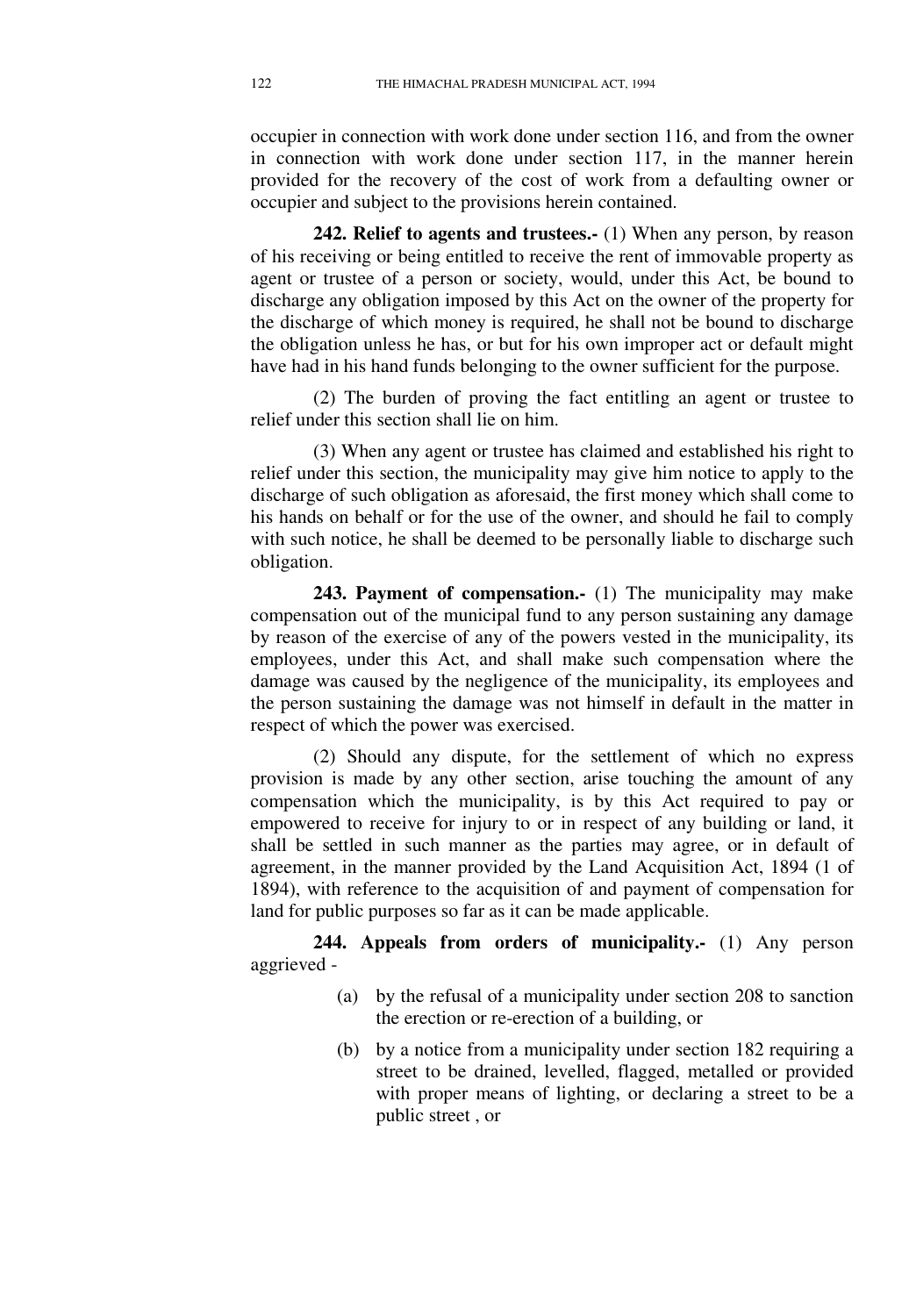occupier in connection with work done under section 116, and from the owner in connection with work done under section 117, in the manner herein provided for the recovery of the cost of work from a defaulting owner or occupier and subject to the provisions herein contained.

**242. Relief to agents and trustees.-** (1) When any person, by reason of his receiving or being entitled to receive the rent of immovable property as agent or trustee of a person or society, would, under this Act, be bound to discharge any obligation imposed by this Act on the owner of the property for the discharge of which money is required, he shall not be bound to discharge the obligation unless he has, or but for his own improper act or default might have had in his hand funds belonging to the owner sufficient for the purpose.

(2) The burden of proving the fact entitling an agent or trustee to relief under this section shall lie on him.

(3) When any agent or trustee has claimed and established his right to relief under this section, the municipality may give him notice to apply to the discharge of such obligation as aforesaid, the first money which shall come to his hands on behalf or for the use of the owner, and should he fail to comply with such notice, he shall be deemed to be personally liable to discharge such obligation.

**243. Payment of compensation.-** (1) The municipality may make compensation out of the municipal fund to any person sustaining any damage by reason of the exercise of any of the powers vested in the municipality, its employees, under this Act, and shall make such compensation where the damage was caused by the negligence of the municipality, its employees and the person sustaining the damage was not himself in default in the matter in respect of which the power was exercised.

(2) Should any dispute, for the settlement of which no express provision is made by any other section, arise touching the amount of any compensation which the municipality, is by this Act required to pay or empowered to receive for injury to or in respect of any building or land, it shall be settled in such manner as the parties may agree, or in default of agreement, in the manner provided by the Land Acquisition Act, 1894 (1 of 1894), with reference to the acquisition of and payment of compensation for land for public purposes so far as it can be made applicable.

**244. Appeals from orders of municipality.-** (1) Any person aggrieved -

(a) by the refusal of a municipality under section 208 to sanction the erection or re-erection of a building, or

(b) by a notice from a municipality under section 182 requiring a street to be drained, levelled, flagged, metalled or provided with proper means of lighting, or declaring a street to be a public street , or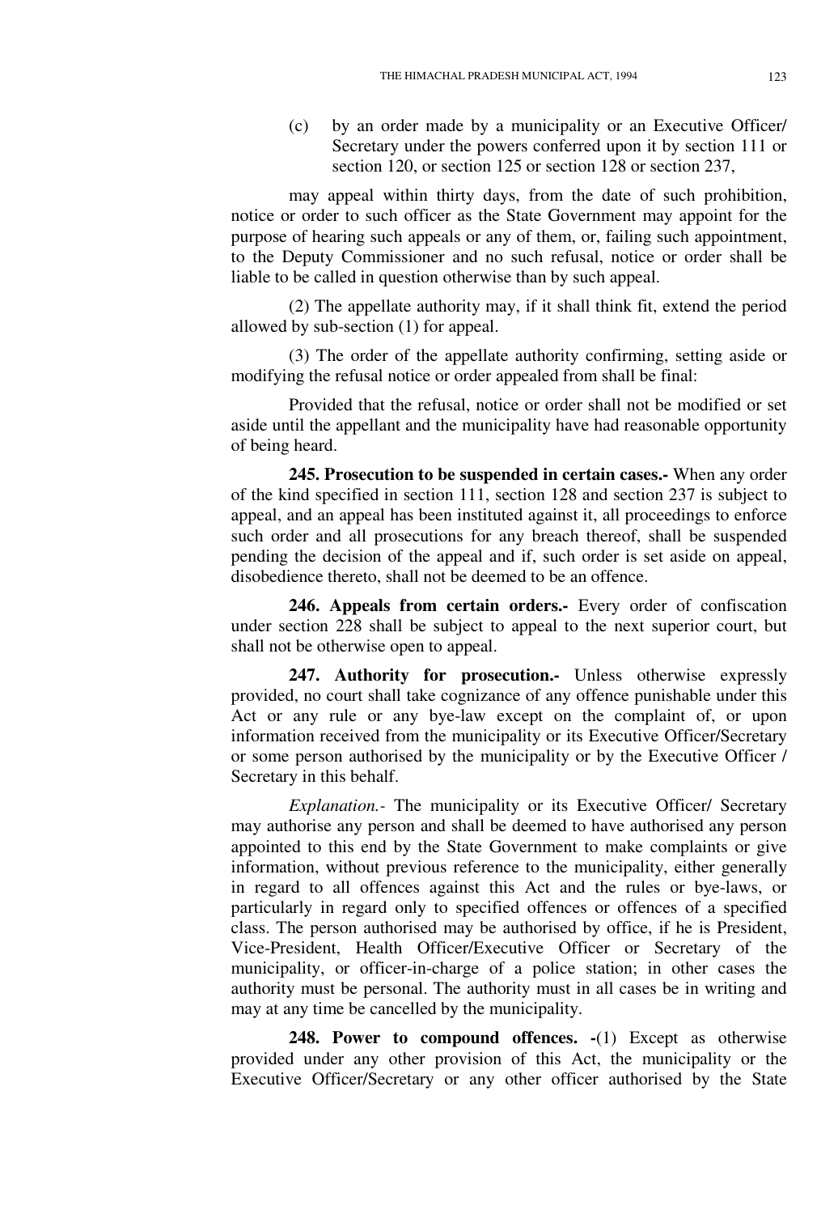(c) by an order made by a municipality or an Executive Officer/ Secretary under the powers conferred upon it by section 111 or section 120, or section 125 or section 128 or section 237,

may appeal within thirty days, from the date of such prohibition, notice or order to such officer as the State Government may appoint for the purpose of hearing such appeals or any of them, or, failing such appointment, to the Deputy Commissioner and no such refusal, notice or order shall be liable to be called in question otherwise than by such appeal.

(2) The appellate authority may, if it shall think fit, extend the period allowed by sub-section (1) for appeal.

(3) The order of the appellate authority confirming, setting aside or modifying the refusal notice or order appealed from shall be final:

Provided that the refusal, notice or order shall not be modified or set aside until the appellant and the municipality have had reasonable opportunity of being heard.

**245. Prosecution to be suspended in certain cases.-** When any order of the kind specified in section 111, section 128 and section 237 is subject to appeal, and an appeal has been instituted against it, all proceedings to enforce such order and all prosecutions for any breach thereof, shall be suspended pending the decision of the appeal and if, such order is set aside on appeal, disobedience thereto, shall not be deemed to be an offence.

**246. Appeals from certain orders.-** Every order of confiscation under section 228 shall be subject to appeal to the next superior court, but shall not be otherwise open to appeal.

**247. Authority for prosecution.-** Unless otherwise expressly provided, no court shall take cognizance of any offence punishable under this Act or any rule or any bye-law except on the complaint of, or upon information received from the municipality or its Executive Officer/Secretary or some person authorised by the municipality or by the Executive Officer / Secretary in this behalf.

*Explanation.-* The municipality or its Executive Officer/ Secretary may authorise any person and shall be deemed to have authorised any person appointed to this end by the State Government to make complaints or give information, without previous reference to the municipality, either generally in regard to all offences against this Act and the rules or bye-laws, or particularly in regard only to specified offences or offences of a specified class. The person authorised may be authorised by office, if he is President, Vice-President, Health Officer/Executive Officer or Secretary of the municipality, or officer-in-charge of a police station; in other cases the authority must be personal. The authority must in all cases be in writing and may at any time be cancelled by the municipality.

**248. Power to compound offences. -**(1) Except as otherwise provided under any other provision of this Act, the municipality or the Executive Officer/Secretary or any other officer authorised by the State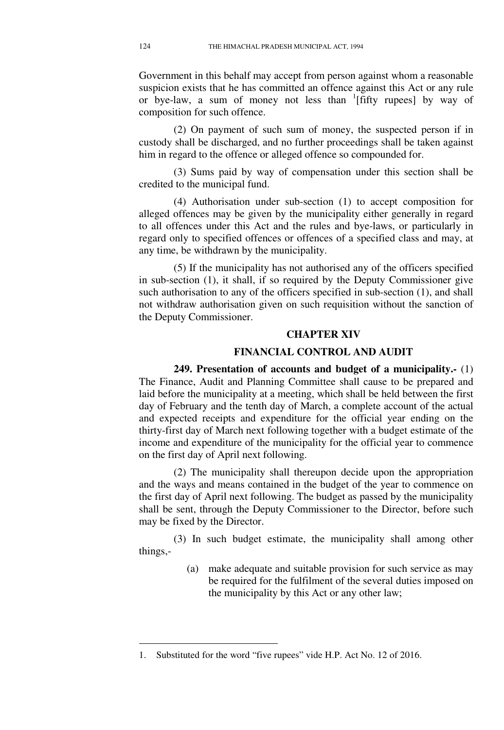Government in this behalf may accept from person against whom a reasonable suspicion exists that he has committed an offence against this Act or any rule or bye-law, a sum of money not less than [1][fifty rupees] by way of composition for such offence.

(2) On payment of such sum of money, the suspected person if in custody shall be discharged, and no further proceedings shall be taken against him in regard to the offence or alleged offence so compounded for.

(3) Sums paid by way of compensation under this section shall be credited to the municipal fund.

(4) Authorisation under sub-section (1) to accept composition for alleged offences may be given by the municipality either generally in regard to all offences under this Act and the rules and bye-laws, or particularly in regard only to specified offences or offences of a specified class and may, at any time, be withdrawn by the municipality.

(5) If the municipality has not authorised any of the officers specified in sub-section (1), it shall, if so required by the Deputy Commissioner give such authorisation to any of the officers specified in sub-section (1), and shall not withdraw authorisation given on such requisition without the sanction of the Deputy Commissioner.

## CHAPTER XIV

## FINANCIAL CONTROL AND AUDIT

**249. Presentation of accounts and budget of a municipality.-** (1) The Finance, Audit and Planning Committee shall cause to be prepared and laid before the municipality at a meeting, which shall be held between the first day of February and the tenth day of March, a complete account of the actual and expected receipts and expenditure for the official year ending on the thirty-first day of March next following together with a budget estimate of the income and expenditure of the municipality for the official year to commence on the first day of April next following.

(2) The municipality shall thereupon decide upon the appropriation and the ways and means contained in the budget of the year to commence on the first day of April next following. The budget as passed by the municipality shall be sent, through the Deputy Commissioner to the Director, before such may be fixed by the Director.

(3) In such budget estimate, the municipality shall among other things,-

(a) make adequate and suitable provision for such service as may be required for the fulfilment of the several duties imposed on the municipality by this Act or any other law;

---

1. Substituted for the word "five rupees" vide H.P. Act No. 12 of 2016.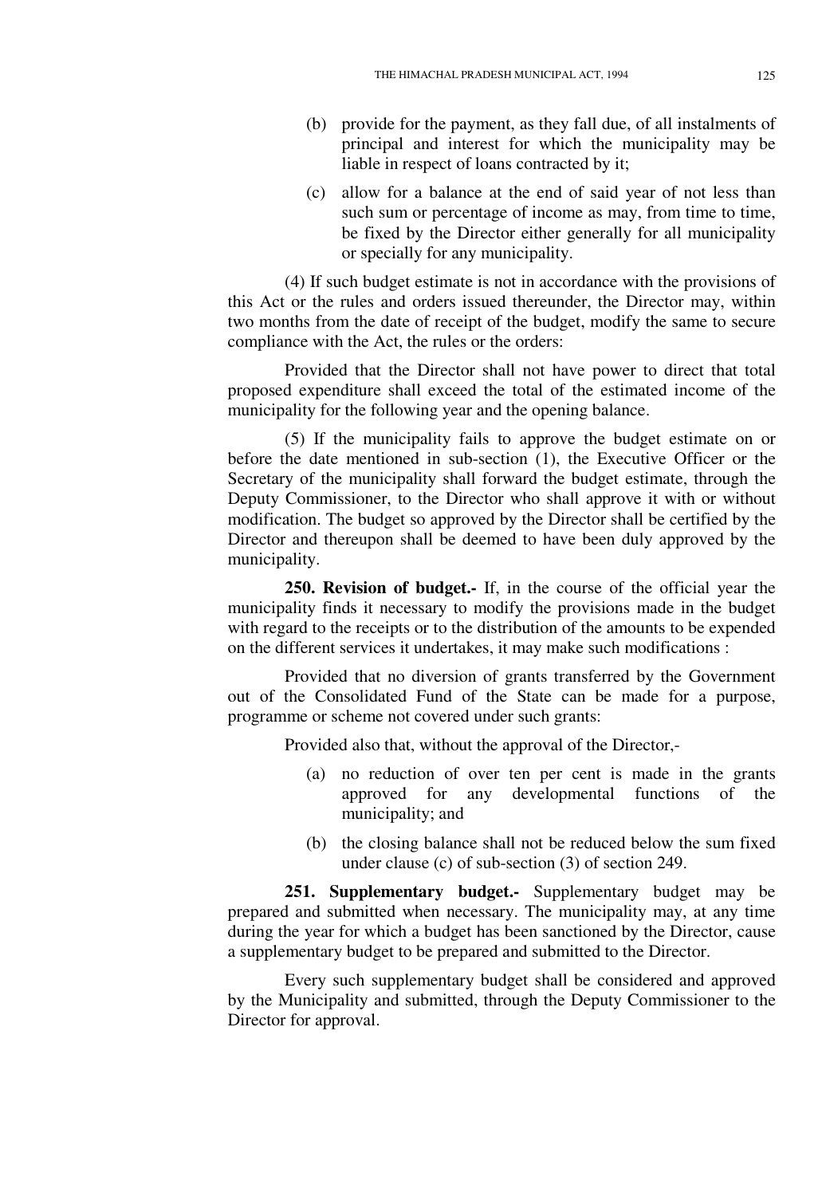(b) provide for the payment, as they fall due, of all instalments of principal and interest for which the municipality may be liable in respect of loans contracted by it;

(c) allow for a balance at the end of said year of not less than such sum or percentage of income as may, from time to time, be fixed by the Director either generally for all municipality or specially for any municipality.

(4) If such budget estimate is not in accordance with the provisions of this Act or the rules and orders issued thereunder, the Director may, within two months from the date of receipt of the budget, modify the same to secure compliance with the Act, the rules or the orders:

Provided that the Director shall not have power to direct that total proposed expenditure shall exceed the total of the estimated income of the municipality for the following year and the opening balance.

(5) If the municipality fails to approve the budget estimate on or before the date mentioned in sub-section (1), the Executive Officer or the Secretary of the municipality shall forward the budget estimate, through the Deputy Commissioner, to the Director who shall approve it with or without modification. The budget so approved by the Director shall be certified by the Director and thereupon shall be deemed to have been duly approved by the municipality.

**250. Revision of budget.-** If, in the course of the official year the municipality finds it necessary to modify the provisions made in the budget with regard to the receipts or to the distribution of the amounts to be expended on the different services it undertakes, it may make such modifications :

Provided that no diversion of grants transferred by the Government out of the Consolidated Fund of the State can be made for a purpose, programme or scheme not covered under such grants:

Provided also that, without the approval of the Director,-

(a) no reduction of over ten per cent is made in the grants approved for any developmental functions of the municipality; and

(b) the closing balance shall not be reduced below the sum fixed under clause (c) of sub-section (3) of section 249.

**251. Supplementary budget.-** Supplementary budget may be prepared and submitted when necessary. The municipality may, at any time during the year for which a budget has been sanctioned by the Director, cause a supplementary budget to be prepared and submitted to the Director.

Every such supplementary budget shall be considered and approved by the Municipality and submitted, through the Deputy Commissioner to the Director for approval.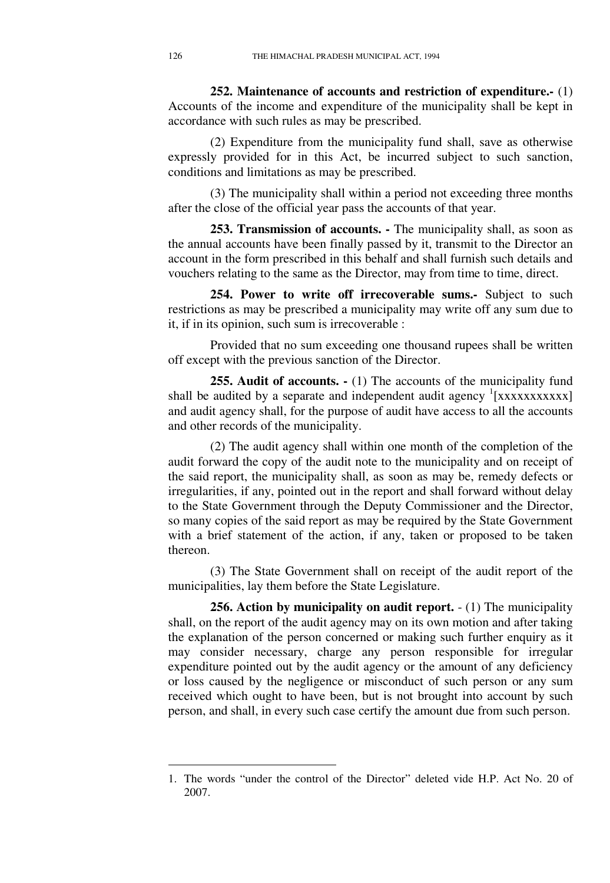**252. Maintenance of accounts and restriction of expenditure.-** (1) Accounts of the income and expenditure of the municipality shall be kept in accordance with such rules as may be prescribed.

(2) Expenditure from the municipality fund shall, save as otherwise expressly provided for in this Act, be incurred subject to such sanction, conditions and limitations as may be prescribed.

(3) The municipality shall within a period not exceeding three months after the close of the official year pass the accounts of that year.

**253. Transmission of accounts. -** The municipality shall, as soon as the annual accounts have been finally passed by it, transmit to the Director an account in the form prescribed in this behalf and shall furnish such details and vouchers relating to the same as the Director, may from time to time, direct.

**254. Power to write off irrecoverable sums.-** Subject to such restrictions as may be prescribed a municipality may write off any sum due to it, if in its opinion, such sum is irrecoverable :

Provided that no sum exceeding one thousand rupees shall be written off except with the previous sanction of the Director.

**255. Audit of accounts. -** (1) The accounts of the municipality fund shall be audited by a separate and independent audit agency [1][xxxxxxxxxxx] and audit agency shall, for the purpose of audit have access to all the accounts and other records of the municipality.

(2) The audit agency shall within one month of the completion of the audit forward the copy of the audit note to the municipality and on receipt of the said report, the municipality shall, as soon as may be, remedy defects or irregularities, if any, pointed out in the report and shall forward without delay to the State Government through the Deputy Commissioner and the Director, so many copies of the said report as may be required by the State Government with a brief statement of the action, if any, taken or proposed to be taken thereon.

(3) The State Government shall on receipt of the audit report of the municipalities, lay them before the State Legislature.

**256. Action by municipality on audit report.** - (1) The municipality shall, on the report of the audit agency may on its own motion and after taking the explanation of the person concerned or making such further enquiry as it may consider necessary, charge any person responsible for irregular expenditure pointed out by the audit agency or the amount of any deficiency or loss caused by the negligence or misconduct of such person or any sum received which ought to have been, but is not brought into account by such person, and shall, in every such case certify the amount due from such person.

---

1. The words "under the control of the Director" deleted vide H.P. Act No. 20 of 2007.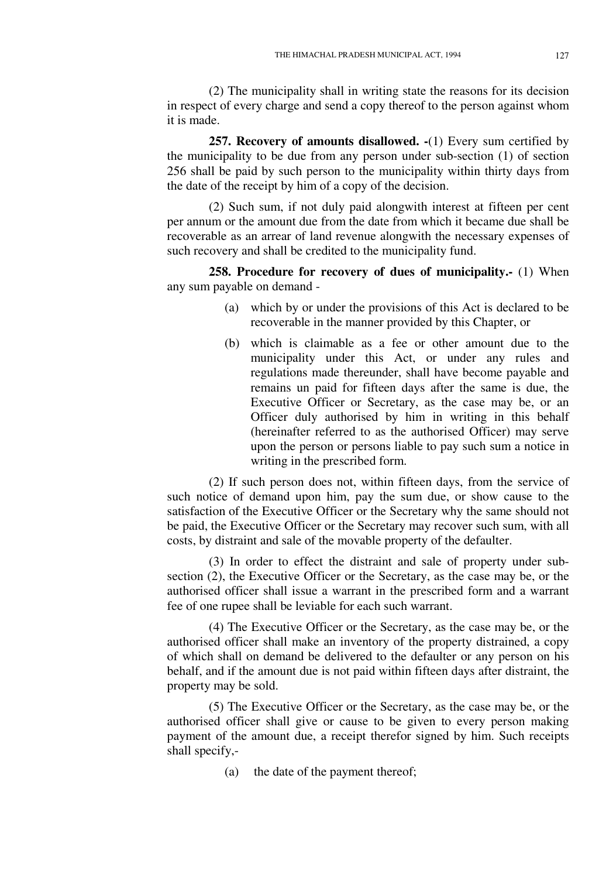(2) The municipality shall in writing state the reasons for its decision in respect of every charge and send a copy thereof to the person against whom it is made.

**257. Recovery of amounts disallowed. -**(1) Every sum certified by the municipality to be due from any person under sub-section (1) of section 256 shall be paid by such person to the municipality within thirty days from the date of the receipt by him of a copy of the decision.

(2) Such sum, if not duly paid alongwith interest at fifteen per cent per annum or the amount due from the date from which it became due shall be recoverable as an arrear of land revenue alongwith the necessary expenses of such recovery and shall be credited to the municipality fund.

**258. Procedure for recovery of dues of municipality.-** (1) When any sum payable on demand -

(a) which by or under the provisions of this Act is declared to be recoverable in the manner provided by this Chapter, or

(b) which is claimable as a fee or other amount due to the municipality under this Act, or under any rules and regulations made thereunder, shall have become payable and remains un paid for fifteen days after the same is due, the Executive Officer or Secretary, as the case may be, or an Officer duly authorised by him in writing in this behalf (hereinafter referred to as the authorised Officer) may serve upon the person or persons liable to pay such sum a notice in writing in the prescribed form.

(2) If such person does not, within fifteen days, from the service of such notice of demand upon him, pay the sum due, or show cause to the satisfaction of the Executive Officer or the Secretary why the same should not be paid, the Executive Officer or the Secretary may recover such sum, with all costs, by distraint and sale of the movable property of the defaulter.

(3) In order to effect the distraint and sale of property under sub-section (2), the Executive Officer or the Secretary, as the case may be, or the authorised officer shall issue a warrant in the prescribed form and a warrant fee of one rupee shall be leviable for each such warrant.

(4) The Executive Officer or the Secretary, as the case may be, or the authorised officer shall make an inventory of the property distrained, a copy of which shall on demand be delivered to the defaulter or any person on his behalf, and if the amount due is not paid within fifteen days after distraint, the property may be sold.

(5) The Executive Officer or the Secretary, as the case may be, or the authorised officer shall give or cause to be given to every person making payment of the amount due, a receipt therefor signed by him. Such receipts shall specify,-

(a) the date of the payment thereof;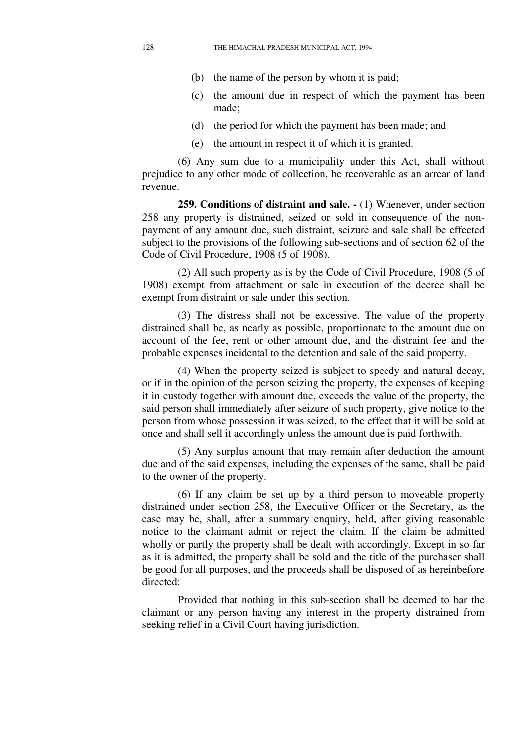(b) the name of the person by whom it is paid;

(c) the amount due in respect of which the payment has been made;

(d) the period for which the payment has been made; and

(e) the amount in respect it of which it is granted.

(6) Any sum due to a municipality under this Act, shall without prejudice to any other mode of collection, be recoverable as an arrear of land revenue.

**259. Conditions of distraint and sale. -** (1) Whenever, under section 258 any property is distrained, seized or sold in consequence of the non-payment of any amount due, such distraint, seizure and sale shall be effected subject to the provisions of the following sub-sections and of section 62 of the Code of Civil Procedure, 1908 (5 of 1908).

(2) All such property as is by the Code of Civil Procedure, 1908 (5 of 1908) exempt from attachment or sale in execution of the decree shall be exempt from distraint or sale under this section.

(3) The distress shall not be excessive. The value of the property distrained shall be, as nearly as possible, proportionate to the amount due on account of the fee, rent or other amount due, and the distraint fee and the probable expenses incidental to the detention and sale of the said property.

(4) When the property seized is subject to speedy and natural decay, or if in the opinion of the person seizing the property, the expenses of keeping it in custody together with amount due, exceeds the value of the property, the said person shall immediately after seizure of such property, give notice to the person from whose possession it was seized, to the effect that it will be sold at once and shall sell it accordingly unless the amount due is paid forthwith.

(5) Any surplus amount that may remain after deduction the amount due and of the said expenses, including the expenses of the same, shall be paid to the owner of the property.

(6) If any claim be set up by a third person to moveable property distrained under section 258, the Executive Officer or the Secretary, as the case may be, shall, after a summary enquiry, held, after giving reasonable notice to the claimant admit or reject the claim. If the claim be admitted wholly or partly the property shall be dealt with accordingly. Except in so far as it is admitted, the property shall be sold and the title of the purchaser shall be good for all purposes, and the proceeds shall be disposed of as hereinbefore directed:

Provided that nothing in this sub-section shall be deemed to bar the claimant or any person having any interest in the property distrained from seeking relief in a Civil Court having jurisdiction.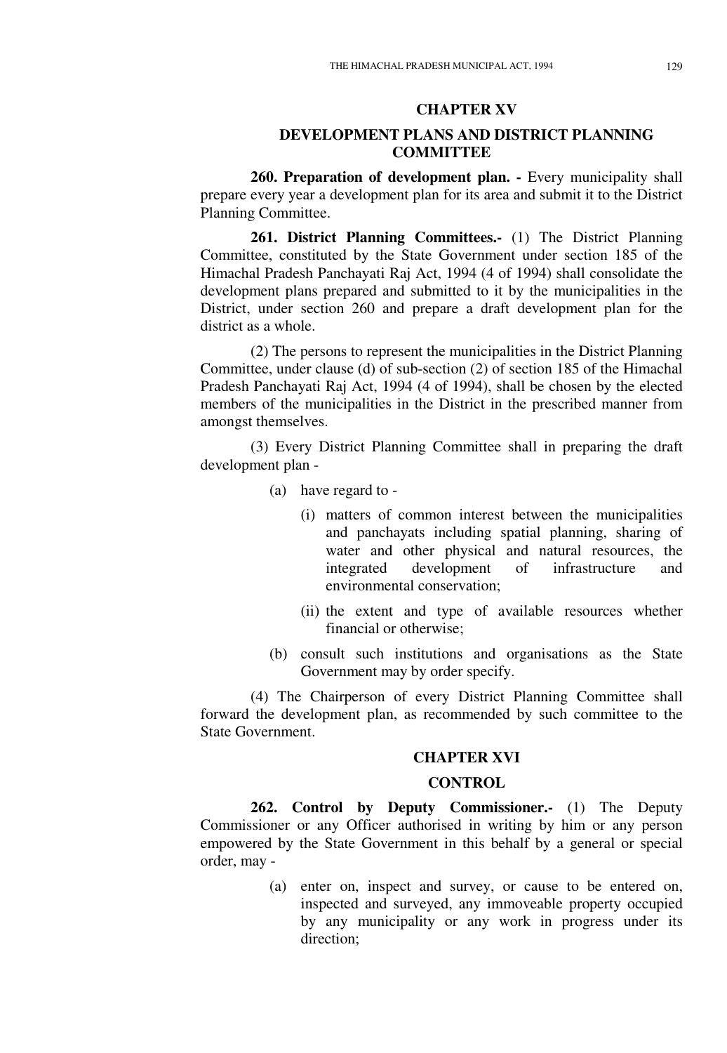## CHAPTER XV

## DEVELOPMENT PLANS AND DISTRICT PLANNING COMMITTEE

**260. Preparation of development plan. -** Every municipality shall prepare every year a development plan for its area and submit it to the District Planning Committee.

**261. District Planning Committees.-** (1) The District Planning Committee, constituted by the State Government under section 185 of the Himachal Pradesh Panchayati Raj Act, 1994 (4 of 1994) shall consolidate the development plans prepared and submitted to it by the municipalities in the District, under section 260 and prepare a draft development plan for the district as a whole.

(2) The persons to represent the municipalities in the District Planning Committee, under clause (d) of sub-section (2) of section 185 of the Himachal Pradesh Panchayati Raj Act, 1994 (4 of 1994), shall be chosen by the elected members of the municipalities in the District in the prescribed manner from amongst themselves.

(3) Every District Planning Committee shall in preparing the draft development plan -

(a) have regard to -

(i) matters of common interest between the municipalities and panchayats including spatial planning, sharing of water and other physical and natural resources, the integrated development of infrastructure and environmental conservation;

(ii) the extent and type of available resources whether financial or otherwise;

(b) consult such institutions and organisations as the State Government may by order specify.

(4) The Chairperson of every District Planning Committee shall forward the development plan, as recommended by such committee to the State Government.

## CHAPTER XVI

## CONTROL

**262. Control by Deputy Commissioner.-** (1) The Deputy Commissioner or any Officer authorised in writing by him or any person empowered by the State Government in this behalf by a general or special order, may -

(a) enter on, inspect and survey, or cause to be entered on, inspected and surveyed, any immoveable property occupied by any municipality or any work in progress under its direction;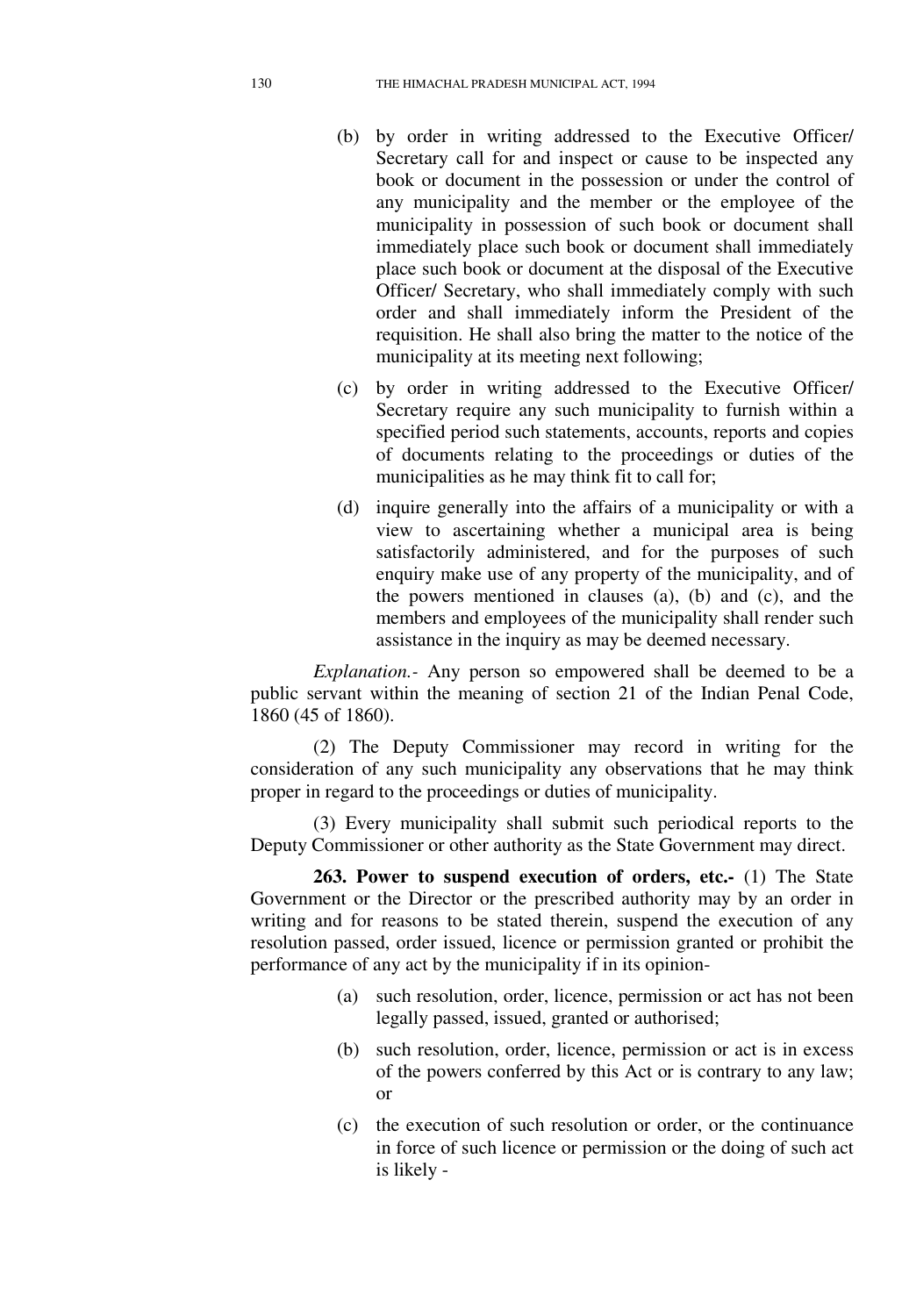(b) by order in writing addressed to the Executive Officer/ Secretary call for and inspect or cause to be inspected any book or document in the possession or under the control of any municipality and the member or the employee of the municipality in possession of such book or document shall immediately place such book or document shall immediately place such book or document at the disposal of the Executive Officer/ Secretary, who shall immediately comply with such order and shall immediately inform the President of the requisition. He shall also bring the matter to the notice of the municipality at its meeting next following;

(c) by order in writing addressed to the Executive Officer/ Secretary require any such municipality to furnish within a specified period such statements, accounts, reports and copies of documents relating to the proceedings or duties of the municipalities as he may think fit to call for;

(d) inquire generally into the affairs of a municipality or with a view to ascertaining whether a municipal area is being satisfactorily administered, and for the purposes of such enquiry make use of any property of the municipality, and of the powers mentioned in clauses (a), (b) and (c), and the members and employees of the municipality shall render such assistance in the inquiry as may be deemed necessary.

*Explanation.-* Any person so empowered shall be deemed to be a public servant within the meaning of section 21 of the Indian Penal Code, 1860 (45 of 1860).

(2) The Deputy Commissioner may record in writing for the consideration of any such municipality any observations that he may think proper in regard to the proceedings or duties of municipality.

(3) Every municipality shall submit such periodical reports to the Deputy Commissioner or other authority as the State Government may direct.

**263. Power to suspend execution of orders, etc.-** (1) The State Government or the Director or the prescribed authority may by an order in writing and for reasons to be stated therein, suspend the execution of any resolution passed, order issued, licence or permission granted or prohibit the performance of any act by the municipality if in its opinion-

(a) such resolution, order, licence, permission or act has not been legally passed, issued, granted or authorised;

(b) such resolution, order, licence, permission or act is in excess of the powers conferred by this Act or is contrary to any law; or

(c) the execution of such resolution or order, or the continuance in force of such licence or permission or the doing of such act is likely -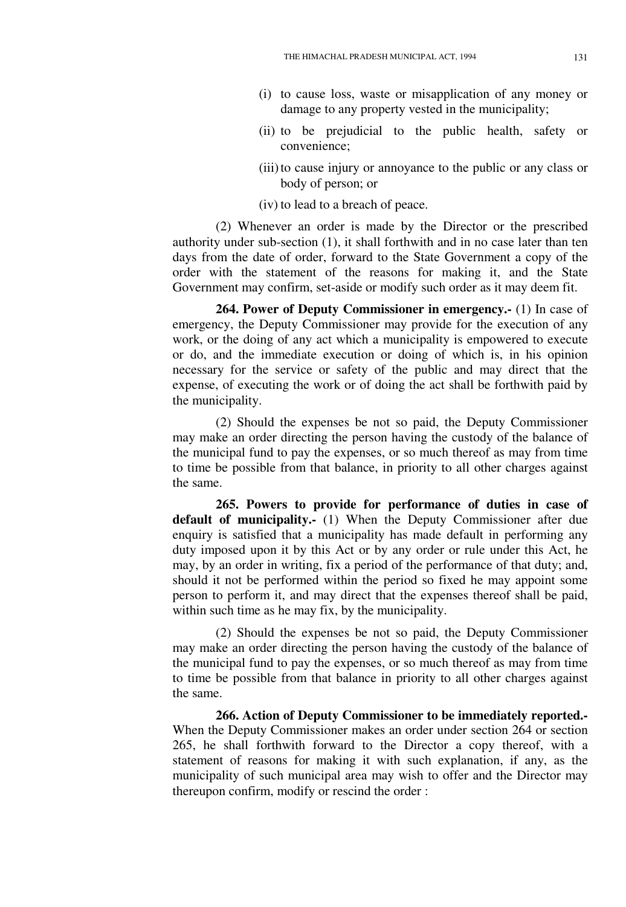(i) to cause loss, waste or misapplication of any money or damage to any property vested in the municipality;

(ii) to be prejudicial to the public health, safety or convenience;

(iii) to cause injury or annoyance to the public or any class or body of person; or

(iv) to lead to a breach of peace.

(2) Whenever an order is made by the Director or the prescribed authority under sub-section (1), it shall forthwith and in no case later than ten days from the date of order, forward to the State Government a copy of the order with the statement of the reasons for making it, and the State Government may confirm, set-aside or modify such order as it may deem fit.

**264. Power of Deputy Commissioner in emergency.-** (1) In case of emergency, the Deputy Commissioner may provide for the execution of any work, or the doing of any act which a municipality is empowered to execute or do, and the immediate execution or doing of which is, in his opinion necessary for the service or safety of the public and may direct that the expense, of executing the work or of doing the act shall be forthwith paid by the municipality.

(2) Should the expenses be not so paid, the Deputy Commissioner may make an order directing the person having the custody of the balance of the municipal fund to pay the expenses, or so much thereof as may from time to time be possible from that balance, in priority to all other charges against the same.

**265. Powers to provide for performance of duties in case of default of municipality.-** (1) When the Deputy Commissioner after due enquiry is satisfied that a municipality has made default in performing any duty imposed upon it by this Act or by any order or rule under this Act, he may, by an order in writing, fix a period of the performance of that duty; and, should it not be performed within the period so fixed he may appoint some person to perform it, and may direct that the expenses thereof shall be paid, within such time as he may fix, by the municipality.

(2) Should the expenses be not so paid, the Deputy Commissioner may make an order directing the person having the custody of the balance of the municipal fund to pay the expenses, or so much thereof as may from time to time be possible from that balance in priority to all other charges against the same.

**266. Action of Deputy Commissioner to be immediately reported.-** When the Deputy Commissioner makes an order under section 264 or section 265, he shall forthwith forward to the Director a copy thereof, with a statement of reasons for making it with such explanation, if any, as the municipality of such municipal area may wish to offer and the Director may thereupon confirm, modify or rescind the order :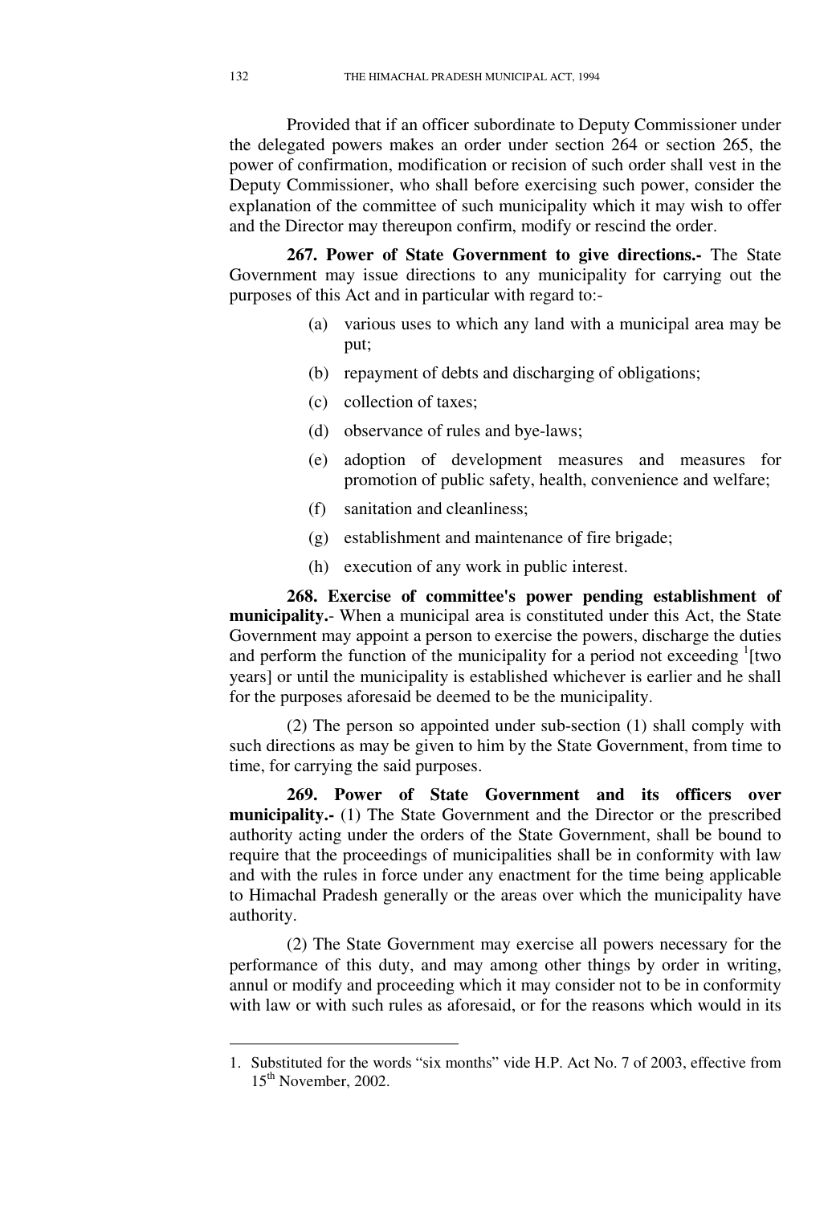Provided that if an officer subordinate to Deputy Commissioner under the delegated powers makes an order under section 264 or section 265, the power of confirmation, modification or recision of such order shall vest in the Deputy Commissioner, who shall before exercising such power, consider the explanation of the committee of such municipality which it may wish to offer and the Director may thereupon confirm, modify or rescind the order.

**267. Power of State Government to give directions.-** The State Government may issue directions to any municipality for carrying out the purposes of this Act and in particular with regard to:-

(a) various uses to which any land with a municipal area may be put;

(b) repayment of debts and discharging of obligations;

(c) collection of taxes;

(d) observance of rules and bye-laws;

(e) adoption of development measures and measures for promotion of public safety, health, convenience and welfare;

(f) sanitation and cleanliness;

(g) establishment and maintenance of fire brigade;

(h) execution of any work in public interest.

**268. Exercise of committee's power pending establishment of municipality.**- When a municipal area is constituted under this Act, the State Government may appoint a person to exercise the powers, discharge the duties and perform the function of the municipality for a period not exceeding [1][two years] or until the municipality is established whichever is earlier and he shall for the purposes aforesaid be deemed to be the municipality.

(2) The person so appointed under sub-section (1) shall comply with such directions as may be given to him by the State Government, from time to time, for carrying the said purposes.

**269. Power of State Government and its officers over municipality.-** (1) The State Government and the Director or the prescribed authority acting under the orders of the State Government, shall be bound to require that the proceedings of municipalities shall be in conformity with law and with the rules in force under any enactment for the time being applicable to Himachal Pradesh generally or the areas over which the municipality have authority.

(2) The State Government may exercise all powers necessary for the performance of this duty, and may among other things by order in writing, annul or modify and proceeding which it may consider not to be in conformity with law or with such rules as aforesaid, or for the reasons which would in its

---

1. Substituted for the words "six months" vide H.P. Act No. 7 of 2003, effective from 15th November, 2002.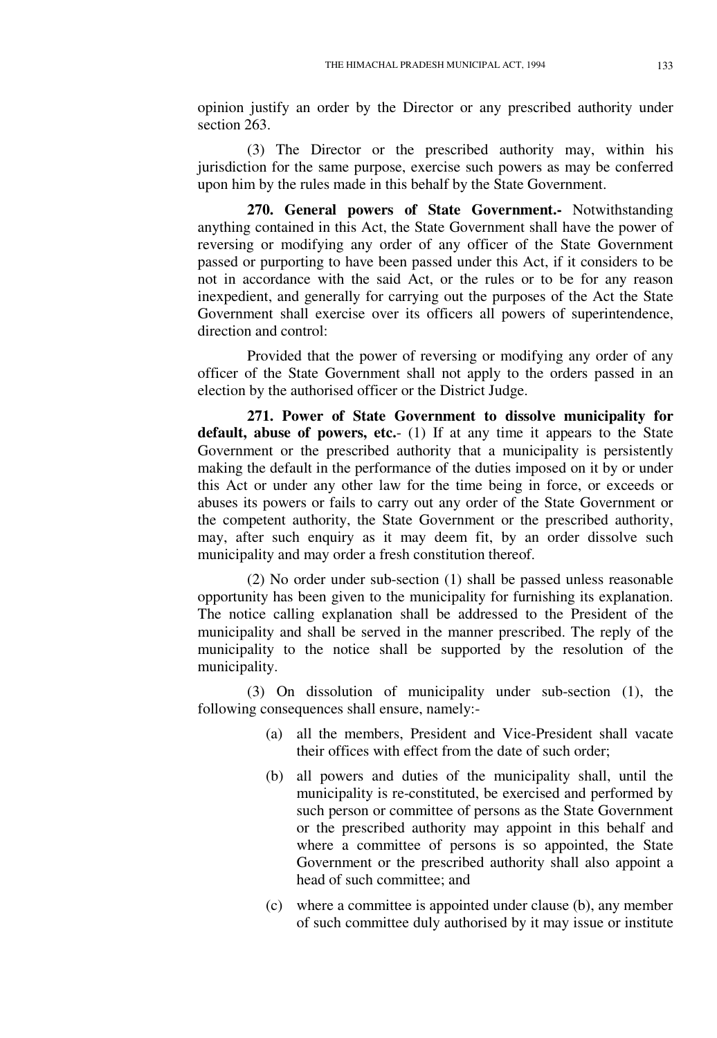opinion justify an order by the Director or any prescribed authority under section 263.

(3) The Director or the prescribed authority may, within his jurisdiction for the same purpose, exercise such powers as may be conferred upon him by the rules made in this behalf by the State Government.

**270. General powers of State Government.-** Notwithstanding anything contained in this Act, the State Government shall have the power of reversing or modifying any order of any officer of the State Government passed or purporting to have been passed under this Act, if it considers to be not in accordance with the said Act, or the rules or to be for any reason inexpedient, and generally for carrying out the purposes of the Act the State Government shall exercise over its officers all powers of superintendence, direction and control:

Provided that the power of reversing or modifying any order of any officer of the State Government shall not apply to the orders passed in an election by the authorised officer or the District Judge.

**271. Power of State Government to dissolve municipality for default, abuse of powers, etc.**- (1) If at any time it appears to the State Government or the prescribed authority that a municipality is persistently making the default in the performance of the duties imposed on it by or under this Act or under any other law for the time being in force, or exceeds or abuses its powers or fails to carry out any order of the State Government or the competent authority, the State Government or the prescribed authority, may, after such enquiry as it may deem fit, by an order dissolve such municipality and may order a fresh constitution thereof.

(2) No order under sub-section (1) shall be passed unless reasonable opportunity has been given to the municipality for furnishing its explanation. The notice calling explanation shall be addressed to the President of the municipality and shall be served in the manner prescribed. The reply of the municipality to the notice shall be supported by the resolution of the municipality.

(3) On dissolution of municipality under sub-section (1), the following consequences shall ensure, namely:-

(a) all the members, President and Vice-President shall vacate their offices with effect from the date of such order;

(b) all powers and duties of the municipality shall, until the municipality is re-constituted, be exercised and performed by such person or committee of persons as the State Government or the prescribed authority may appoint in this behalf and where a committee of persons is so appointed, the State Government or the prescribed authority shall also appoint a head of such committee; and

(c) where a committee is appointed under clause (b), any member of such committee duly authorised by it may issue or institute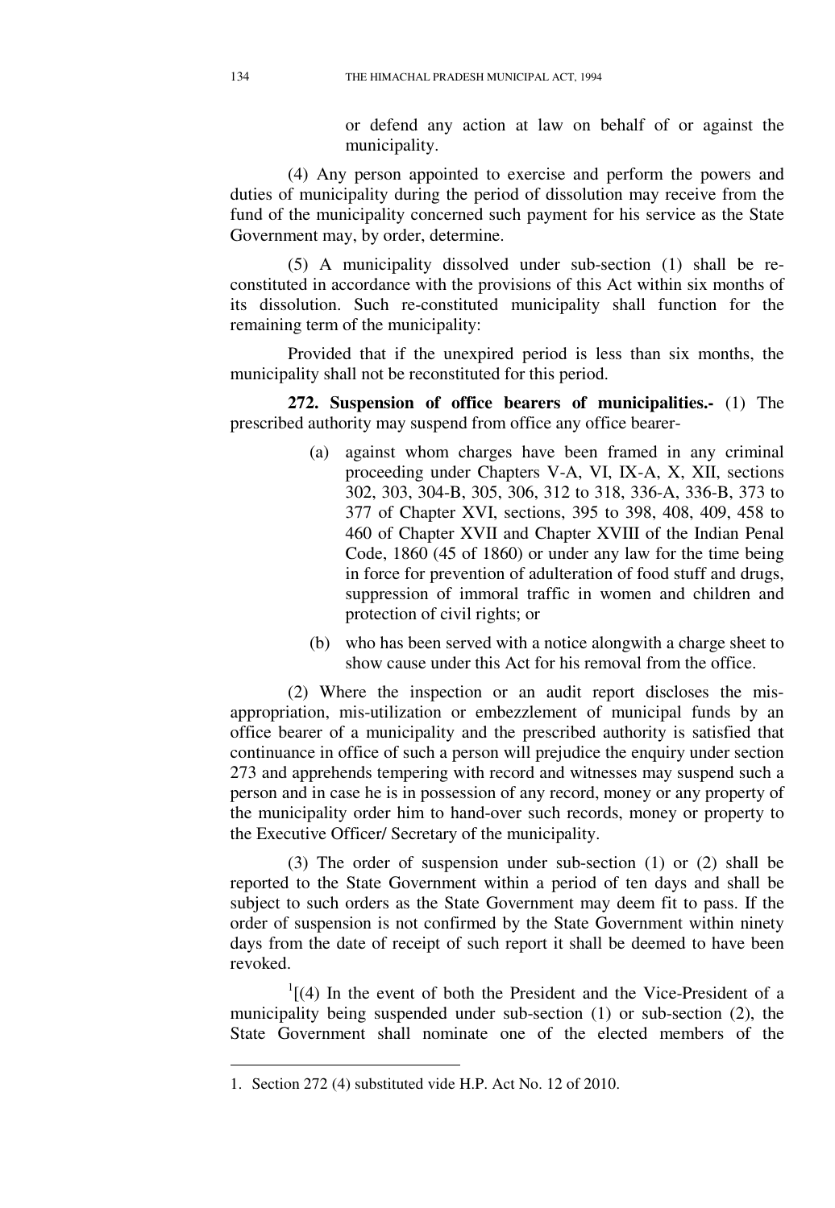or defend any action at law on behalf of or against the municipality.

(4) Any person appointed to exercise and perform the powers and duties of municipality during the period of dissolution may receive from the fund of the municipality concerned such payment for his service as the State Government may, by order, determine.

(5) A municipality dissolved under sub-section (1) shall be re-constituted in accordance with the provisions of this Act within six months of its dissolution. Such re-constituted municipality shall function for the remaining term of the municipality:

Provided that if the unexpired period is less than six months, the municipality shall not be reconstituted for this period.

**272. Suspension of office bearers of municipalities.-** (1) The prescribed authority may suspend from office any office bearer-

(a) against whom charges have been framed in any criminal proceeding under Chapters V-A, VI, IX-A, X, XII, sections 302, 303, 304-B, 305, 306, 312 to 318, 336-A, 336-B, 373 to 377 of Chapter XVI, sections, 395 to 398, 408, 409, 458 to 460 of Chapter XVII and Chapter XVIII of the Indian Penal Code, 1860 (45 of 1860) or under any law for the time being in force for prevention of adulteration of food stuff and drugs, suppression of immoral traffic in women and children and protection of civil rights; or

(b) who has been served with a notice alongwith a charge sheet to show cause under this Act for his removal from the office.

(2) Where the inspection or an audit report discloses the mis-appropriation, mis-utilization or embezzlement of municipal funds by an office bearer of a municipality and the prescribed authority is satisfied that continuance in office of such a person will prejudice the enquiry under section 273 and apprehends tempering with record and witnesses may suspend such a person and in case he is in possession of any record, money or any property of the municipality order him to hand-over such records, money or property to the Executive Officer/ Secretary of the municipality.

(3) The order of suspension under sub-section (1) or (2) shall be reported to the State Government within a period of ten days and shall be subject to such orders as the State Government may deem fit to pass. If the order of suspension is not confirmed by the State Government within ninety days from the date of receipt of such report it shall be deemed to have been revoked.

[1][(4) In the event of both the President and the Vice-President of a municipality being suspended under sub-section (1) or sub-section (2), the State Government shall nominate one of the elected members of the

1. Section 272 (4) substituted vide H.P. Act No. 12 of 2010.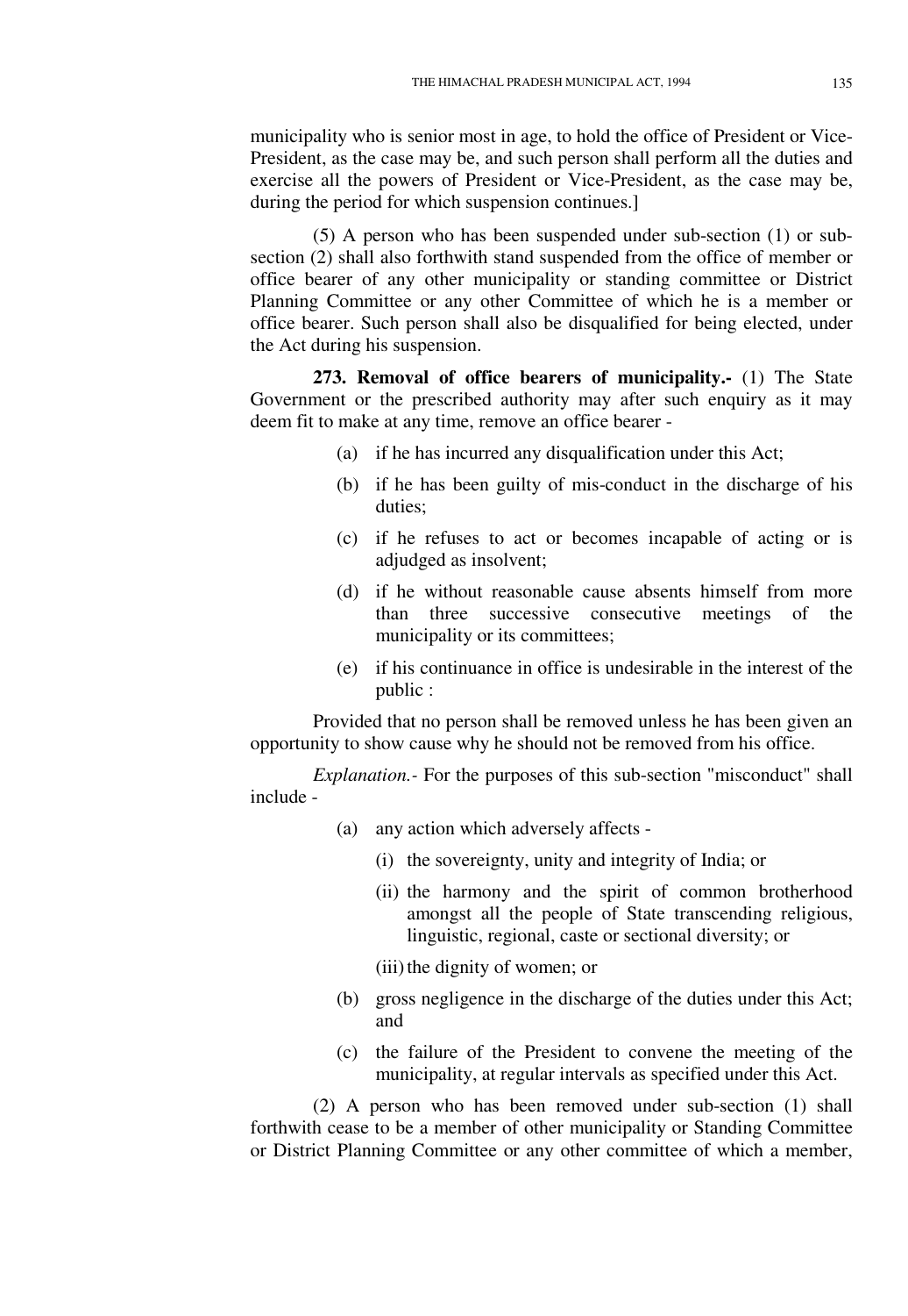municipality who is senior most in age, to hold the office of President or Vice-President, as the case may be, and such person shall perform all the duties and exercise all the powers of President or Vice-President, as the case may be, during the period for which suspension continues.]

(5) A person who has been suspended under sub-section (1) or sub-section (2) shall also forthwith stand suspended from the office of member or office bearer of any other municipality or standing committee or District Planning Committee or any other Committee of which he is a member or office bearer. Such person shall also be disqualified for being elected, under the Act during his suspension.

**273. Removal of office bearers of municipality.-** (1) The State Government or the prescribed authority may after such enquiry as it may deem fit to make at any time, remove an office bearer -

(a) if he has incurred any disqualification under this Act;

(b) if he has been guilty of mis-conduct in the discharge of his duties;

(c) if he refuses to act or becomes incapable of acting or is adjudged as insolvent;

(d) if he without reasonable cause absents himself from more than three successive consecutive meetings of the municipality or its committees;

(e) if his continuance in office is undesirable in the interest of the public :

Provided that no person shall be removed unless he has been given an opportunity to show cause why he should not be removed from his office.

*Explanation.-* For the purposes of this sub-section "misconduct" shall include -

(a) any action which adversely affects -

(i) the sovereignty, unity and integrity of India; or

(ii) the harmony and the spirit of common brotherhood amongst all the people of State transcending religious, linguistic, regional, caste or sectional diversity; or

(iii) the dignity of women; or

(b) gross negligence in the discharge of the duties under this Act; and

(c) the failure of the President to convene the meeting of the municipality, at regular intervals as specified under this Act.

(2) A person who has been removed under sub-section (1) shall forthwith cease to be a member of other municipality or Standing Committee or District Planning Committee or any other committee of which a member,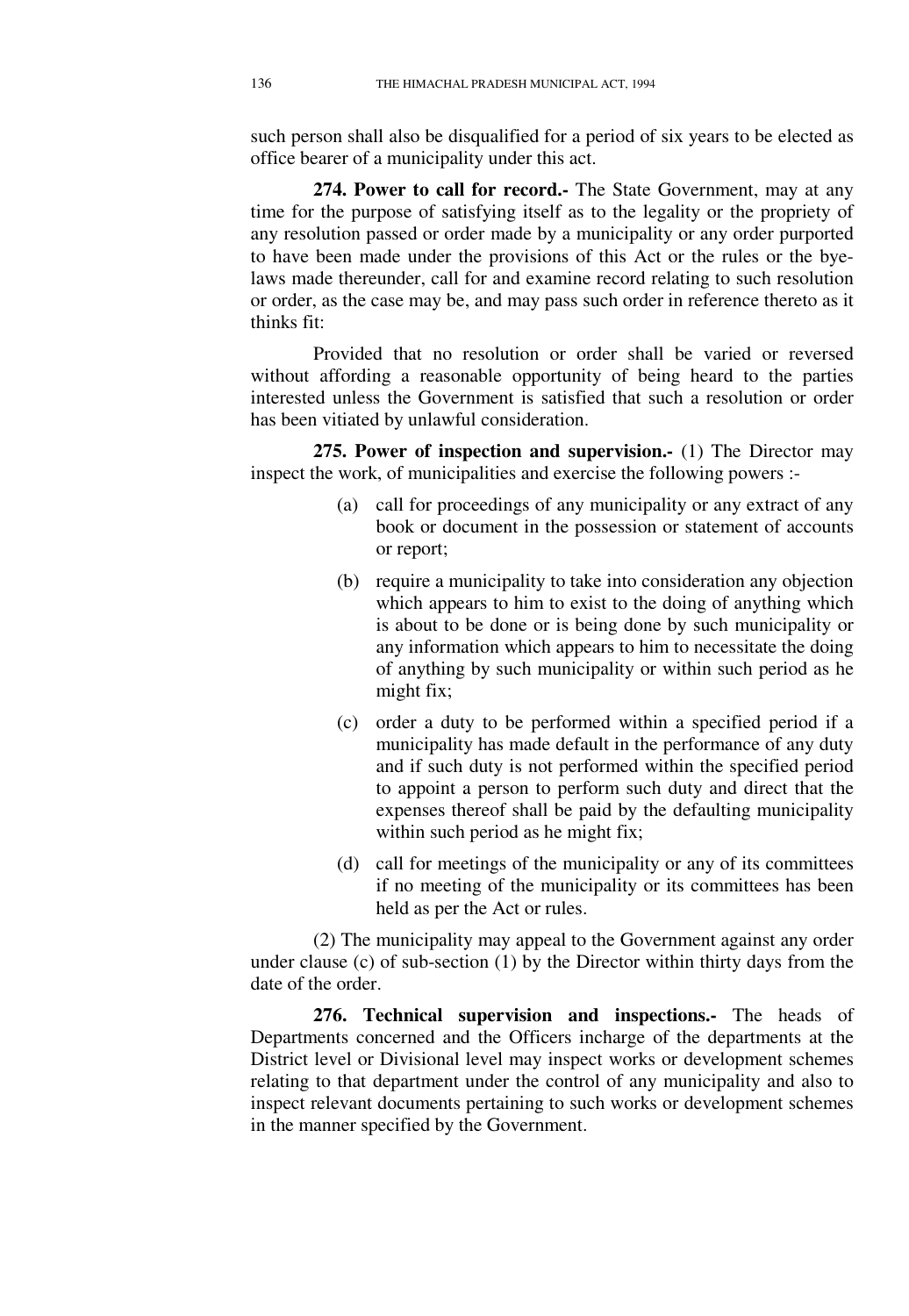such person shall also be disqualified for a period of six years to be elected as office bearer of a municipality under this act.

**274. Power to call for record.-** The State Government, may at any time for the purpose of satisfying itself as to the legality or the propriety of any resolution passed or order made by a municipality or any order purported to have been made under the provisions of this Act or the rules or the bye-laws made thereunder, call for and examine record relating to such resolution or order, as the case may be, and may pass such order in reference thereto as it thinks fit:

Provided that no resolution or order shall be varied or reversed without affording a reasonable opportunity of being heard to the parties interested unless the Government is satisfied that such a resolution or order has been vitiated by unlawful consideration.

**275. Power of inspection and supervision.-** (1) The Director may inspect the work, of municipalities and exercise the following powers :-

(a) call for proceedings of any municipality or any extract of any book or document in the possession or statement of accounts or report;

(b) require a municipality to take into consideration any objection which appears to him to exist to the doing of anything which is about to be done or is being done by such municipality or any information which appears to him to necessitate the doing of anything by such municipality or within such period as he might fix;

(c) order a duty to be performed within a specified period if a municipality has made default in the performance of any duty and if such duty is not performed within the specified period to appoint a person to perform such duty and direct that the expenses thereof shall be paid by the defaulting municipality within such period as he might fix;

(d) call for meetings of the municipality or any of its committees if no meeting of the municipality or its committees has been held as per the Act or rules.

(2) The municipality may appeal to the Government against any order under clause (c) of sub-section (1) by the Director within thirty days from the date of the order.

**276. Technical supervision and inspections.-** The heads of Departments concerned and the Officers incharge of the departments at the District level or Divisional level may inspect works or development schemes relating to that department under the control of any municipality and also to inspect relevant documents pertaining to such works or development schemes in the manner specified by the Government.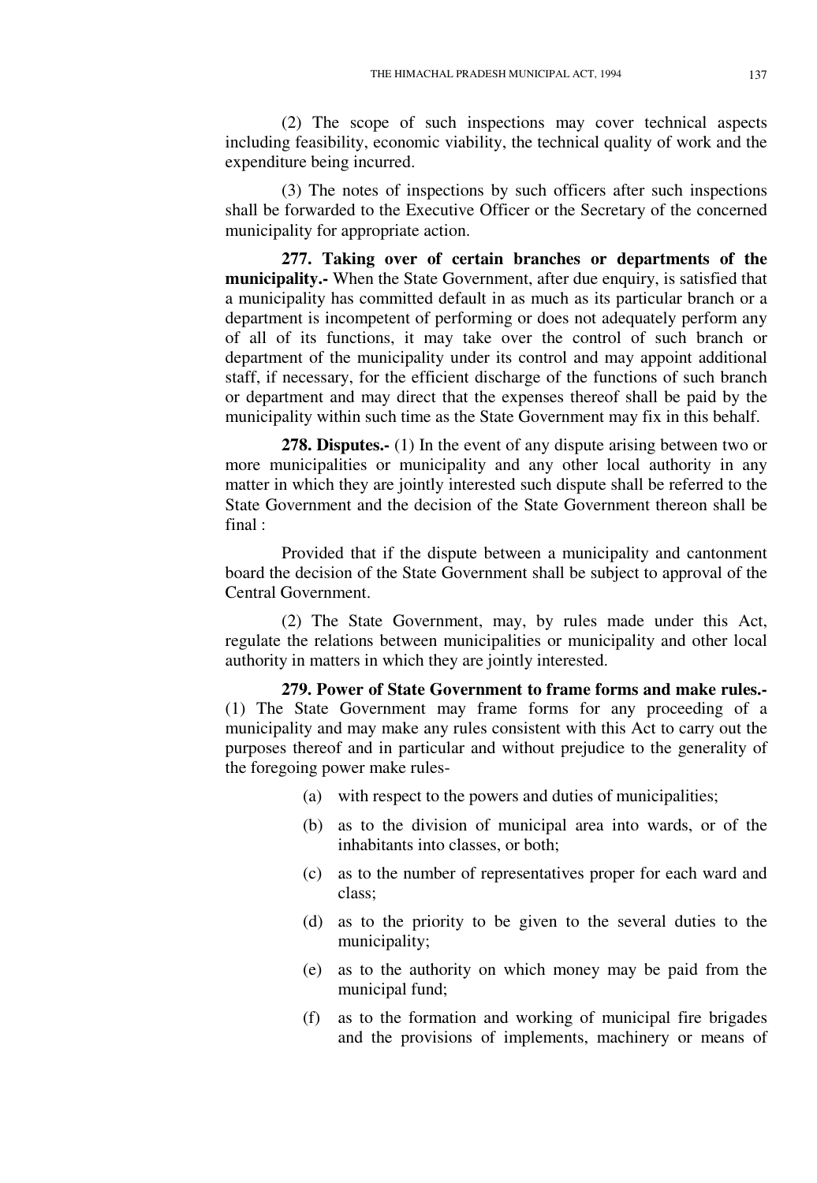(2) The scope of such inspections may cover technical aspects including feasibility, economic viability, the technical quality of work and the expenditure being incurred.

(3) The notes of inspections by such officers after such inspections shall be forwarded to the Executive Officer or the Secretary of the concerned municipality for appropriate action.

**277. Taking over of certain branches or departments of the municipality.-** When the State Government, after due enquiry, is satisfied that a municipality has committed default in as much as its particular branch or a department is incompetent of performing or does not adequately perform any of all of its functions, it may take over the control of such branch or department of the municipality under its control and may appoint additional staff, if necessary, for the efficient discharge of the functions of such branch or department and may direct that the expenses thereof shall be paid by the municipality within such time as the State Government may fix in this behalf.

**278. Disputes.-** (1) In the event of any dispute arising between two or more municipalities or municipality and any other local authority in any matter in which they are jointly interested such dispute shall be referred to the State Government and the decision of the State Government thereon shall be final :

Provided that if the dispute between a municipality and cantonment board the decision of the State Government shall be subject to approval of the Central Government.

(2) The State Government, may, by rules made under this Act, regulate the relations between municipalities or municipality and other local authority in matters in which they are jointly interested.

**279. Power of State Government to frame forms and make rules.-** (1) The State Government may frame forms for any proceeding of a municipality and may make any rules consistent with this Act to carry out the purposes thereof and in particular and without prejudice to the generality of the foregoing power make rules-

(a) with respect to the powers and duties of municipalities;

(b) as to the division of municipal area into wards, or of the inhabitants into classes, or both;

(c) as to the number of representatives proper for each ward and class;

(d) as to the priority to be given to the several duties to the municipality;

(e) as to the authority on which money may be paid from the municipal fund;

(f) as to the formation and working of municipal fire brigades and the provisions of implements, machinery or means of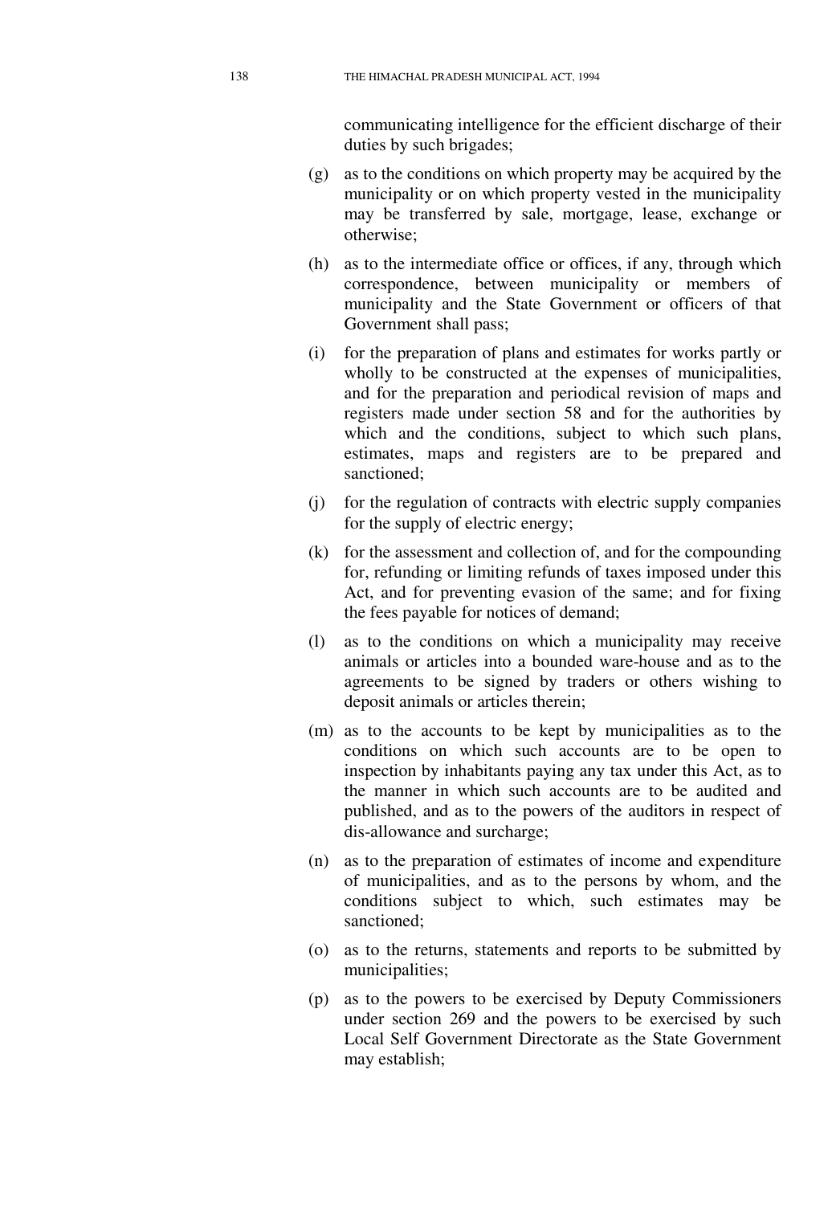communicating intelligence for the efficient discharge of their duties by such brigades;

(g) as to the conditions on which property may be acquired by the municipality or on which property vested in the municipality may be transferred by sale, mortgage, lease, exchange or otherwise;

(h) as to the intermediate office or offices, if any, through which correspondence, between municipality or members of municipality and the State Government or officers of that Government shall pass;

(i) for the preparation of plans and estimates for works partly or wholly to be constructed at the expenses of municipalities, and for the preparation and periodical revision of maps and registers made under section 58 and for the authorities by which and the conditions, subject to which such plans, estimates, maps and registers are to be prepared and sanctioned;

(j) for the regulation of contracts with electric supply companies for the supply of electric energy;

(k) for the assessment and collection of, and for the compounding for, refunding or limiting refunds of taxes imposed under this Act, and for preventing evasion of the same; and for fixing the fees payable for notices of demand;

(l) as to the conditions on which a municipality may receive animals or articles into a bounded ware-house and as to the agreements to be signed by traders or others wishing to deposit animals or articles therein;

(m) as to the accounts to be kept by municipalities as to the conditions on which such accounts are to be open to inspection by inhabitants paying any tax under this Act, as to the manner in which such accounts are to be audited and published, and as to the powers of the auditors in respect of dis-allowance and surcharge;

(n) as to the preparation of estimates of income and expenditure of municipalities, and as to the persons by whom, and the conditions subject to which, such estimates may be sanctioned;

(o) as to the returns, statements and reports to be submitted by municipalities;

(p) as to the powers to be exercised by Deputy Commissioners under section 269 and the powers to be exercised by such Local Self Government Directorate as the State Government may establish;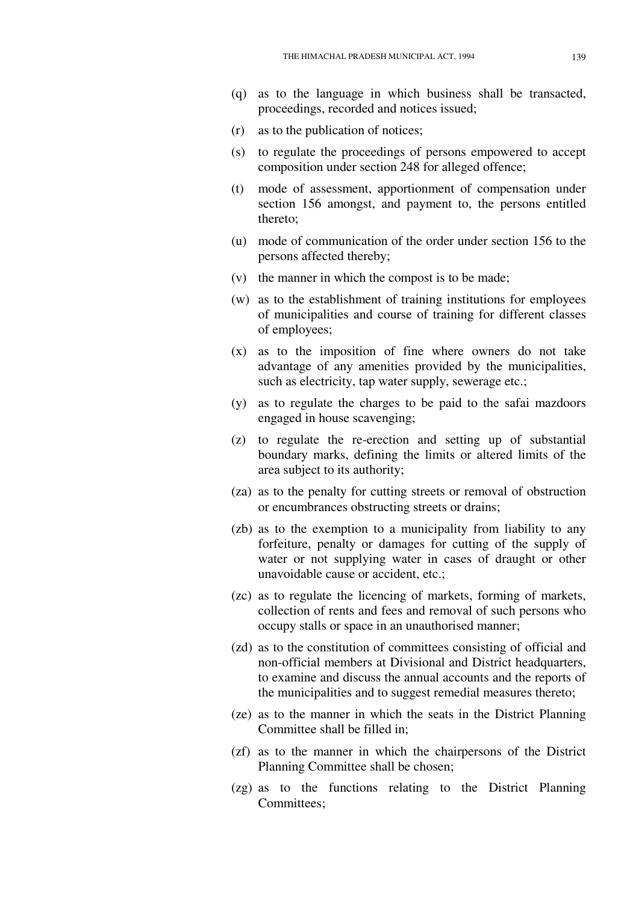(q) as to the language in which business shall be transacted, proceedings, recorded and notices issued;

(r) as to the publication of notices;

(s) to regulate the proceedings of persons empowered to accept composition under section 248 for alleged offence;

(t) mode of assessment, apportionment of compensation under section 156 amongst, and payment to, the persons entitled thereto;

(u) mode of communication of the order under section 156 to the persons affected thereby;

(v) the manner in which the compost is to be made;

(w) as to the establishment of training institutions for employees of municipalities and course of training for different classes of employees;

(x) as to the imposition of fine where owners do not take advantage of any amenities provided by the municipalities, such as electricity, tap water supply, sewerage etc.;

(y) as to regulate the charges to be paid to the safai mazdoors engaged in house scavenging;

(z) to regulate the re-erection and setting up of substantial boundary marks, defining the limits or altered limits of the area subject to its authority;

(za) as to the penalty for cutting streets or removal of obstruction or encumbrances obstructing streets or drains;

(zb) as to the exemption to a municipality from liability to any forfeiture, penalty or damages for cutting of the supply of water or not supplying water in cases of draught or other unavoidable cause or accident, etc.;

(zc) as to regulate the licencing of markets, forming of markets, collection of rents and fees and removal of such persons who occupy stalls or space in an unauthorised manner;

(zd) as to the constitution of committees consisting of official and non-official members at Divisional and District headquarters, to examine and discuss the annual accounts and the reports of the municipalities and to suggest remedial measures thereto;

(ze) as to the manner in which the seats in the District Planning Committee shall be filled in;

(zf) as to the manner in which the chairpersons of the District Planning Committee shall be chosen;

(zg) as to the functions relating to the District Planning Committees;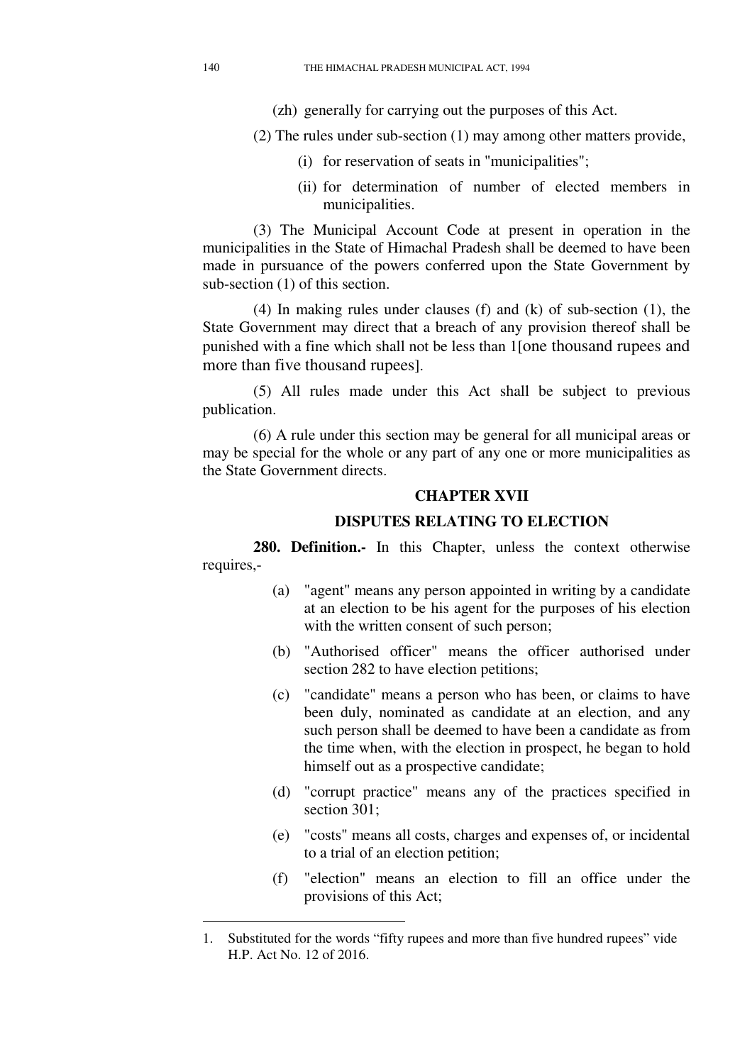(zh) generally for carrying out the purposes of this Act.

(2) The rules under sub-section (1) may among other matters provide,

(i) for reservation of seats in "municipalities";

(ii) for determination of number of elected members in municipalities.

(3) The Municipal Account Code at present in operation in the municipalities in the State of Himachal Pradesh shall be deemed to have been made in pursuance of the powers conferred upon the State Government by sub-section (1) of this section.

(4) In making rules under clauses (f) and (k) of sub-section (1), the State Government may direct that a breach of any provision thereof shall be punished with a fine which shall not be less than [1][one thousand rupees and more than five thousand rupees].

(5) All rules made under this Act shall be subject to previous publication.

(6) A rule under this section may be general for all municipal areas or may be special for the whole or any part of any one or more municipalities as the State Government directs.

## CHAPTER XVII

## DISPUTES RELATING TO ELECTION

**280. Definition.-** In this Chapter, unless the context otherwise requires,-

(a) "agent" means any person appointed in writing by a candidate at an election to be his agent for the purposes of his election with the written consent of such person;

(b) "Authorised officer" means the officer authorised under section 282 to have election petitions;

(c) "candidate" means a person who has been, or claims to have been duly, nominated as candidate at an election, and any such person shall be deemed to have been a candidate as from the time when, with the election in prospect, he began to hold himself out as a prospective candidate;

(d) "corrupt practice" means any of the practices specified in section 301;

(e) "costs" means all costs, charges and expenses of, or incidental to a trial of an election petition;

(f) "election" means an election to fill an office under the provisions of this Act;

---

1. Substituted for the words "fifty rupees and more than five hundred rupees" vide H.P. Act No. 12 of 2016.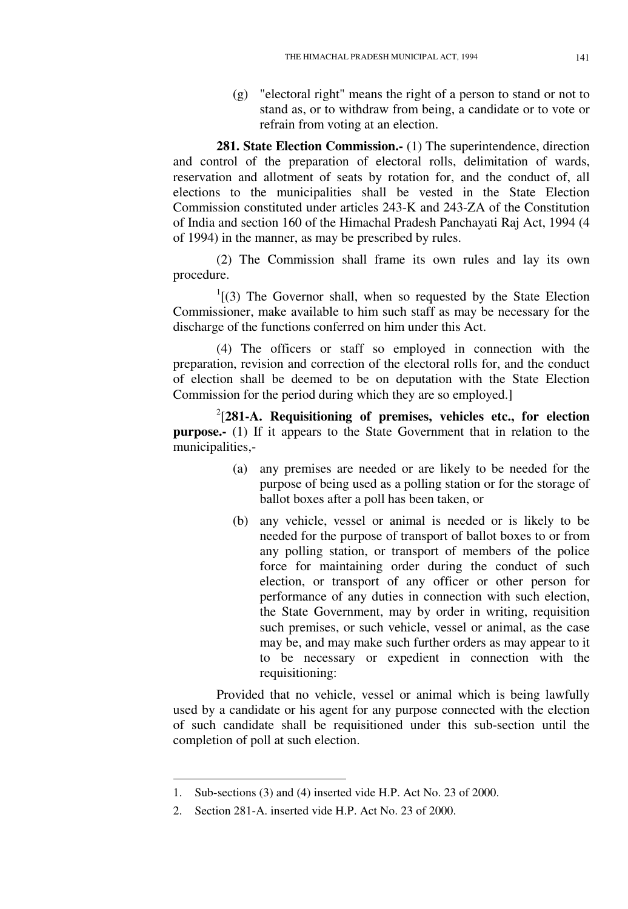(g) "electoral right" means the right of a person to stand or not to stand as, or to withdraw from being, a candidate or to vote or refrain from voting at an election.

**281. State Election Commission.-** (1) The superintendence, direction and control of the preparation of electoral rolls, delimitation of wards, reservation and allotment of seats by rotation for, and the conduct of, all elections to the municipalities shall be vested in the State Election Commission constituted under articles 243-K and 243-ZA of the Constitution of India and section 160 of the Himachal Pradesh Panchayati Raj Act, 1994 (4 of 1994) in the manner, as may be prescribed by rules.

(2) The Commission shall frame its own rules and lay its own procedure.

[1][(3) The Governor shall, when so requested by the State Election Commissioner, make available to him such staff as may be necessary for the discharge of the functions conferred on him under this Act.

(4) The officers or staff so employed in connection with the preparation, revision and correction of the electoral rolls for, and the conduct of election shall be deemed to be on deputation with the State Election Commission for the period during which they are so employed.]

[2][**281-A. Requisitioning of premises, vehicles etc., for election purpose.-** (1) If it appears to the State Government that in relation to the municipalities,-

(a) any premises are needed or are likely to be needed for the purpose of being used as a polling station or for the storage of ballot boxes after a poll has been taken, or

(b) any vehicle, vessel or animal is needed or is likely to be needed for the purpose of transport of ballot boxes to or from any polling station, or transport of members of the police force for maintaining order during the conduct of such election, or transport of any officer or other person for performance of any duties in connection with such election, the State Government, may by order in writing, requisition such premises, or such vehicle, vessel or animal, as the case may be, and may make such further orders as may appear to it to be necessary or expedient in connection with the requisitioning:

Provided that no vehicle, vessel or animal which is being lawfully used by a candidate or his agent for any purpose connected with the election of such candidate shall be requisitioned under this sub-section until the completion of poll at such election.

---

1. Sub-sections (3) and (4) inserted vide H.P. Act No. 23 of 2000.
2. Section 281-A. inserted vide H.P. Act No. 23 of 2000.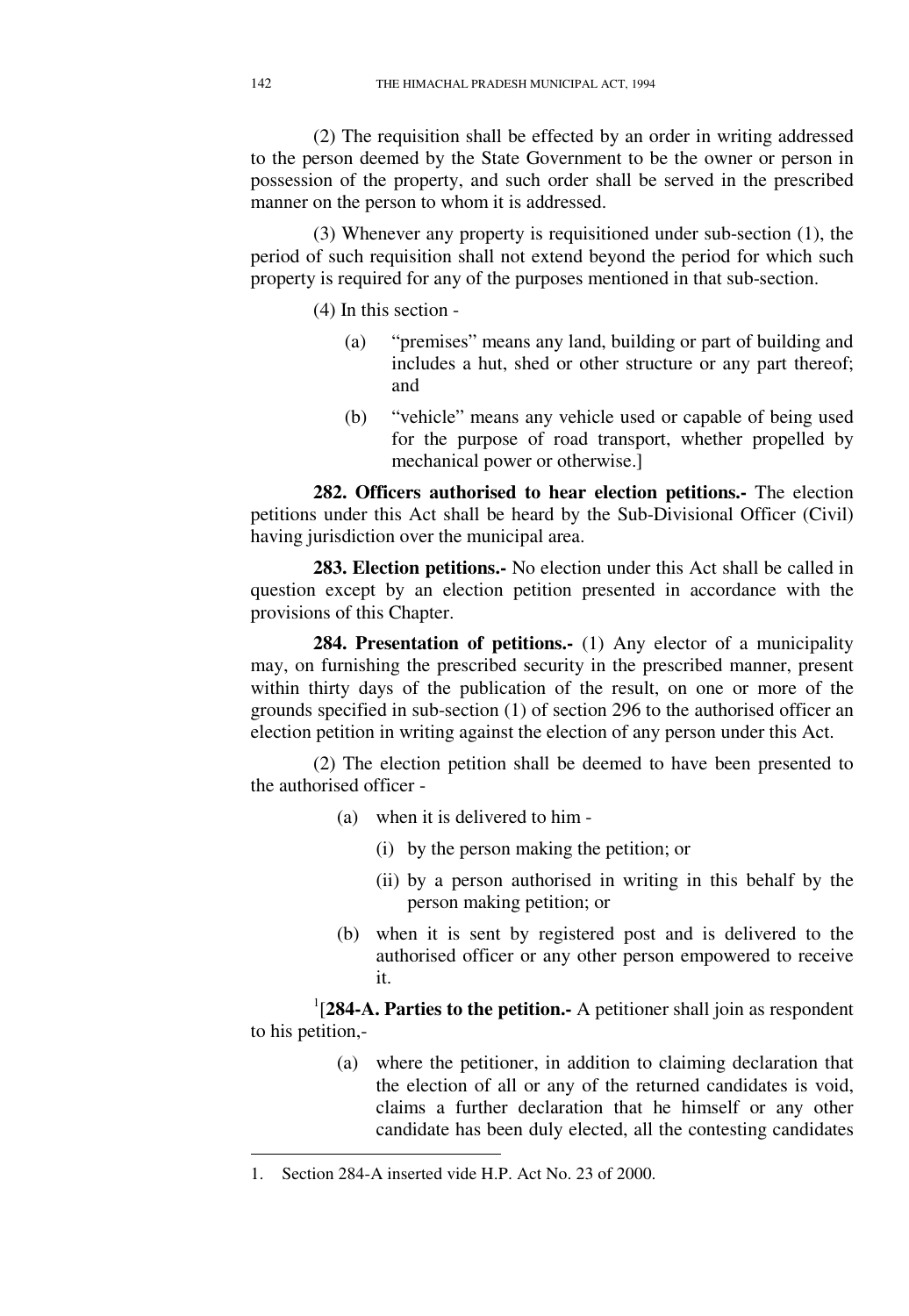(2) The requisition shall be effected by an order in writing addressed to the person deemed by the State Government to be the owner or person in possession of the property, and such order shall be served in the prescribed manner on the person to whom it is addressed.

(3) Whenever any property is requisitioned under sub-section (1), the period of such requisition shall not extend beyond the period for which such property is required for any of the purposes mentioned in that sub-section.

(4) In this section -

(a) "premises" means any land, building or part of building and includes a hut, shed or other structure or any part thereof; and

(b) "vehicle" means any vehicle used or capable of being used for the purpose of road transport, whether propelled by mechanical power or otherwise.]

**282. Officers authorised to hear election petitions.-** The election petitions under this Act shall be heard by the Sub-Divisional Officer (Civil) having jurisdiction over the municipal area.

**283. Election petitions.-** No election under this Act shall be called in question except by an election petition presented in accordance with the provisions of this Chapter.

**284. Presentation of petitions.-** (1) Any elector of a municipality may, on furnishing the prescribed security in the prescribed manner, present within thirty days of the publication of the result, on one or more of the grounds specified in sub-section (1) of section 296 to the authorised officer an election petition in writing against the election of any person under this Act.

(2) The election petition shall be deemed to have been presented to the authorised officer -

(a) when it is delivered to him -

(i) by the person making the petition; or

(ii) by a person authorised in writing in this behalf by the person making petition; or

(b) when it is sent by registered post and is delivered to the authorised officer or any other person empowered to receive it.

[1][**284-A. Parties to the petition.-** A petitioner shall join as respondent to his petition,-

(a) where the petitioner, in addition to claiming declaration that the election of all or any of the returned candidates is void, claims a further declaration that he himself or any other candidate has been duly elected, all the contesting candidates

---

1. Section 284-A inserted vide H.P. Act No. 23 of 2000.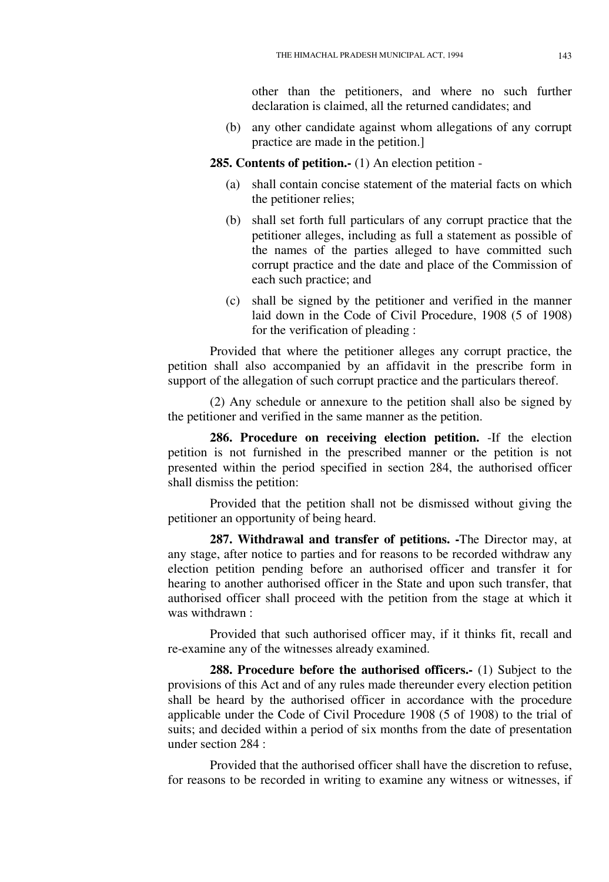other than the petitioners, and where no such further declaration is claimed, all the returned candidates; and

(b) any other candidate against whom allegations of any corrupt practice are made in the petition.]

**285. Contents of petition.-** (1) An election petition -

(a) shall contain concise statement of the material facts on which the petitioner relies;

(b) shall set forth full particulars of any corrupt practice that the petitioner alleges, including as full a statement as possible of the names of the parties alleged to have committed such corrupt practice and the date and place of the Commission of each such practice; and

(c) shall be signed by the petitioner and verified in the manner laid down in the Code of Civil Procedure, 1908 (5 of 1908) for the verification of pleading :

Provided that where the petitioner alleges any corrupt practice, the petition shall also accompanied by an affidavit in the prescribe form in support of the allegation of such corrupt practice and the particulars thereof.

(2) Any schedule or annexure to the petition shall also be signed by the petitioner and verified in the same manner as the petition.

**286. Procedure on receiving election petition.** -If the election petition is not furnished in the prescribed manner or the petition is not presented within the period specified in section 284, the authorised officer shall dismiss the petition:

Provided that the petition shall not be dismissed without giving the petitioner an opportunity of being heard.

**287. Withdrawal and transfer of petitions. -**The Director may, at any stage, after notice to parties and for reasons to be recorded withdraw any election petition pending before an authorised officer and transfer it for hearing to another authorised officer in the State and upon such transfer, that authorised officer shall proceed with the petition from the stage at which it was withdrawn :

Provided that such authorised officer may, if it thinks fit, recall and re-examine any of the witnesses already examined.

**288. Procedure before the authorised officers.-** (1) Subject to the provisions of this Act and of any rules made thereunder every election petition shall be heard by the authorised officer in accordance with the procedure applicable under the Code of Civil Procedure 1908 (5 of 1908) to the trial of suits; and decided within a period of six months from the date of presentation under section 284 :

Provided that the authorised officer shall have the discretion to refuse, for reasons to be recorded in writing to examine any witness or witnesses, if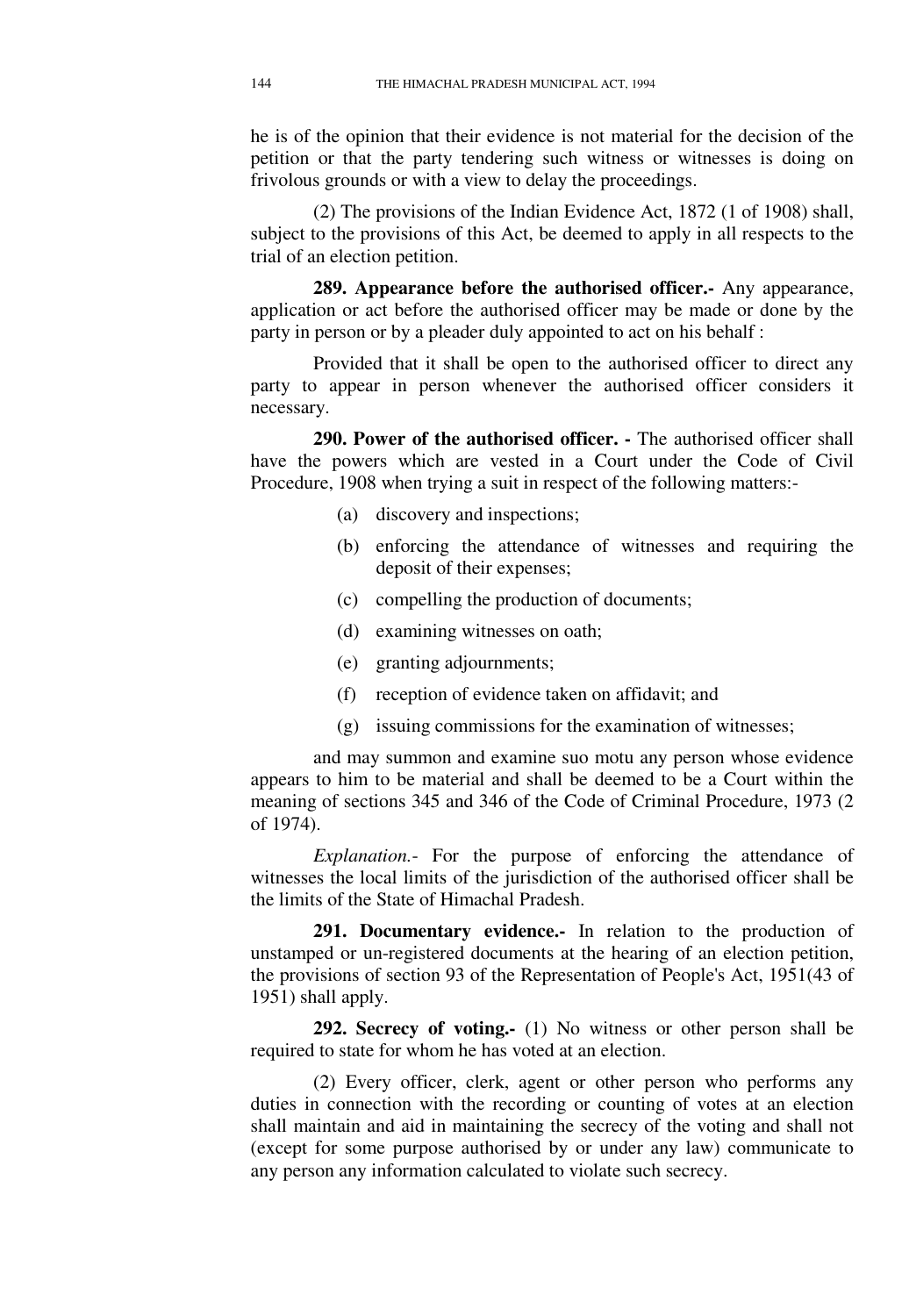he is of the opinion that their evidence is not material for the decision of the petition or that the party tendering such witness or witnesses is doing on frivolous grounds or with a view to delay the proceedings.

(2) The provisions of the Indian Evidence Act, 1872 (1 of 1908) shall, subject to the provisions of this Act, be deemed to apply in all respects to the trial of an election petition.

**289. Appearance before the authorised officer.-** Any appearance, application or act before the authorised officer may be made or done by the party in person or by a pleader duly appointed to act on his behalf :

Provided that it shall be open to the authorised officer to direct any party to appear in person whenever the authorised officer considers it necessary.

**290. Power of the authorised officer. -** The authorised officer shall have the powers which are vested in a Court under the Code of Civil Procedure, 1908 when trying a suit in respect of the following matters:-

(a) discovery and inspections;

(b) enforcing the attendance of witnesses and requiring the deposit of their expenses;

(c) compelling the production of documents;

(d) examining witnesses on oath;

(e) granting adjournments;

(f) reception of evidence taken on affidavit; and

(g) issuing commissions for the examination of witnesses;

and may summon and examine suo motu any person whose evidence appears to him to be material and shall be deemed to be a Court within the meaning of sections 345 and 346 of the Code of Criminal Procedure, 1973 (2 of 1974).

*Explanation.-* For the purpose of enforcing the attendance of witnesses the local limits of the jurisdiction of the authorised officer shall be the limits of the State of Himachal Pradesh.

**291. Documentary evidence.-** In relation to the production of unstamped or un-registered documents at the hearing of an election petition, the provisions of section 93 of the Representation of People's Act, 1951(43 of 1951) shall apply.

**292. Secrecy of voting.-** (1) No witness or other person shall be required to state for whom he has voted at an election.

(2) Every officer, clerk, agent or other person who performs any duties in connection with the recording or counting of votes at an election shall maintain and aid in maintaining the secrecy of the voting and shall not (except for some purpose authorised by or under any law) communicate to any person any information calculated to violate such secrecy.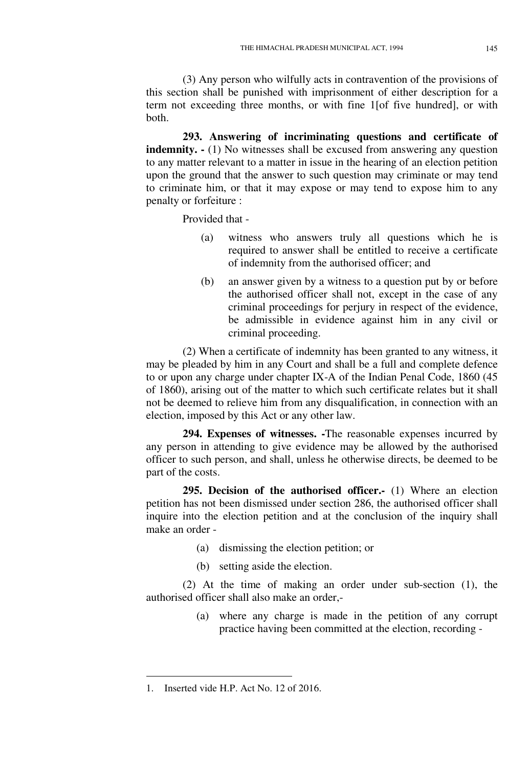(3) Any person who wilfully acts in contravention of the provisions of this section shall be punished with imprisonment of either description for a term not exceeding three months, or with fine 1[of five hundred], or with both.

**293. Answering of incriminating questions and certificate of indemnity. -** (1) No witnesses shall be excused from answering any question to any matter relevant to a matter in issue in the hearing of an election petition upon the ground that the answer to such question may criminate or may tend to criminate him, or that it may expose or may tend to expose him to any penalty or forfeiture :

Provided that -

(a) witness who answers truly all questions which he is required to answer shall be entitled to receive a certificate of indemnity from the authorised officer; and

(b) an answer given by a witness to a question put by or before the authorised officer shall not, except in the case of any criminal proceedings for perjury in respect of the evidence, be admissible in evidence against him in any civil or criminal proceeding.

(2) When a certificate of indemnity has been granted to any witness, it may be pleaded by him in any Court and shall be a full and complete defence to or upon any charge under chapter IX-A of the Indian Penal Code, 1860 (45 of 1860), arising out of the matter to which such certificate relates but it shall not be deemed to relieve him from any disqualification, in connection with an election, imposed by this Act or any other law.

**294. Expenses of witnesses. -**The reasonable expenses incurred by any person in attending to give evidence may be allowed by the authorised officer to such person, and shall, unless he otherwise directs, be deemed to be part of the costs.

**295. Decision of the authorised officer.-** (1) Where an election petition has not been dismissed under section 286, the authorised officer shall inquire into the election petition and at the conclusion of the inquiry shall make an order -

(a) dismissing the election petition; or

(b) setting aside the election.

(2) At the time of making an order under sub-section (1), the authorised officer shall also make an order,-

(a) where any charge is made in the petition of any corrupt practice having been committed at the election, recording -

---

1. Inserted vide H.P. Act No. 12 of 2016.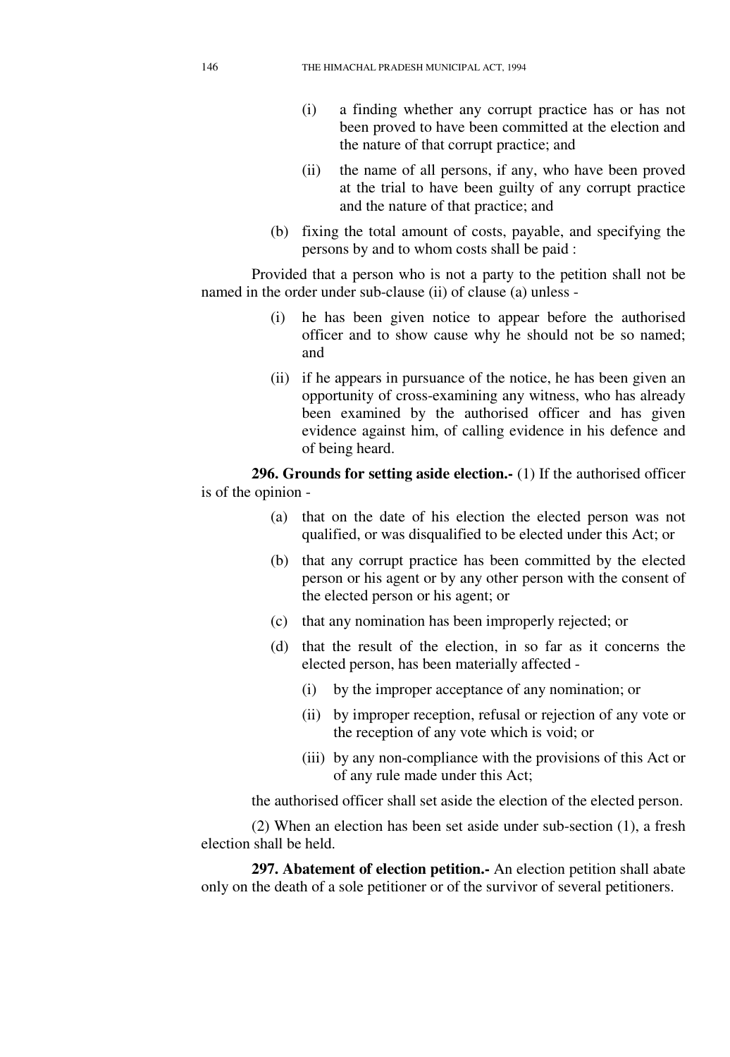(i) a finding whether any corrupt practice has or has not been proved to have been committed at the election and the nature of that corrupt practice; and

(ii) the name of all persons, if any, who have been proved at the trial to have been guilty of any corrupt practice and the nature of that practice; and

(b) fixing the total amount of costs, payable, and specifying the persons by and to whom costs shall be paid :

Provided that a person who is not a party to the petition shall not be named in the order under sub-clause (ii) of clause (a) unless -

(i) he has been given notice to appear before the authorised officer and to show cause why he should not be so named; and

(ii) if he appears in pursuance of the notice, he has been given an opportunity of cross-examining any witness, who has already been examined by the authorised officer and has given evidence against him, of calling evidence in his defence and of being heard.

**296. Grounds for setting aside election.-** (1) If the authorised officer is of the opinion -

(a) that on the date of his election the elected person was not qualified, or was disqualified to be elected under this Act; or

(b) that any corrupt practice has been committed by the elected person or his agent or by any other person with the consent of the elected person or his agent; or

(c) that any nomination has been improperly rejected; or

(d) that the result of the election, in so far as it concerns the elected person, has been materially affected -

(i) by the improper acceptance of any nomination; or

(ii) by improper reception, refusal or rejection of any vote or the reception of any vote which is void; or

(iii) by any non-compliance with the provisions of this Act or of any rule made under this Act;

the authorised officer shall set aside the election of the elected person.

(2) When an election has been set aside under sub-section (1), a fresh election shall be held.

**297. Abatement of election petition.-** An election petition shall abate only on the death of a sole petitioner or of the survivor of several petitioners.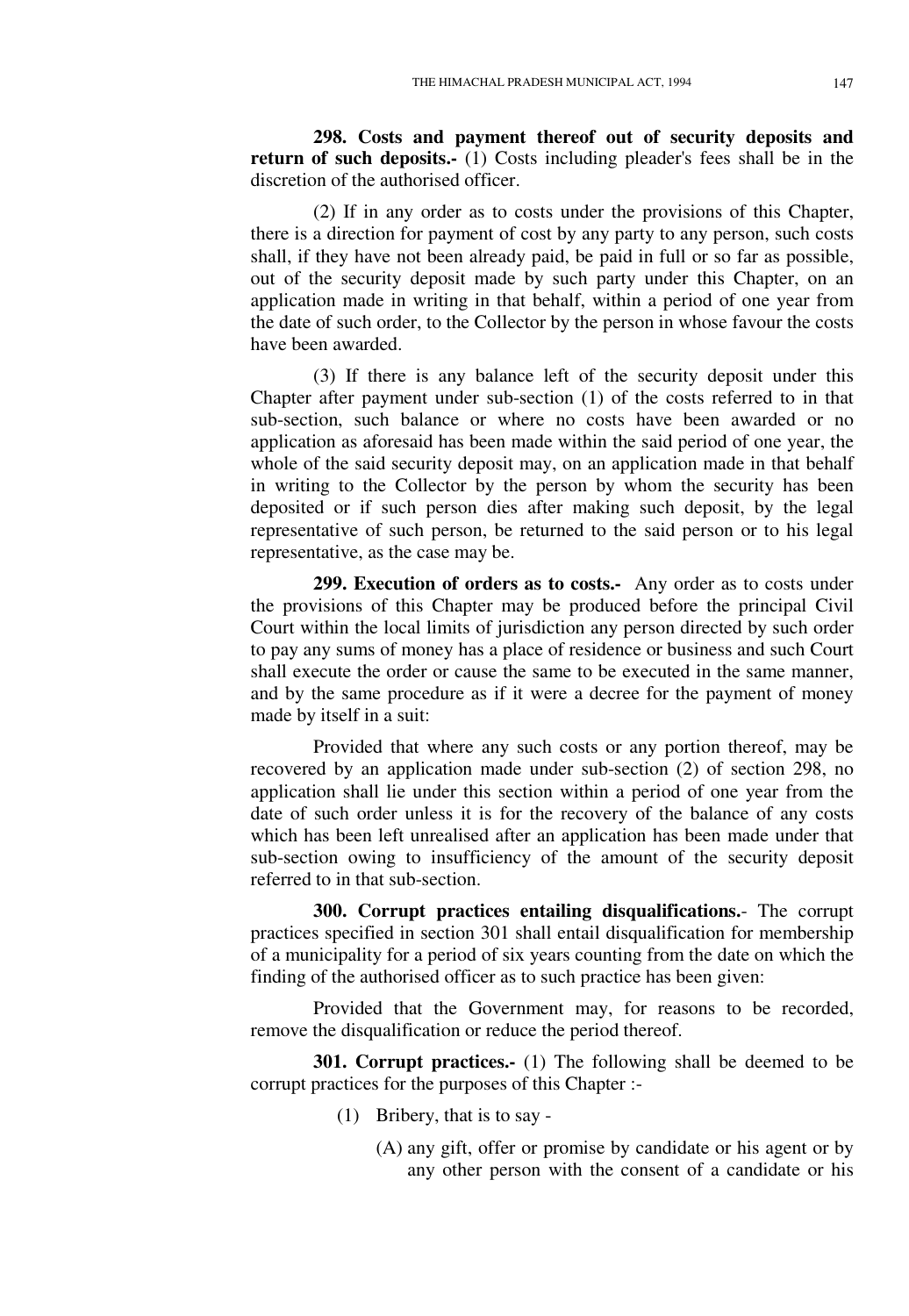**298. Costs and payment thereof out of security deposits and return of such deposits.-** (1) Costs including pleader's fees shall be in the discretion of the authorised officer.

(2) If in any order as to costs under the provisions of this Chapter, there is a direction for payment of cost by any party to any person, such costs shall, if they have not been already paid, be paid in full or so far as possible, out of the security deposit made by such party under this Chapter, on an application made in writing in that behalf, within a period of one year from the date of such order, to the Collector by the person in whose favour the costs have been awarded.

(3) If there is any balance left of the security deposit under this Chapter after payment under sub-section (1) of the costs referred to in that sub-section, such balance or where no costs have been awarded or no application as aforesaid has been made within the said period of one year, the whole of the said security deposit may, on an application made in that behalf in writing to the Collector by the person by whom the security has been deposited or if such person dies after making such deposit, by the legal representative of such person, be returned to the said person or to his legal representative, as the case may be.

**299. Execution of orders as to costs.-** Any order as to costs under the provisions of this Chapter may be produced before the principal Civil Court within the local limits of jurisdiction any person directed by such order to pay any sums of money has a place of residence or business and such Court shall execute the order or cause the same to be executed in the same manner, and by the same procedure as if it were a decree for the payment of money made by itself in a suit:

Provided that where any such costs or any portion thereof, may be recovered by an application made under sub-section (2) of section 298, no application shall lie under this section within a period of one year from the date of such order unless it is for the recovery of the balance of any costs which has been left unrealised after an application has been made under that sub-section owing to insufficiency of the amount of the security deposit referred to in that sub-section.

**300. Corrupt practices entailing disqualifications.**- The corrupt practices specified in section 301 shall entail disqualification for membership of a municipality for a period of six years counting from the date on which the finding of the authorised officer as to such practice has been given:

Provided that the Government may, for reasons to be recorded, remove the disqualification or reduce the period thereof.

**301. Corrupt practices.-** (1) The following shall be deemed to be corrupt practices for the purposes of this Chapter :-

(1) Bribery, that is to say -

(A) any gift, offer or promise by candidate or his agent or by any other person with the consent of a candidate or his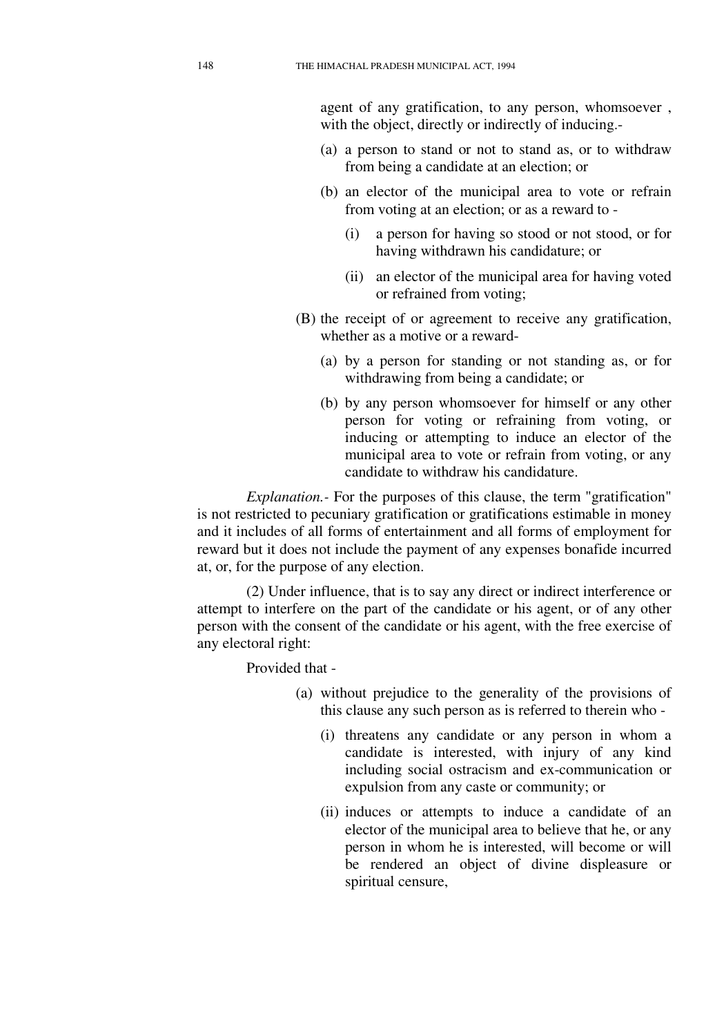agent of any gratification, to any person, whomsoever , with the object, directly or indirectly of inducing.-

(a) a person to stand or not to stand as, or to withdraw from being a candidate at an election; or

(b) an elector of the municipal area to vote or refrain from voting at an election; or as a reward to -

(i) a person for having so stood or not stood, or for having withdrawn his candidature; or

(ii) an elector of the municipal area for having voted or refrained from voting;

(B) the receipt of or agreement to receive any gratification, whether as a motive or a reward-

(a) by a person for standing or not standing as, or for withdrawing from being a candidate; or

(b) by any person whomsoever for himself or any other person for voting or refraining from voting, or inducing or attempting to induce an elector of the municipal area to vote or refrain from voting, or any candidate to withdraw his candidature.

*Explanation.-* For the purposes of this clause, the term "gratification" is not restricted to pecuniary gratification or gratifications estimable in money and it includes of all forms of entertainment and all forms of employment for reward but it does not include the payment of any expenses bonafide incurred at, or, for the purpose of any election.

(2) Under influence, that is to say any direct or indirect interference or attempt to interfere on the part of the candidate or his agent, or of any other person with the consent of the candidate or his agent, with the free exercise of any electoral right:

Provided that -

(a) without prejudice to the generality of the provisions of this clause any such person as is referred to therein who -

(i) threatens any candidate or any person in whom a candidate is interested, with injury of any kind including social ostracism and ex-communication or expulsion from any caste or community; or

(ii) induces or attempts to induce a candidate of an elector of the municipal area to believe that he, or any person in whom he is interested, will become or will be rendered an object of divine displeasure or spiritual censure,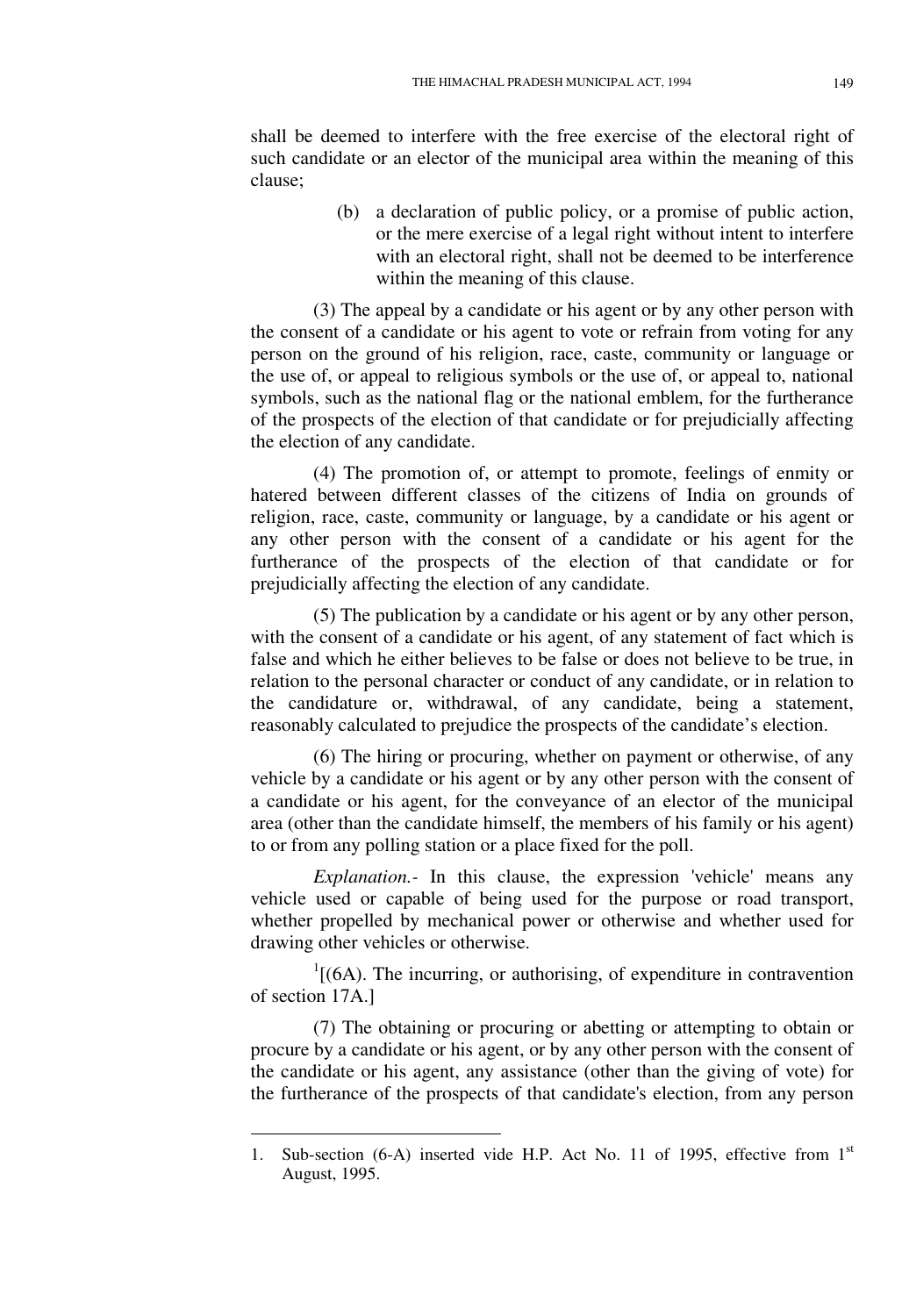shall be deemed to interfere with the free exercise of the electoral right of such candidate or an elector of the municipal area within the meaning of this clause;

(b) a declaration of public policy, or a promise of public action, or the mere exercise of a legal right without intent to interfere with an electoral right, shall not be deemed to be interference within the meaning of this clause.

(3) The appeal by a candidate or his agent or by any other person with the consent of a candidate or his agent to vote or refrain from voting for any person on the ground of his religion, race, caste, community or language or the use of, or appeal to religious symbols or the use of, or appeal to, national symbols, such as the national flag or the national emblem, for the furtherance of the prospects of the election of that candidate or for prejudicially affecting the election of any candidate.

(4) The promotion of, or attempt to promote, feelings of enmity or hatered between different classes of the citizens of India on grounds of religion, race, caste, community or language, by a candidate or his agent or any other person with the consent of a candidate or his agent for the furtherance of the prospects of the election of that candidate or for prejudicially affecting the election of any candidate.

(5) The publication by a candidate or his agent or by any other person, with the consent of a candidate or his agent, of any statement of fact which is false and which he either believes to be false or does not believe to be true, in relation to the personal character or conduct of any candidate, or in relation to the candidature or, withdrawal, of any candidate, being a statement, reasonably calculated to prejudice the prospects of the candidate's election.

(6) The hiring or procuring, whether on payment or otherwise, of any vehicle by a candidate or his agent or by any other person with the consent of a candidate or his agent, for the conveyance of an elector of the municipal area (other than the candidate himself, the members of his family or his agent) to or from any polling station or a place fixed for the poll.

*Explanation.-* In this clause, the expression 'vehicle' means any vehicle used or capable of being used for the purpose or road transport, whether propelled by mechanical power or otherwise and whether used for drawing other vehicles or otherwise.

[1][(6A). The incurring, or authorising, of expenditure in contravention of section 17A.]

(7) The obtaining or procuring or abetting or attempting to obtain or procure by a candidate or his agent, or by any other person with the consent of the candidate or his agent, any assistance (other than the giving of vote) for the furtherance of the prospects of that candidate's election, from any person

---

1. Sub-section (6-A) inserted vide H.P. Act No. 11 of 1995, effective from 1st August, 1995.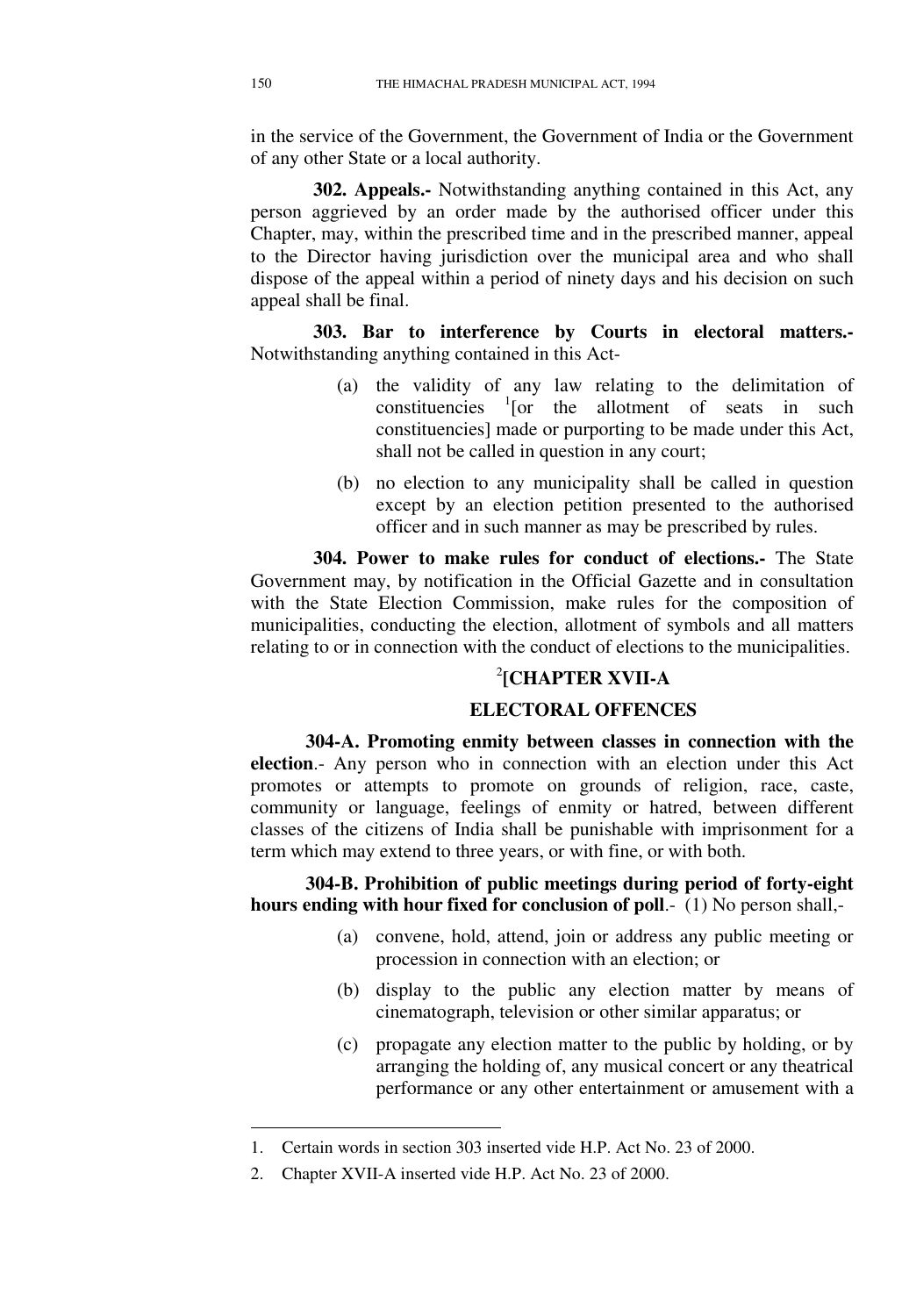in the service of the Government, the Government of India or the Government of any other State or a local authority.

**302. Appeals.-** Notwithstanding anything contained in this Act, any person aggrieved by an order made by the authorised officer under this Chapter, may, within the prescribed time and in the prescribed manner, appeal to the Director having jurisdiction over the municipal area and who shall dispose of the appeal within a period of ninety days and his decision on such appeal shall be final.

**303. Bar to interference by Courts in electoral matters.-** Notwithstanding anything contained in this Act-

(a) the validity of any law relating to the delimitation of constituencies [1][or the allotment of seats in such constituencies] made or purporting to be made under this Act, shall not be called in question in any court;

(b) no election to any municipality shall be called in question except by an election petition presented to the authorised officer and in such manner as may be prescribed by rules.

**304. Power to make rules for conduct of elections.-** The State Government may, by notification in the Official Gazette and in consultation with the State Election Commission, make rules for the composition of municipalities, conducting the election, allotment of symbols and all matters relating to or in connection with the conduct of elections to the municipalities.

## [2][CHAPTER XVII-A

## ELECTORAL OFFENCES

**304-A. Promoting enmity between classes in connection with the election**.- Any person who in connection with an election under this Act promotes or attempts to promote on grounds of religion, race, caste, community or language, feelings of enmity or hatred, between different classes of the citizens of India shall be punishable with imprisonment for a term which may extend to three years, or with fine, or with both.

**304-B. Prohibition of public meetings during period of forty-eight hours ending with hour fixed for conclusion of poll**.- (1) No person shall,-

(a) convene, hold, attend, join or address any public meeting or procession in connection with an election; or

(b) display to the public any election matter by means of cinematograph, television or other similar apparatus; or

(c) propagate any election matter to the public by holding, or by arranging the holding of, any musical concert or any theatrical performance or any other entertainment or amusement with a

---

1. Certain words in section 303 inserted vide H.P. Act No. 23 of 2000.
2. Chapter XVII-A inserted vide H.P. Act No. 23 of 2000.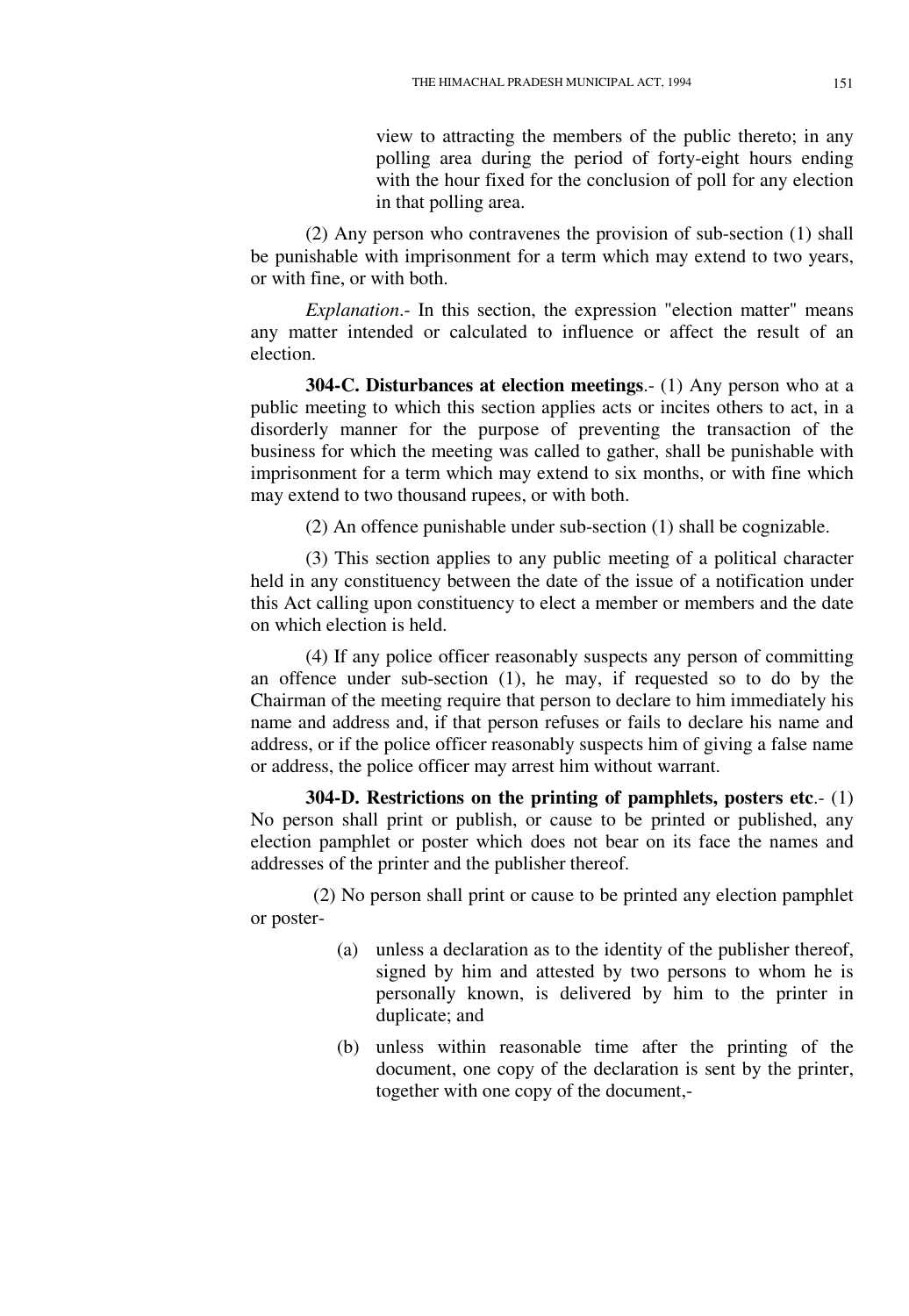view to attracting the members of the public thereto; in any polling area during the period of forty-eight hours ending with the hour fixed for the conclusion of poll for any election in that polling area.

(2) Any person who contravenes the provision of sub-section (1) shall be punishable with imprisonment for a term which may extend to two years, or with fine, or with both.

*Explanation*.- In this section, the expression "election matter" means any matter intended or calculated to influence or affect the result of an election.

**304-C. Disturbances at election meetings**.- (1) Any person who at a public meeting to which this section applies acts or incites others to act, in a disorderly manner for the purpose of preventing the transaction of the business for which the meeting was called to gather, shall be punishable with imprisonment for a term which may extend to six months, or with fine which may extend to two thousand rupees, or with both.

(2) An offence punishable under sub-section (1) shall be cognizable.

(3) This section applies to any public meeting of a political character held in any constituency between the date of the issue of a notification under this Act calling upon constituency to elect a member or members and the date on which election is held.

(4) If any police officer reasonably suspects any person of committing an offence under sub-section (1), he may, if requested so to do by the Chairman of the meeting require that person to declare to him immediately his name and address and, if that person refuses or fails to declare his name and address, or if the police officer reasonably suspects him of giving a false name or address, the police officer may arrest him without warrant.

**304-D. Restrictions on the printing of pamphlets, posters etc**.- (1) No person shall print or publish, or cause to be printed or published, any election pamphlet or poster which does not bear on its face the names and addresses of the printer and the publisher thereof.

(2) No person shall print or cause to be printed any election pamphlet or poster-

(a) unless a declaration as to the identity of the publisher thereof, signed by him and attested by two persons to whom he is personally known, is delivered by him to the printer in duplicate; and

(b) unless within reasonable time after the printing of the document, one copy of the declaration is sent by the printer, together with one copy of the document,-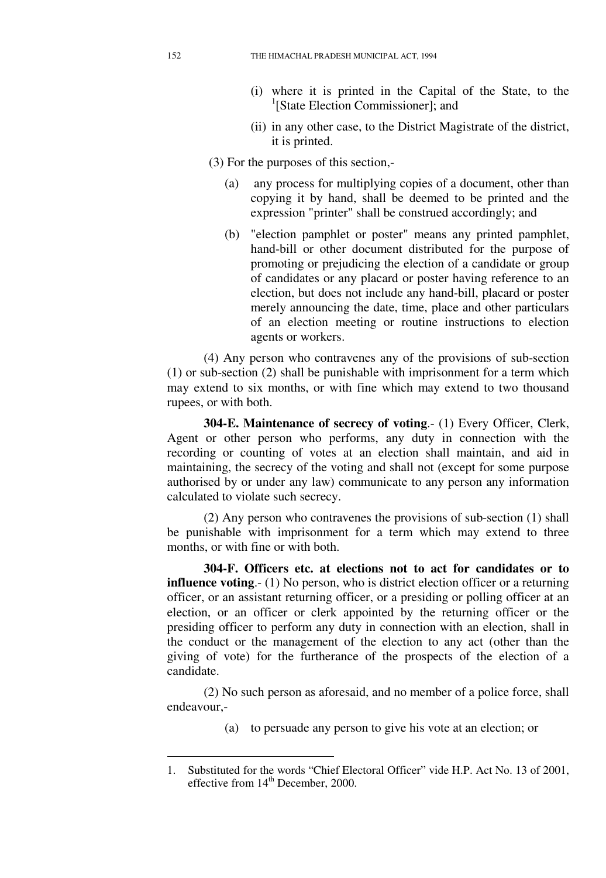(i) where it is printed in the Capital of the State, to the [1][State Election Commissioner]; and

(ii) in any other case, to the District Magistrate of the district, it is printed.

(3) For the purposes of this section,-

(a) any process for multiplying copies of a document, other than copying it by hand, shall be deemed to be printed and the expression "printer" shall be construed accordingly; and

(b) "election pamphlet or poster" means any printed pamphlet, hand-bill or other document distributed for the purpose of promoting or prejudicing the election of a candidate or group of candidates or any placard or poster having reference to an election, but does not include any hand-bill, placard or poster merely announcing the date, time, place and other particulars of an election meeting or routine instructions to election agents or workers.

(4) Any person who contravenes any of the provisions of sub-section (1) or sub-section (2) shall be punishable with imprisonment for a term which may extend to six months, or with fine which may extend to two thousand rupees, or with both.

**304-E. Maintenance of secrecy of voting**.- (1) Every Officer, Clerk, Agent or other person who performs, any duty in connection with the recording or counting of votes at an election shall maintain, and aid in maintaining, the secrecy of the voting and shall not (except for some purpose authorised by or under any law) communicate to any person any information calculated to violate such secrecy.

(2) Any person who contravenes the provisions of sub-section (1) shall be punishable with imprisonment for a term which may extend to three months, or with fine or with both.

**304-F. Officers etc. at elections not to act for candidates or to influence voting**.- (1) No person, who is district election officer or a returning officer, or an assistant returning officer, or a presiding or polling officer at an election, or an officer or clerk appointed by the returning officer or the presiding officer to perform any duty in connection with an election, shall in the conduct or the management of the election to any act (other than the giving of vote) for the furtherance of the prospects of the election of a candidate.

(2) No such person as aforesaid, and no member of a police force, shall endeavour,-

(a) to persuade any person to give his vote at an election; or

---

1. Substituted for the words "Chief Electoral Officer" vide H.P. Act No. 13 of 2001, effective from 14th December, 2000.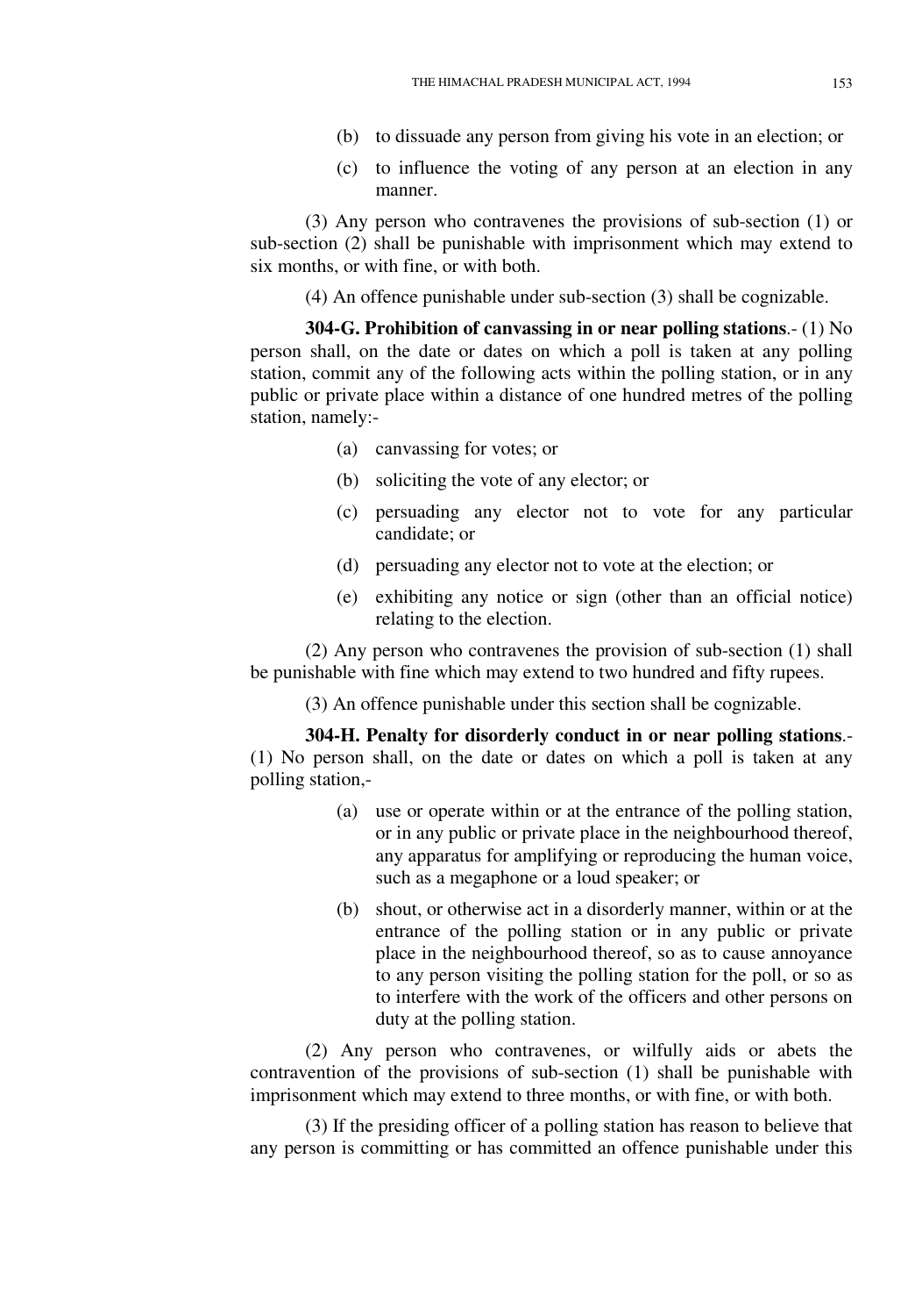(b) to dissuade any person from giving his vote in an election; or

(c) to influence the voting of any person at an election in any manner.

(3) Any person who contravenes the provisions of sub-section (1) or sub-section (2) shall be punishable with imprisonment which may extend to six months, or with fine, or with both.

(4) An offence punishable under sub-section (3) shall be cognizable.

**304-G. Prohibition of canvassing in or near polling stations**.- (1) No person shall, on the date or dates on which a poll is taken at any polling station, commit any of the following acts within the polling station, or in any public or private place within a distance of one hundred metres of the polling station, namely:-

(a) canvassing for votes; or

(b) soliciting the vote of any elector; or

(c) persuading any elector not to vote for any particular candidate; or

(d) persuading any elector not to vote at the election; or

(e) exhibiting any notice or sign (other than an official notice) relating to the election.

(2) Any person who contravenes the provision of sub-section (1) shall be punishable with fine which may extend to two hundred and fifty rupees.

(3) An offence punishable under this section shall be cognizable.

**304-H. Penalty for disorderly conduct in or near polling stations**.- (1) No person shall, on the date or dates on which a poll is taken at any polling station,-

(a) use or operate within or at the entrance of the polling station, or in any public or private place in the neighbourhood thereof, any apparatus for amplifying or reproducing the human voice, such as a megaphone or a loud speaker; or

(b) shout, or otherwise act in a disorderly manner, within or at the entrance of the polling station or in any public or private place in the neighbourhood thereof, so as to cause annoyance to any person visiting the polling station for the poll, or so as to interfere with the work of the officers and other persons on duty at the polling station.

(2) Any person who contravenes, or wilfully aids or abets the contravention of the provisions of sub-section (1) shall be punishable with imprisonment which may extend to three months, or with fine, or with both.

(3) If the presiding officer of a polling station has reason to believe that any person is committing or has committed an offence punishable under this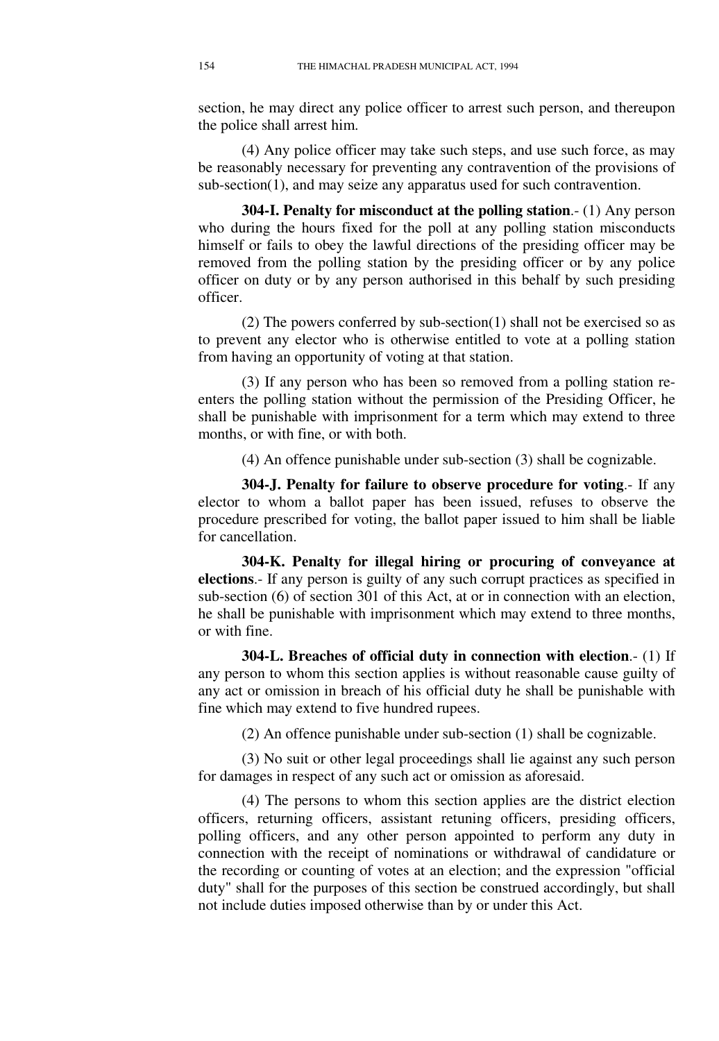section, he may direct any police officer to arrest such person, and thereupon the police shall arrest him.

(4) Any police officer may take such steps, and use such force, as may be reasonably necessary for preventing any contravention of the provisions of sub-section(1), and may seize any apparatus used for such contravention.

**304-I. Penalty for misconduct at the polling station**.- (1) Any person who during the hours fixed for the poll at any polling station misconducts himself or fails to obey the lawful directions of the presiding officer may be removed from the polling station by the presiding officer or by any police officer on duty or by any person authorised in this behalf by such presiding officer.

(2) The powers conferred by sub-section(1) shall not be exercised so as to prevent any elector who is otherwise entitled to vote at a polling station from having an opportunity of voting at that station.

(3) If any person who has been so removed from a polling station re-enters the polling station without the permission of the Presiding Officer, he shall be punishable with imprisonment for a term which may extend to three months, or with fine, or with both.

(4) An offence punishable under sub-section (3) shall be cognizable.

**304-J. Penalty for failure to observe procedure for voting**.- If any elector to whom a ballot paper has been issued, refuses to observe the procedure prescribed for voting, the ballot paper issued to him shall be liable for cancellation.

**304-K. Penalty for illegal hiring or procuring of conveyance at elections**.- If any person is guilty of any such corrupt practices as specified in sub-section (6) of section 301 of this Act, at or in connection with an election, he shall be punishable with imprisonment which may extend to three months, or with fine.

**304-L. Breaches of official duty in connection with election**.- (1) If any person to whom this section applies is without reasonable cause guilty of any act or omission in breach of his official duty he shall be punishable with fine which may extend to five hundred rupees.

(2) An offence punishable under sub-section (1) shall be cognizable.

(3) No suit or other legal proceedings shall lie against any such person for damages in respect of any such act or omission as aforesaid.

(4) The persons to whom this section applies are the district election officers, returning officers, assistant retuning officers, presiding officers, polling officers, and any other person appointed to perform any duty in connection with the receipt of nominations or withdrawal of candidature or the recording or counting of votes at an election; and the expression "official duty" shall for the purposes of this section be construed accordingly, but shall not include duties imposed otherwise than by or under this Act.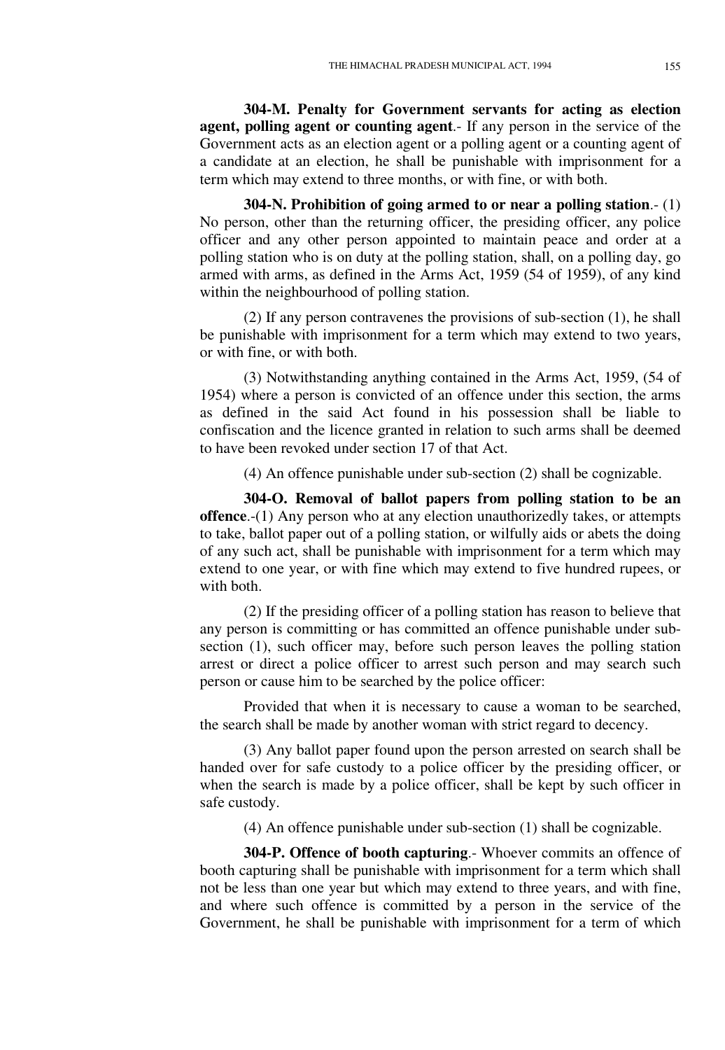**304-M. Penalty for Government servants for acting as election agent, polling agent or counting agent**.- If any person in the service of the Government acts as an election agent or a polling agent or a counting agent of a candidate at an election, he shall be punishable with imprisonment for a term which may extend to three months, or with fine, or with both.

**304-N. Prohibition of going armed to or near a polling station**.- (1) No person, other than the returning officer, the presiding officer, any police officer and any other person appointed to maintain peace and order at a polling station who is on duty at the polling station, shall, on a polling day, go armed with arms, as defined in the Arms Act, 1959 (54 of 1959), of any kind within the neighbourhood of polling station.

(2) If any person contravenes the provisions of sub-section (1), he shall be punishable with imprisonment for a term which may extend to two years, or with fine, or with both.

(3) Notwithstanding anything contained in the Arms Act, 1959, (54 of 1954) where a person is convicted of an offence under this section, the arms as defined in the said Act found in his possession shall be liable to confiscation and the licence granted in relation to such arms shall be deemed to have been revoked under section 17 of that Act.

(4) An offence punishable under sub-section (2) shall be cognizable.

**304-O. Removal of ballot papers from polling station to be an offence**.-(1) Any person who at any election unauthorizedly takes, or attempts to take, ballot paper out of a polling station, or wilfully aids or abets the doing of any such act, shall be punishable with imprisonment for a term which may extend to one year, or with fine which may extend to five hundred rupees, or with both.

(2) If the presiding officer of a polling station has reason to believe that any person is committing or has committed an offence punishable under sub-section (1), such officer may, before such person leaves the polling station arrest or direct a police officer to arrest such person and may search such person or cause him to be searched by the police officer:

Provided that when it is necessary to cause a woman to be searched, the search shall be made by another woman with strict regard to decency.

(3) Any ballot paper found upon the person arrested on search shall be handed over for safe custody to a police officer by the presiding officer, or when the search is made by a police officer, shall be kept by such officer in safe custody.

(4) An offence punishable under sub-section (1) shall be cognizable.

**304-P. Offence of booth capturing**.- Whoever commits an offence of booth capturing shall be punishable with imprisonment for a term which shall not be less than one year but which may extend to three years, and with fine, and where such offence is committed by a person in the service of the Government, he shall be punishable with imprisonment for a term of which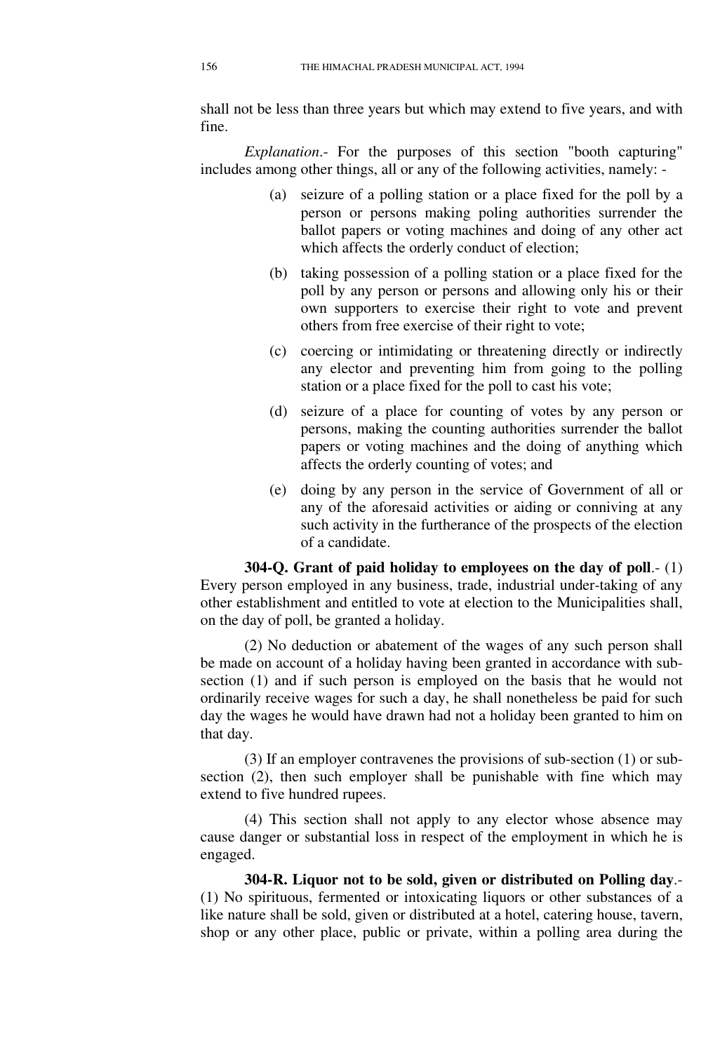shall not be less than three years but which may extend to five years, and with fine.

*Explanation*.- For the purposes of this section "booth capturing" includes among other things, all or any of the following activities, namely: -

(a) seizure of a polling station or a place fixed for the poll by a person or persons making poling authorities surrender the ballot papers or voting machines and doing of any other act which affects the orderly conduct of election;

(b) taking possession of a polling station or a place fixed for the poll by any person or persons and allowing only his or their own supporters to exercise their right to vote and prevent others from free exercise of their right to vote;

(c) coercing or intimidating or threatening directly or indirectly any elector and preventing him from going to the polling station or a place fixed for the poll to cast his vote;

(d) seizure of a place for counting of votes by any person or persons, making the counting authorities surrender the ballot papers or voting machines and the doing of anything which affects the orderly counting of votes; and

(e) doing by any person in the service of Government of all or any of the aforesaid activities or aiding or conniving at any such activity in the furtherance of the prospects of the election of a candidate.

**304-Q. Grant of paid holiday to employees on the day of poll**.- (1) Every person employed in any business, trade, industrial under-taking of any other establishment and entitled to vote at election to the Municipalities shall, on the day of poll, be granted a holiday.

(2) No deduction or abatement of the wages of any such person shall be made on account of a holiday having been granted in accordance with sub-section (1) and if such person is employed on the basis that he would not ordinarily receive wages for such a day, he shall nonetheless be paid for such day the wages he would have drawn had not a holiday been granted to him on that day.

(3) If an employer contravenes the provisions of sub-section (1) or sub-section (2), then such employer shall be punishable with fine which may extend to five hundred rupees.

(4) This section shall not apply to any elector whose absence may cause danger or substantial loss in respect of the employment in which he is engaged.

**304-R. Liquor not to be sold, given or distributed on Polling day**.- (1) No spirituous, fermented or intoxicating liquors or other substances of a like nature shall be sold, given or distributed at a hotel, catering house, tavern, shop or any other place, public or private, within a polling area during the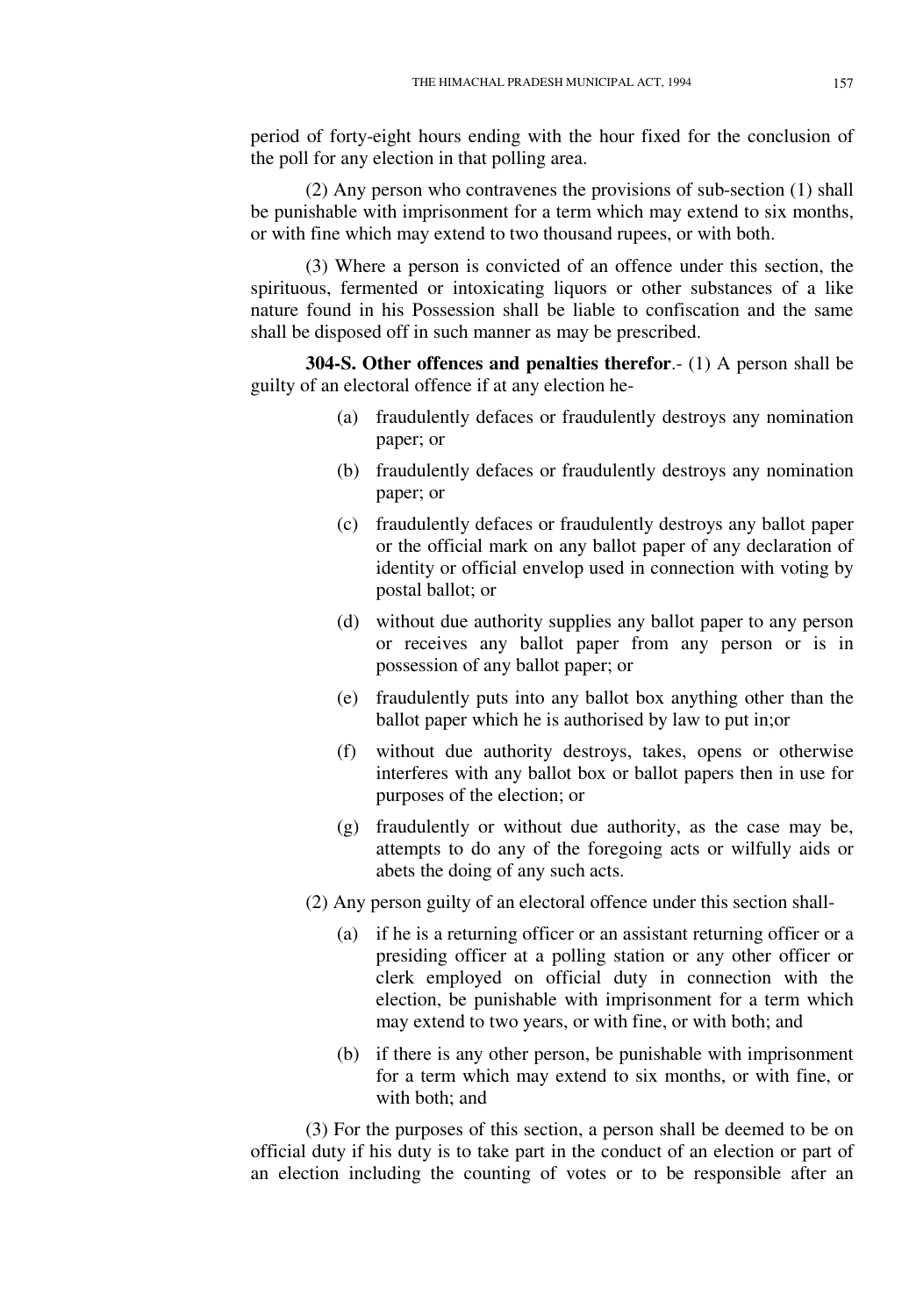period of forty-eight hours ending with the hour fixed for the conclusion of the poll for any election in that polling area.

(2) Any person who contravenes the provisions of sub-section (1) shall be punishable with imprisonment for a term which may extend to six months, or with fine which may extend to two thousand rupees, or with both.

(3) Where a person is convicted of an offence under this section, the spirituous, fermented or intoxicating liquors or other substances of a like nature found in his Possession shall be liable to confiscation and the same shall be disposed off in such manner as may be prescribed.

**304-S. Other offences and penalties therefor**.- (1) A person shall be guilty of an electoral offence if at any election he-

(a) fraudulently defaces or fraudulently destroys any nomination paper; or

(b) fraudulently defaces or fraudulently destroys any nomination paper; or

(c) fraudulently defaces or fraudulently destroys any ballot paper or the official mark on any ballot paper of any declaration of identity or official envelop used in connection with voting by postal ballot; or

(d) without due authority supplies any ballot paper to any person or receives any ballot paper from any person or is in possession of any ballot paper; or

(e) fraudulently puts into any ballot box anything other than the ballot paper which he is authorised by law to put in;or

(f) without due authority destroys, takes, opens or otherwise interferes with any ballot box or ballot papers then in use for purposes of the election; or

(g) fraudulently or without due authority, as the case may be, attempts to do any of the foregoing acts or wilfully aids or abets the doing of any such acts.

(2) Any person guilty of an electoral offence under this section shall-

(a) if he is a returning officer or an assistant returning officer or a presiding officer at a polling station or any other officer or clerk employed on official duty in connection with the election, be punishable with imprisonment for a term which may extend to two years, or with fine, or with both; and

(b) if there is any other person, be punishable with imprisonment for a term which may extend to six months, or with fine, or with both; and

(3) For the purposes of this section, a person shall be deemed to be on official duty if his duty is to take part in the conduct of an election or part of an election including the counting of votes or to be responsible after an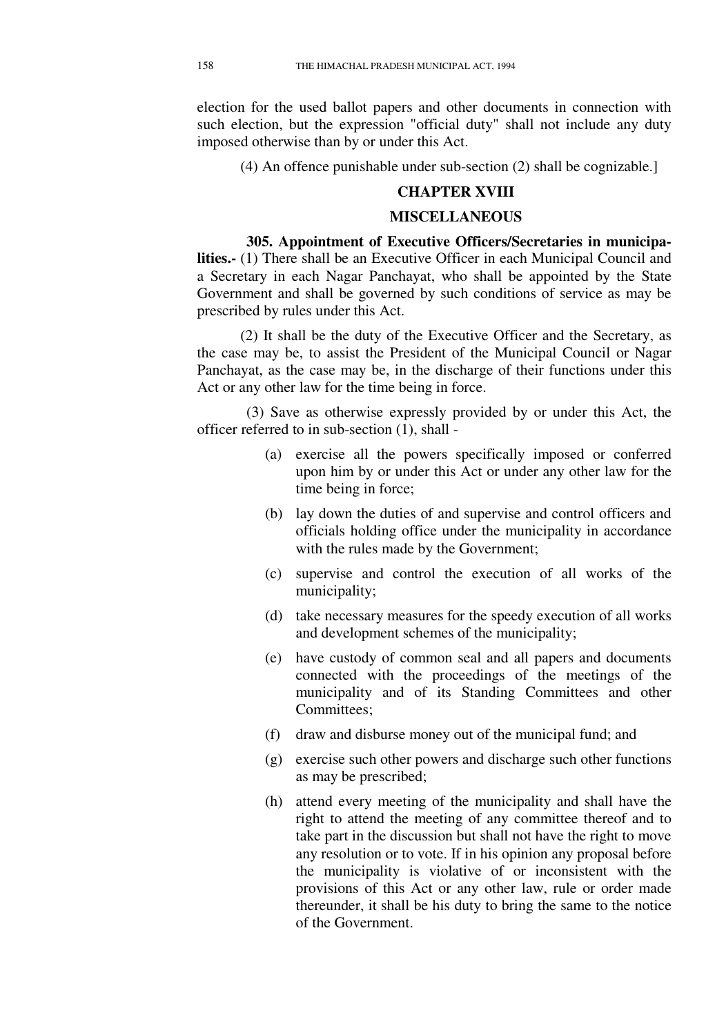election for the used ballot papers and other documents in connection with such election, but the expression "official duty" shall not include any duty imposed otherwise than by or under this Act.

(4) An offence punishable under sub-section (2) shall be cognizable.]

## CHAPTER XVIII

## MISCELLANEOUS

**305. Appointment of Executive Officers/Secretaries in municipalities.-** (1) There shall be an Executive Officer in each Municipal Council and a Secretary in each Nagar Panchayat, who shall be appointed by the State Government and shall be governed by such conditions of service as may be prescribed by rules under this Act.

(2) It shall be the duty of the Executive Officer and the Secretary, as the case may be, to assist the President of the Municipal Council or Nagar Panchayat, as the case may be, in the discharge of their functions under this Act or any other law for the time being in force.

(3) Save as otherwise expressly provided by or under this Act, the officer referred to in sub-section (1), shall -

(a) exercise all the powers specifically imposed or conferred upon him by or under this Act or under any other law for the time being in force;

(b) lay down the duties of and supervise and control officers and officials holding office under the municipality in accordance with the rules made by the Government;

(c) supervise and control the execution of all works of the municipality;

(d) take necessary measures for the speedy execution of all works and development schemes of the municipality;

(e) have custody of common seal and all papers and documents connected with the proceedings of the meetings of the municipality and of its Standing Committees and other Committees;

(f) draw and disburse money out of the municipal fund; and

(g) exercise such other powers and discharge such other functions as may be prescribed;

(h) attend every meeting of the municipality and shall have the right to attend the meeting of any committee thereof and to take part in the discussion but shall not have the right to move any resolution or to vote. If in his opinion any proposal before the municipality is violative of or inconsistent with the provisions of this Act or any other law, rule or order made thereunder, it shall be his duty to bring the same to the notice of the Government.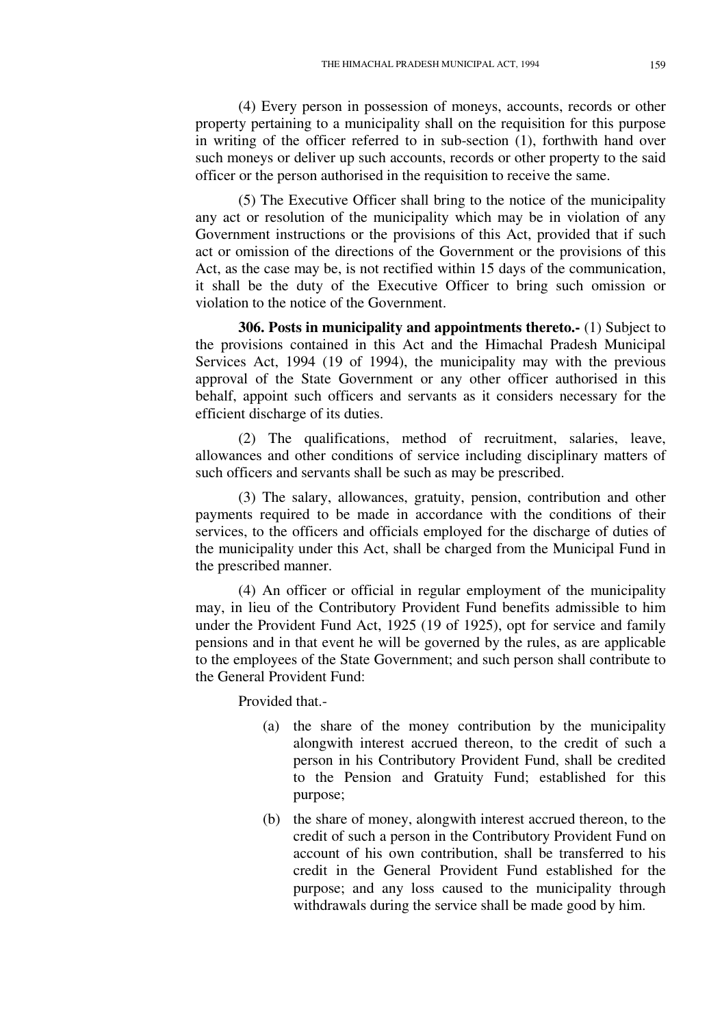(4) Every person in possession of moneys, accounts, records or other property pertaining to a municipality shall on the requisition for this purpose in writing of the officer referred to in sub-section (1), forthwith hand over such moneys or deliver up such accounts, records or other property to the said officer or the person authorised in the requisition to receive the same.

(5) The Executive Officer shall bring to the notice of the municipality any act or resolution of the municipality which may be in violation of any Government instructions or the provisions of this Act, provided that if such act or omission of the directions of the Government or the provisions of this Act, as the case may be, is not rectified within 15 days of the communication, it shall be the duty of the Executive Officer to bring such omission or violation to the notice of the Government.

**306. Posts in municipality and appointments thereto.-** (1) Subject to the provisions contained in this Act and the Himachal Pradesh Municipal Services Act, 1994 (19 of 1994), the municipality may with the previous approval of the State Government or any other officer authorised in this behalf, appoint such officers and servants as it considers necessary for the efficient discharge of its duties.

(2) The qualifications, method of recruitment, salaries, leave, allowances and other conditions of service including disciplinary matters of such officers and servants shall be such as may be prescribed.

(3) The salary, allowances, gratuity, pension, contribution and other payments required to be made in accordance with the conditions of their services, to the officers and officials employed for the discharge of duties of the municipality under this Act, shall be charged from the Municipal Fund in the prescribed manner.

(4) An officer or official in regular employment of the municipality may, in lieu of the Contributory Provident Fund benefits admissible to him under the Provident Fund Act, 1925 (19 of 1925), opt for service and family pensions and in that event he will be governed by the rules, as are applicable to the employees of the State Government; and such person shall contribute to the General Provident Fund:

Provided that.-

(a) the share of the money contribution by the municipality alongwith interest accrued thereon, to the credit of such a person in his Contributory Provident Fund, shall be credited to the Pension and Gratuity Fund; established for this purpose;

(b) the share of money, alongwith interest accrued thereon, to the credit of such a person in the Contributory Provident Fund on account of his own contribution, shall be transferred to his credit in the General Provident Fund established for the purpose; and any loss caused to the municipality through withdrawals during the service shall be made good by him.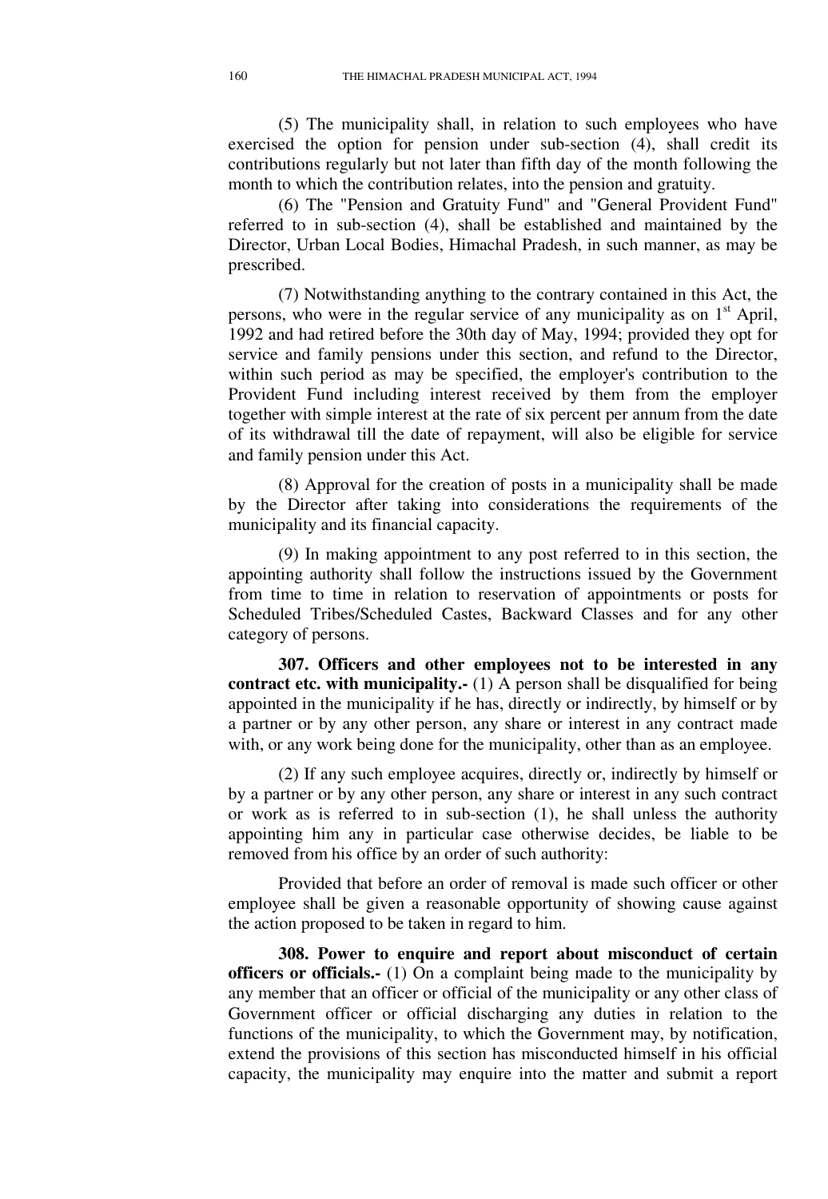(5) The municipality shall, in relation to such employees who have exercised the option for pension under sub-section (4), shall credit its contributions regularly but not later than fifth day of the month following the month to which the contribution relates, into the pension and gratuity.

(6) The "Pension and Gratuity Fund" and "General Provident Fund" referred to in sub-section (4), shall be established and maintained by the Director, Urban Local Bodies, Himachal Pradesh, in such manner, as may be prescribed.

(7) Notwithstanding anything to the contrary contained in this Act, the persons, who were in the regular service of any municipality as on 1st April, 1992 and had retired before the 30th day of May, 1994; provided they opt for service and family pensions under this section, and refund to the Director, within such period as may be specified, the employer's contribution to the Provident Fund including interest received by them from the employer together with simple interest at the rate of six percent per annum from the date of its withdrawal till the date of repayment, will also be eligible for service and family pension under this Act.

(8) Approval for the creation of posts in a municipality shall be made by the Director after taking into considerations the requirements of the municipality and its financial capacity.

(9) In making appointment to any post referred to in this section, the appointing authority shall follow the instructions issued by the Government from time to time in relation to reservation of appointments or posts for Scheduled Tribes/Scheduled Castes, Backward Classes and for any other category of persons.

**307. Officers and other employees not to be interested in any contract etc. with municipality.-** (1) A person shall be disqualified for being appointed in the municipality if he has, directly or indirectly, by himself or by a partner or by any other person, any share or interest in any contract made with, or any work being done for the municipality, other than as an employee.

(2) If any such employee acquires, directly or, indirectly by himself or by a partner or by any other person, any share or interest in any such contract or work as is referred to in sub-section (1), he shall unless the authority appointing him any in particular case otherwise decides, be liable to be removed from his office by an order of such authority:

Provided that before an order of removal is made such officer or other employee shall be given a reasonable opportunity of showing cause against the action proposed to be taken in regard to him.

**308. Power to enquire and report about misconduct of certain officers or officials.-** (1) On a complaint being made to the municipality by any member that an officer or official of the municipality or any other class of Government officer or official discharging any duties in relation to the functions of the municipality, to which the Government may, by notification, extend the provisions of this section has misconducted himself in his official capacity, the municipality may enquire into the matter and submit a report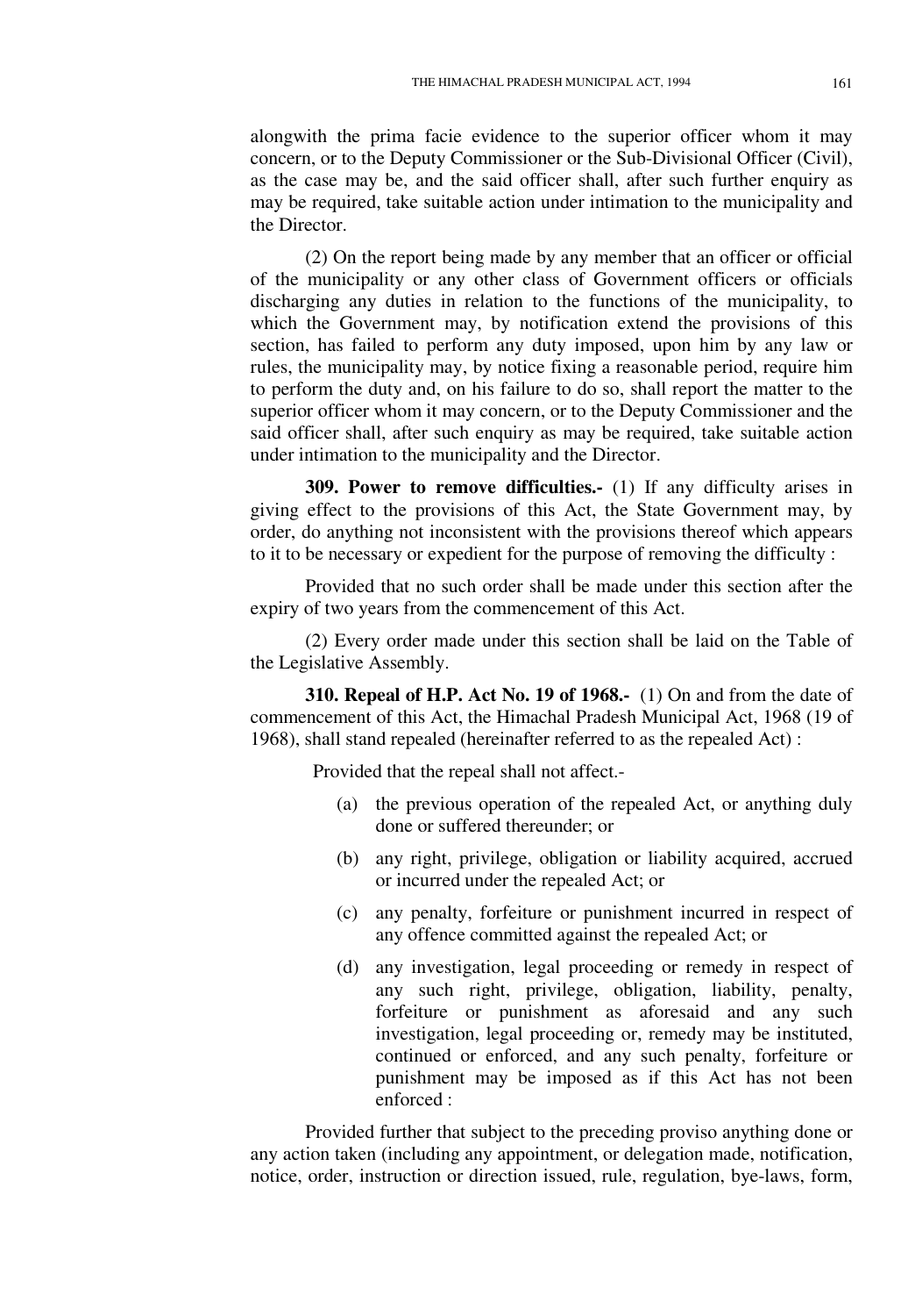alongwith the prima facie evidence to the superior officer whom it may concern, or to the Deputy Commissioner or the Sub-Divisional Officer (Civil), as the case may be, and the said officer shall, after such further enquiry as may be required, take suitable action under intimation to the municipality and the Director.

(2) On the report being made by any member that an officer or official of the municipality or any other class of Government officers or officials discharging any duties in relation to the functions of the municipality, to which the Government may, by notification extend the provisions of this section, has failed to perform any duty imposed, upon him by any law or rules, the municipality may, by notice fixing a reasonable period, require him to perform the duty and, on his failure to do so, shall report the matter to the superior officer whom it may concern, or to the Deputy Commissioner and the said officer shall, after such enquiry as may be required, take suitable action under intimation to the municipality and the Director.

**309. Power to remove difficulties.-** (1) If any difficulty arises in giving effect to the provisions of this Act, the State Government may, by order, do anything not inconsistent with the provisions thereof which appears to it to be necessary or expedient for the purpose of removing the difficulty :

Provided that no such order shall be made under this section after the expiry of two years from the commencement of this Act.

(2) Every order made under this section shall be laid on the Table of the Legislative Assembly.

**310. Repeal of H.P. Act No. 19 of 1968.-** (1) On and from the date of commencement of this Act, the Himachal Pradesh Municipal Act, 1968 (19 of 1968), shall stand repealed (hereinafter referred to as the repealed Act) :

Provided that the repeal shall not affect.-

(a) the previous operation of the repealed Act, or anything duly done or suffered thereunder; or

(b) any right, privilege, obligation or liability acquired, accrued or incurred under the repealed Act; or

(c) any penalty, forfeiture or punishment incurred in respect of any offence committed against the repealed Act; or

(d) any investigation, legal proceeding or remedy in respect of any such right, privilege, obligation, liability, penalty, forfeiture or punishment as aforesaid and any such investigation, legal proceeding or, remedy may be instituted, continued or enforced, and any such penalty, forfeiture or punishment may be imposed as if this Act has not been enforced :

Provided further that subject to the preceding proviso anything done or any action taken (including any appointment, or delegation made, notification, notice, order, instruction or direction issued, rule, regulation, bye-laws, form,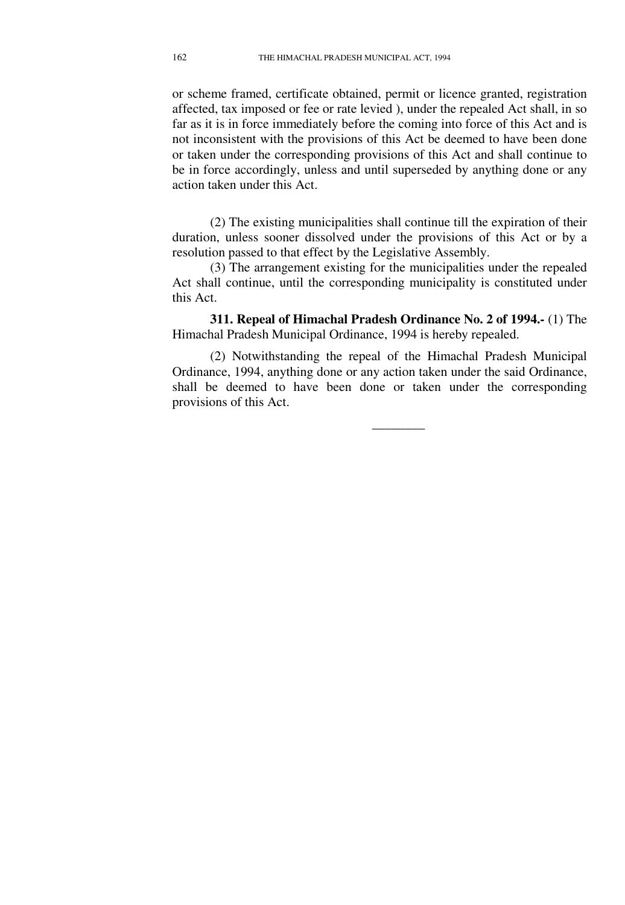or scheme framed, certificate obtained, permit or licence granted, registration affected, tax imposed or fee or rate levied ), under the repealed Act shall, in so far as it is in force immediately before the coming into force of this Act and is not inconsistent with the provisions of this Act be deemed to have been done or taken under the corresponding provisions of this Act and shall continue to be in force accordingly, unless and until superseded by anything done or any action taken under this Act.

(2) The existing municipalities shall continue till the expiration of their duration, unless sooner dissolved under the provisions of this Act or by a resolution passed to that effect by the Legislative Assembly.

(3) The arrangement existing for the municipalities under the repealed Act shall continue, until the corresponding municipality is constituted under this Act.

**311. Repeal of Himachal Pradesh Ordinance No. 2 of 1994.-** (1) The Himachal Pradesh Municipal Ordinance, 1994 is hereby repealed.

(2) Notwithstanding the repeal of the Himachal Pradesh Municipal Ordinance, 1994, anything done or any action taken under the said Ordinance, shall be deemed to have been done or taken under the corresponding provisions of this Act.

________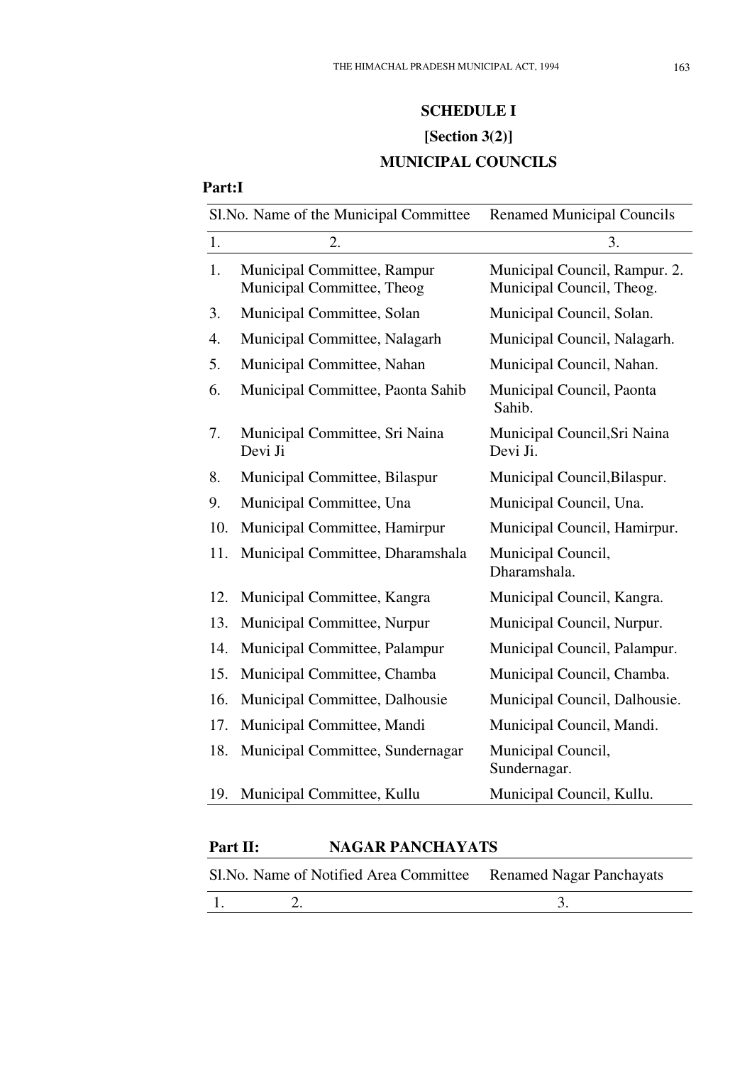## SCHEDULE I

**[Section 3(2)]**

**MUNICIPAL COUNCILS**

**Part:I**

| Sl.No. | Name of the Municipal Committee | Renamed Municipal Councils |
|---|---|---|
| 1. | 2. | 3. |
| 1. | Municipal Committee, Rampur | Municipal Council, Rampur. |
| 2. | Municipal Committee, Theog | Municipal Council, Theog. |
| 3. | Municipal Committee, Solan | Municipal Council, Solan. |
| 4. | Municipal Committee, Nalagarh | Municipal Council, Nalagarh. |
| 5. | Municipal Committee, Nahan | Municipal Council, Nahan. |
| 6. | Municipal Committee, Paonta Sahib | Municipal Council, Paonta Sahib. |
| 7. | Municipal Committee, Sri Naina Devi Ji | Municipal Council,Sri Naina Devi Ji. |
| 8. | Municipal Committee, Bilaspur | Municipal Council,Bilaspur. |
| 9. | Municipal Committee, Una | Municipal Council, Una. |
| 10. | Municipal Committee, Hamirpur | Municipal Council, Hamirpur. |
| 11. | Municipal Committee, Dharamshala | Municipal Council, Dharamshala. |
| 12. | Municipal Committee, Kangra | Municipal Council, Kangra. |
| 13. | Municipal Committee, Nurpur | Municipal Council, Nurpur. |
| 14. | Municipal Committee, Palampur | Municipal Council, Palampur. |
| 15. | Municipal Committee, Chamba | Municipal Council, Chamba. |
| 16. | Municipal Committee, Dalhousie | Municipal Council, Dalhousie. |
| 17. | Municipal Committee, Mandi | Municipal Council, Mandi. |
| 18. | Municipal Committee, Sundernagar | Municipal Council, Sundernagar. |
| 19. | Municipal Committee, Kullu | Municipal Council, Kullu. |

**Part II: NAGAR PANCHAYATS**

| Sl.No. | Name of Notified Area Committee | Renamed Nagar Panchayats |
|---|---|---|
| 1. | 2. | 3. |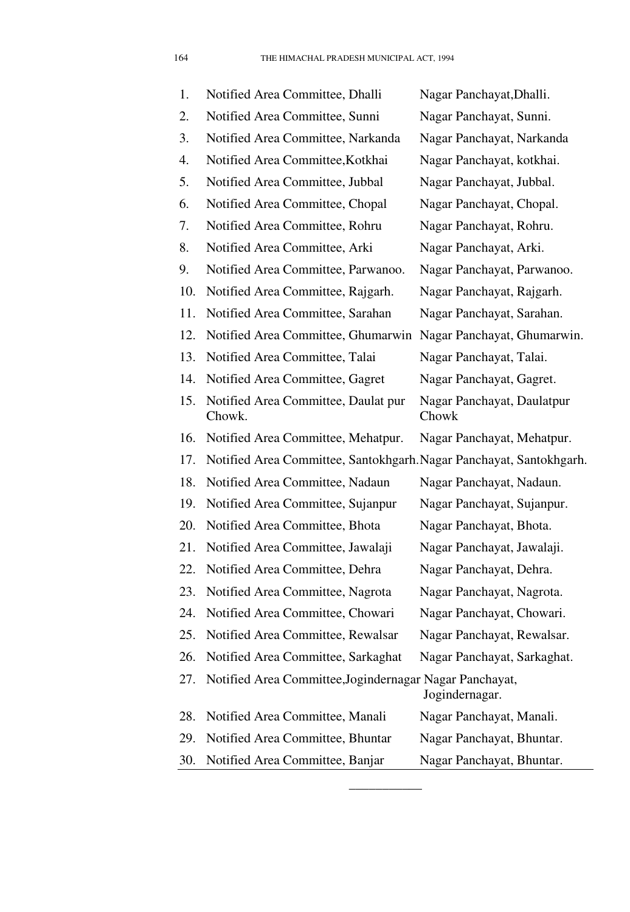| | | |
|---|---|---|
| 1. | Notified Area Committee, Dhalli | Nagar Panchayat,Dhalli. |
| 2. | Notified Area Committee, Sunni | Nagar Panchayat, Sunni. |
| 3. | Notified Area Committee, Narkanda | Nagar Panchayat, Narkanda |
| 4. | Notified Area Committee,Kotkhai | Nagar Panchayat, kotkhai. |
| 5. | Notified Area Committee, Jubbal | Nagar Panchayat, Jubbal. |
| 6. | Notified Area Committee, Chopal | Nagar Panchayat, Chopal. |
| 7. | Notified Area Committee, Rohru | Nagar Panchayat, Rohru. |
| 8. | Notified Area Committee, Arki | Nagar Panchayat, Arki. |
| 9. | Notified Area Committee, Parwanoo. | Nagar Panchayat, Parwanoo. |
| 10. | Notified Area Committee, Rajgarh. | Nagar Panchayat, Rajgarh. |
| 11. | Notified Area Committee, Sarahan | Nagar Panchayat, Sarahan. |
| 12. | Notified Area Committee, Ghumarwin | Nagar Panchayat, Ghumarwin. |
| 13. | Notified Area Committee, Talai | Nagar Panchayat, Talai. |
| 14. | Notified Area Committee, Gagret | Nagar Panchayat, Gagret. |
| 15. | Notified Area Committee, Daulat pur Chowk. | Nagar Panchayat, Daulatpur Chowk |
| 16. | Notified Area Committee, Mehatpur. | Nagar Panchayat, Mehatpur. |
| 17. | Notified Area Committee, Santokhgarh. | Nagar Panchayat, Santokhgarh. |
| 18. | Notified Area Committee, Nadaun | Nagar Panchayat, Nadaun. |
| 19. | Notified Area Committee, Sujanpur | Nagar Panchayat, Sujanpur. |
| 20. | Notified Area Committee, Bhota | Nagar Panchayat, Bhota. |
| 21. | Notified Area Committee, Jawalaji | Nagar Panchayat, Jawalaji. |
| 22. | Notified Area Committee, Dehra | Nagar Panchayat, Dehra. |
| 23. | Notified Area Committee, Nagrota | Nagar Panchayat, Nagrota. |
| 24. | Notified Area Committee, Chowari | Nagar Panchayat, Chowari. |
| 25. | Notified Area Committee, Rewalsar | Nagar Panchayat, Rewalsar. |
| 26. | Notified Area Committee, Sarkaghat | Nagar Panchayat, Sarkaghat. |
| 27. | Notified Area Committee,Jogindernagar | Nagar Panchayat, Jogindernagar. |
| 28. | Notified Area Committee, Manali | Nagar Panchayat, Manali. |
| 29. | Notified Area Committee, Bhuntar | Nagar Panchayat, Bhuntar. |
| 30. | Notified Area Committee, Banjar | Nagar Panchayat, Bhuntar. |

___________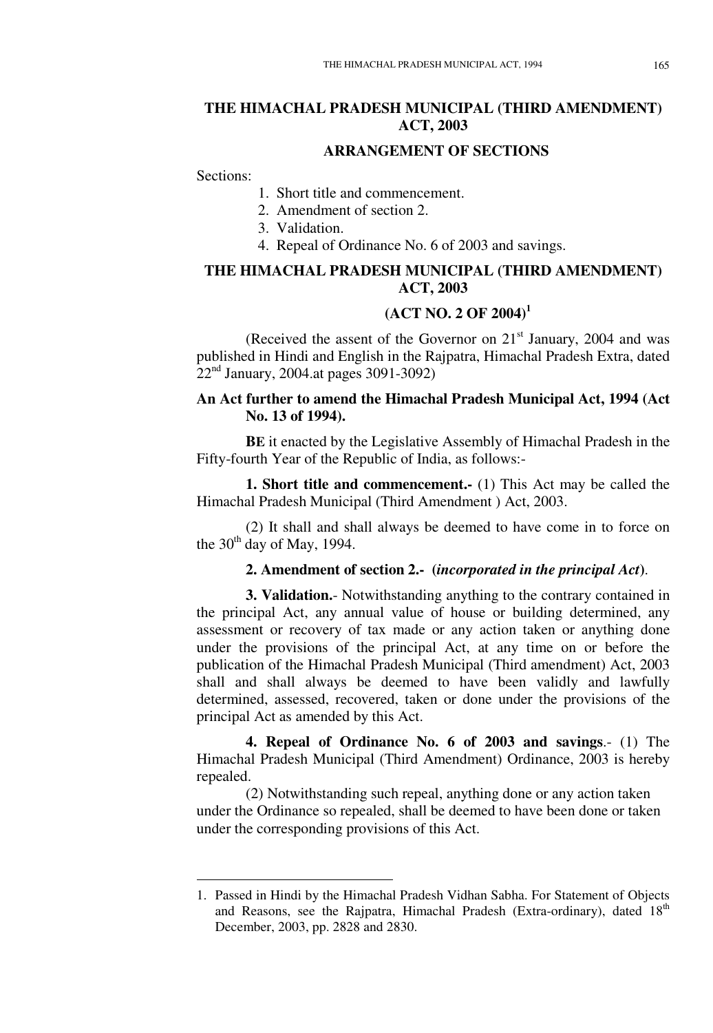## THE HIMACHAL PRADESH MUNICIPAL (THIRD AMENDMENT) ACT, 2003

### ARRANGEMENT OF SECTIONS

Sections:

1. Short title and commencement.
2. Amendment of section 2.
3. Validation.
4. Repeal of Ordinance No. 6 of 2003 and savings.

## THE HIMACHAL PRADESH MUNICIPAL (THIRD AMENDMENT) ACT, 2003

### (ACT NO. 2 OF 2004)[1]

(Received the assent of the Governor on 21st January, 2004 and was published in Hindi and English in the Rajpatra, Himachal Pradesh Extra, dated 22nd January, 2004.at pages 3091-3092)

**An Act further to amend the Himachal Pradesh Municipal Act, 1994 (Act No. 13 of 1994).**

**BE** it enacted by the Legislative Assembly of Himachal Pradesh in the Fifty-fourth Year of the Republic of India, as follows:-

**1. Short title and commencement.-** (1) This Act may be called the Himachal Pradesh Municipal (Third Amendment ) Act, 2003.

(2) It shall and shall always be deemed to have come in to force on the 30th day of May, 1994.

**2. Amendment of section 2.- (*incorporated in the principal Act*)**.

**3. Validation.**- Notwithstanding anything to the contrary contained in the principal Act, any annual value of house or building determined, any assessment or recovery of tax made or any action taken or anything done under the provisions of the principal Act, at any time on or before the publication of the Himachal Pradesh Municipal (Third amendment) Act, 2003 shall and shall always be deemed to have been validly and lawfully determined, assessed, recovered, taken or done under the provisions of the principal Act as amended by this Act.

**4. Repeal of Ordinance No. 6 of 2003 and savings**.- (1) The Himachal Pradesh Municipal (Third Amendment) Ordinance, 2003 is hereby repealed.

(2) Notwithstanding such repeal, anything done or any action taken under the Ordinance so repealed, shall be deemed to have been done or taken under the corresponding provisions of this Act.

---

1. Passed in Hindi by the Himachal Pradesh Vidhan Sabha. For Statement of Objects and Reasons, see the Rajpatra, Himachal Pradesh (Extra-ordinary), dated 18th December, 2003, pp. 2828 and 2830.